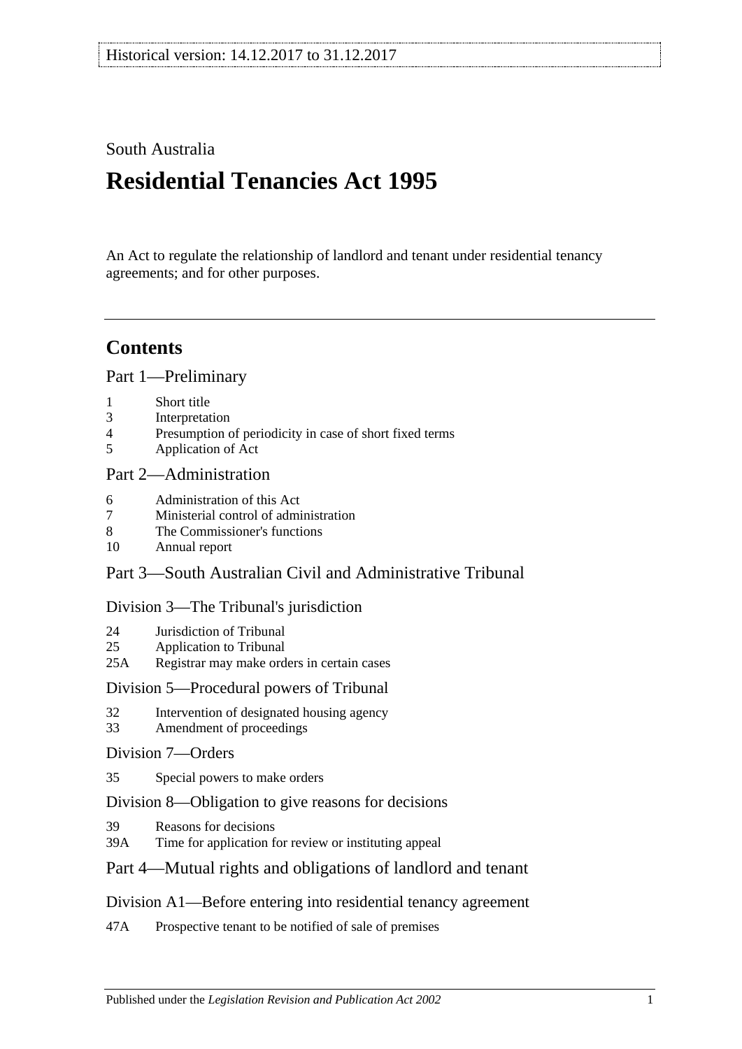Historical version: 14.12.2017 to 31.12.2017

South Australia

# Residential Tenancies Act 1995

An Act to regulate the relationship of landlord and tenant under residential tenancy agreements; and for other purposes.

## Contents

### Part 1—Preliminary

1 Short title
3 Interpretation
4 Presumption of periodicity in case of short fixed terms
5 Application of Act

### Part 2—Administration

6 Administration of this Act
7 Ministerial control of administration
8 The Commissioner's functions
10 Annual report

### Part 3—South Australian Civil and Administrative Tribunal

#### Division 3—The Tribunal's jurisdiction

24 Jurisdiction of Tribunal
25 Application to Tribunal
25A Registrar may make orders in certain cases

#### Division 5—Procedural powers of Tribunal

32 Intervention of designated housing agency
33 Amendment of proceedings

#### Division 7—Orders

35 Special powers to make orders

#### Division 8—Obligation to give reasons for decisions

39 Reasons for decisions
39A Time for application for review or instituting appeal

### Part 4—Mutual rights and obligations of landlord and tenant

#### Division A1—Before entering into residential tenancy agreement

47A Prospective tenant to be notified of sale of premises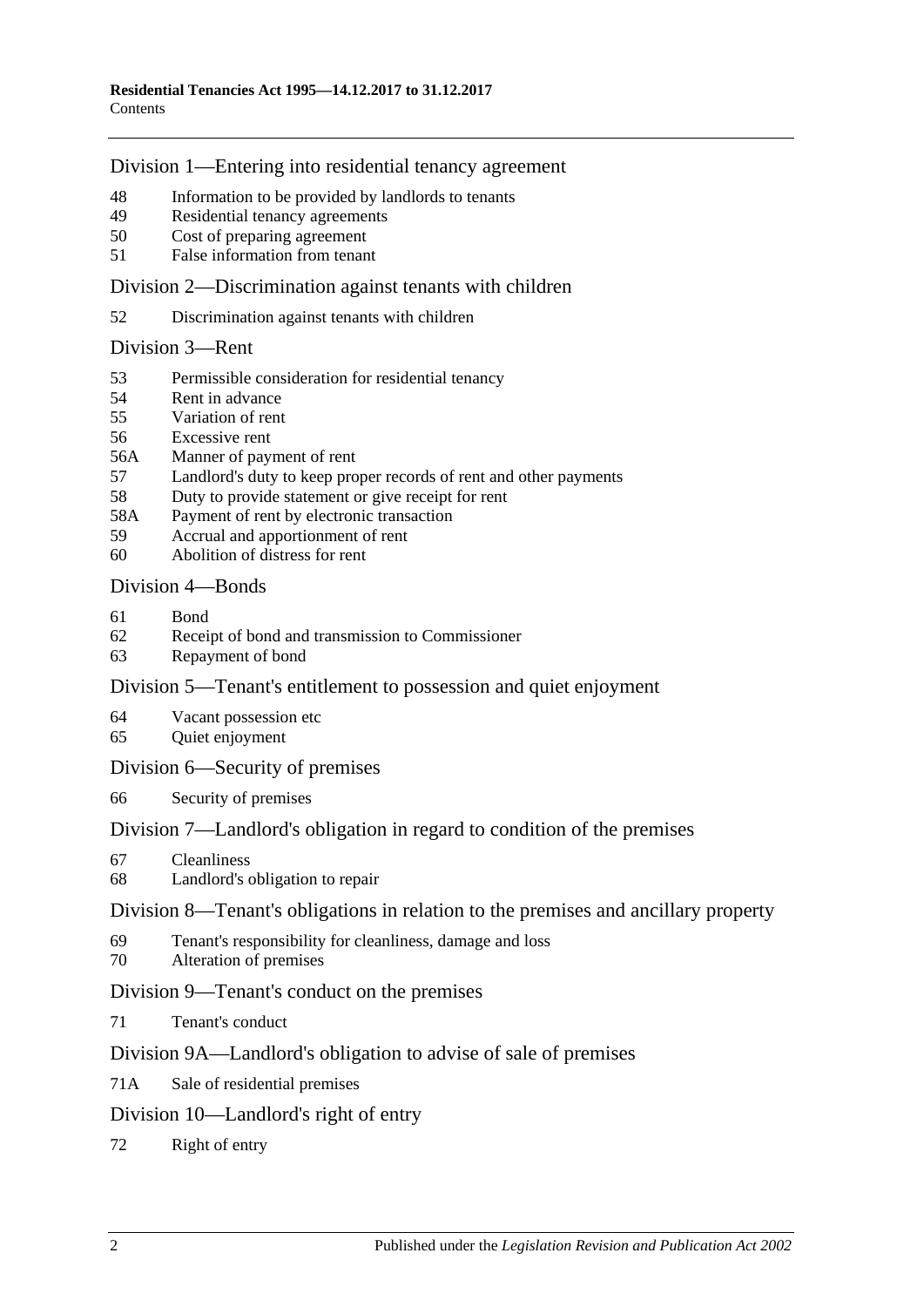Division 1—Entering into residential tenancy agreement

- 48 Information to be provided by landlords to tenants
- 49 Residential tenancy agreements
- 50 Cost of preparing agreement
- 51 False information from tenant

Division 2—Discrimination against tenants with children

- 52 Discrimination against tenants with children

Division 3—Rent

- 53 Permissible consideration for residential tenancy
- 54 Rent in advance
- 55 Variation of rent
- 56 Excessive rent
- 56A Manner of payment of rent
- 57 Landlord's duty to keep proper records of rent and other payments
- 58 Duty to provide statement or give receipt for rent
- 58A Payment of rent by electronic transaction
- 59 Accrual and apportionment of rent
- 60 Abolition of distress for rent

Division 4—Bonds

- 61 Bond
- 62 Receipt of bond and transmission to Commissioner
- 63 Repayment of bond

Division 5—Tenant's entitlement to possession and quiet enjoyment

- 64 Vacant possession etc
- 65 Quiet enjoyment

Division 6—Security of premises

- 66 Security of premises

Division 7—Landlord's obligation in regard to condition of the premises

- 67 Cleanliness
- 68 Landlord's obligation to repair

Division 8—Tenant's obligations in relation to the premises and ancillary property

- 69 Tenant's responsibility for cleanliness, damage and loss
- 70 Alteration of premises

Division 9—Tenant's conduct on the premises

- 71 Tenant's conduct

Division 9A—Landlord's obligation to advise of sale of premises

- 71A Sale of residential premises

Division 10—Landlord's right of entry

- 72 Right of entry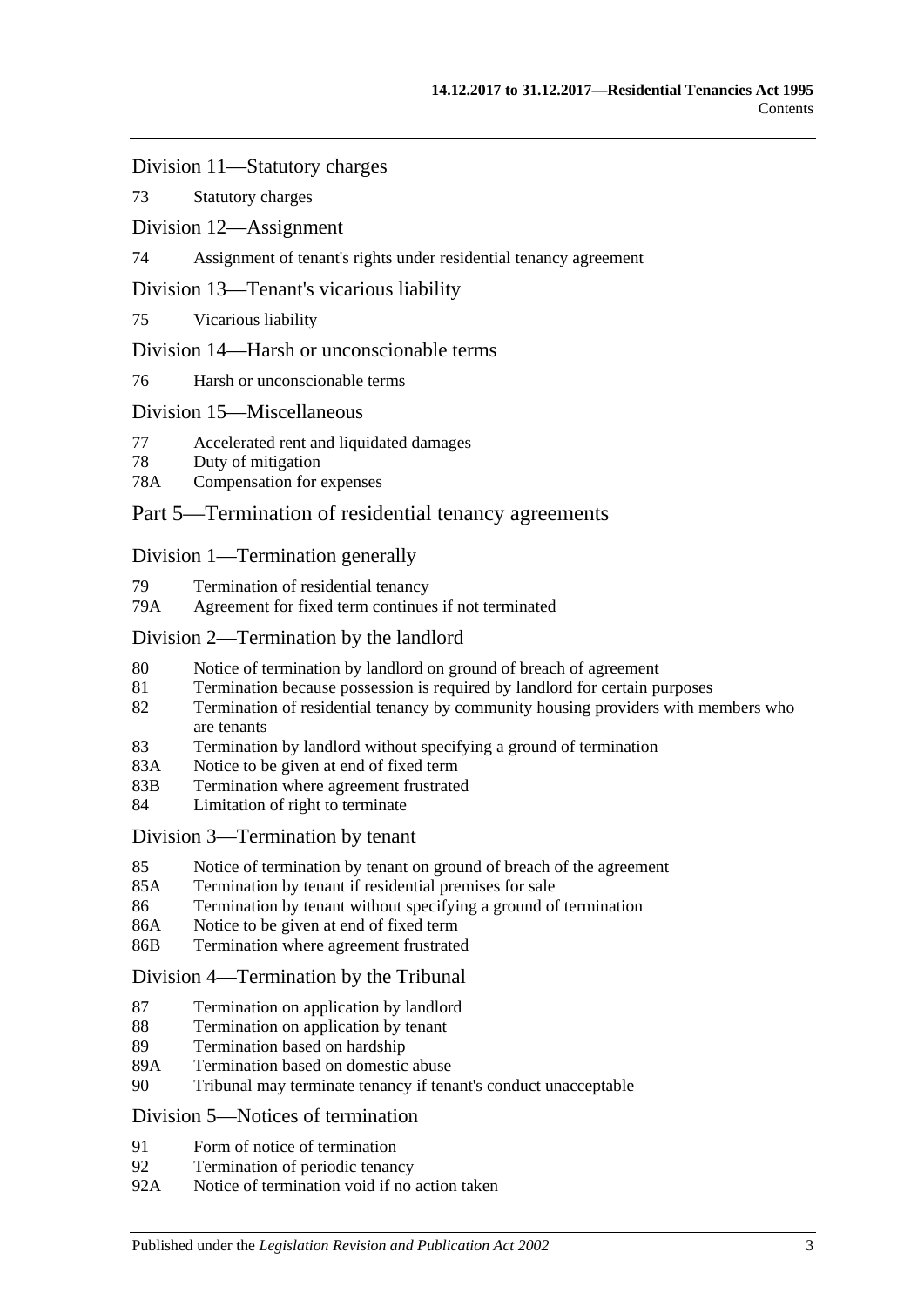### Division 11—Statutory charges

73 Statutory charges

### Division 12—Assignment

74 Assignment of tenant's rights under residential tenancy agreement

### Division 13—Tenant's vicarious liability

75 Vicarious liability

### Division 14—Harsh or unconscionable terms

76 Harsh or unconscionable terms

### Division 15—Miscellaneous

77 Accelerated rent and liquidated damages
78 Duty of mitigation
78A Compensation for expenses

## Part 5—Termination of residential tenancy agreements

### Division 1—Termination generally

79 Termination of residential tenancy
79A Agreement for fixed term continues if not terminated

### Division 2—Termination by the landlord

80 Notice of termination by landlord on ground of breach of agreement
81 Termination because possession is required by landlord for certain purposes
82 Termination of residential tenancy by community housing providers with members who are tenants
83 Termination by landlord without specifying a ground of termination
83A Notice to be given at end of fixed term
83B Termination where agreement frustrated
84 Limitation of right to terminate

### Division 3—Termination by tenant

85 Notice of termination by tenant on ground of breach of the agreement
85A Termination by tenant if residential premises for sale
86 Termination by tenant without specifying a ground of termination
86A Notice to be given at end of fixed term
86B Termination where agreement frustrated

### Division 4—Termination by the Tribunal

87 Termination on application by landlord
88 Termination on application by tenant
89 Termination based on hardship
89A Termination based on domestic abuse
90 Tribunal may terminate tenancy if tenant's conduct unacceptable

### Division 5—Notices of termination

91 Form of notice of termination
92 Termination of periodic tenancy
92A Notice of termination void if no action taken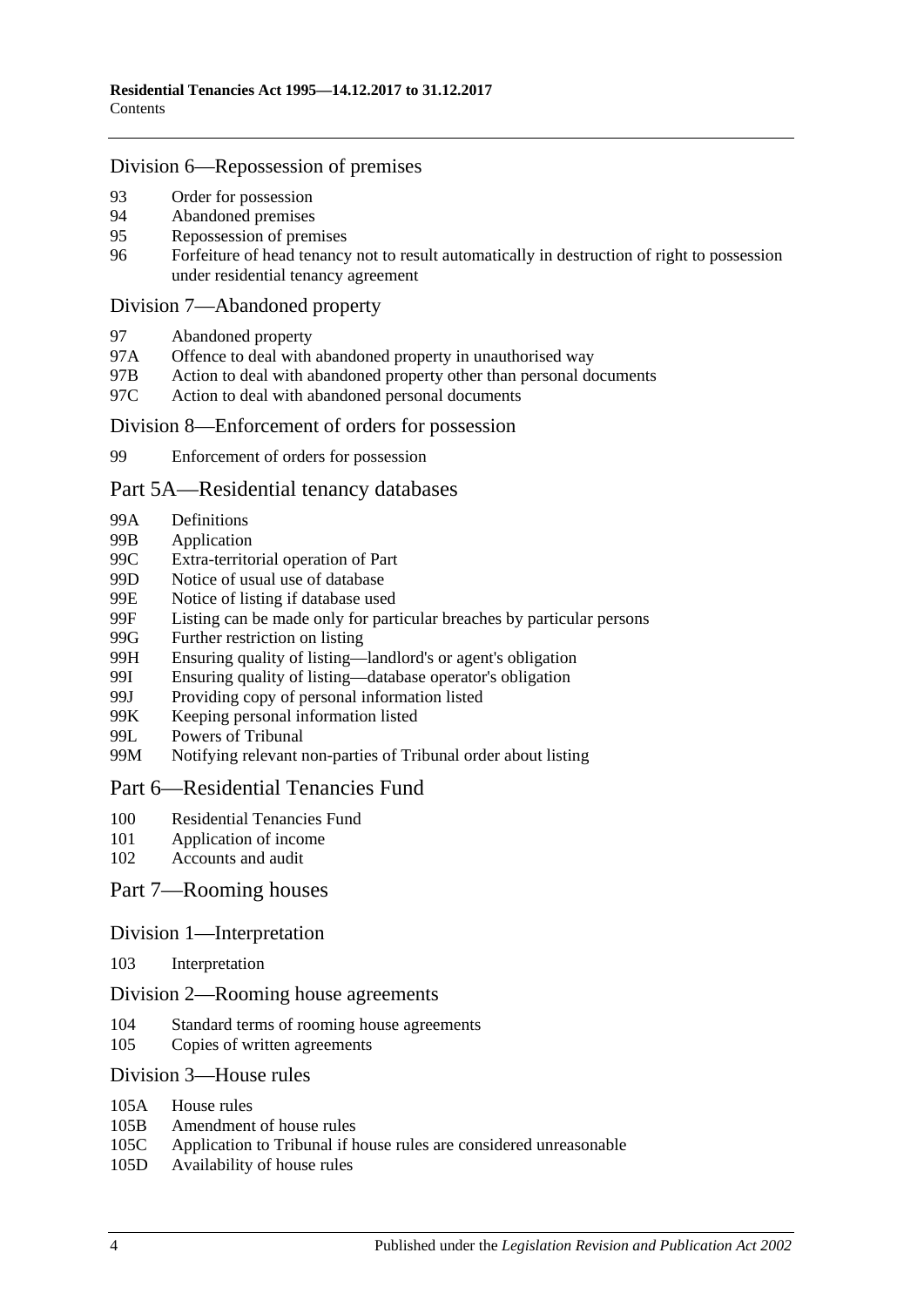### Division 6—Repossession of premises

- 93 Order for possession
- 94 Abandoned premises
- 95 Repossession of premises
- 96 Forfeiture of head tenancy not to result automatically in destruction of right to possession under residential tenancy agreement

### Division 7—Abandoned property

- 97 Abandoned property
- 97A Offence to deal with abandoned property in unauthorised way
- 97B Action to deal with abandoned property other than personal documents
- 97C Action to deal with abandoned personal documents

### Division 8—Enforcement of orders for possession

- 99 Enforcement of orders for possession

## Part 5A—Residential tenancy databases

- 99A Definitions
- 99B Application
- 99C Extra-territorial operation of Part
- 99D Notice of usual use of database
- 99E Notice of listing if database used
- 99F Listing can be made only for particular breaches by particular persons
- 99G Further restriction on listing
- 99H Ensuring quality of listing—landlord's or agent's obligation
- 99I Ensuring quality of listing—database operator's obligation
- 99J Providing copy of personal information listed
- 99K Keeping personal information listed
- 99L Powers of Tribunal
- 99M Notifying relevant non-parties of Tribunal order about listing

## Part 6—Residential Tenancies Fund

- 100 Residential Tenancies Fund
- 101 Application of income
- 102 Accounts and audit

## Part 7—Rooming houses

### Division 1—Interpretation

- 103 Interpretation

### Division 2—Rooming house agreements

- 104 Standard terms of rooming house agreements
- 105 Copies of written agreements

### Division 3—House rules

- 105A House rules
- 105B Amendment of house rules
- 105C Application to Tribunal if house rules are considered unreasonable
- 105D Availability of house rules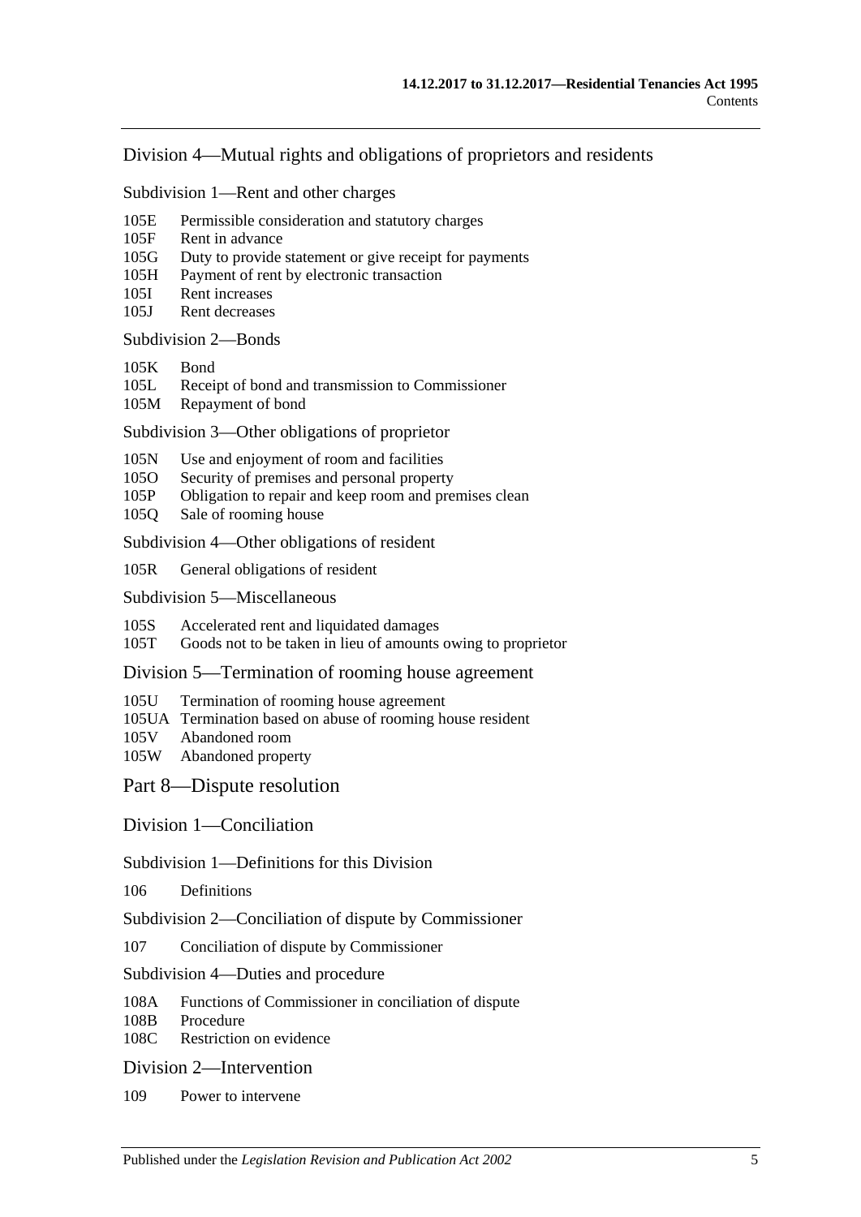## Division 4—Mutual rights and obligations of proprietors and residents

### Subdivision 1—Rent and other charges

105E Permissible consideration and statutory charges
105F Rent in advance
105G Duty to provide statement or give receipt for payments
105H Payment of rent by electronic transaction
105I Rent increases
105J Rent decreases

### Subdivision 2—Bonds

105K Bond
105L Receipt of bond and transmission to Commissioner
105M Repayment of bond

### Subdivision 3—Other obligations of proprietor

105N Use and enjoyment of room and facilities
105O Security of premises and personal property
105P Obligation to repair and keep room and premises clean
105Q Sale of rooming house

### Subdivision 4—Other obligations of resident

105R General obligations of resident

### Subdivision 5—Miscellaneous

105S Accelerated rent and liquidated damages
105T Goods not to be taken in lieu of amounts owing to proprietor

## Division 5—Termination of rooming house agreement

105U Termination of rooming house agreement
105UA Termination based on abuse of rooming house resident
105V Abandoned room
105W Abandoned property

# Part 8—Dispute resolution

## Division 1—Conciliation

### Subdivision 1—Definitions for this Division

106 Definitions

### Subdivision 2—Conciliation of dispute by Commissioner

107 Conciliation of dispute by Commissioner

### Subdivision 4—Duties and procedure

108A Functions of Commissioner in conciliation of dispute
108B Procedure
108C Restriction on evidence

## Division 2—Intervention

109 Power to intervene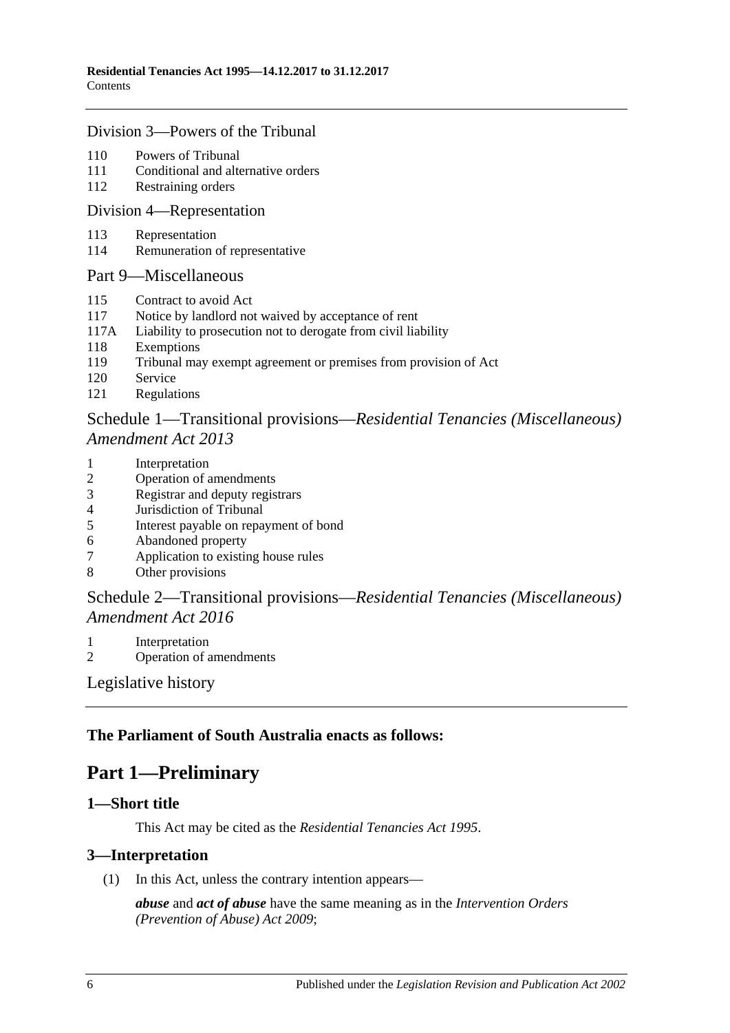### Division 3—Powers of the Tribunal

110 Powers of Tribunal
111 Conditional and alternative orders
112 Restraining orders

### Division 4—Representation

113 Representation
114 Remuneration of representative

### Part 9—Miscellaneous

115 Contract to avoid Act
117 Notice by landlord not waived by acceptance of rent
117A Liability to prosecution not to derogate from civil liability
118 Exemptions
119 Tribunal may exempt agreement or premises from provision of Act
120 Service
121 Regulations

### Schedule 1—Transitional provisions—*Residential Tenancies (Miscellaneous) Amendment Act 2013*

1 Interpretation
2 Operation of amendments
3 Registrar and deputy registrars
4 Jurisdiction of Tribunal
5 Interest payable on repayment of bond
6 Abandoned property
7 Application to existing house rules
8 Other provisions

### Schedule 2—Transitional provisions—*Residential Tenancies (Miscellaneous) Amendment Act 2016*

1 Interpretation
2 Operation of amendments

### Legislative history

**The Parliament of South Australia enacts as follows:**

# Part 1—Preliminary

## 1—Short title

This Act may be cited as the *Residential Tenancies Act 1995*.

## 3—Interpretation

(1) In this Act, unless the contrary intention appears—

***abuse*** and ***act of abuse*** have the same meaning as in the *Intervention Orders (Prevention of Abuse) Act 2009*;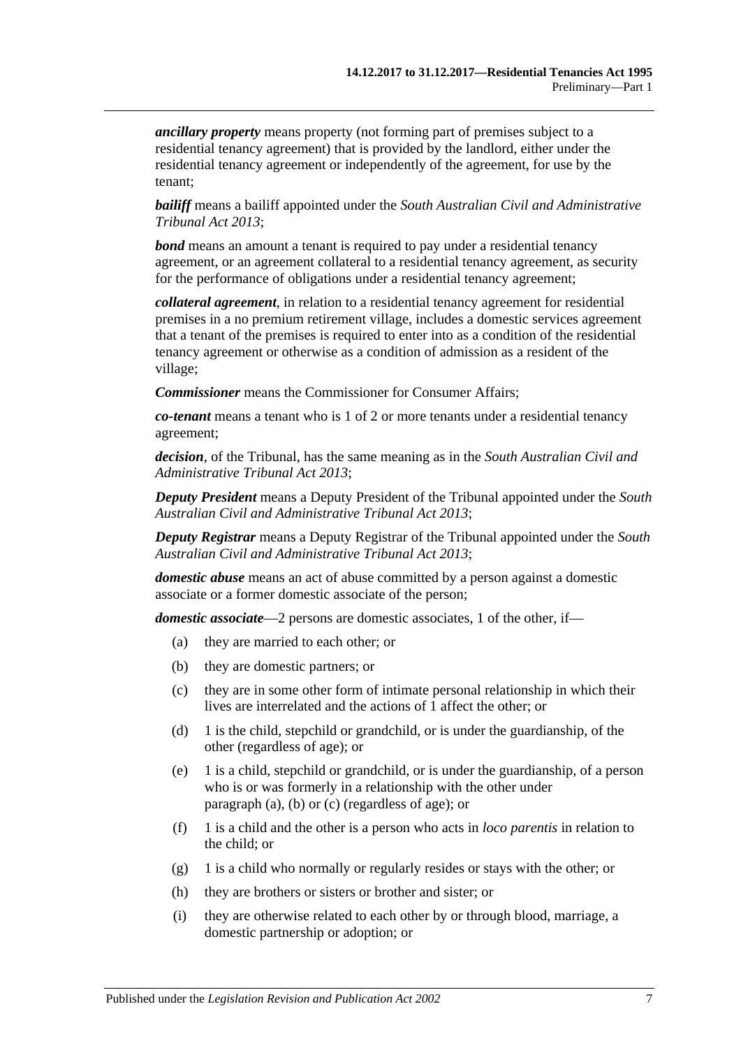***ancillary property*** means property (not forming part of premises subject to a residential tenancy agreement) that is provided by the landlord, either under the residential tenancy agreement or independently of the agreement, for use by the tenant;

***bailiff*** means a bailiff appointed under the *South Australian Civil and Administrative Tribunal Act 2013*;

***bond*** means an amount a tenant is required to pay under a residential tenancy agreement, or an agreement collateral to a residential tenancy agreement, as security for the performance of obligations under a residential tenancy agreement;

***collateral agreement***, in relation to a residential tenancy agreement for residential premises in a no premium retirement village, includes a domestic services agreement that a tenant of the premises is required to enter into as a condition of the residential tenancy agreement or otherwise as a condition of admission as a resident of the village;

***Commissioner*** means the Commissioner for Consumer Affairs;

***co-tenant*** means a tenant who is 1 of 2 or more tenants under a residential tenancy agreement;

***decision***, of the Tribunal, has the same meaning as in the *South Australian Civil and Administrative Tribunal Act 2013*;

***Deputy President*** means a Deputy President of the Tribunal appointed under the *South Australian Civil and Administrative Tribunal Act 2013*;

***Deputy Registrar*** means a Deputy Registrar of the Tribunal appointed under the *South Australian Civil and Administrative Tribunal Act 2013*;

***domestic abuse*** means an act of abuse committed by a person against a domestic associate or a former domestic associate of the person;

***domestic associate***—2 persons are domestic associates, 1 of the other, if—

(a) they are married to each other; or

(b) they are domestic partners; or

(c) they are in some other form of intimate personal relationship in which their lives are interrelated and the actions of 1 affect the other; or

(d) 1 is the child, stepchild or grandchild, or is under the guardianship, of the other (regardless of age); or

(e) 1 is a child, stepchild or grandchild, or is under the guardianship, of a person who is or was formerly in a relationship with the other under paragraph (a), (b) or (c) (regardless of age); or

(f) 1 is a child and the other is a person who acts in *loco parentis* in relation to the child; or

(g) 1 is a child who normally or regularly resides or stays with the other; or

(h) they are brothers or sisters or brother and sister; or

(i) they are otherwise related to each other by or through blood, marriage, a domestic partnership or adoption; or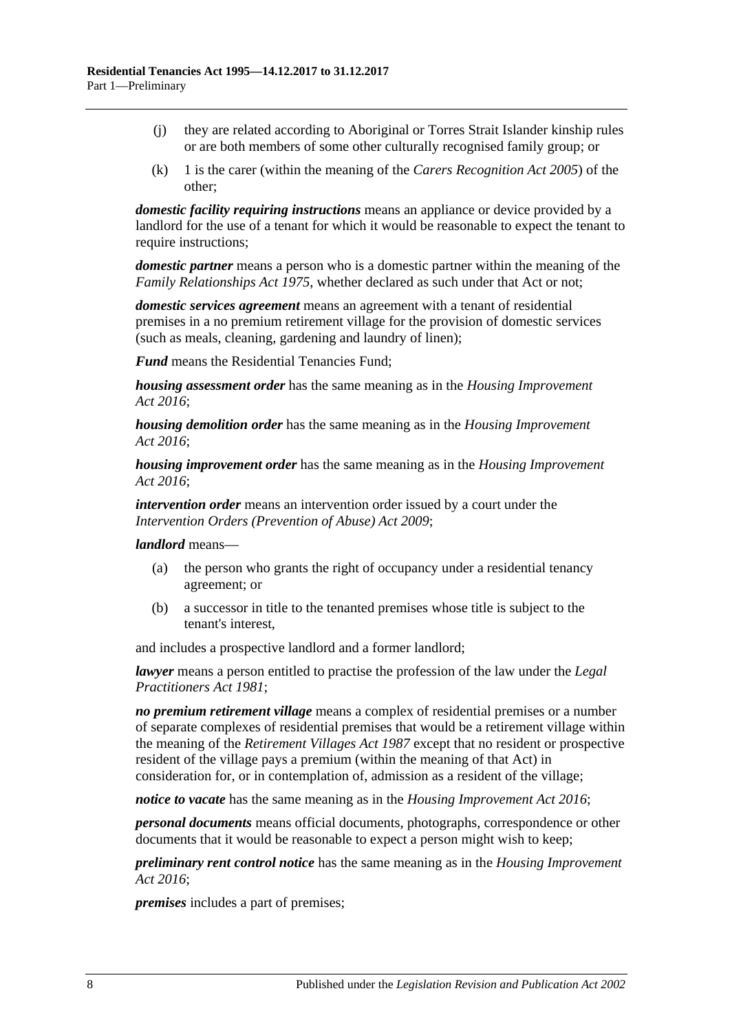(j) they are related according to Aboriginal or Torres Strait Islander kinship rules or are both members of some other culturally recognised family group; or

(k) 1 is the carer (within the meaning of the *Carers Recognition Act 2005*) of the other;

***domestic facility requiring instructions*** means an appliance or device provided by a landlord for the use of a tenant for which it would be reasonable to expect the tenant to require instructions;

***domestic partner*** means a person who is a domestic partner within the meaning of the *Family Relationships Act 1975*, whether declared as such under that Act or not;

***domestic services agreement*** means an agreement with a tenant of residential premises in a no premium retirement village for the provision of domestic services (such as meals, cleaning, gardening and laundry of linen);

***Fund*** means the Residential Tenancies Fund;

***housing assessment order*** has the same meaning as in the *Housing Improvement Act 2016*;

***housing demolition order*** has the same meaning as in the *Housing Improvement Act 2016*;

***housing improvement order*** has the same meaning as in the *Housing Improvement Act 2016*;

***intervention order*** means an intervention order issued by a court under the *Intervention Orders (Prevention of Abuse) Act 2009*;

***landlord*** means—

(a) the person who grants the right of occupancy under a residential tenancy agreement; or

(b) a successor in title to the tenanted premises whose title is subject to the tenant's interest,

and includes a prospective landlord and a former landlord;

***lawyer*** means a person entitled to practise the profession of the law under the *Legal Practitioners Act 1981*;

***no premium retirement village*** means a complex of residential premises or a number of separate complexes of residential premises that would be a retirement village within the meaning of the *Retirement Villages Act 1987* except that no resident or prospective resident of the village pays a premium (within the meaning of that Act) in consideration for, or in contemplation of, admission as a resident of the village;

***notice to vacate*** has the same meaning as in the *Housing Improvement Act 2016*;

***personal documents*** means official documents, photographs, correspondence or other documents that it would be reasonable to expect a person might wish to keep;

***preliminary rent control notice*** has the same meaning as in the *Housing Improvement Act 2016*;

***premises*** includes a part of premises;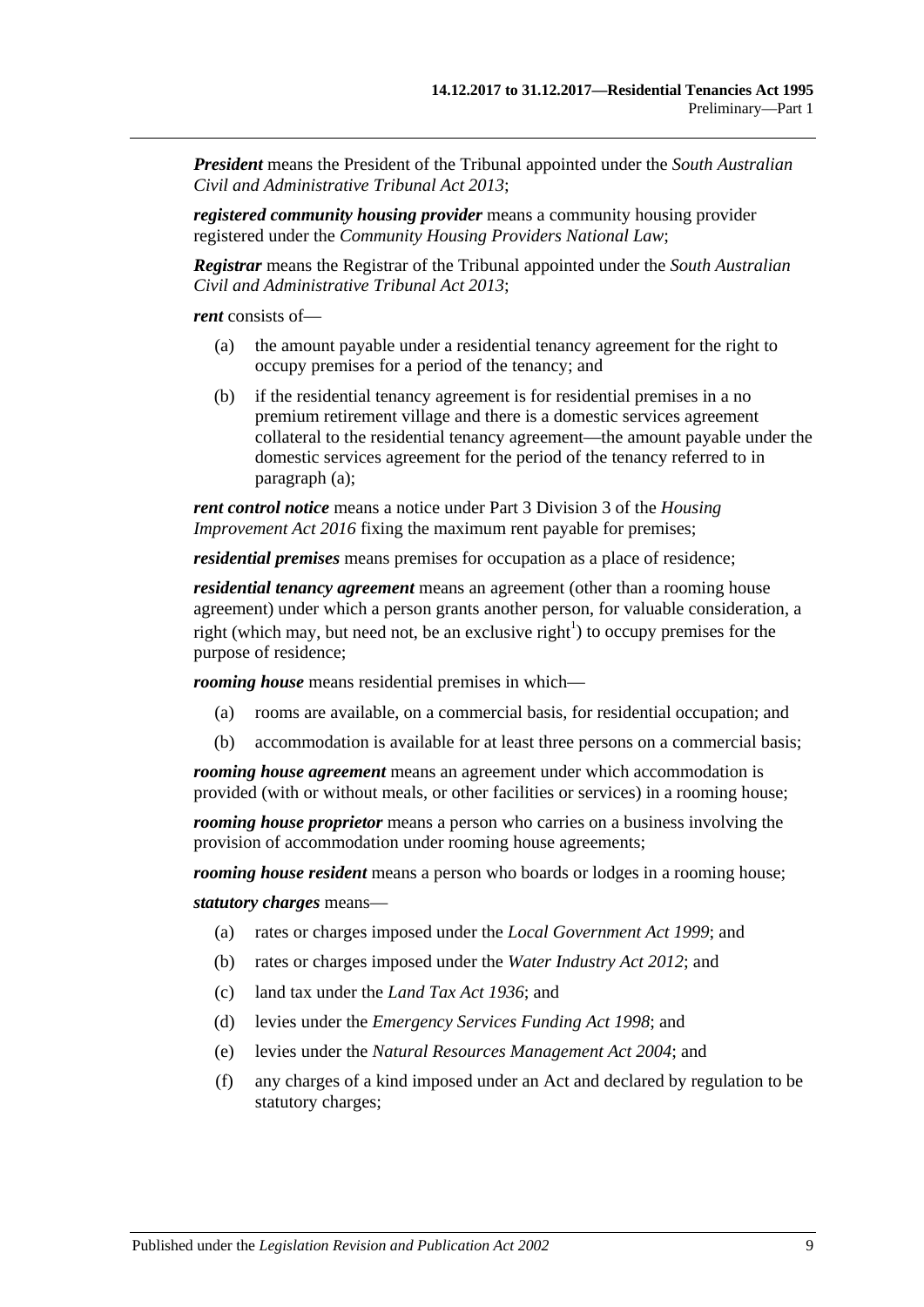***President*** means the President of the Tribunal appointed under the *South Australian Civil and Administrative Tribunal Act 2013*;

***registered community housing provider*** means a community housing provider registered under the *Community Housing Providers National Law*;

***Registrar*** means the Registrar of the Tribunal appointed under the *South Australian Civil and Administrative Tribunal Act 2013*;

***rent*** consists of—

(a) the amount payable under a residential tenancy agreement for the right to occupy premises for a period of the tenancy; and

(b) if the residential tenancy agreement is for residential premises in a no premium retirement village and there is a domestic services agreement collateral to the residential tenancy agreement—the amount payable under the domestic services agreement for the period of the tenancy referred to in paragraph (a);

***rent control notice*** means a notice under Part 3 Division 3 of the *Housing Improvement Act 2016* fixing the maximum rent payable for premises;

***residential premises*** means premises for occupation as a place of residence;

***residential tenancy agreement*** means an agreement (other than a rooming house agreement) under which a person grants another person, for valuable consideration, a right (which may, but need not, be an exclusive right[1]) to occupy premises for the purpose of residence;

***rooming house*** means residential premises in which—

(a) rooms are available, on a commercial basis, for residential occupation; and

(b) accommodation is available for at least three persons on a commercial basis;

***rooming house agreement*** means an agreement under which accommodation is provided (with or without meals, or other facilities or services) in a rooming house;

***rooming house proprietor*** means a person who carries on a business involving the provision of accommodation under rooming house agreements;

***rooming house resident*** means a person who boards or lodges in a rooming house;

***statutory charges*** means—

(a) rates or charges imposed under the *Local Government Act 1999*; and

(b) rates or charges imposed under the *Water Industry Act 2012*; and

(c) land tax under the *Land Tax Act 1936*; and

(d) levies under the *Emergency Services Funding Act 1998*; and

(e) levies under the *Natural Resources Management Act 2004*; and

(f) any charges of a kind imposed under an Act and declared by regulation to be statutory charges;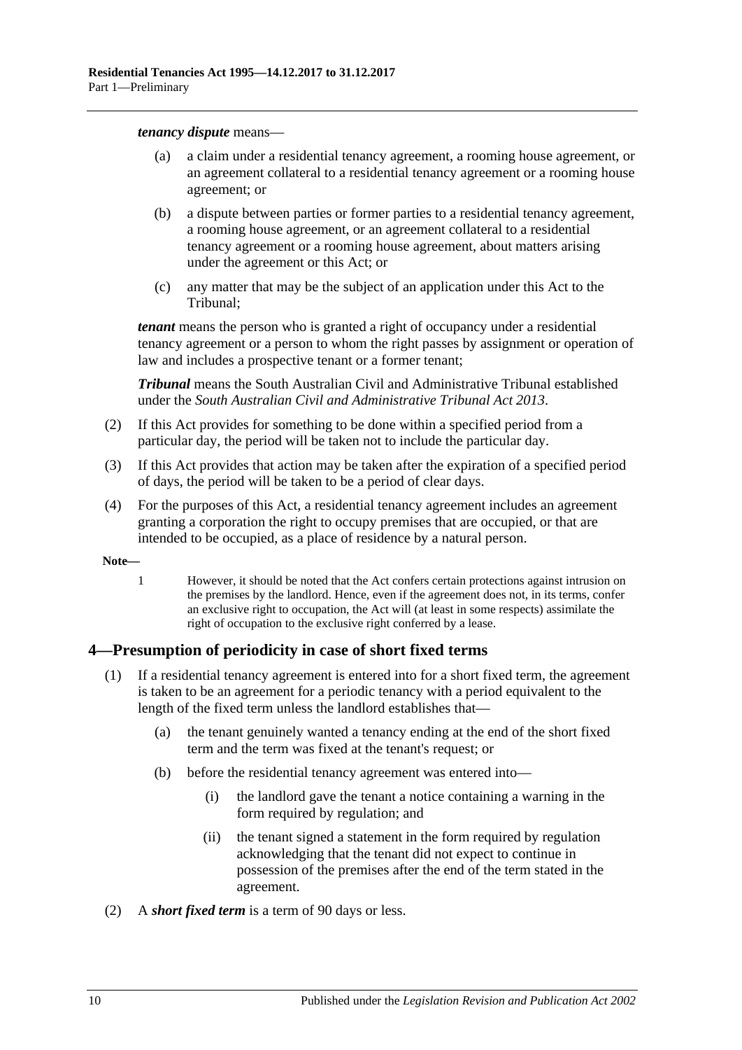***tenancy dispute*** means—

(a) a claim under a residential tenancy agreement, a rooming house agreement, or an agreement collateral to a residential tenancy agreement or a rooming house agreement; or

(b) a dispute between parties or former parties to a residential tenancy agreement, a rooming house agreement, or an agreement collateral to a residential tenancy agreement or a rooming house agreement, about matters arising under the agreement or this Act; or

(c) any matter that may be the subject of an application under this Act to the Tribunal;

***tenant*** means the person who is granted a right of occupancy under a residential tenancy agreement or a person to whom the right passes by assignment or operation of law and includes a prospective tenant or a former tenant;

***Tribunal*** means the South Australian Civil and Administrative Tribunal established under the *South Australian Civil and Administrative Tribunal Act 2013*.

(2) If this Act provides for something to be done within a specified period from a particular day, the period will be taken not to include the particular day.

(3) If this Act provides that action may be taken after the expiration of a specified period of days, the period will be taken to be a period of clear days.

(4) For the purposes of this Act, a residential tenancy agreement includes an agreement granting a corporation the right to occupy premises that are occupied, or that are intended to be occupied, as a place of residence by a natural person.

**Note—**

1 However, it should be noted that the Act confers certain protections against intrusion on the premises by the landlord. Hence, even if the agreement does not, in its terms, confer an exclusive right to occupation, the Act will (at least in some respects) assimilate the right of occupation to the exclusive right conferred by a lease.

## 4—Presumption of periodicity in case of short fixed terms

(1) If a residential tenancy agreement is entered into for a short fixed term, the agreement is taken to be an agreement for a periodic tenancy with a period equivalent to the length of the fixed term unless the landlord establishes that—

(a) the tenant genuinely wanted a tenancy ending at the end of the short fixed term and the term was fixed at the tenant's request; or

(b) before the residential tenancy agreement was entered into—

(i) the landlord gave the tenant a notice containing a warning in the form required by regulation; and

(ii) the tenant signed a statement in the form required by regulation acknowledging that the tenant did not expect to continue in possession of the premises after the end of the term stated in the agreement.

(2) A ***short fixed term*** is a term of 90 days or less.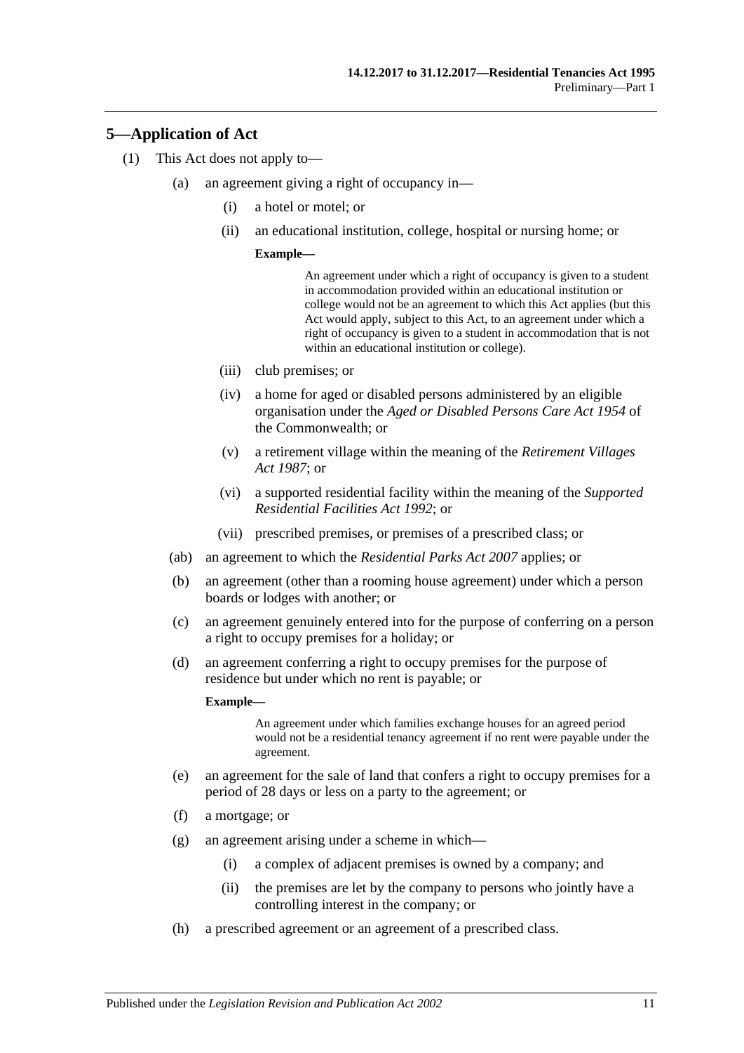## 5—Application of Act

(1) This Act does not apply to—

(a) an agreement giving a right of occupancy in—

(i) a hotel or motel; or

(ii) an educational institution, college, hospital or nursing home; or

**Example—**

An agreement under which a right of occupancy is given to a student in accommodation provided within an educational institution or college would not be an agreement to which this Act applies (but this Act would apply, subject to this Act, to an agreement under which a right of occupancy is given to a student in accommodation that is not within an educational institution or college).

(iii) club premises; or

(iv) a home for aged or disabled persons administered by an eligible organisation under the *Aged or Disabled Persons Care Act 1954* of the Commonwealth; or

(v) a retirement village within the meaning of the *Retirement Villages Act 1987*; or

(vi) a supported residential facility within the meaning of the *Supported Residential Facilities Act 1992*; or

(vii) prescribed premises, or premises of a prescribed class; or

(ab) an agreement to which the *Residential Parks Act 2007* applies; or

(b) an agreement (other than a rooming house agreement) under which a person boards or lodges with another; or

(c) an agreement genuinely entered into for the purpose of conferring on a person a right to occupy premises for a holiday; or

(d) an agreement conferring a right to occupy premises for the purpose of residence but under which no rent is payable; or

**Example—**

An agreement under which families exchange houses for an agreed period would not be a residential tenancy agreement if no rent were payable under the agreement.

(e) an agreement for the sale of land that confers a right to occupy premises for a period of 28 days or less on a party to the agreement; or

(f) a mortgage; or

(g) an agreement arising under a scheme in which—

(i) a complex of adjacent premises is owned by a company; and

(ii) the premises are let by the company to persons who jointly have a controlling interest in the company; or

(h) a prescribed agreement or an agreement of a prescribed class.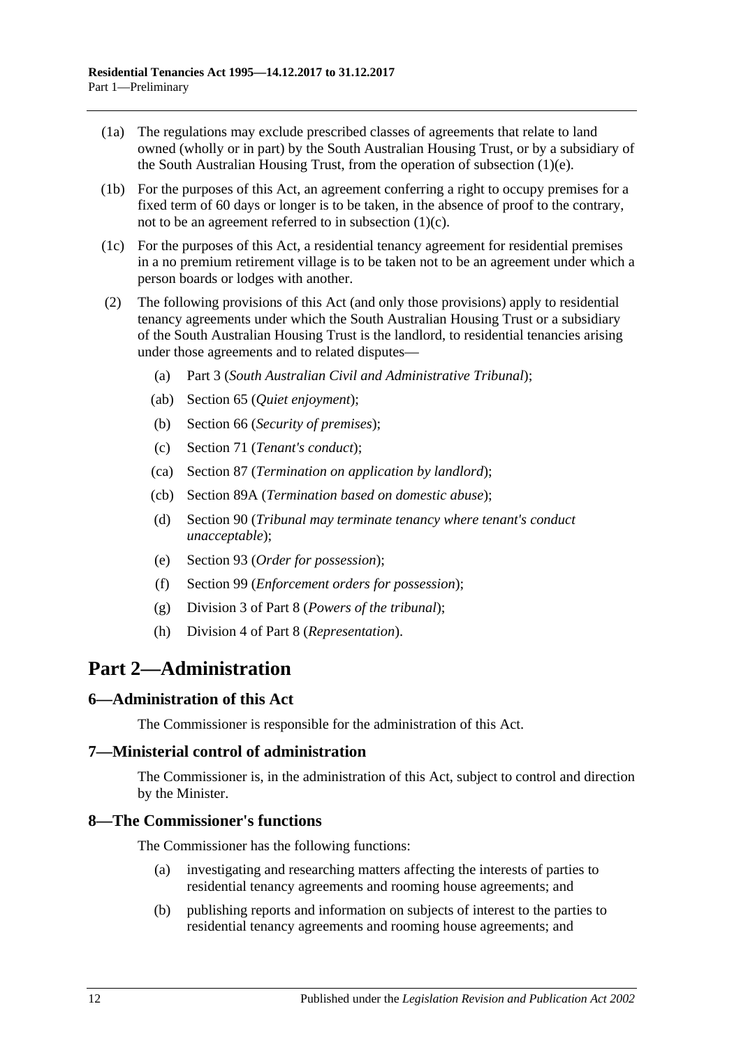(1a) The regulations may exclude prescribed classes of agreements that relate to land owned (wholly or in part) by the South Australian Housing Trust, or by a subsidiary of the South Australian Housing Trust, from the operation of subsection (1)(e).

(1b) For the purposes of this Act, an agreement conferring a right to occupy premises for a fixed term of 60 days or longer is to be taken, in the absence of proof to the contrary, not to be an agreement referred to in subsection (1)(c).

(1c) For the purposes of this Act, a residential tenancy agreement for residential premises in a no premium retirement village is to be taken not to be an agreement under which a person boards or lodges with another.

(2) The following provisions of this Act (and only those provisions) apply to residential tenancy agreements under which the South Australian Housing Trust or a subsidiary of the South Australian Housing Trust is the landlord, to residential tenancies arising under those agreements and to related disputes—

- (a) Part 3 (*South Australian Civil and Administrative Tribunal*);
- (ab) Section 65 (*Quiet enjoyment*);
- (b) Section 66 (*Security of premises*);
- (c) Section 71 (*Tenant's conduct*);
- (ca) Section 87 (*Termination on application by landlord*);
- (cb) Section 89A (*Termination based on domestic abuse*);
- (d) Section 90 (*Tribunal may terminate tenancy where tenant's conduct unacceptable*);
- (e) Section 93 (*Order for possession*);
- (f) Section 99 (*Enforcement orders for possession*);
- (g) Division 3 of Part 8 (*Powers of the tribunal*);
- (h) Division 4 of Part 8 (*Representation*).

# Part 2—Administration

## 6—Administration of this Act

The Commissioner is responsible for the administration of this Act.

## 7—Ministerial control of administration

The Commissioner is, in the administration of this Act, subject to control and direction by the Minister.

## 8—The Commissioner's functions

The Commissioner has the following functions:

- (a) investigating and researching matters affecting the interests of parties to residential tenancy agreements and rooming house agreements; and
- (b) publishing reports and information on subjects of interest to the parties to residential tenancy agreements and rooming house agreements; and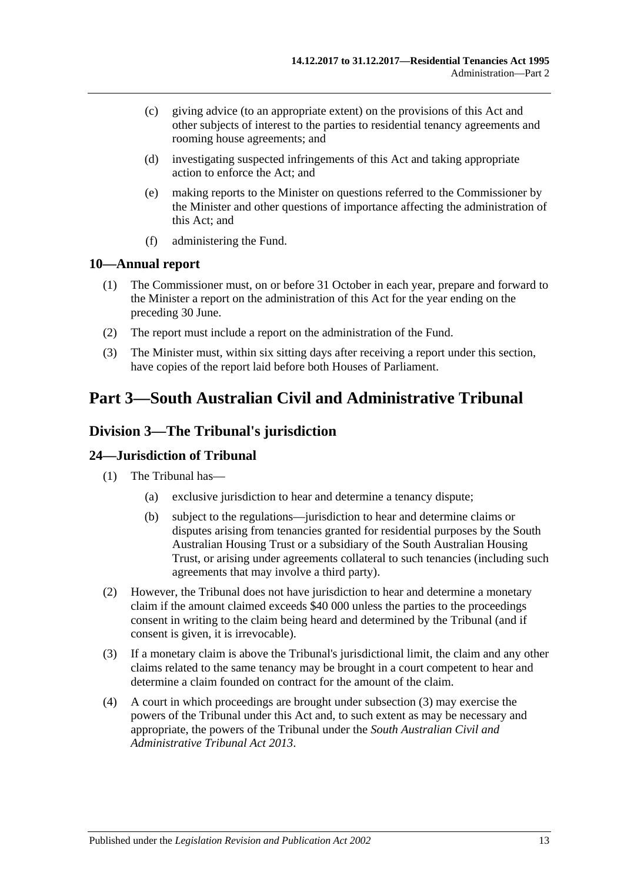(c) giving advice (to an appropriate extent) on the provisions of this Act and other subjects of interest to the parties to residential tenancy agreements and rooming house agreements; and

(d) investigating suspected infringements of this Act and taking appropriate action to enforce the Act; and

(e) making reports to the Minister on questions referred to the Commissioner by the Minister and other questions of importance affecting the administration of this Act; and

(f) administering the Fund.

### 10—Annual report

(1) The Commissioner must, on or before 31 October in each year, prepare and forward to the Minister a report on the administration of this Act for the year ending on the preceding 30 June.

(2) The report must include a report on the administration of the Fund.

(3) The Minister must, within six sitting days after receiving a report under this section, have copies of the report laid before both Houses of Parliament.

# Part 3—South Australian Civil and Administrative Tribunal

## Division 3—The Tribunal's jurisdiction

### 24—Jurisdiction of Tribunal

(1) The Tribunal has—

(a) exclusive jurisdiction to hear and determine a tenancy dispute;

(b) subject to the regulations—jurisdiction to hear and determine claims or disputes arising from tenancies granted for residential purposes by the South Australian Housing Trust or a subsidiary of the South Australian Housing Trust, or arising under agreements collateral to such tenancies (including such agreements that may involve a third party).

(2) However, the Tribunal does not have jurisdiction to hear and determine a monetary claim if the amount claimed exceeds $40 000 unless the parties to the proceedings consent in writing to the claim being heard and determined by the Tribunal (and if consent is given, it is irrevocable).

(3) If a monetary claim is above the Tribunal's jurisdictional limit, the claim and any other claims related to the same tenancy may be brought in a court competent to hear and determine a claim founded on contract for the amount of the claim.

(4) A court in which proceedings are brought under subsection (3) may exercise the powers of the Tribunal under this Act and, to such extent as may be necessary and appropriate, the powers of the Tribunal under the *South Australian Civil and Administrative Tribunal Act 2013*.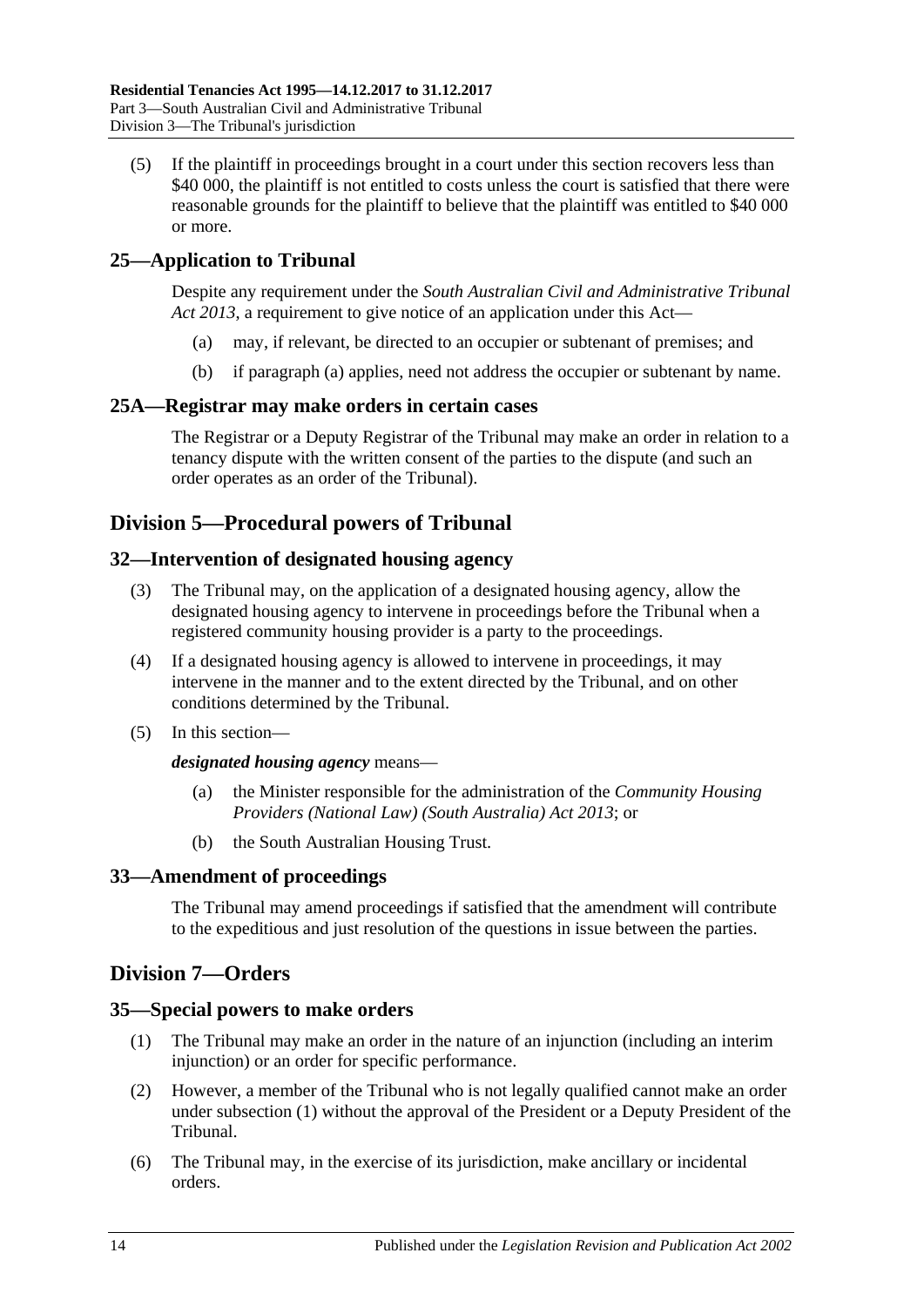(5) If the plaintiff in proceedings brought in a court under this section recovers less than $40 000, the plaintiff is not entitled to costs unless the court is satisfied that there were reasonable grounds for the plaintiff to believe that the plaintiff was entitled to $40 000 or more.

## 25—Application to Tribunal

Despite any requirement under the *South Australian Civil and Administrative Tribunal Act 2013*, a requirement to give notice of an application under this Act—

(a) may, if relevant, be directed to an occupier or subtenant of premises; and

(b) if paragraph (a) applies, need not address the occupier or subtenant by name.

## 25A—Registrar may make orders in certain cases

The Registrar or a Deputy Registrar of the Tribunal may make an order in relation to a tenancy dispute with the written consent of the parties to the dispute (and such an order operates as an order of the Tribunal).

# Division 5—Procedural powers of Tribunal

## 32—Intervention of designated housing agency

(3) The Tribunal may, on the application of a designated housing agency, allow the designated housing agency to intervene in proceedings before the Tribunal when a registered community housing provider is a party to the proceedings.

(4) If a designated housing agency is allowed to intervene in proceedings, it may intervene in the manner and to the extent directed by the Tribunal, and on other conditions determined by the Tribunal.

(5) In this section—

***designated housing agency*** means—

(a) the Minister responsible for the administration of the *Community Housing Providers (National Law) (South Australia) Act 2013*; or

(b) the South Australian Housing Trust.

## 33—Amendment of proceedings

The Tribunal may amend proceedings if satisfied that the amendment will contribute to the expeditious and just resolution of the questions in issue between the parties.

# Division 7—Orders

## 35—Special powers to make orders

(1) The Tribunal may make an order in the nature of an injunction (including an interim injunction) or an order for specific performance.

(2) However, a member of the Tribunal who is not legally qualified cannot make an order under subsection (1) without the approval of the President or a Deputy President of the Tribunal.

(6) The Tribunal may, in the exercise of its jurisdiction, make ancillary or incidental orders.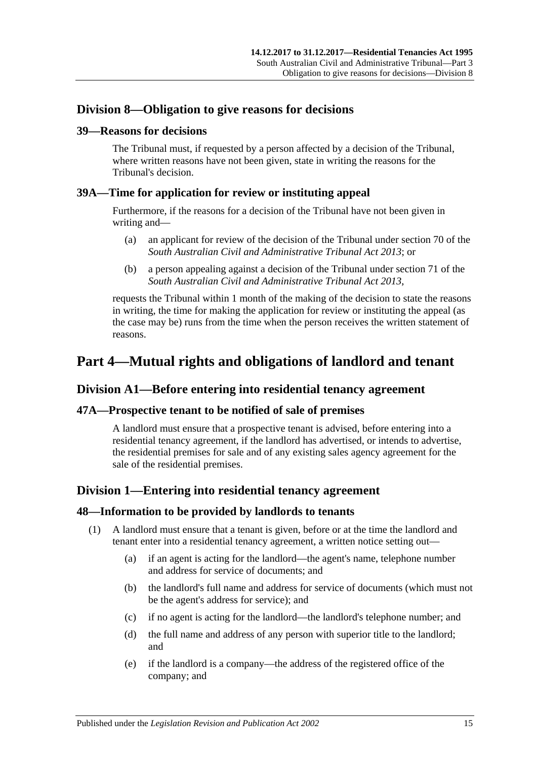## Division 8—Obligation to give reasons for decisions

### 39—Reasons for decisions

The Tribunal must, if requested by a person affected by a decision of the Tribunal, where written reasons have not been given, state in writing the reasons for the Tribunal's decision.

### 39A—Time for application for review or instituting appeal

Furthermore, if the reasons for a decision of the Tribunal have not been given in writing and—

(a) an applicant for review of the decision of the Tribunal under section 70 of the *South Australian Civil and Administrative Tribunal Act 2013*; or

(b) a person appealing against a decision of the Tribunal under section 71 of the *South Australian Civil and Administrative Tribunal Act 2013*,

requests the Tribunal within 1 month of the making of the decision to state the reasons in writing, the time for making the application for review or instituting the appeal (as the case may be) runs from the time when the person receives the written statement of reasons.

# Part 4—Mutual rights and obligations of landlord and tenant

## Division A1—Before entering into residential tenancy agreement

### 47A—Prospective tenant to be notified of sale of premises

A landlord must ensure that a prospective tenant is advised, before entering into a residential tenancy agreement, if the landlord has advertised, or intends to advertise, the residential premises for sale and of any existing sales agency agreement for the sale of the residential premises.

## Division 1—Entering into residential tenancy agreement

### 48—Information to be provided by landlords to tenants

(1) A landlord must ensure that a tenant is given, before or at the time the landlord and tenant enter into a residential tenancy agreement, a written notice setting out—

(a) if an agent is acting for the landlord—the agent's name, telephone number and address for service of documents; and

(b) the landlord's full name and address for service of documents (which must not be the agent's address for service); and

(c) if no agent is acting for the landlord—the landlord's telephone number; and

(d) the full name and address of any person with superior title to the landlord; and

(e) if the landlord is a company—the address of the registered office of the company; and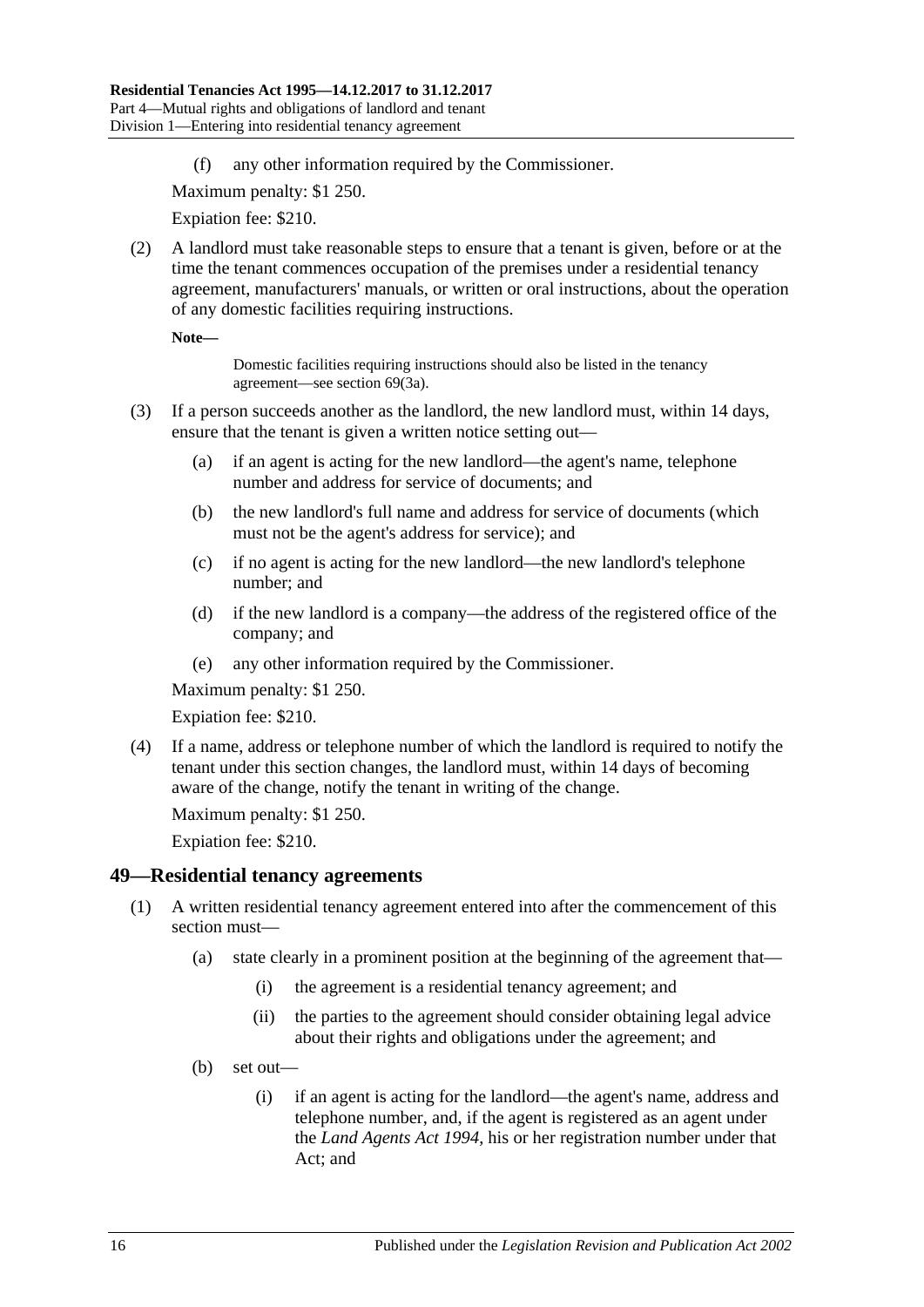(f) any other information required by the Commissioner.

Maximum penalty: $1 250.

Expiation fee: $210.

(2) A landlord must take reasonable steps to ensure that a tenant is given, before or at the time the tenant commences occupation of the premises under a residential tenancy agreement, manufacturers' manuals, or written or oral instructions, about the operation of any domestic facilities requiring instructions.

**Note—**

Domestic facilities requiring instructions should also be listed in the tenancy agreement—see section 69(3a).

(3) If a person succeeds another as the landlord, the new landlord must, within 14 days, ensure that the tenant is given a written notice setting out—

(a) if an agent is acting for the new landlord—the agent's name, telephone number and address for service of documents; and

(b) the new landlord's full name and address for service of documents (which must not be the agent's address for service); and

(c) if no agent is acting for the new landlord—the new landlord's telephone number; and

(d) if the new landlord is a company—the address of the registered office of the company; and

(e) any other information required by the Commissioner.

Maximum penalty: $1 250.

Expiation fee: $210.

(4) If a name, address or telephone number of which the landlord is required to notify the tenant under this section changes, the landlord must, within 14 days of becoming aware of the change, notify the tenant in writing of the change.

Maximum penalty: $1 250.

Expiation fee: $210.

## 49—Residential tenancy agreements

(1) A written residential tenancy agreement entered into after the commencement of this section must—

(a) state clearly in a prominent position at the beginning of the agreement that—

(i) the agreement is a residential tenancy agreement; and

(ii) the parties to the agreement should consider obtaining legal advice about their rights and obligations under the agreement; and

(b) set out—

(i) if an agent is acting for the landlord—the agent's name, address and telephone number, and, if the agent is registered as an agent under the *Land Agents Act 1994*, his or her registration number under that Act; and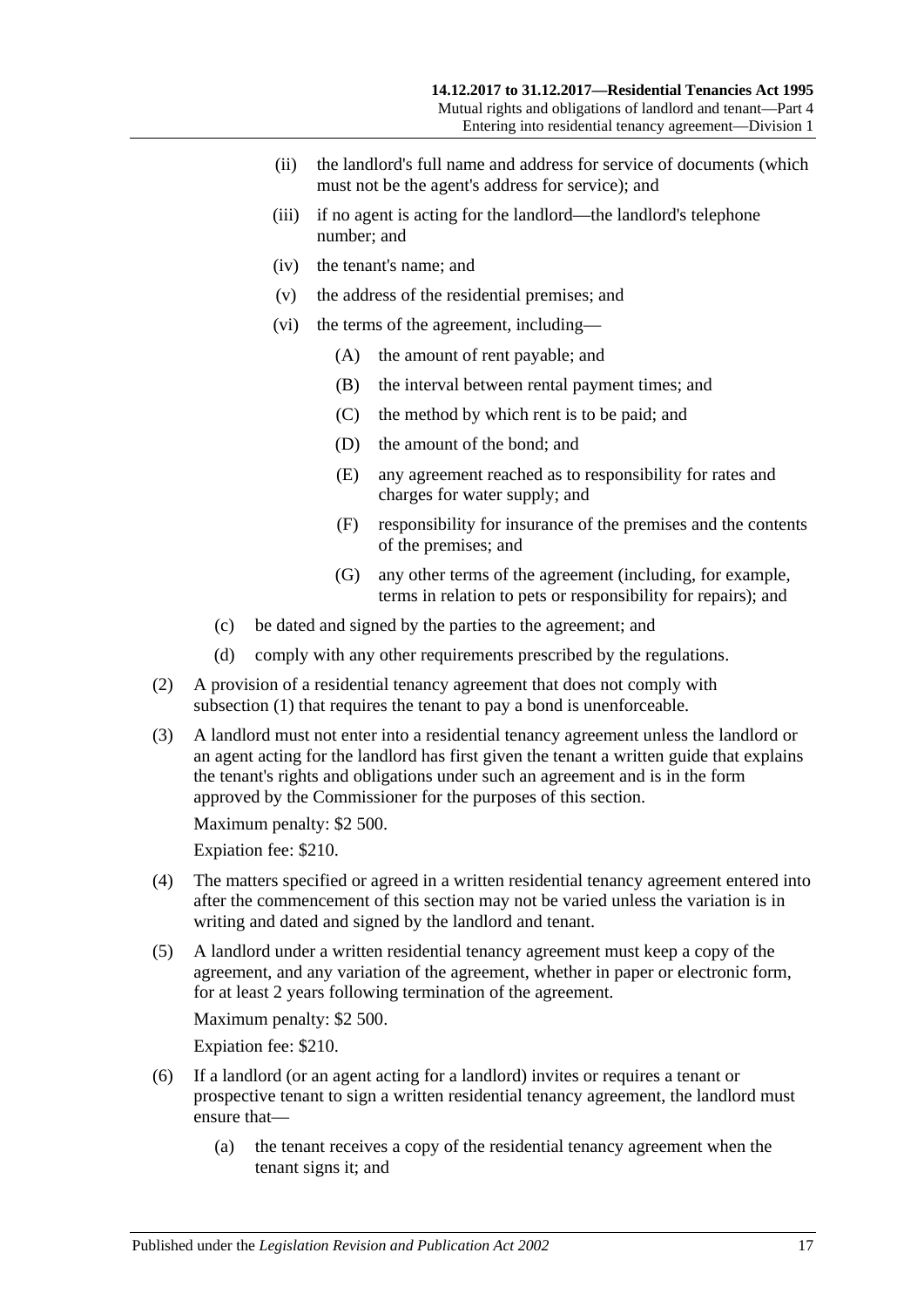(ii) the landlord's full name and address for service of documents (which must not be the agent's address for service); and

(iii) if no agent is acting for the landlord—the landlord's telephone number; and

(iv) the tenant's name; and

(v) the address of the residential premises; and

(vi) the terms of the agreement, including—

(A) the amount of rent payable; and

(B) the interval between rental payment times; and

(C) the method by which rent is to be paid; and

(D) the amount of the bond; and

(E) any agreement reached as to responsibility for rates and charges for water supply; and

(F) responsibility for insurance of the premises and the contents of the premises; and

(G) any other terms of the agreement (including, for example, terms in relation to pets or responsibility for repairs); and

(c) be dated and signed by the parties to the agreement; and

(d) comply with any other requirements prescribed by the regulations.

(2) A provision of a residential tenancy agreement that does not comply with subsection (1) that requires the tenant to pay a bond is unenforceable.

(3) A landlord must not enter into a residential tenancy agreement unless the landlord or an agent acting for the landlord has first given the tenant a written guide that explains the tenant's rights and obligations under such an agreement and is in the form approved by the Commissioner for the purposes of this section.

Maximum penalty: $2 500.

Expiation fee: $210.

(4) The matters specified or agreed in a written residential tenancy agreement entered into after the commencement of this section may not be varied unless the variation is in writing and dated and signed by the landlord and tenant.

(5) A landlord under a written residential tenancy agreement must keep a copy of the agreement, and any variation of the agreement, whether in paper or electronic form, for at least 2 years following termination of the agreement.

Maximum penalty: $2 500.

Expiation fee: $210.

(6) If a landlord (or an agent acting for a landlord) invites or requires a tenant or prospective tenant to sign a written residential tenancy agreement, the landlord must ensure that—

(a) the tenant receives a copy of the residential tenancy agreement when the tenant signs it; and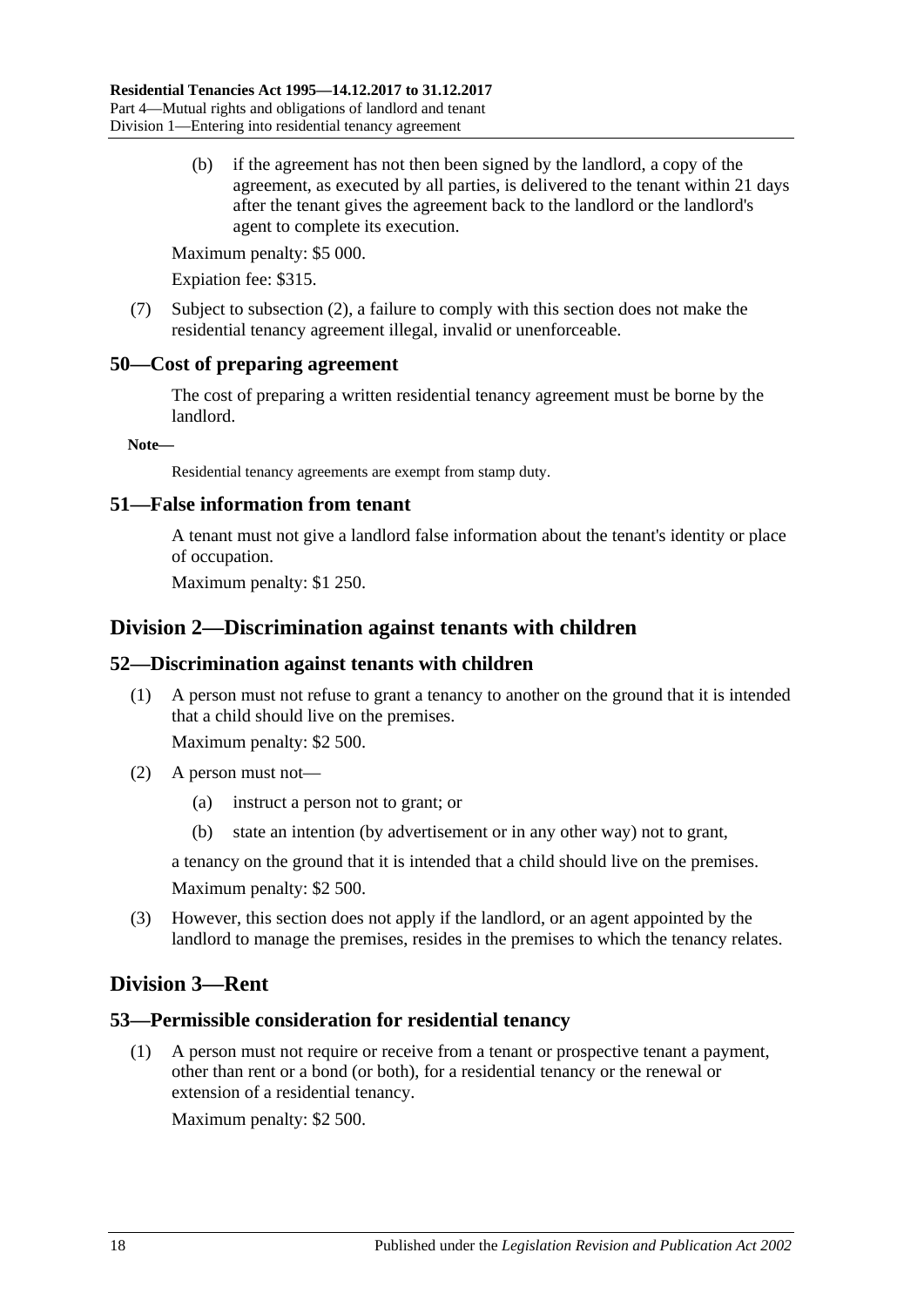(b) if the agreement has not then been signed by the landlord, a copy of the agreement, as executed by all parties, is delivered to the tenant within 21 days after the tenant gives the agreement back to the landlord or the landlord's agent to complete its execution.

Maximum penalty: $5 000.

Expiation fee: $315.

(7) Subject to subsection (2), a failure to comply with this section does not make the residential tenancy agreement illegal, invalid or unenforceable.

### 50—Cost of preparing agreement

The cost of preparing a written residential tenancy agreement must be borne by the landlord.

**Note—**

Residential tenancy agreements are exempt from stamp duty.

### 51—False information from tenant

A tenant must not give a landlord false information about the tenant's identity or place of occupation.

Maximum penalty: $1 250.

## Division 2—Discrimination against tenants with children

### 52—Discrimination against tenants with children

(1) A person must not refuse to grant a tenancy to another on the ground that it is intended that a child should live on the premises.

Maximum penalty: $2 500.

(2) A person must not—

(a) instruct a person not to grant; or

(b) state an intention (by advertisement or in any other way) not to grant,

a tenancy on the ground that it is intended that a child should live on the premises.

Maximum penalty: $2 500.

(3) However, this section does not apply if the landlord, or an agent appointed by the landlord to manage the premises, resides in the premises to which the tenancy relates.

## Division 3—Rent

### 53—Permissible consideration for residential tenancy

(1) A person must not require or receive from a tenant or prospective tenant a payment, other than rent or a bond (or both), for a residential tenancy or the renewal or extension of a residential tenancy.

Maximum penalty: $2 500.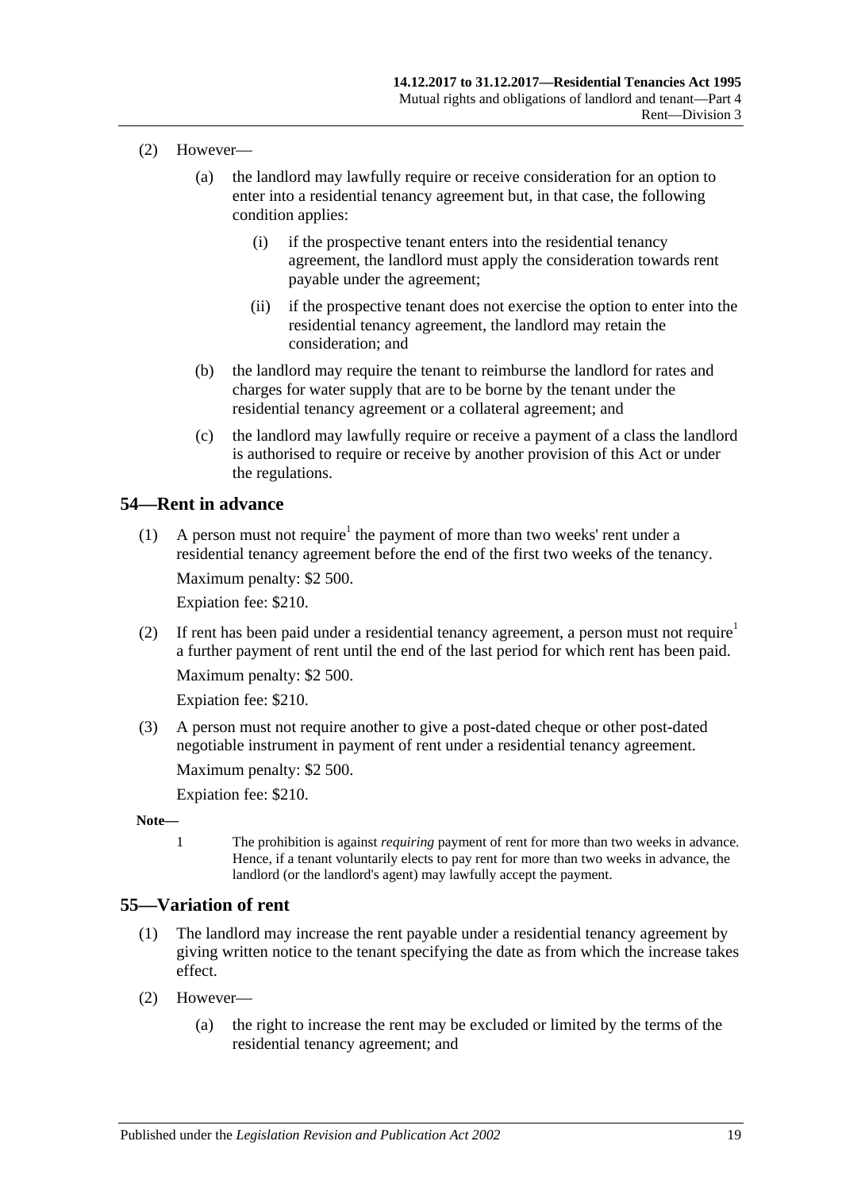(2) However—

(a) the landlord may lawfully require or receive consideration for an option to enter into a residential tenancy agreement but, in that case, the following condition applies:

(i) if the prospective tenant enters into the residential tenancy agreement, the landlord must apply the consideration towards rent payable under the agreement;

(ii) if the prospective tenant does not exercise the option to enter into the residential tenancy agreement, the landlord may retain the consideration; and

(b) the landlord may require the tenant to reimburse the landlord for rates and charges for water supply that are to be borne by the tenant under the residential tenancy agreement or a collateral agreement; and

(c) the landlord may lawfully require or receive a payment of a class the landlord is authorised to require or receive by another provision of this Act or under the regulations.

## 54—Rent in advance

(1) A person must not require[1] the payment of more than two weeks' rent under a residential tenancy agreement before the end of the first two weeks of the tenancy.

Maximum penalty: $2 500.

Expiation fee: $210.

(2) If rent has been paid under a residential tenancy agreement, a person must not require[1] a further payment of rent until the end of the last period for which rent has been paid.

Maximum penalty: $2 500.

Expiation fee: $210.

(3) A person must not require another to give a post-dated cheque or other post-dated negotiable instrument in payment of rent under a residential tenancy agreement.

Maximum penalty: $2 500.

Expiation fee: $210.

**Note—**

1 The prohibition is against *requiring* payment of rent for more than two weeks in advance. Hence, if a tenant voluntarily elects to pay rent for more than two weeks in advance, the landlord (or the landlord's agent) may lawfully accept the payment.

## 55—Variation of rent

(1) The landlord may increase the rent payable under a residential tenancy agreement by giving written notice to the tenant specifying the date as from which the increase takes effect.

(2) However—

(a) the right to increase the rent may be excluded or limited by the terms of the residential tenancy agreement; and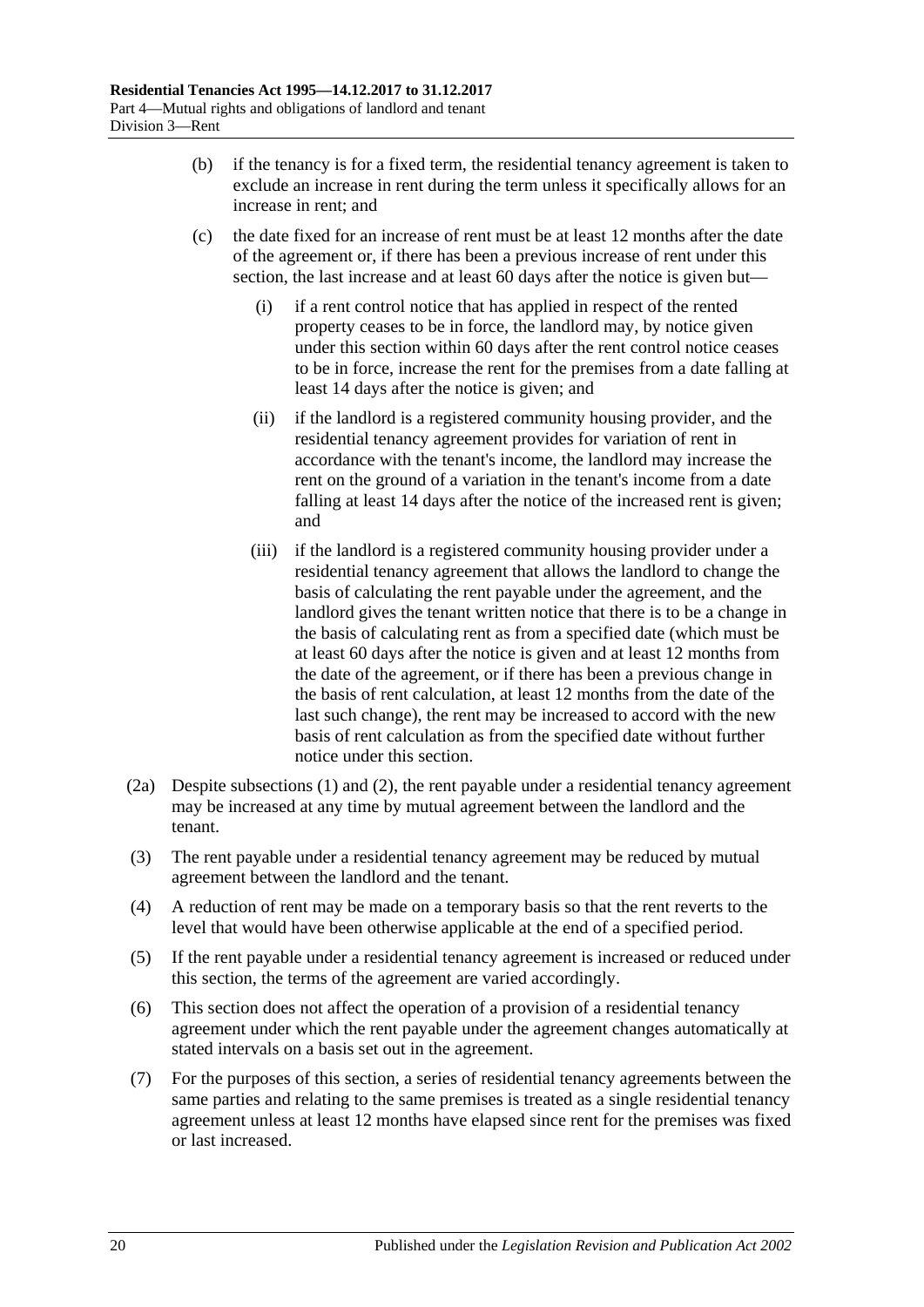(b) if the tenancy is for a fixed term, the residential tenancy agreement is taken to exclude an increase in rent during the term unless it specifically allows for an increase in rent; and

(c) the date fixed for an increase of rent must be at least 12 months after the date of the agreement or, if there has been a previous increase of rent under this section, the last increase and at least 60 days after the notice is given but—

(i) if a rent control notice that has applied in respect of the rented property ceases to be in force, the landlord may, by notice given under this section within 60 days after the rent control notice ceases to be in force, increase the rent for the premises from a date falling at least 14 days after the notice is given; and

(ii) if the landlord is a registered community housing provider, and the residential tenancy agreement provides for variation of rent in accordance with the tenant's income, the landlord may increase the rent on the ground of a variation in the tenant's income from a date falling at least 14 days after the notice of the increased rent is given; and

(iii) if the landlord is a registered community housing provider under a residential tenancy agreement that allows the landlord to change the basis of calculating the rent payable under the agreement, and the landlord gives the tenant written notice that there is to be a change in the basis of calculating rent as from a specified date (which must be at least 60 days after the notice is given and at least 12 months from the date of the agreement, or if there has been a previous change in the basis of rent calculation, at least 12 months from the date of the last such change), the rent may be increased to accord with the new basis of rent calculation as from the specified date without further notice under this section.

(2a) Despite subsections (1) and (2), the rent payable under a residential tenancy agreement may be increased at any time by mutual agreement between the landlord and the tenant.

(3) The rent payable under a residential tenancy agreement may be reduced by mutual agreement between the landlord and the tenant.

(4) A reduction of rent may be made on a temporary basis so that the rent reverts to the level that would have been otherwise applicable at the end of a specified period.

(5) If the rent payable under a residential tenancy agreement is increased or reduced under this section, the terms of the agreement are varied accordingly.

(6) This section does not affect the operation of a provision of a residential tenancy agreement under which the rent payable under the agreement changes automatically at stated intervals on a basis set out in the agreement.

(7) For the purposes of this section, a series of residential tenancy agreements between the same parties and relating to the same premises is treated as a single residential tenancy agreement unless at least 12 months have elapsed since rent for the premises was fixed or last increased.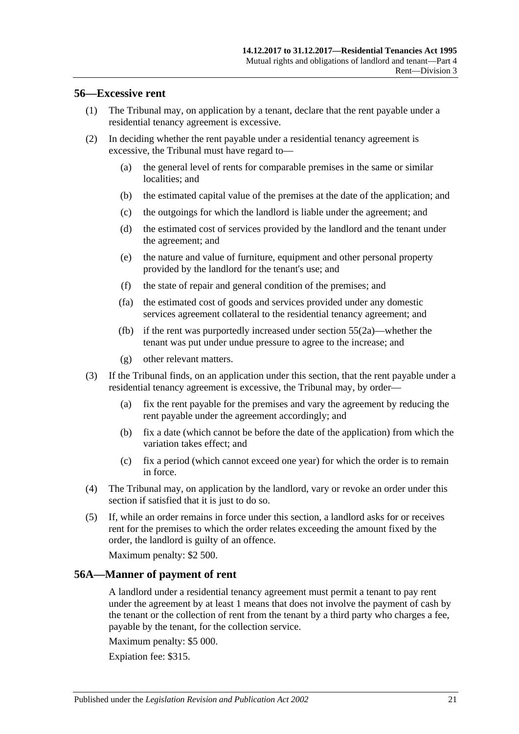## 56—Excessive rent

(1) The Tribunal may, on application by a tenant, declare that the rent payable under a residential tenancy agreement is excessive.

(2) In deciding whether the rent payable under a residential tenancy agreement is excessive, the Tribunal must have regard to—

(a) the general level of rents for comparable premises in the same or similar localities; and

(b) the estimated capital value of the premises at the date of the application; and

(c) the outgoings for which the landlord is liable under the agreement; and

(d) the estimated cost of services provided by the landlord and the tenant under the agreement; and

(e) the nature and value of furniture, equipment and other personal property provided by the landlord for the tenant's use; and

(f) the state of repair and general condition of the premises; and

(fa) the estimated cost of goods and services provided under any domestic services agreement collateral to the residential tenancy agreement; and

(fb) if the rent was purportedly increased under section 55(2a)—whether the tenant was put under undue pressure to agree to the increase; and

(g) other relevant matters.

(3) If the Tribunal finds, on an application under this section, that the rent payable under a residential tenancy agreement is excessive, the Tribunal may, by order—

(a) fix the rent payable for the premises and vary the agreement by reducing the rent payable under the agreement accordingly; and

(b) fix a date (which cannot be before the date of the application) from which the variation takes effect; and

(c) fix a period (which cannot exceed one year) for which the order is to remain in force.

(4) The Tribunal may, on application by the landlord, vary or revoke an order under this section if satisfied that it is just to do so.

(5) If, while an order remains in force under this section, a landlord asks for or receives rent for the premises to which the order relates exceeding the amount fixed by the order, the landlord is guilty of an offence.

Maximum penalty: $2 500.

## 56A—Manner of payment of rent

A landlord under a residential tenancy agreement must permit a tenant to pay rent under the agreement by at least 1 means that does not involve the payment of cash by the tenant or the collection of rent from the tenant by a third party who charges a fee, payable by the tenant, for the collection service.

Maximum penalty: $5 000.

Expiation fee: $315.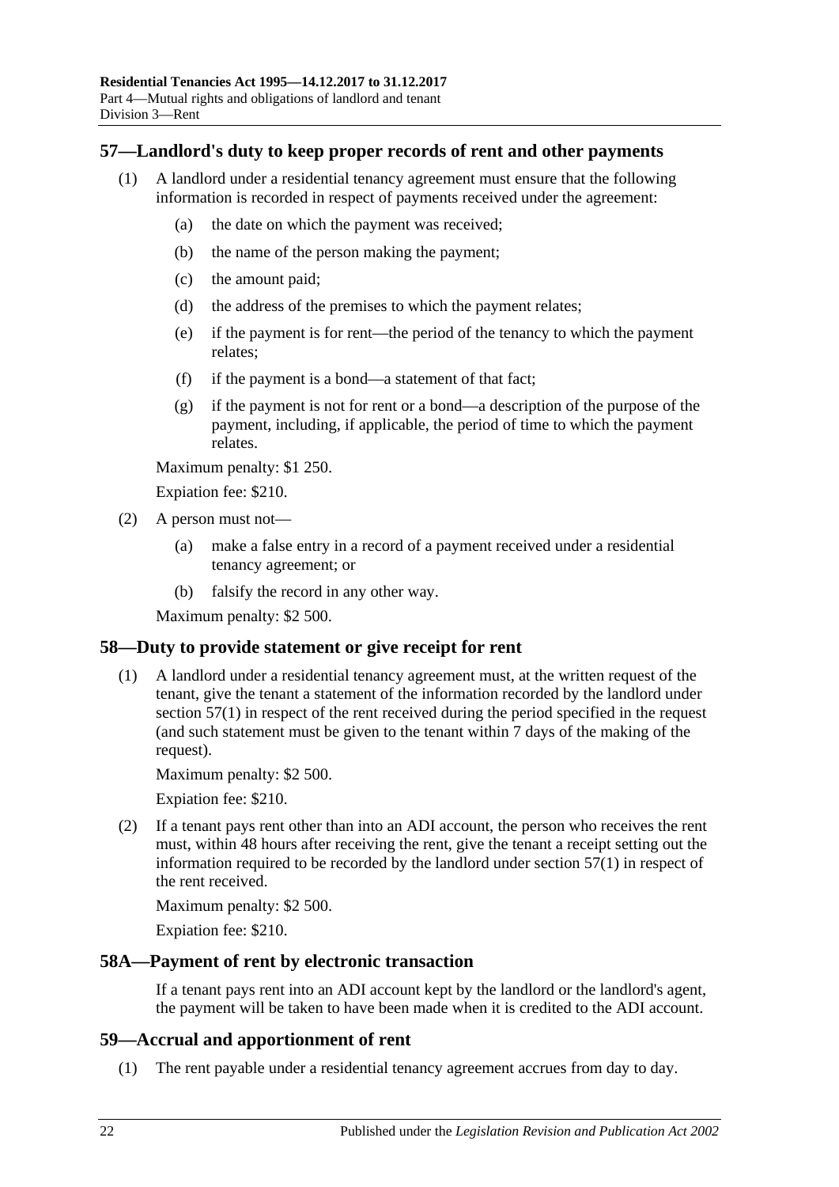## 57—Landlord's duty to keep proper records of rent and other payments

(1) A landlord under a residential tenancy agreement must ensure that the following information is recorded in respect of payments received under the agreement:

(a) the date on which the payment was received;

(b) the name of the person making the payment;

(c) the amount paid;

(d) the address of the premises to which the payment relates;

(e) if the payment is for rent—the period of the tenancy to which the payment relates;

(f) if the payment is a bond—a statement of that fact;

(g) if the payment is not for rent or a bond—a description of the purpose of the payment, including, if applicable, the period of time to which the payment relates.

Maximum penalty: $1 250.

Expiation fee: $210.

(2) A person must not—

(a) make a false entry in a record of a payment received under a residential tenancy agreement; or

(b) falsify the record in any other way.

Maximum penalty: $2 500.

## 58—Duty to provide statement or give receipt for rent

(1) A landlord under a residential tenancy agreement must, at the written request of the tenant, give the tenant a statement of the information recorded by the landlord under section 57(1) in respect of the rent received during the period specified in the request (and such statement must be given to the tenant within 7 days of the making of the request).

Maximum penalty: $2 500.

Expiation fee: $210.

(2) If a tenant pays rent other than into an ADI account, the person who receives the rent must, within 48 hours after receiving the rent, give the tenant a receipt setting out the information required to be recorded by the landlord under section 57(1) in respect of the rent received.

Maximum penalty: $2 500.

Expiation fee: $210.

## 58A—Payment of rent by electronic transaction

If a tenant pays rent into an ADI account kept by the landlord or the landlord's agent, the payment will be taken to have been made when it is credited to the ADI account.

## 59—Accrual and apportionment of rent

(1) The rent payable under a residential tenancy agreement accrues from day to day.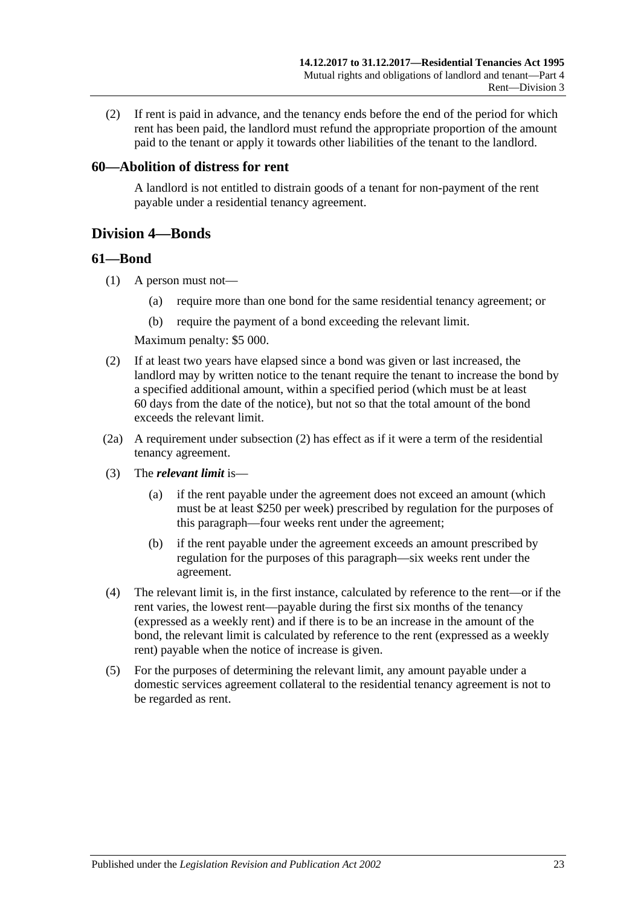(2) If rent is paid in advance, and the tenancy ends before the end of the period for which rent has been paid, the landlord must refund the appropriate proportion of the amount paid to the tenant or apply it towards other liabilities of the tenant to the landlord.

### 60—Abolition of distress for rent

A landlord is not entitled to distrain goods of a tenant for non-payment of the rent payable under a residential tenancy agreement.

## Division 4—Bonds

### 61—Bond

(1) A person must not—

(a) require more than one bond for the same residential tenancy agreement; or

(b) require the payment of a bond exceeding the relevant limit.

Maximum penalty: $5 000.

(2) If at least two years have elapsed since a bond was given or last increased, the landlord may by written notice to the tenant require the tenant to increase the bond by a specified additional amount, within a specified period (which must be at least 60 days from the date of the notice), but not so that the total amount of the bond exceeds the relevant limit.

(2a) A requirement under subsection (2) has effect as if it were a term of the residential tenancy agreement.

(3) The ***relevant limit*** is—

(a) if the rent payable under the agreement does not exceed an amount (which must be at least $250 per week) prescribed by regulation for the purposes of this paragraph—four weeks rent under the agreement;

(b) if the rent payable under the agreement exceeds an amount prescribed by regulation for the purposes of this paragraph—six weeks rent under the agreement.

(4) The relevant limit is, in the first instance, calculated by reference to the rent—or if the rent varies, the lowest rent—payable during the first six months of the tenancy (expressed as a weekly rent) and if there is to be an increase in the amount of the bond, the relevant limit is calculated by reference to the rent (expressed as a weekly rent) payable when the notice of increase is given.

(5) For the purposes of determining the relevant limit, any amount payable under a domestic services agreement collateral to the residential tenancy agreement is not to be regarded as rent.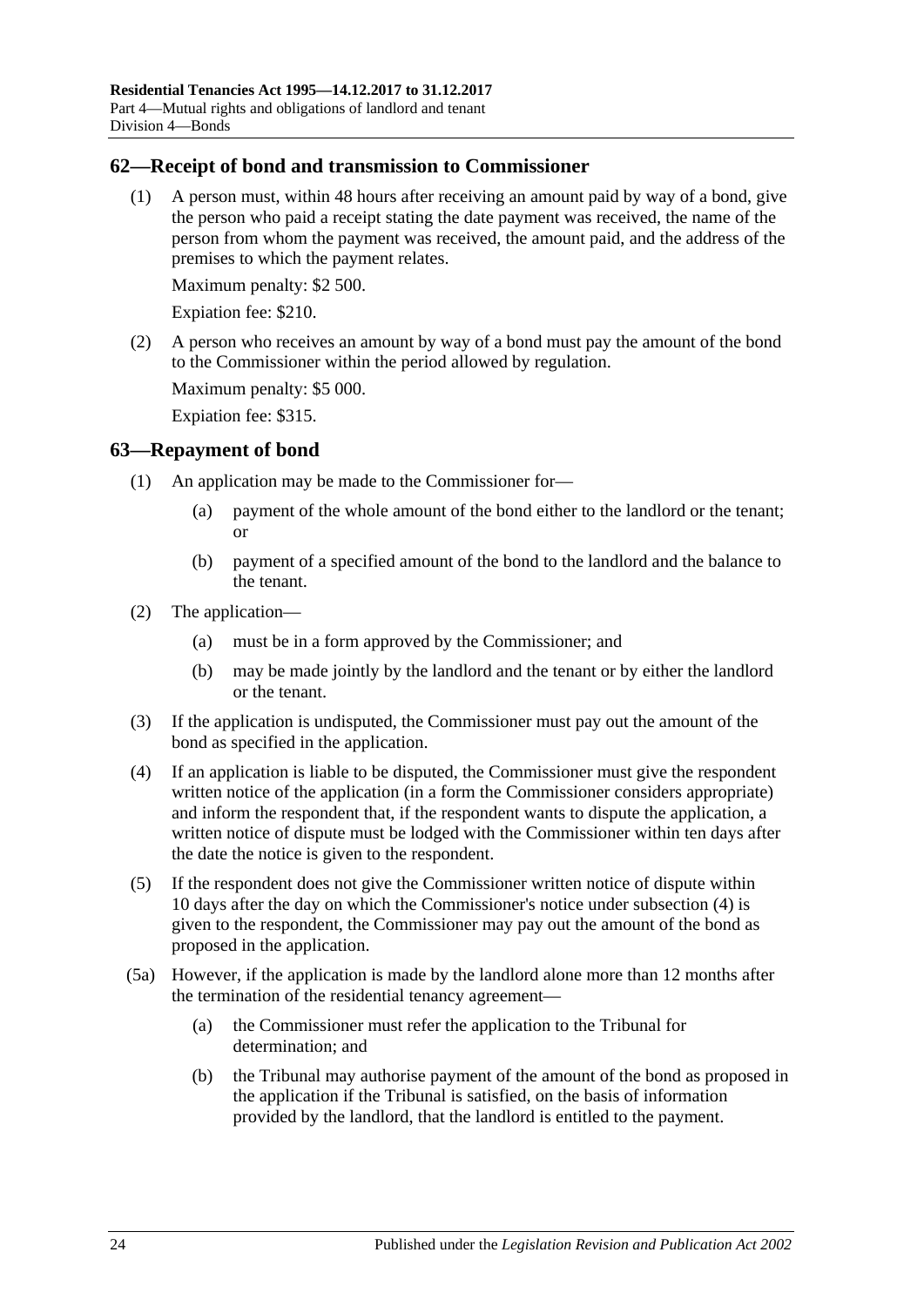## 62—Receipt of bond and transmission to Commissioner

(1) A person must, within 48 hours after receiving an amount paid by way of a bond, give the person who paid a receipt stating the date payment was received, the name of the person from whom the payment was received, the amount paid, and the address of the premises to which the payment relates.

Maximum penalty: $2 500.

Expiation fee: $210.

(2) A person who receives an amount by way of a bond must pay the amount of the bond to the Commissioner within the period allowed by regulation.

Maximum penalty: $5 000.

Expiation fee: $315.

## 63—Repayment of bond

(1) An application may be made to the Commissioner for—

(a) payment of the whole amount of the bond either to the landlord or the tenant; or

(b) payment of a specified amount of the bond to the landlord and the balance to the tenant.

(2) The application—

(a) must be in a form approved by the Commissioner; and

(b) may be made jointly by the landlord and the tenant or by either the landlord or the tenant.

(3) If the application is undisputed, the Commissioner must pay out the amount of the bond as specified in the application.

(4) If an application is liable to be disputed, the Commissioner must give the respondent written notice of the application (in a form the Commissioner considers appropriate) and inform the respondent that, if the respondent wants to dispute the application, a written notice of dispute must be lodged with the Commissioner within ten days after the date the notice is given to the respondent.

(5) If the respondent does not give the Commissioner written notice of dispute within 10 days after the day on which the Commissioner's notice under subsection (4) is given to the respondent, the Commissioner may pay out the amount of the bond as proposed in the application.

(5a) However, if the application is made by the landlord alone more than 12 months after the termination of the residential tenancy agreement—

(a) the Commissioner must refer the application to the Tribunal for determination; and

(b) the Tribunal may authorise payment of the amount of the bond as proposed in the application if the Tribunal is satisfied, on the basis of information provided by the landlord, that the landlord is entitled to the payment.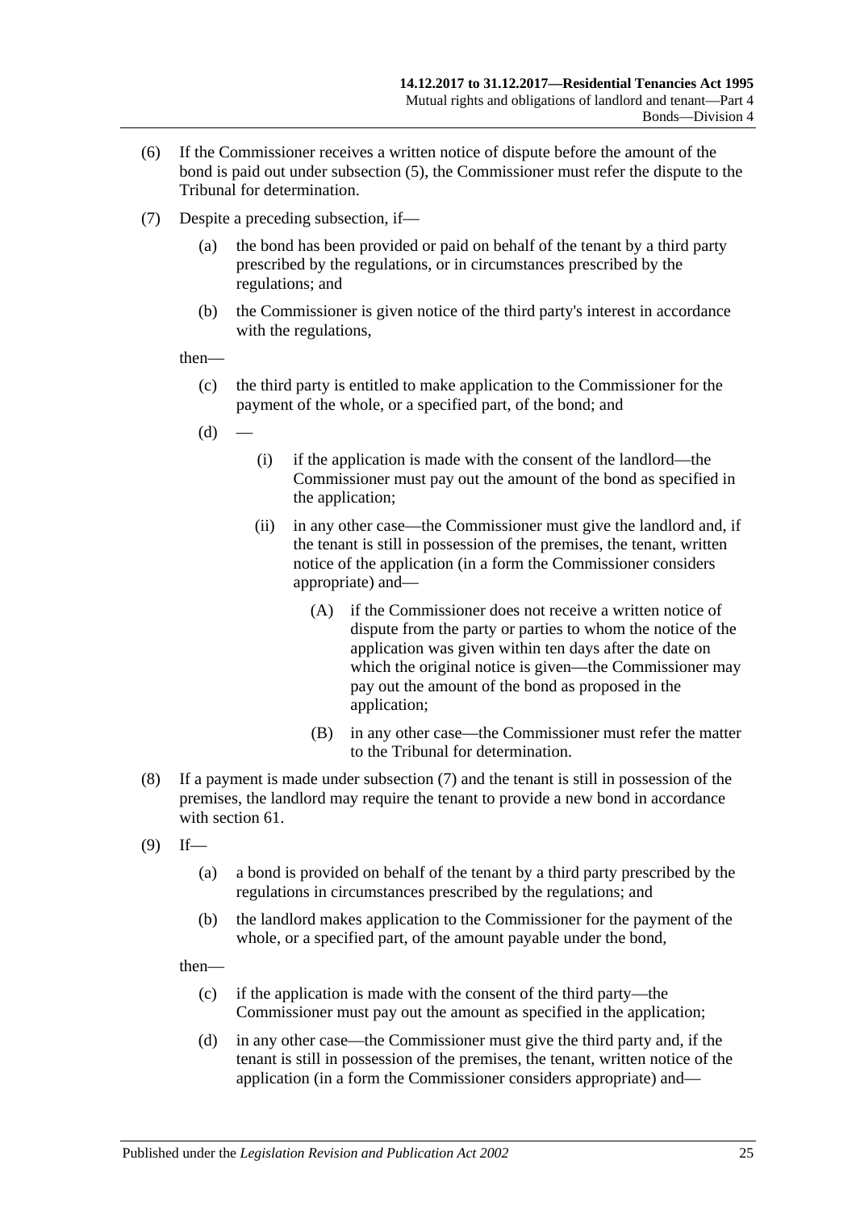(6) If the Commissioner receives a written notice of dispute before the amount of the bond is paid out under subsection (5), the Commissioner must refer the dispute to the Tribunal for determination.

(7) Despite a preceding subsection, if—

 (a) the bond has been provided or paid on behalf of the tenant by a third party prescribed by the regulations, or in circumstances prescribed by the regulations; and

 (b) the Commissioner is given notice of the third party's interest in accordance with the regulations,

 then—

 (c) the third party is entitled to make application to the Commissioner for the payment of the whole, or a specified part, of the bond; and

 (d) —

  (i) if the application is made with the consent of the landlord—the Commissioner must pay out the amount of the bond as specified in the application;

  (ii) in any other case—the Commissioner must give the landlord and, if the tenant is still in possession of the premises, the tenant, written notice of the application (in a form the Commissioner considers appropriate) and—

   (A) if the Commissioner does not receive a written notice of dispute from the party or parties to whom the notice of the application was given within ten days after the date on which the original notice is given—the Commissioner may pay out the amount of the bond as proposed in the application;

   (B) in any other case—the Commissioner must refer the matter to the Tribunal for determination.

(8) If a payment is made under subsection (7) and the tenant is still in possession of the premises, the landlord may require the tenant to provide a new bond in accordance with section 61.

(9) If—

 (a) a bond is provided on behalf of the tenant by a third party prescribed by the regulations in circumstances prescribed by the regulations; and

 (b) the landlord makes application to the Commissioner for the payment of the whole, or a specified part, of the amount payable under the bond,

 then—

 (c) if the application is made with the consent of the third party—the Commissioner must pay out the amount as specified in the application;

 (d) in any other case—the Commissioner must give the third party and, if the tenant is still in possession of the premises, the tenant, written notice of the application (in a form the Commissioner considers appropriate) and—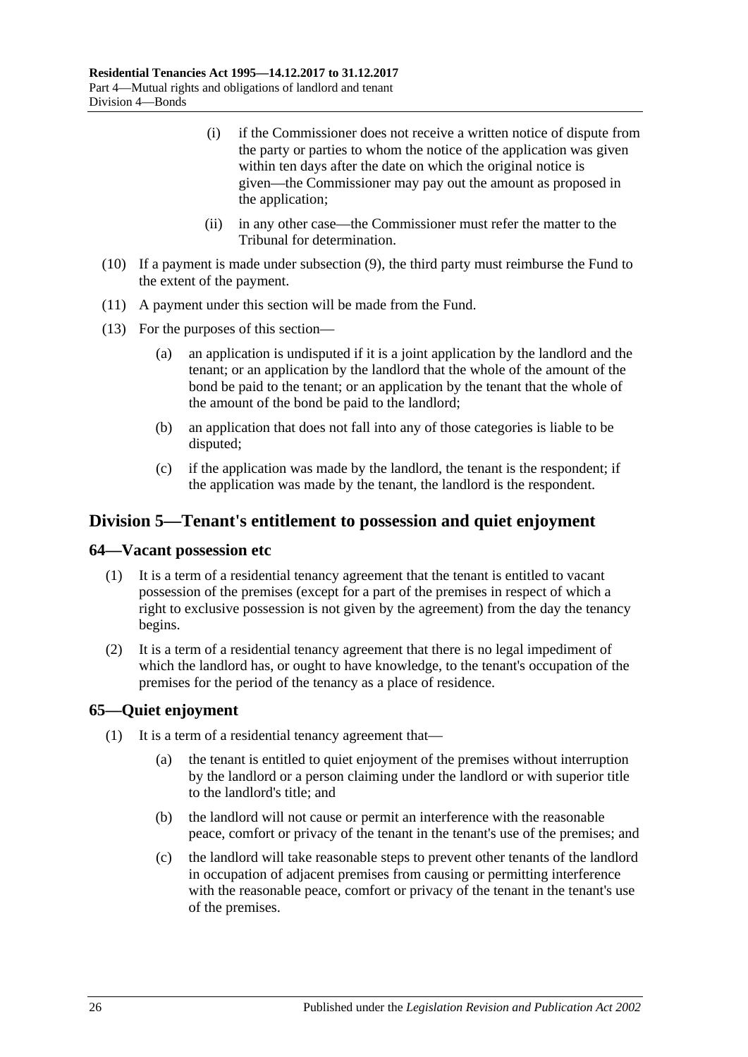(i) if the Commissioner does not receive a written notice of dispute from the party or parties to whom the notice of the application was given within ten days after the date on which the original notice is given—the Commissioner may pay out the amount as proposed in the application;

(ii) in any other case—the Commissioner must refer the matter to the Tribunal for determination.

(10) If a payment is made under subsection (9), the third party must reimburse the Fund to the extent of the payment.

(11) A payment under this section will be made from the Fund.

(13) For the purposes of this section—

(a) an application is undisputed if it is a joint application by the landlord and the tenant; or an application by the landlord that the whole of the amount of the bond be paid to the tenant; or an application by the tenant that the whole of the amount of the bond be paid to the landlord;

(b) an application that does not fall into any of those categories is liable to be disputed;

(c) if the application was made by the landlord, the tenant is the respondent; if the application was made by the tenant, the landlord is the respondent.

## Division 5—Tenant's entitlement to possession and quiet enjoyment

### 64—Vacant possession etc

(1) It is a term of a residential tenancy agreement that the tenant is entitled to vacant possession of the premises (except for a part of the premises in respect of which a right to exclusive possession is not given by the agreement) from the day the tenancy begins.

(2) It is a term of a residential tenancy agreement that there is no legal impediment of which the landlord has, or ought to have knowledge, to the tenant's occupation of the premises for the period of the tenancy as a place of residence.

### 65—Quiet enjoyment

(1) It is a term of a residential tenancy agreement that—

(a) the tenant is entitled to quiet enjoyment of the premises without interruption by the landlord or a person claiming under the landlord or with superior title to the landlord's title; and

(b) the landlord will not cause or permit an interference with the reasonable peace, comfort or privacy of the tenant in the tenant's use of the premises; and

(c) the landlord will take reasonable steps to prevent other tenants of the landlord in occupation of adjacent premises from causing or permitting interference with the reasonable peace, comfort or privacy of the tenant in the tenant's use of the premises.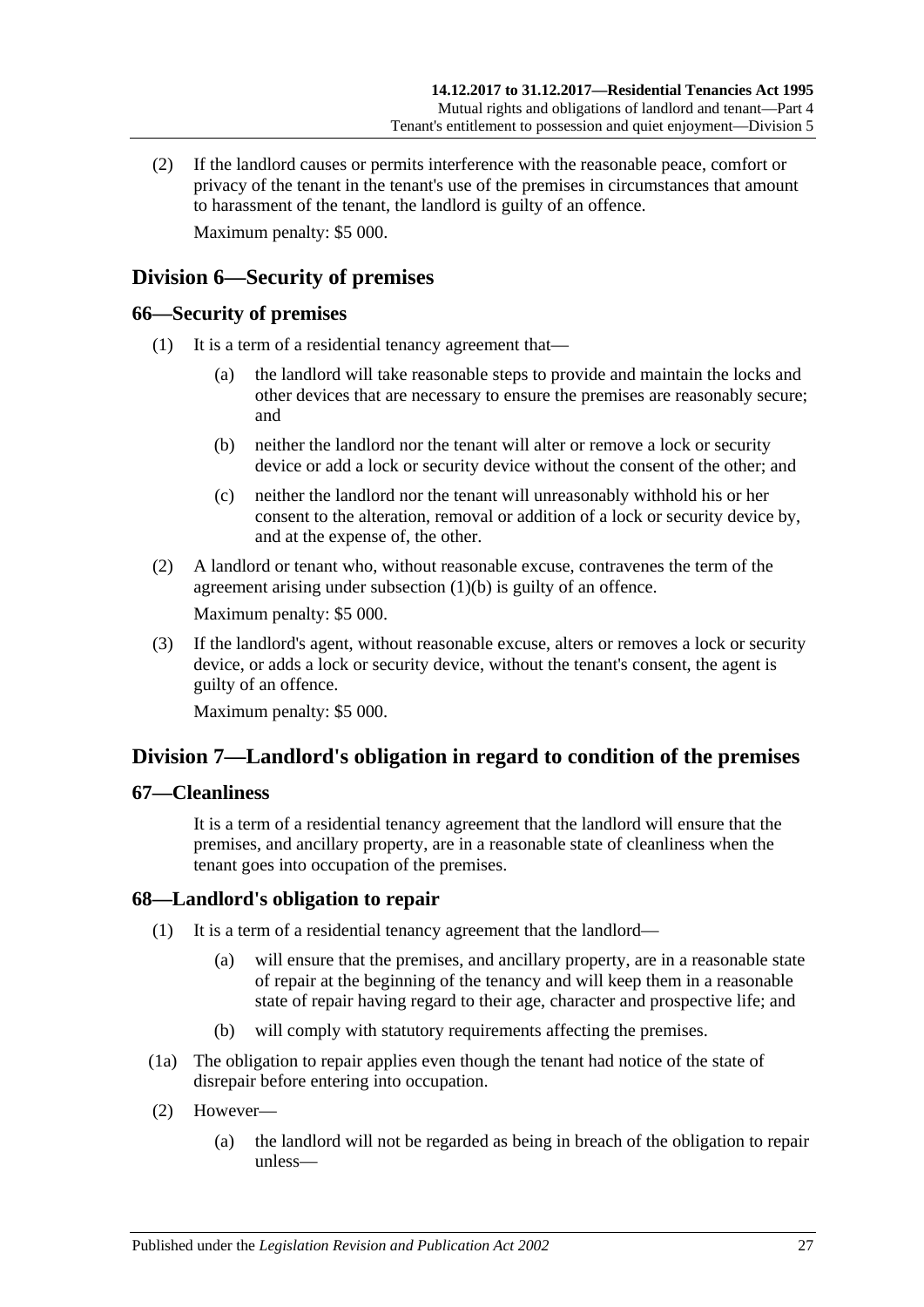(2) If the landlord causes or permits interference with the reasonable peace, comfort or privacy of the tenant in the tenant's use of the premises in circumstances that amount to harassment of the tenant, the landlord is guilty of an offence.

Maximum penalty: $5 000.

## Division 6—Security of premises

### 66—Security of premises

(1) It is a term of a residential tenancy agreement that—

(a) the landlord will take reasonable steps to provide and maintain the locks and other devices that are necessary to ensure the premises are reasonably secure; and

(b) neither the landlord nor the tenant will alter or remove a lock or security device or add a lock or security device without the consent of the other; and

(c) neither the landlord nor the tenant will unreasonably withhold his or her consent to the alteration, removal or addition of a lock or security device by, and at the expense of, the other.

(2) A landlord or tenant who, without reasonable excuse, contravenes the term of the agreement arising under subsection (1)(b) is guilty of an offence.

Maximum penalty: $5 000.

(3) If the landlord's agent, without reasonable excuse, alters or removes a lock or security device, or adds a lock or security device, without the tenant's consent, the agent is guilty of an offence.

Maximum penalty: $5 000.

## Division 7—Landlord's obligation in regard to condition of the premises

### 67—Cleanliness

It is a term of a residential tenancy agreement that the landlord will ensure that the premises, and ancillary property, are in a reasonable state of cleanliness when the tenant goes into occupation of the premises.

### 68—Landlord's obligation to repair

(1) It is a term of a residential tenancy agreement that the landlord—

(a) will ensure that the premises, and ancillary property, are in a reasonable state of repair at the beginning of the tenancy and will keep them in a reasonable state of repair having regard to their age, character and prospective life; and

(b) will comply with statutory requirements affecting the premises.

(1a) The obligation to repair applies even though the tenant had notice of the state of disrepair before entering into occupation.

(2) However—

(a) the landlord will not be regarded as being in breach of the obligation to repair unless—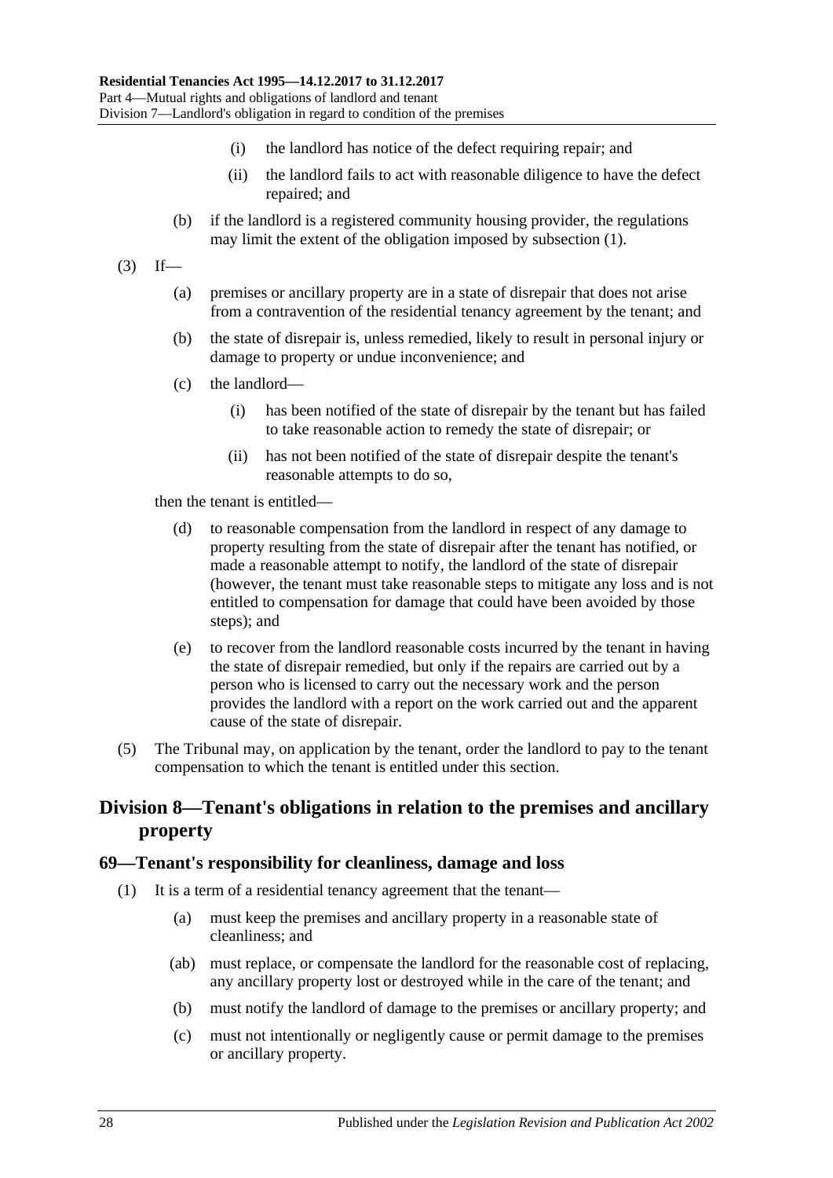(i) the landlord has notice of the defect requiring repair; and

(ii) the landlord fails to act with reasonable diligence to have the defect repaired; and

(b) if the landlord is a registered community housing provider, the regulations may limit the extent of the obligation imposed by subsection (1).

(3) If—

(a) premises or ancillary property are in a state of disrepair that does not arise from a contravention of the residential tenancy agreement by the tenant; and

(b) the state of disrepair is, unless remedied, likely to result in personal injury or damage to property or undue inconvenience; and

(c) the landlord—

(i) has been notified of the state of disrepair by the tenant but has failed to take reasonable action to remedy the state of disrepair; or

(ii) has not been notified of the state of disrepair despite the tenant's reasonable attempts to do so,

then the tenant is entitled—

(d) to reasonable compensation from the landlord in respect of any damage to property resulting from the state of disrepair after the tenant has notified, or made a reasonable attempt to notify, the landlord of the state of disrepair (however, the tenant must take reasonable steps to mitigate any loss and is not entitled to compensation for damage that could have been avoided by those steps); and

(e) to recover from the landlord reasonable costs incurred by the tenant in having the state of disrepair remedied, but only if the repairs are carried out by a person who is licensed to carry out the necessary work and the person provides the landlord with a report on the work carried out and the apparent cause of the state of disrepair.

(5) The Tribunal may, on application by the tenant, order the landlord to pay to the tenant compensation to which the tenant is entitled under this section.

## Division 8—Tenant's obligations in relation to the premises and ancillary property

### 69—Tenant's responsibility for cleanliness, damage and loss

(1) It is a term of a residential tenancy agreement that the tenant—

(a) must keep the premises and ancillary property in a reasonable state of cleanliness; and

(ab) must replace, or compensate the landlord for the reasonable cost of replacing, any ancillary property lost or destroyed while in the care of the tenant; and

(b) must notify the landlord of damage to the premises or ancillary property; and

(c) must not intentionally or negligently cause or permit damage to the premises or ancillary property.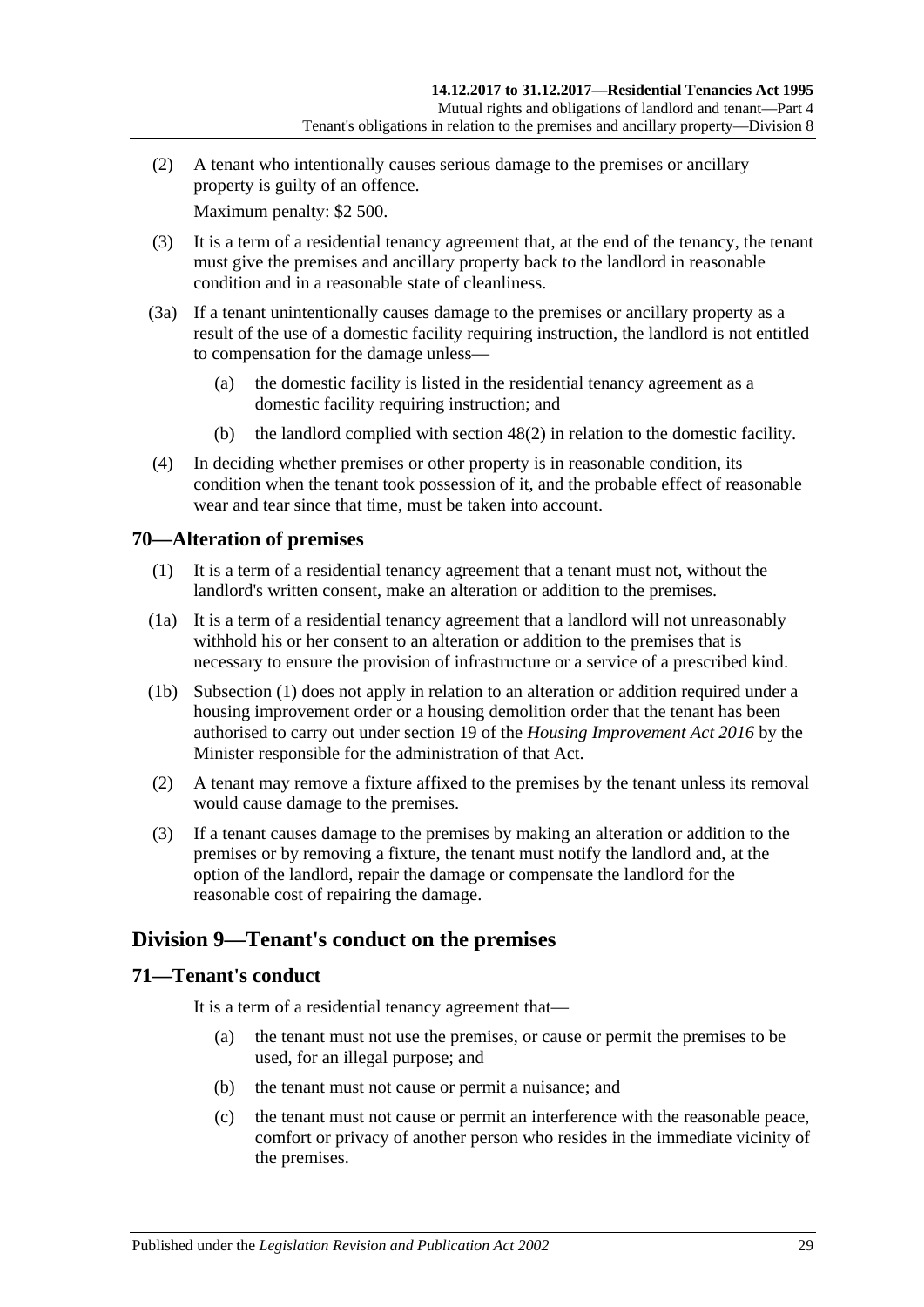(2) A tenant who intentionally causes serious damage to the premises or ancillary property is guilty of an offence.

Maximum penalty: $2 500.

(3) It is a term of a residential tenancy agreement that, at the end of the tenancy, the tenant must give the premises and ancillary property back to the landlord in reasonable condition and in a reasonable state of cleanliness.

(3a) If a tenant unintentionally causes damage to the premises or ancillary property as a result of the use of a domestic facility requiring instruction, the landlord is not entitled to compensation for the damage unless—

(a) the domestic facility is listed in the residential tenancy agreement as a domestic facility requiring instruction; and

(b) the landlord complied with section 48(2) in relation to the domestic facility.

(4) In deciding whether premises or other property is in reasonable condition, its condition when the tenant took possession of it, and the probable effect of reasonable wear and tear since that time, must be taken into account.

## 70—Alteration of premises

(1) It is a term of a residential tenancy agreement that a tenant must not, without the landlord's written consent, make an alteration or addition to the premises.

(1a) It is a term of a residential tenancy agreement that a landlord will not unreasonably withhold his or her consent to an alteration or addition to the premises that is necessary to ensure the provision of infrastructure or a service of a prescribed kind.

(1b) Subsection (1) does not apply in relation to an alteration or addition required under a housing improvement order or a housing demolition order that the tenant has been authorised to carry out under section 19 of the *Housing Improvement Act 2016* by the Minister responsible for the administration of that Act.

(2) A tenant may remove a fixture affixed to the premises by the tenant unless its removal would cause damage to the premises.

(3) If a tenant causes damage to the premises by making an alteration or addition to the premises or by removing a fixture, the tenant must notify the landlord and, at the option of the landlord, repair the damage or compensate the landlord for the reasonable cost of repairing the damage.

# Division 9—Tenant's conduct on the premises

## 71—Tenant's conduct

It is a term of a residential tenancy agreement that—

(a) the tenant must not use the premises, or cause or permit the premises to be used, for an illegal purpose; and

(b) the tenant must not cause or permit a nuisance; and

(c) the tenant must not cause or permit an interference with the reasonable peace, comfort or privacy of another person who resides in the immediate vicinity of the premises.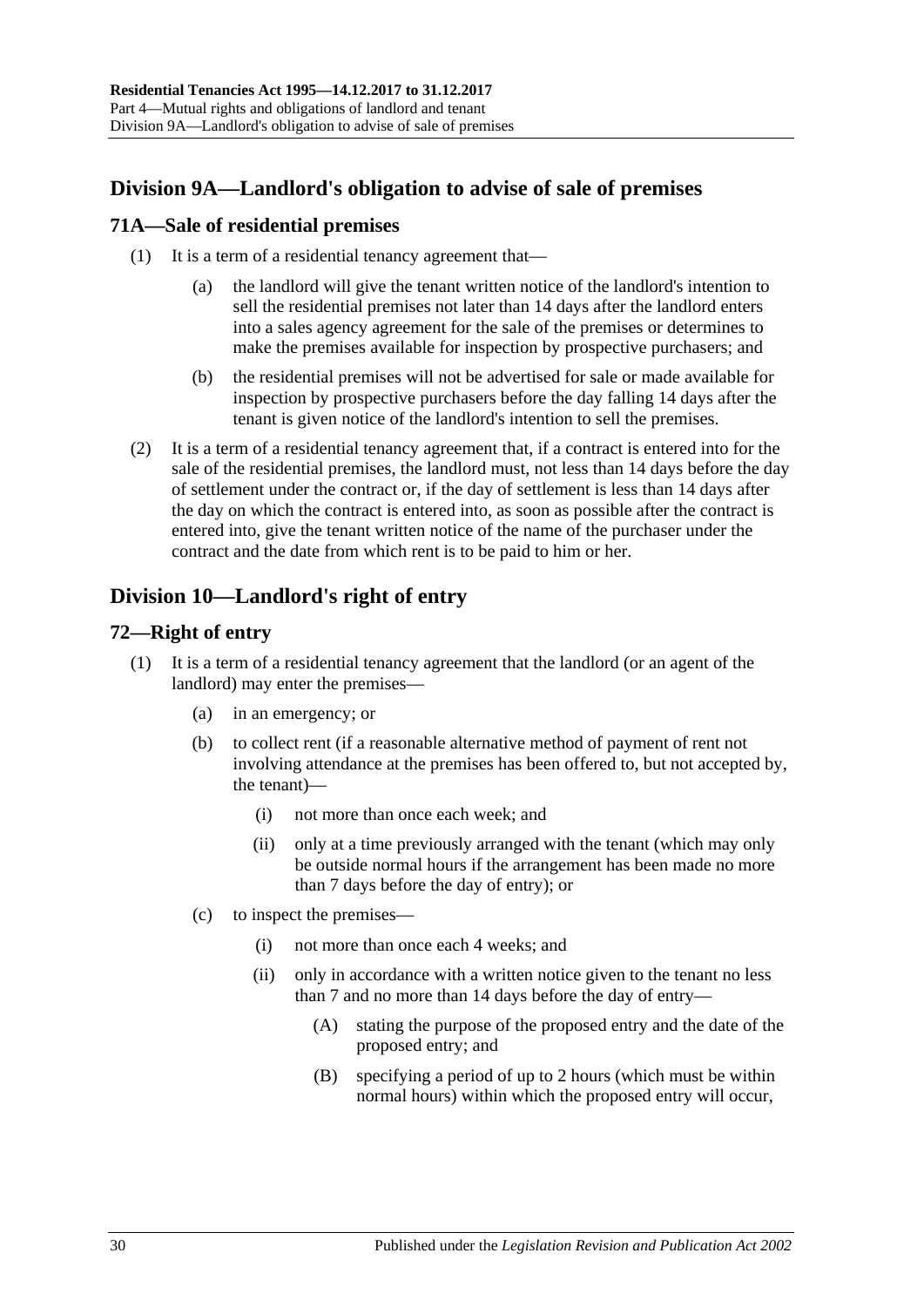## Division 9A—Landlord's obligation to advise of sale of premises

### 71A—Sale of residential premises

(1) It is a term of a residential tenancy agreement that—

(a) the landlord will give the tenant written notice of the landlord's intention to sell the residential premises not later than 14 days after the landlord enters into a sales agency agreement for the sale of the premises or determines to make the premises available for inspection by prospective purchasers; and

(b) the residential premises will not be advertised for sale or made available for inspection by prospective purchasers before the day falling 14 days after the tenant is given notice of the landlord's intention to sell the premises.

(2) It is a term of a residential tenancy agreement that, if a contract is entered into for the sale of the residential premises, the landlord must, not less than 14 days before the day of settlement under the contract or, if the day of settlement is less than 14 days after the day on which the contract is entered into, as soon as possible after the contract is entered into, give the tenant written notice of the name of the purchaser under the contract and the date from which rent is to be paid to him or her.

## Division 10—Landlord's right of entry

### 72—Right of entry

(1) It is a term of a residential tenancy agreement that the landlord (or an agent of the landlord) may enter the premises—

(a) in an emergency; or

(b) to collect rent (if a reasonable alternative method of payment of rent not involving attendance at the premises has been offered to, but not accepted by, the tenant)—

(i) not more than once each week; and

(ii) only at a time previously arranged with the tenant (which may only be outside normal hours if the arrangement has been made no more than 7 days before the day of entry); or

(c) to inspect the premises—

(i) not more than once each 4 weeks; and

(ii) only in accordance with a written notice given to the tenant no less than 7 and no more than 14 days before the day of entry—

(A) stating the purpose of the proposed entry and the date of the proposed entry; and

(B) specifying a period of up to 2 hours (which must be within normal hours) within which the proposed entry will occur,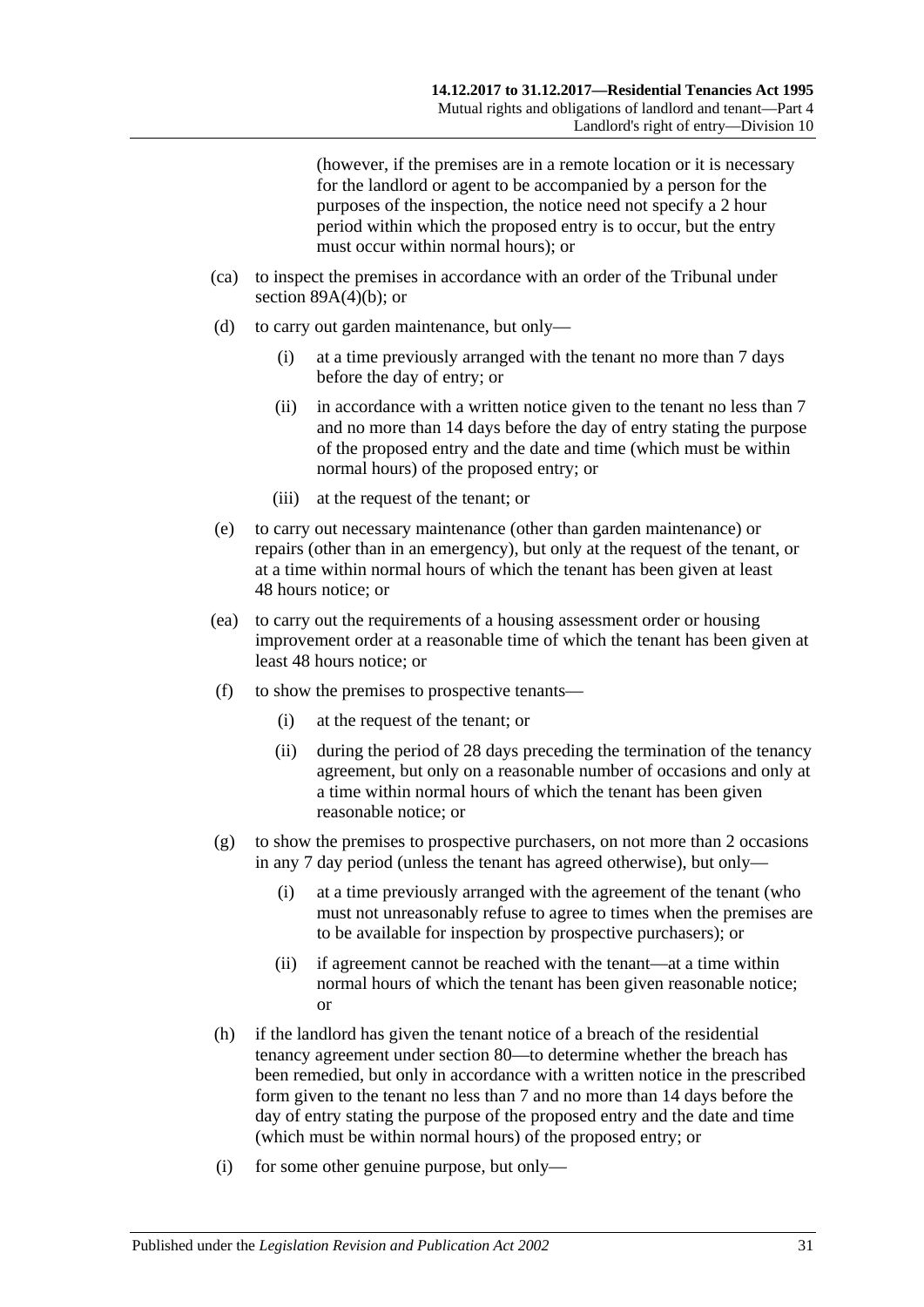(however, if the premises are in a remote location or it is necessary for the landlord or agent to be accompanied by a person for the purposes of the inspection, the notice need not specify a 2 hour period within which the proposed entry is to occur, but the entry must occur within normal hours); or

- (ca) to inspect the premises in accordance with an order of the Tribunal under section 89A(4)(b); or
- (d) to carry out garden maintenance, but only—
  - (i) at a time previously arranged with the tenant no more than 7 days before the day of entry; or
  - (ii) in accordance with a written notice given to the tenant no less than 7 and no more than 14 days before the day of entry stating the purpose of the proposed entry and the date and time (which must be within normal hours) of the proposed entry; or
  - (iii) at the request of the tenant; or
- (e) to carry out necessary maintenance (other than garden maintenance) or repairs (other than in an emergency), but only at the request of the tenant, or at a time within normal hours of which the tenant has been given at least 48 hours notice; or
- (ea) to carry out the requirements of a housing assessment order or housing improvement order at a reasonable time of which the tenant has been given at least 48 hours notice; or
- (f) to show the premises to prospective tenants—
  - (i) at the request of the tenant; or
  - (ii) during the period of 28 days preceding the termination of the tenancy agreement, but only on a reasonable number of occasions and only at a time within normal hours of which the tenant has been given reasonable notice; or
- (g) to show the premises to prospective purchasers, on not more than 2 occasions in any 7 day period (unless the tenant has agreed otherwise), but only—
  - (i) at a time previously arranged with the agreement of the tenant (who must not unreasonably refuse to agree to times when the premises are to be available for inspection by prospective purchasers); or
  - (ii) if agreement cannot be reached with the tenant—at a time within normal hours of which the tenant has been given reasonable notice; or
- (h) if the landlord has given the tenant notice of a breach of the residential tenancy agreement under section 80—to determine whether the breach has been remedied, but only in accordance with a written notice in the prescribed form given to the tenant no less than 7 and no more than 14 days before the day of entry stating the purpose of the proposed entry and the date and time (which must be within normal hours) of the proposed entry; or
- (i) for some other genuine purpose, but only—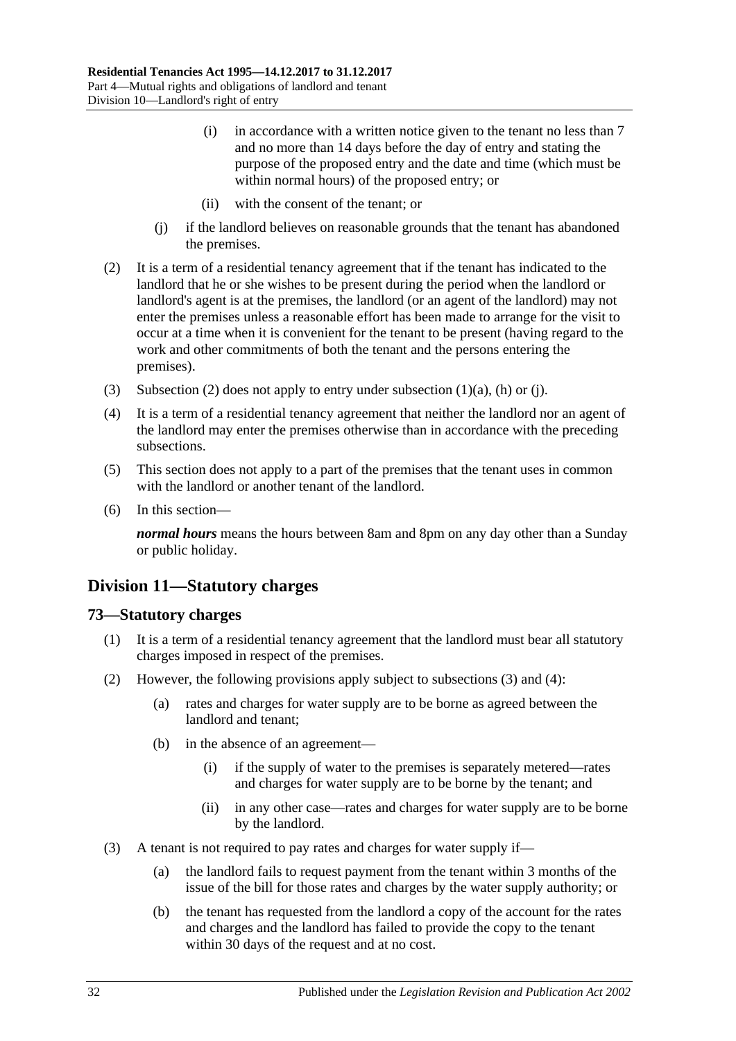(i) in accordance with a written notice given to the tenant no less than 7 and no more than 14 days before the day of entry and stating the purpose of the proposed entry and the date and time (which must be within normal hours) of the proposed entry; or

(ii) with the consent of the tenant; or

(j) if the landlord believes on reasonable grounds that the tenant has abandoned the premises.

(2) It is a term of a residential tenancy agreement that if the tenant has indicated to the landlord that he or she wishes to be present during the period when the landlord or landlord's agent is at the premises, the landlord (or an agent of the landlord) may not enter the premises unless a reasonable effort has been made to arrange for the visit to occur at a time when it is convenient for the tenant to be present (having regard to the work and other commitments of both the tenant and the persons entering the premises).

(3) Subsection (2) does not apply to entry under subsection (1)(a), (h) or (j).

(4) It is a term of a residential tenancy agreement that neither the landlord nor an agent of the landlord may enter the premises otherwise than in accordance with the preceding subsections.

(5) This section does not apply to a part of the premises that the tenant uses in common with the landlord or another tenant of the landlord.

(6) In this section—

***normal hours*** means the hours between 8am and 8pm on any day other than a Sunday or public holiday.

## Division 11—Statutory charges

### 73—Statutory charges

(1) It is a term of a residential tenancy agreement that the landlord must bear all statutory charges imposed in respect of the premises.

(2) However, the following provisions apply subject to subsections (3) and (4):

(a) rates and charges for water supply are to be borne as agreed between the landlord and tenant;

(b) in the absence of an agreement—

(i) if the supply of water to the premises is separately metered—rates and charges for water supply are to be borne by the tenant; and

(ii) in any other case—rates and charges for water supply are to be borne by the landlord.

(3) A tenant is not required to pay rates and charges for water supply if—

(a) the landlord fails to request payment from the tenant within 3 months of the issue of the bill for those rates and charges by the water supply authority; or

(b) the tenant has requested from the landlord a copy of the account for the rates and charges and the landlord has failed to provide the copy to the tenant within 30 days of the request and at no cost.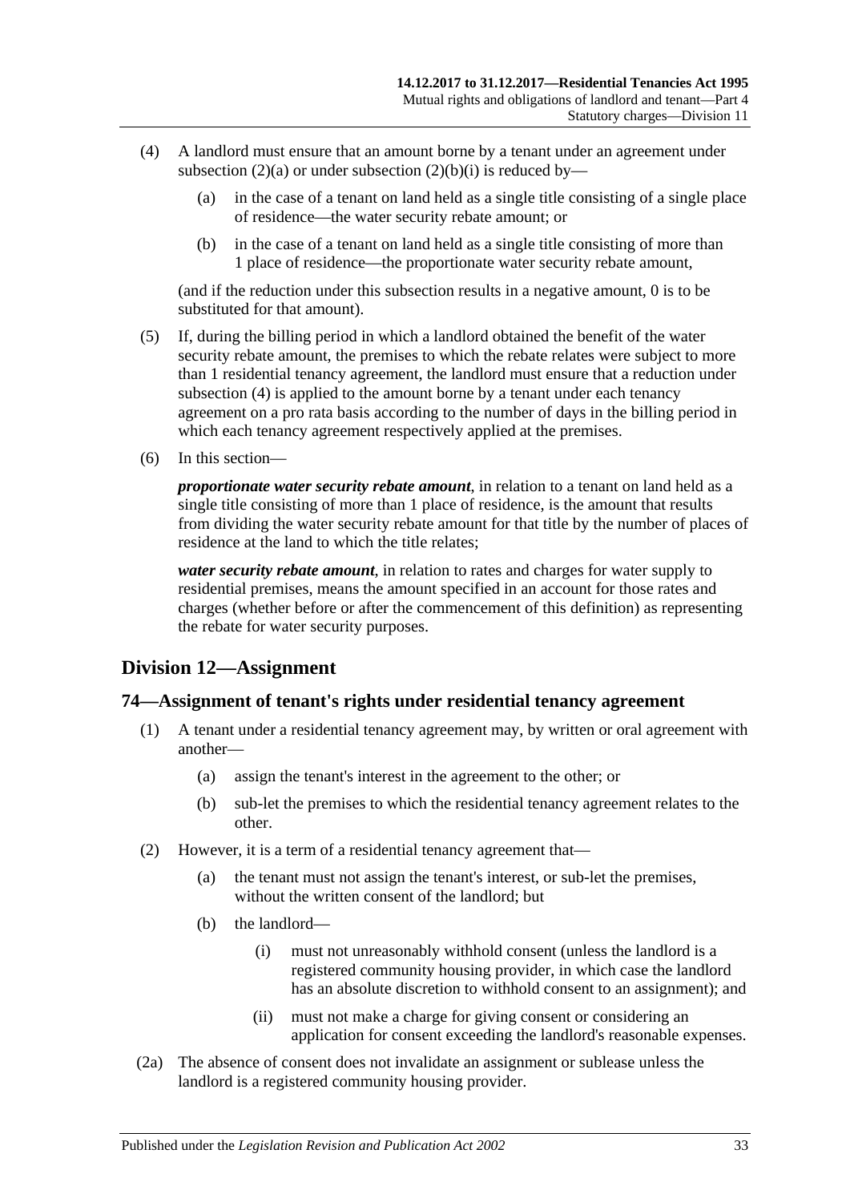(4) A landlord must ensure that an amount borne by a tenant under an agreement under subsection (2)(a) or under subsection (2)(b)(i) is reduced by—

(a) in the case of a tenant on land held as a single title consisting of a single place of residence—the water security rebate amount; or

(b) in the case of a tenant on land held as a single title consisting of more than 1 place of residence—the proportionate water security rebate amount,

(and if the reduction under this subsection results in a negative amount, 0 is to be substituted for that amount).

(5) If, during the billing period in which a landlord obtained the benefit of the water security rebate amount, the premises to which the rebate relates were subject to more than 1 residential tenancy agreement, the landlord must ensure that a reduction under subsection (4) is applied to the amount borne by a tenant under each tenancy agreement on a pro rata basis according to the number of days in the billing period in which each tenancy agreement respectively applied at the premises.

(6) In this section—

***proportionate water security rebate amount***, in relation to a tenant on land held as a single title consisting of more than 1 place of residence, is the amount that results from dividing the water security rebate amount for that title by the number of places of residence at the land to which the title relates;

***water security rebate amount***, in relation to rates and charges for water supply to residential premises, means the amount specified in an account for those rates and charges (whether before or after the commencement of this definition) as representing the rebate for water security purposes.

## Division 12—Assignment

### 74—Assignment of tenant's rights under residential tenancy agreement

(1) A tenant under a residential tenancy agreement may, by written or oral agreement with another—

(a) assign the tenant's interest in the agreement to the other; or

(b) sub-let the premises to which the residential tenancy agreement relates to the other.

(2) However, it is a term of a residential tenancy agreement that—

(a) the tenant must not assign the tenant's interest, or sub-let the premises, without the written consent of the landlord; but

(b) the landlord—

(i) must not unreasonably withhold consent (unless the landlord is a registered community housing provider, in which case the landlord has an absolute discretion to withhold consent to an assignment); and

(ii) must not make a charge for giving consent or considering an application for consent exceeding the landlord's reasonable expenses.

(2a) The absence of consent does not invalidate an assignment or sublease unless the landlord is a registered community housing provider.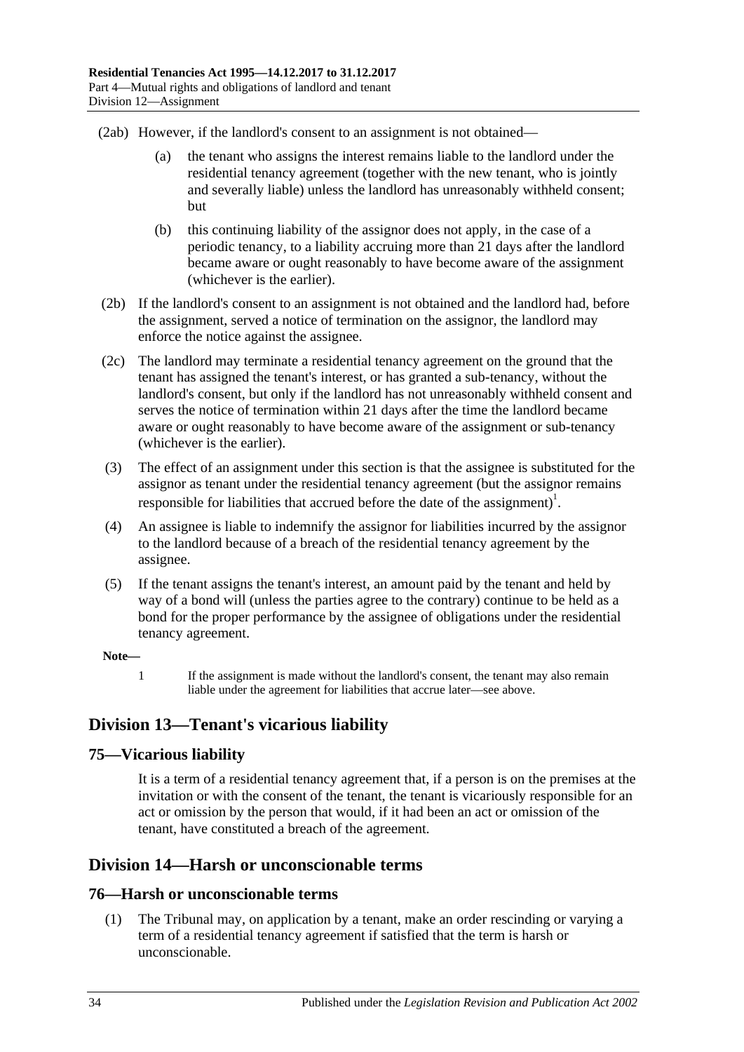(2ab) However, if the landlord's consent to an assignment is not obtained—

(a) the tenant who assigns the interest remains liable to the landlord under the residential tenancy agreement (together with the new tenant, who is jointly and severally liable) unless the landlord has unreasonably withheld consent; but

(b) this continuing liability of the assignor does not apply, in the case of a periodic tenancy, to a liability accruing more than 21 days after the landlord became aware or ought reasonably to have become aware of the assignment (whichever is the earlier).

(2b) If the landlord's consent to an assignment is not obtained and the landlord had, before the assignment, served a notice of termination on the assignor, the landlord may enforce the notice against the assignee.

(2c) The landlord may terminate a residential tenancy agreement on the ground that the tenant has assigned the tenant's interest, or has granted a sub-tenancy, without the landlord's consent, but only if the landlord has not unreasonably withheld consent and serves the notice of termination within 21 days after the time the landlord became aware or ought reasonably to have become aware of the assignment or sub-tenancy (whichever is the earlier).

(3) The effect of an assignment under this section is that the assignee is substituted for the assignor as tenant under the residential tenancy agreement (but the assignor remains responsible for liabilities that accrued before the date of the assignment)[1].

(4) An assignee is liable to indemnify the assignor for liabilities incurred by the assignor to the landlord because of a breach of the residential tenancy agreement by the assignee.

(5) If the tenant assigns the tenant's interest, an amount paid by the tenant and held by way of a bond will (unless the parties agree to the contrary) continue to be held as a bond for the proper performance by the assignee of obligations under the residential tenancy agreement.

**Note—**

1 If the assignment is made without the landlord's consent, the tenant may also remain liable under the agreement for liabilities that accrue later—see above.

## Division 13—Tenant's vicarious liability

### 75—Vicarious liability

It is a term of a residential tenancy agreement that, if a person is on the premises at the invitation or with the consent of the tenant, the tenant is vicariously responsible for an act or omission by the person that would, if it had been an act or omission of the tenant, have constituted a breach of the agreement.

## Division 14—Harsh or unconscionable terms

### 76—Harsh or unconscionable terms

(1) The Tribunal may, on application by a tenant, make an order rescinding or varying a term of a residential tenancy agreement if satisfied that the term is harsh or unconscionable.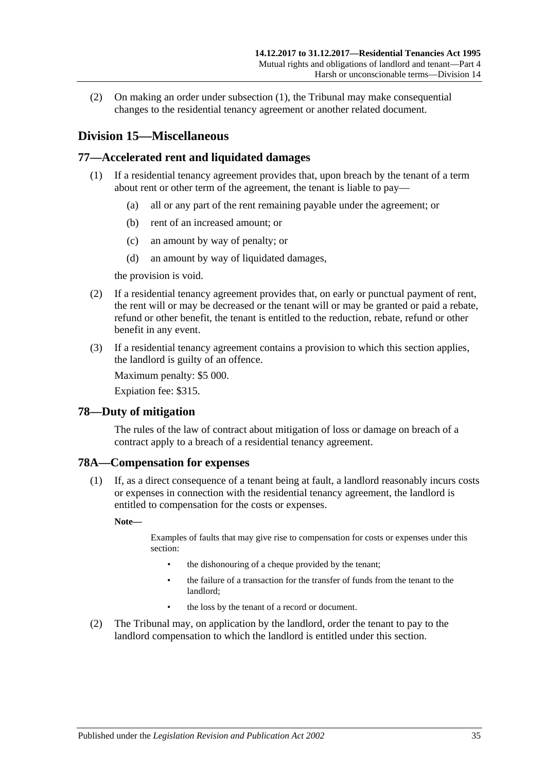(2) On making an order under subsection (1), the Tribunal may make consequential changes to the residential tenancy agreement or another related document.

## Division 15—Miscellaneous

### 77—Accelerated rent and liquidated damages

(1) If a residential tenancy agreement provides that, upon breach by the tenant of a term about rent or other term of the agreement, the tenant is liable to pay—

(a) all or any part of the rent remaining payable under the agreement; or

(b) rent of an increased amount; or

(c) an amount by way of penalty; or

(d) an amount by way of liquidated damages,

the provision is void.

(2) If a residential tenancy agreement provides that, on early or punctual payment of rent, the rent will or may be decreased or the tenant will or may be granted or paid a rebate, refund or other benefit, the tenant is entitled to the reduction, rebate, refund or other benefit in any event.

(3) If a residential tenancy agreement contains a provision to which this section applies, the landlord is guilty of an offence.

Maximum penalty: $5 000.

Expiation fee: $315.

### 78—Duty of mitigation

The rules of the law of contract about mitigation of loss or damage on breach of a contract apply to a breach of a residential tenancy agreement.

### 78A—Compensation for expenses

(1) If, as a direct consequence of a tenant being at fault, a landlord reasonably incurs costs or expenses in connection with the residential tenancy agreement, the landlord is entitled to compensation for the costs or expenses.

**Note—**

Examples of faults that may give rise to compensation for costs or expenses under this section:

- the dishonouring of a cheque provided by the tenant;
- the failure of a transaction for the transfer of funds from the tenant to the landlord;
- the loss by the tenant of a record or document.

(2) The Tribunal may, on application by the landlord, order the tenant to pay to the landlord compensation to which the landlord is entitled under this section.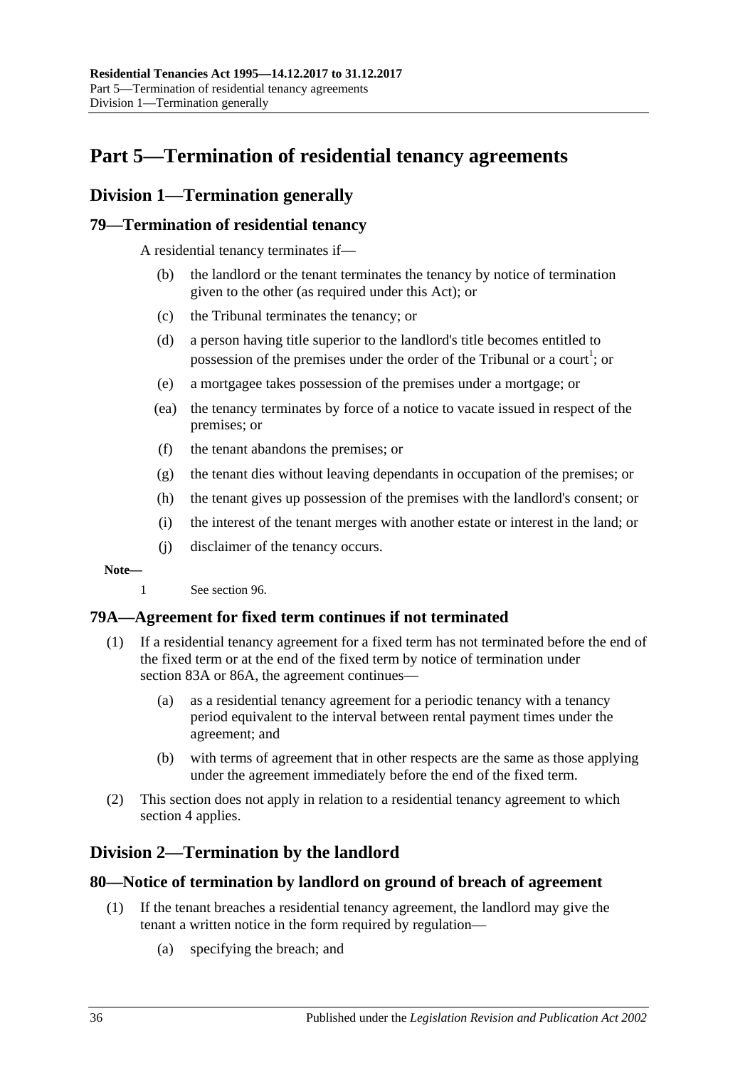# Part 5—Termination of residential tenancy agreements

## Division 1—Termination generally

### 79—Termination of residential tenancy

A residential tenancy terminates if—

- (b) the landlord or the tenant terminates the tenancy by notice of termination given to the other (as required under this Act); or
- (c) the Tribunal terminates the tenancy; or
- (d) a person having title superior to the landlord's title becomes entitled to possession of the premises under the order of the Tribunal or a court[1]; or
- (e) a mortgagee takes possession of the premises under a mortgage; or
- (ea) the tenancy terminates by force of a notice to vacate issued in respect of the premises; or
- (f) the tenant abandons the premises; or
- (g) the tenant dies without leaving dependants in occupation of the premises; or
- (h) the tenant gives up possession of the premises with the landlord's consent; or
- (i) the interest of the tenant merges with another estate or interest in the land; or
- (j) disclaimer of the tenancy occurs.

**Note—**

1 See section 96.

### 79A—Agreement for fixed term continues if not terminated

- (1) If a residential tenancy agreement for a fixed term has not terminated before the end of the fixed term or at the end of the fixed term by notice of termination under section 83A or 86A, the agreement continues—
  - (a) as a residential tenancy agreement for a periodic tenancy with a tenancy period equivalent to the interval between rental payment times under the agreement; and
  - (b) with terms of agreement that in other respects are the same as those applying under the agreement immediately before the end of the fixed term.
- (2) This section does not apply in relation to a residential tenancy agreement to which section 4 applies.

## Division 2—Termination by the landlord

### 80—Notice of termination by landlord on ground of breach of agreement

- (1) If the tenant breaches a residential tenancy agreement, the landlord may give the tenant a written notice in the form required by regulation—
  - (a) specifying the breach; and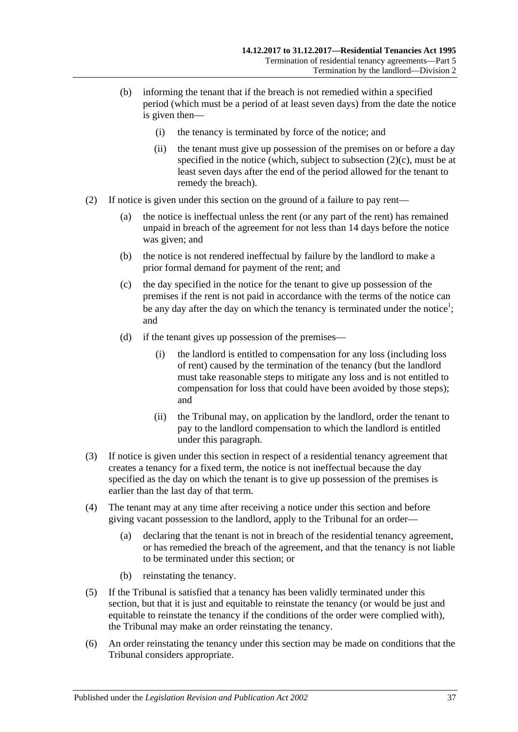(b) informing the tenant that if the breach is not remedied within a specified period (which must be a period of at least seven days) from the date the notice is given then—

(i) the tenancy is terminated by force of the notice; and

(ii) the tenant must give up possession of the premises on or before a day specified in the notice (which, subject to subsection (2)(c), must be at least seven days after the end of the period allowed for the tenant to remedy the breach).

(2) If notice is given under this section on the ground of a failure to pay rent—

(a) the notice is ineffectual unless the rent (or any part of the rent) has remained unpaid in breach of the agreement for not less than 14 days before the notice was given; and

(b) the notice is not rendered ineffectual by failure by the landlord to make a prior formal demand for payment of the rent; and

(c) the day specified in the notice for the tenant to give up possession of the premises if the rent is not paid in accordance with the terms of the notice can be any day after the day on which the tenancy is terminated under the notice[1]; and

(d) if the tenant gives up possession of the premises—

(i) the landlord is entitled to compensation for any loss (including loss of rent) caused by the termination of the tenancy (but the landlord must take reasonable steps to mitigate any loss and is not entitled to compensation for loss that could have been avoided by those steps); and

(ii) the Tribunal may, on application by the landlord, order the tenant to pay to the landlord compensation to which the landlord is entitled under this paragraph.

(3) If notice is given under this section in respect of a residential tenancy agreement that creates a tenancy for a fixed term, the notice is not ineffectual because the day specified as the day on which the tenant is to give up possession of the premises is earlier than the last day of that term.

(4) The tenant may at any time after receiving a notice under this section and before giving vacant possession to the landlord, apply to the Tribunal for an order—

(a) declaring that the tenant is not in breach of the residential tenancy agreement, or has remedied the breach of the agreement, and that the tenancy is not liable to be terminated under this section; or

(b) reinstating the tenancy.

(5) If the Tribunal is satisfied that a tenancy has been validly terminated under this section, but that it is just and equitable to reinstate the tenancy (or would be just and equitable to reinstate the tenancy if the conditions of the order were complied with), the Tribunal may make an order reinstating the tenancy.

(6) An order reinstating the tenancy under this section may be made on conditions that the Tribunal considers appropriate.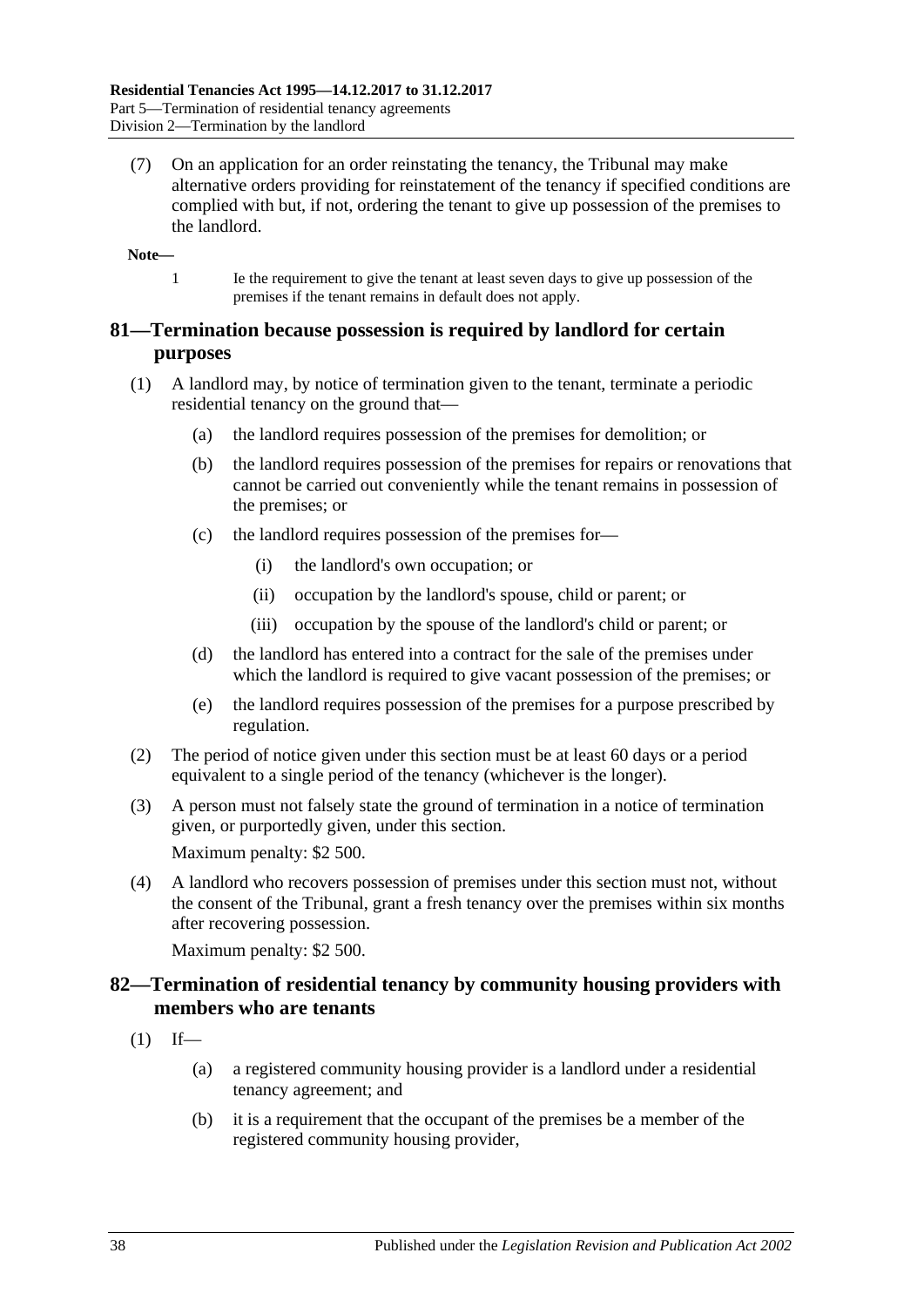(7) On an application for an order reinstating the tenancy, the Tribunal may make alternative orders providing for reinstatement of the tenancy if specified conditions are complied with but, if not, ordering the tenant to give up possession of the premises to the landlord.

**Note—**

1 Ie the requirement to give the tenant at least seven days to give up possession of the premises if the tenant remains in default does not apply.

## 81—Termination because possession is required by landlord for certain purposes

(1) A landlord may, by notice of termination given to the tenant, terminate a periodic residential tenancy on the ground that—

(a) the landlord requires possession of the premises for demolition; or

(b) the landlord requires possession of the premises for repairs or renovations that cannot be carried out conveniently while the tenant remains in possession of the premises; or

(c) the landlord requires possession of the premises for—

(i) the landlord's own occupation; or

(ii) occupation by the landlord's spouse, child or parent; or

(iii) occupation by the spouse of the landlord's child or parent; or

(d) the landlord has entered into a contract for the sale of the premises under which the landlord is required to give vacant possession of the premises; or

(e) the landlord requires possession of the premises for a purpose prescribed by regulation.

(2) The period of notice given under this section must be at least 60 days or a period equivalent to a single period of the tenancy (whichever is the longer).

(3) A person must not falsely state the ground of termination in a notice of termination given, or purportedly given, under this section.

Maximum penalty: $2 500.

(4) A landlord who recovers possession of premises under this section must not, without the consent of the Tribunal, grant a fresh tenancy over the premises within six months after recovering possession.

Maximum penalty: $2 500.

## 82—Termination of residential tenancy by community housing providers with members who are tenants

(1) If—

(a) a registered community housing provider is a landlord under a residential tenancy agreement; and

(b) it is a requirement that the occupant of the premises be a member of the registered community housing provider,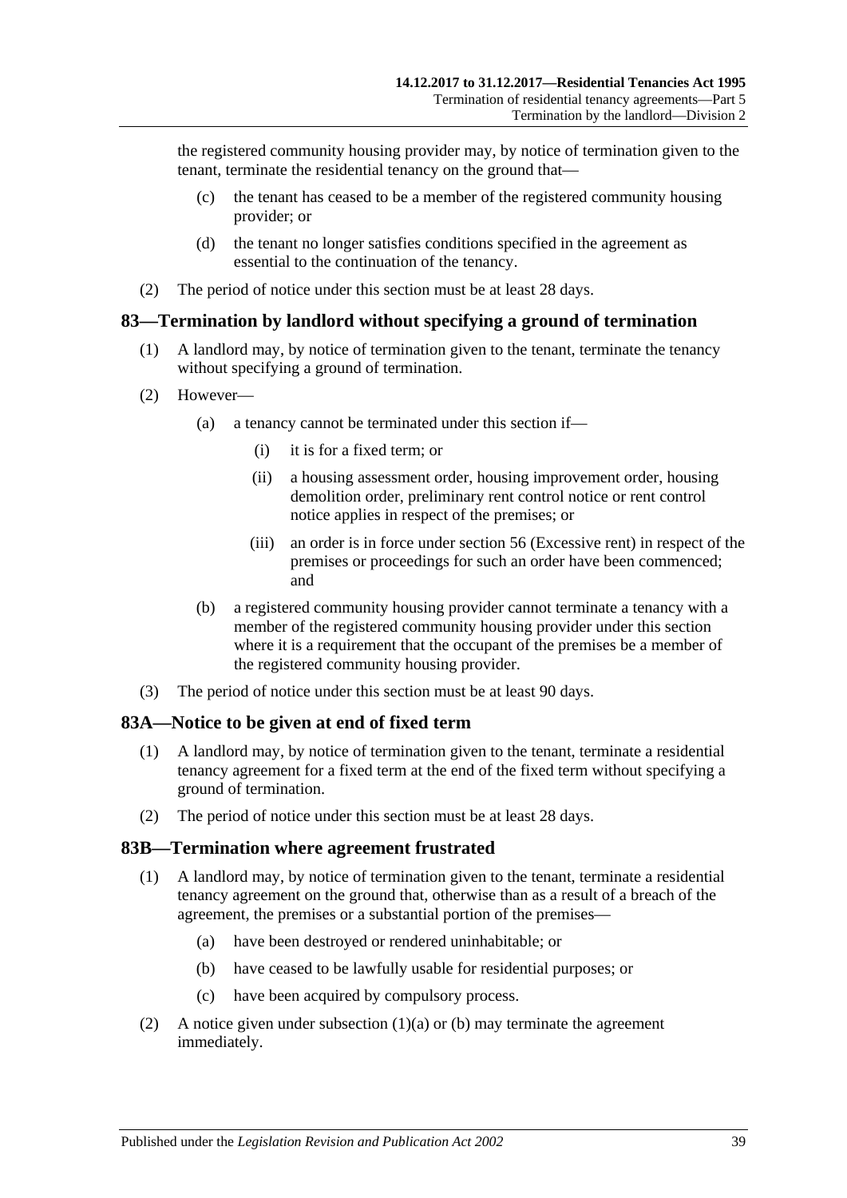the registered community housing provider may, by notice of termination given to the tenant, terminate the residential tenancy on the ground that—

- (c) the tenant has ceased to be a member of the registered community housing provider; or
- (d) the tenant no longer satisfies conditions specified in the agreement as essential to the continuation of the tenancy.

(2) The period of notice under this section must be at least 28 days.

## 83—Termination by landlord without specifying a ground of termination

(1) A landlord may, by notice of termination given to the tenant, terminate the tenancy without specifying a ground of termination.

(2) However—

- (a) a tenancy cannot be terminated under this section if—
  - (i) it is for a fixed term; or
  - (ii) a housing assessment order, housing improvement order, housing demolition order, preliminary rent control notice or rent control notice applies in respect of the premises; or
  - (iii) an order is in force under section 56 (Excessive rent) in respect of the premises or proceedings for such an order have been commenced; and
- (b) a registered community housing provider cannot terminate a tenancy with a member of the registered community housing provider under this section where it is a requirement that the occupant of the premises be a member of the registered community housing provider.

(3) The period of notice under this section must be at least 90 days.

## 83A—Notice to be given at end of fixed term

(1) A landlord may, by notice of termination given to the tenant, terminate a residential tenancy agreement for a fixed term at the end of the fixed term without specifying a ground of termination.

(2) The period of notice under this section must be at least 28 days.

## 83B—Termination where agreement frustrated

(1) A landlord may, by notice of termination given to the tenant, terminate a residential tenancy agreement on the ground that, otherwise than as a result of a breach of the agreement, the premises or a substantial portion of the premises—

- (a) have been destroyed or rendered uninhabitable; or
- (b) have ceased to be lawfully usable for residential purposes; or
- (c) have been acquired by compulsory process.

(2) A notice given under subsection (1)(a) or (b) may terminate the agreement immediately.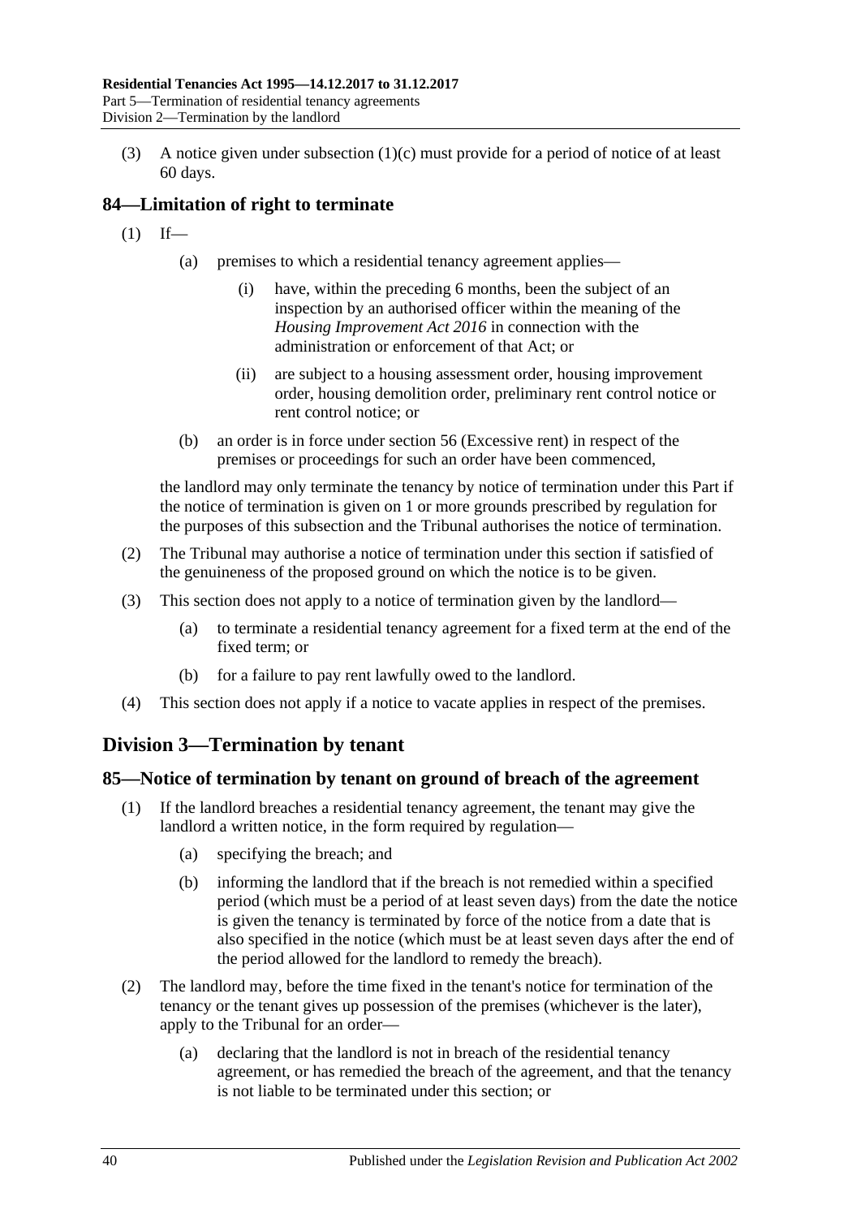(3) A notice given under subsection (1)(c) must provide for a period of notice of at least 60 days.

## 84—Limitation of right to terminate

(1) If—

  (a) premises to which a residential tenancy agreement applies—

    (i) have, within the preceding 6 months, been the subject of an inspection by an authorised officer within the meaning of the *Housing Improvement Act 2016* in connection with the administration or enforcement of that Act; or

    (ii) are subject to a housing assessment order, housing improvement order, housing demolition order, preliminary rent control notice or rent control notice; or

  (b) an order is in force under section 56 (Excessive rent) in respect of the premises or proceedings for such an order have been commenced,

the landlord may only terminate the tenancy by notice of termination under this Part if the notice of termination is given on 1 or more grounds prescribed by regulation for the purposes of this subsection and the Tribunal authorises the notice of termination.

(2) The Tribunal may authorise a notice of termination under this section if satisfied of the genuineness of the proposed ground on which the notice is to be given.

(3) This section does not apply to a notice of termination given by the landlord—

  (a) to terminate a residential tenancy agreement for a fixed term at the end of the fixed term; or

  (b) for a failure to pay rent lawfully owed to the landlord.

(4) This section does not apply if a notice to vacate applies in respect of the premises.

# Division 3—Termination by tenant

## 85—Notice of termination by tenant on ground of breach of the agreement

(1) If the landlord breaches a residential tenancy agreement, the tenant may give the landlord a written notice, in the form required by regulation—

  (a) specifying the breach; and

  (b) informing the landlord that if the breach is not remedied within a specified period (which must be a period of at least seven days) from the date the notice is given the tenancy is terminated by force of the notice from a date that is also specified in the notice (which must be at least seven days after the end of the period allowed for the landlord to remedy the breach).

(2) The landlord may, before the time fixed in the tenant's notice for termination of the tenancy or the tenant gives up possession of the premises (whichever is the later), apply to the Tribunal for an order—

  (a) declaring that the landlord is not in breach of the residential tenancy agreement, or has remedied the breach of the agreement, and that the tenancy is not liable to be terminated under this section; or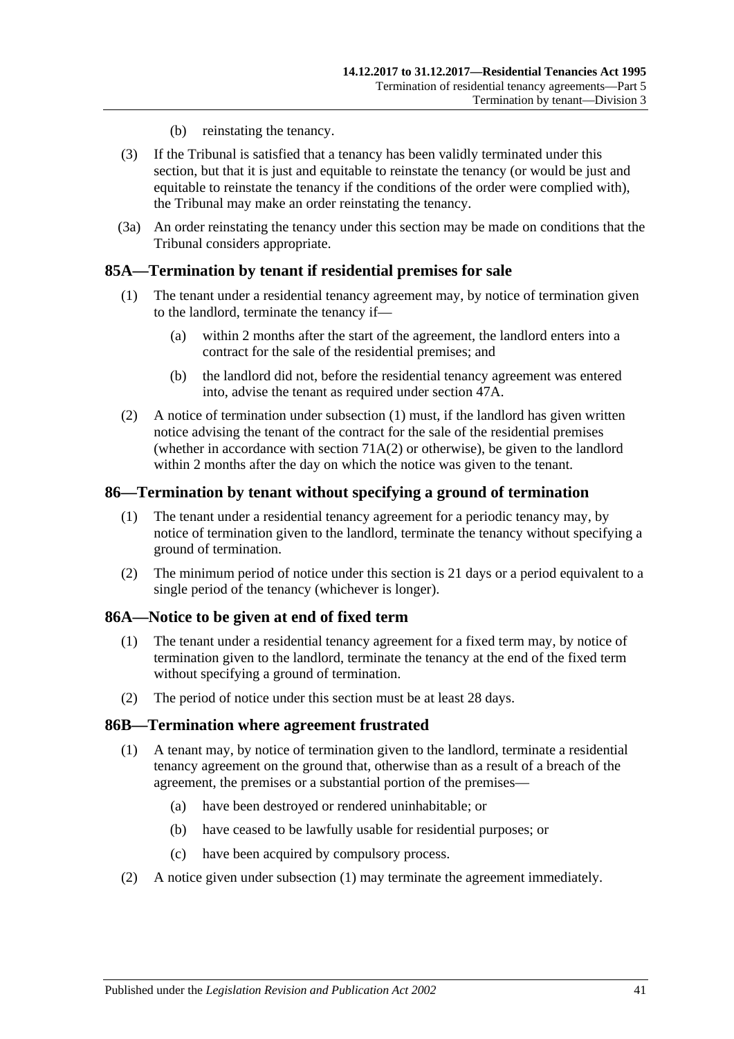(b) reinstating the tenancy.

(3) If the Tribunal is satisfied that a tenancy has been validly terminated under this section, but that it is just and equitable to reinstate the tenancy (or would be just and equitable to reinstate the tenancy if the conditions of the order were complied with), the Tribunal may make an order reinstating the tenancy.

(3a) An order reinstating the tenancy under this section may be made on conditions that the Tribunal considers appropriate.

## 85A—Termination by tenant if residential premises for sale

(1) The tenant under a residential tenancy agreement may, by notice of termination given to the landlord, terminate the tenancy if—

(a) within 2 months after the start of the agreement, the landlord enters into a contract for the sale of the residential premises; and

(b) the landlord did not, before the residential tenancy agreement was entered into, advise the tenant as required under section 47A.

(2) A notice of termination under subsection (1) must, if the landlord has given written notice advising the tenant of the contract for the sale of the residential premises (whether in accordance with section 71A(2) or otherwise), be given to the landlord within 2 months after the day on which the notice was given to the tenant.

## 86—Termination by tenant without specifying a ground of termination

(1) The tenant under a residential tenancy agreement for a periodic tenancy may, by notice of termination given to the landlord, terminate the tenancy without specifying a ground of termination.

(2) The minimum period of notice under this section is 21 days or a period equivalent to a single period of the tenancy (whichever is longer).

## 86A—Notice to be given at end of fixed term

(1) The tenant under a residential tenancy agreement for a fixed term may, by notice of termination given to the landlord, terminate the tenancy at the end of the fixed term without specifying a ground of termination.

(2) The period of notice under this section must be at least 28 days.

## 86B—Termination where agreement frustrated

(1) A tenant may, by notice of termination given to the landlord, terminate a residential tenancy agreement on the ground that, otherwise than as a result of a breach of the agreement, the premises or a substantial portion of the premises—

(a) have been destroyed or rendered uninhabitable; or

(b) have ceased to be lawfully usable for residential purposes; or

(c) have been acquired by compulsory process.

(2) A notice given under subsection (1) may terminate the agreement immediately.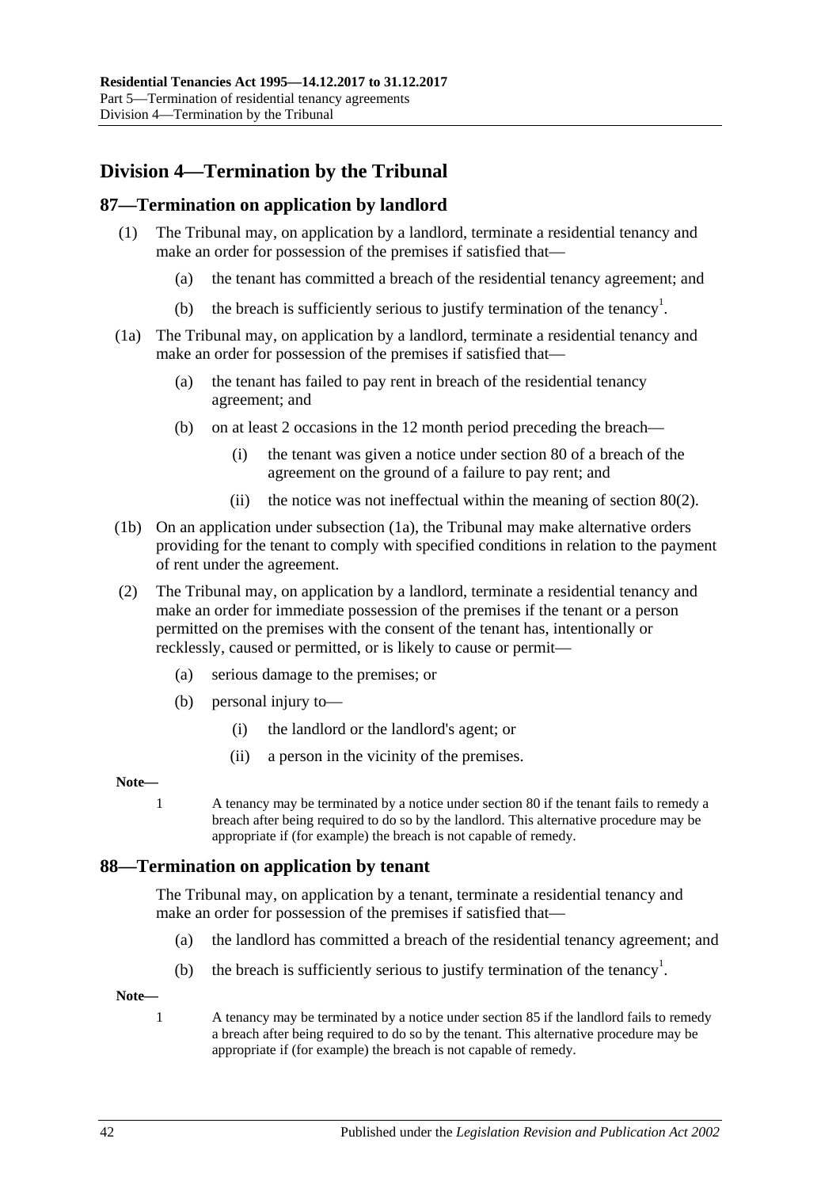## Division 4—Termination by the Tribunal

### 87—Termination on application by landlord

(1) The Tribunal may, on application by a landlord, terminate a residential tenancy and make an order for possession of the premises if satisfied that—

- (a) the tenant has committed a breach of the residential tenancy agreement; and
- (b) the breach is sufficiently serious to justify termination of the tenancy[1].

(1a) The Tribunal may, on application by a landlord, terminate a residential tenancy and make an order for possession of the premises if satisfied that—

- (a) the tenant has failed to pay rent in breach of the residential tenancy agreement; and
- (b) on at least 2 occasions in the 12 month period preceding the breach—
  - (i) the tenant was given a notice under section 80 of a breach of the agreement on the ground of a failure to pay rent; and
  - (ii) the notice was not ineffectual within the meaning of section 80(2).

(1b) On an application under subsection (1a), the Tribunal may make alternative orders providing for the tenant to comply with specified conditions in relation to the payment of rent under the agreement.

(2) The Tribunal may, on application by a landlord, terminate a residential tenancy and make an order for immediate possession of the premises if the tenant or a person permitted on the premises with the consent of the tenant has, intentionally or recklessly, caused or permitted, or is likely to cause or permit—

- (a) serious damage to the premises; or
- (b) personal injury to—
  - (i) the landlord or the landlord's agent; or
  - (ii) a person in the vicinity of the premises.

**Note—**

1 A tenancy may be terminated by a notice under section 80 if the tenant fails to remedy a breach after being required to do so by the landlord. This alternative procedure may be appropriate if (for example) the breach is not capable of remedy.

### 88—Termination on application by tenant

The Tribunal may, on application by a tenant, terminate a residential tenancy and make an order for possession of the premises if satisfied that—

- (a) the landlord has committed a breach of the residential tenancy agreement; and
- (b) the breach is sufficiently serious to justify termination of the tenancy[1].

**Note—**

1 A tenancy may be terminated by a notice under section 85 if the landlord fails to remedy a breach after being required to do so by the tenant. This alternative procedure may be appropriate if (for example) the breach is not capable of remedy.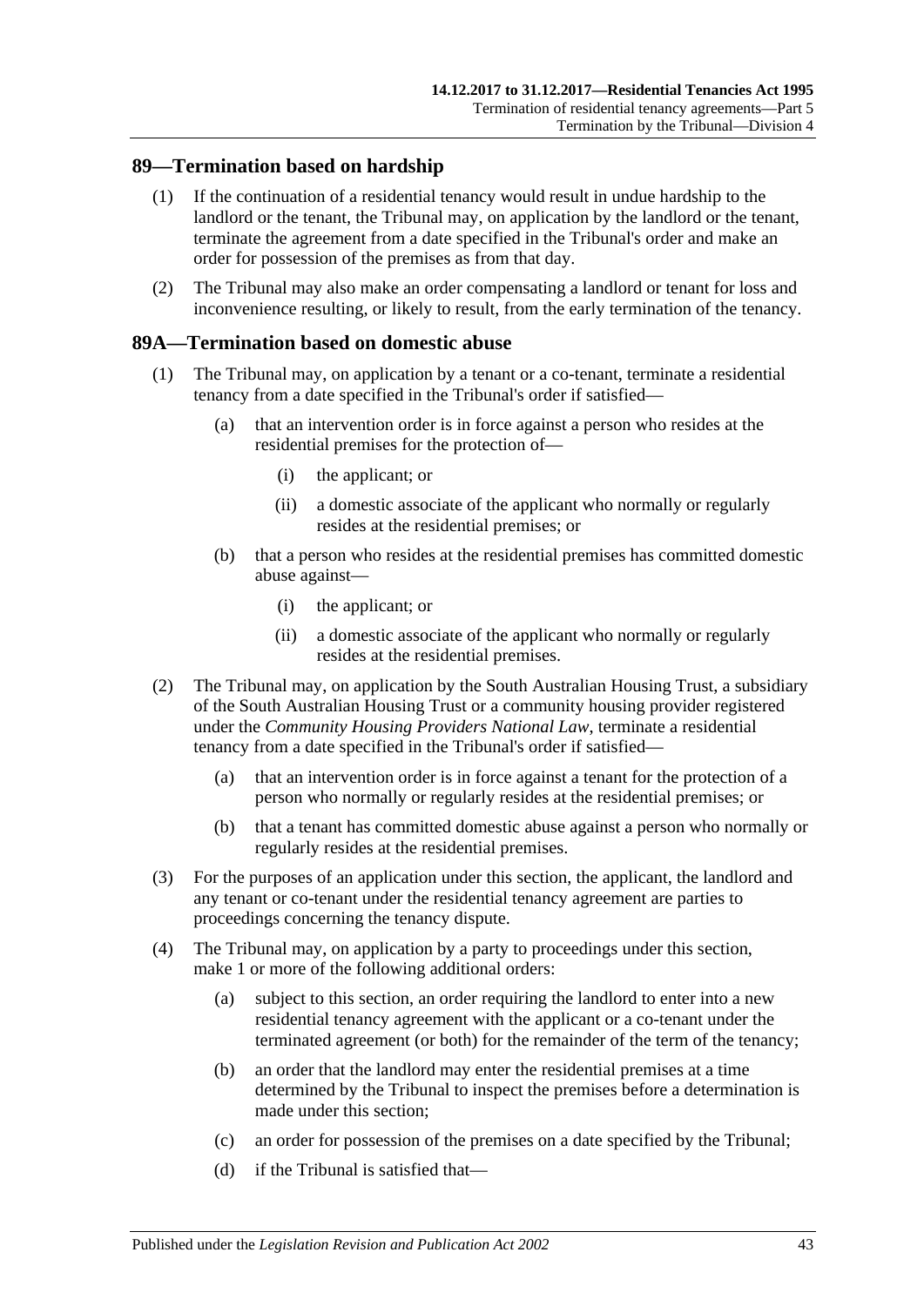## 89—Termination based on hardship

(1) If the continuation of a residential tenancy would result in undue hardship to the landlord or the tenant, the Tribunal may, on application by the landlord or the tenant, terminate the agreement from a date specified in the Tribunal's order and make an order for possession of the premises as from that day.

(2) The Tribunal may also make an order compensating a landlord or tenant for loss and inconvenience resulting, or likely to result, from the early termination of the tenancy.

## 89A—Termination based on domestic abuse

(1) The Tribunal may, on application by a tenant or a co-tenant, terminate a residential tenancy from a date specified in the Tribunal's order if satisfied—

- (a) that an intervention order is in force against a person who resides at the residential premises for the protection of—
  - (i) the applicant; or
  - (ii) a domestic associate of the applicant who normally or regularly resides at the residential premises; or
- (b) that a person who resides at the residential premises has committed domestic abuse against—
  - (i) the applicant; or
  - (ii) a domestic associate of the applicant who normally or regularly resides at the residential premises.

(2) The Tribunal may, on application by the South Australian Housing Trust, a subsidiary of the South Australian Housing Trust or a community housing provider registered under the *Community Housing Providers National Law*, terminate a residential tenancy from a date specified in the Tribunal's order if satisfied—

- (a) that an intervention order is in force against a tenant for the protection of a person who normally or regularly resides at the residential premises; or
- (b) that a tenant has committed domestic abuse against a person who normally or regularly resides at the residential premises.

(3) For the purposes of an application under this section, the applicant, the landlord and any tenant or co-tenant under the residential tenancy agreement are parties to proceedings concerning the tenancy dispute.

(4) The Tribunal may, on application by a party to proceedings under this section, make 1 or more of the following additional orders:

- (a) subject to this section, an order requiring the landlord to enter into a new residential tenancy agreement with the applicant or a co-tenant under the terminated agreement (or both) for the remainder of the term of the tenancy;
- (b) an order that the landlord may enter the residential premises at a time determined by the Tribunal to inspect the premises before a determination is made under this section;
- (c) an order for possession of the premises on a date specified by the Tribunal;
- (d) if the Tribunal is satisfied that—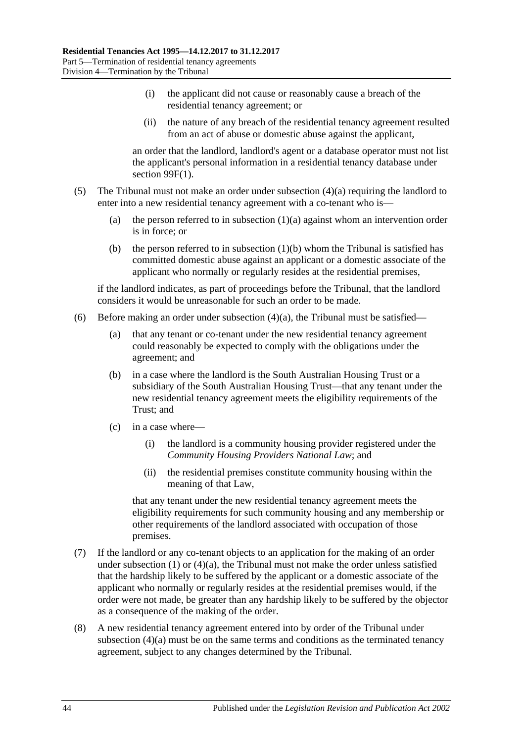(i) the applicant did not cause or reasonably cause a breach of the residential tenancy agreement; or

(ii) the nature of any breach of the residential tenancy agreement resulted from an act of abuse or domestic abuse against the applicant,

an order that the landlord, landlord's agent or a database operator must not list the applicant's personal information in a residential tenancy database under section 99F(1).

(5) The Tribunal must not make an order under subsection (4)(a) requiring the landlord to enter into a new residential tenancy agreement with a co-tenant who is—

(a) the person referred to in subsection (1)(a) against whom an intervention order is in force; or

(b) the person referred to in subsection (1)(b) whom the Tribunal is satisfied has committed domestic abuse against an applicant or a domestic associate of the applicant who normally or regularly resides at the residential premises,

if the landlord indicates, as part of proceedings before the Tribunal, that the landlord considers it would be unreasonable for such an order to be made.

(6) Before making an order under subsection (4)(a), the Tribunal must be satisfied—

(a) that any tenant or co-tenant under the new residential tenancy agreement could reasonably be expected to comply with the obligations under the agreement; and

(b) in a case where the landlord is the South Australian Housing Trust or a subsidiary of the South Australian Housing Trust—that any tenant under the new residential tenancy agreement meets the eligibility requirements of the Trust; and

(c) in a case where—

(i) the landlord is a community housing provider registered under the *Community Housing Providers National Law*; and

(ii) the residential premises constitute community housing within the meaning of that Law,

that any tenant under the new residential tenancy agreement meets the eligibility requirements for such community housing and any membership or other requirements of the landlord associated with occupation of those premises.

(7) If the landlord or any co-tenant objects to an application for the making of an order under subsection (1) or (4)(a), the Tribunal must not make the order unless satisfied that the hardship likely to be suffered by the applicant or a domestic associate of the applicant who normally or regularly resides at the residential premises would, if the order were not made, be greater than any hardship likely to be suffered by the objector as a consequence of the making of the order.

(8) A new residential tenancy agreement entered into by order of the Tribunal under subsection (4)(a) must be on the same terms and conditions as the terminated tenancy agreement, subject to any changes determined by the Tribunal.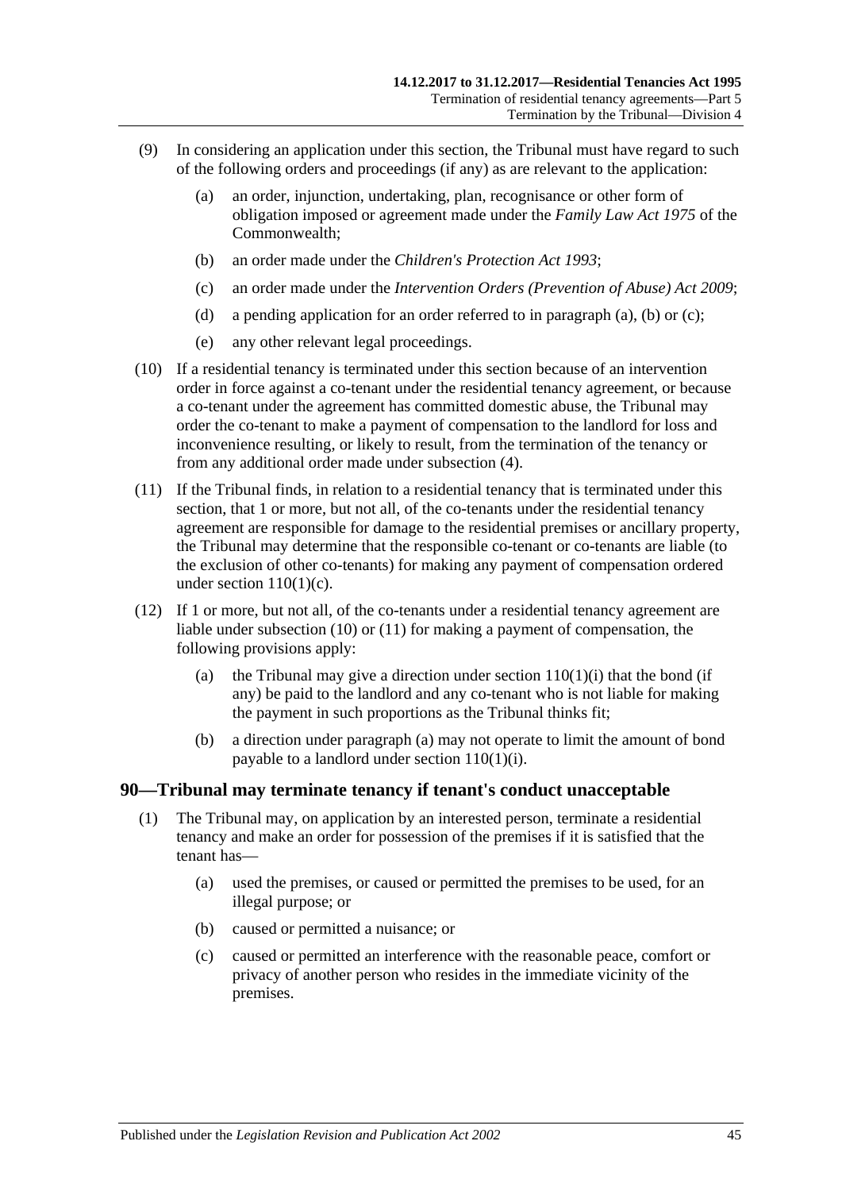(9) In considering an application under this section, the Tribunal must have regard to such of the following orders and proceedings (if any) as are relevant to the application:

(a) an order, injunction, undertaking, plan, recognisance or other form of obligation imposed or agreement made under the *Family Law Act 1975* of the Commonwealth;

(b) an order made under the *Children's Protection Act 1993*;

(c) an order made under the *Intervention Orders (Prevention of Abuse) Act 2009*;

(d) a pending application for an order referred to in paragraph (a), (b) or (c);

(e) any other relevant legal proceedings.

(10) If a residential tenancy is terminated under this section because of an intervention order in force against a co-tenant under the residential tenancy agreement, or because a co-tenant under the agreement has committed domestic abuse, the Tribunal may order the co-tenant to make a payment of compensation to the landlord for loss and inconvenience resulting, or likely to result, from the termination of the tenancy or from any additional order made under subsection (4).

(11) If the Tribunal finds, in relation to a residential tenancy that is terminated under this section, that 1 or more, but not all, of the co-tenants under the residential tenancy agreement are responsible for damage to the residential premises or ancillary property, the Tribunal may determine that the responsible co-tenant or co-tenants are liable (to the exclusion of other co-tenants) for making any payment of compensation ordered under section 110(1)(c).

(12) If 1 or more, but not all, of the co-tenants under a residential tenancy agreement are liable under subsection (10) or (11) for making a payment of compensation, the following provisions apply:

(a) the Tribunal may give a direction under section 110(1)(i) that the bond (if any) be paid to the landlord and any co-tenant who is not liable for making the payment in such proportions as the Tribunal thinks fit;

(b) a direction under paragraph (a) may not operate to limit the amount of bond payable to a landlord under section 110(1)(i).

## 90—Tribunal may terminate tenancy if tenant's conduct unacceptable

(1) The Tribunal may, on application by an interested person, terminate a residential tenancy and make an order for possession of the premises if it is satisfied that the tenant has—

(a) used the premises, or caused or permitted the premises to be used, for an illegal purpose; or

(b) caused or permitted a nuisance; or

(c) caused or permitted an interference with the reasonable peace, comfort or privacy of another person who resides in the immediate vicinity of the premises.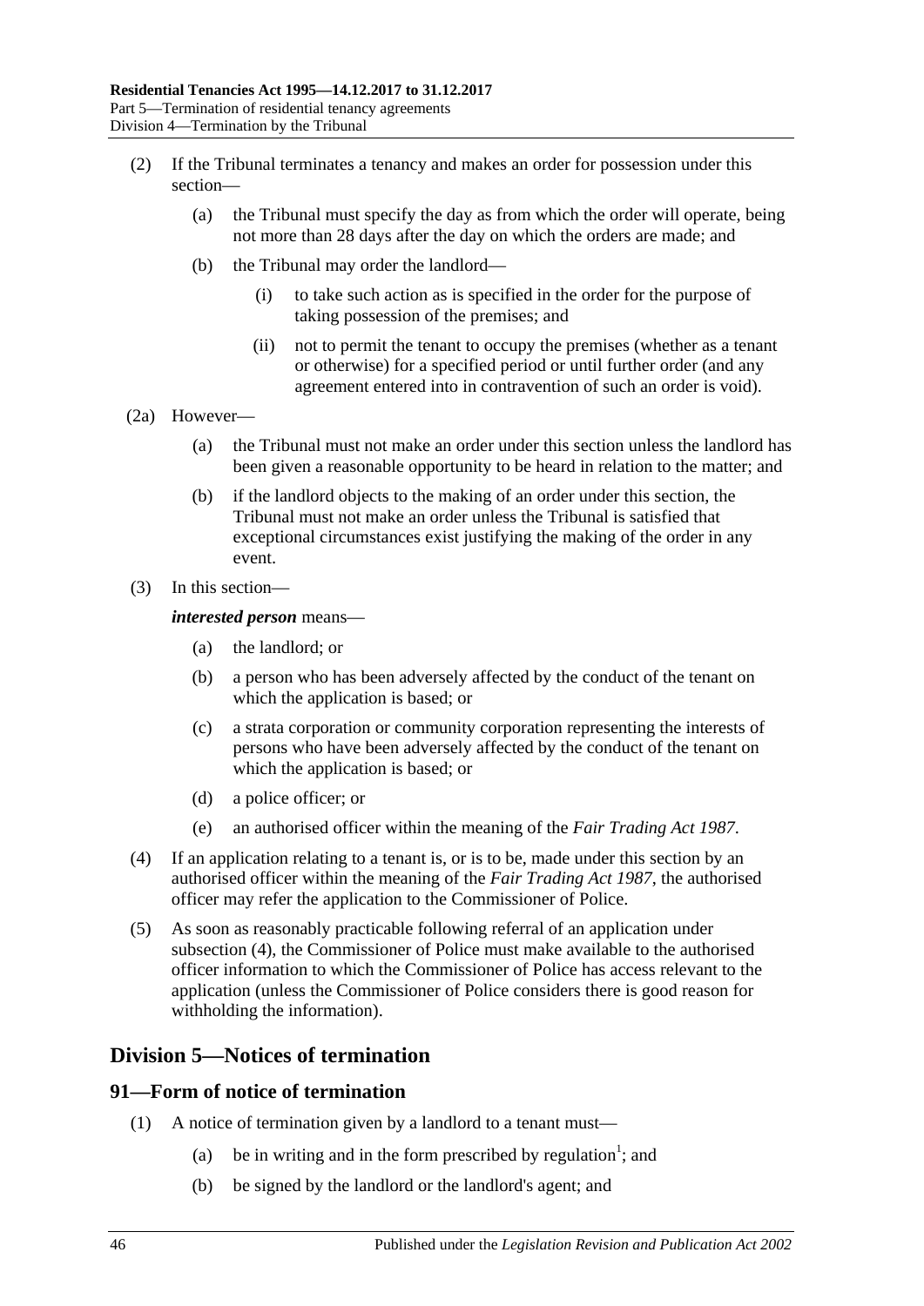(2) If the Tribunal terminates a tenancy and makes an order for possession under this section—

(a) the Tribunal must specify the day as from which the order will operate, being not more than 28 days after the day on which the orders are made; and

(b) the Tribunal may order the landlord—

(i) to take such action as is specified in the order for the purpose of taking possession of the premises; and

(ii) not to permit the tenant to occupy the premises (whether as a tenant or otherwise) for a specified period or until further order (and any agreement entered into in contravention of such an order is void).

(2a) However—

(a) the Tribunal must not make an order under this section unless the landlord has been given a reasonable opportunity to be heard in relation to the matter; and

(b) if the landlord objects to the making of an order under this section, the Tribunal must not make an order unless the Tribunal is satisfied that exceptional circumstances exist justifying the making of the order in any event.

(3) In this section—

***interested person*** means—

(a) the landlord; or

(b) a person who has been adversely affected by the conduct of the tenant on which the application is based; or

(c) a strata corporation or community corporation representing the interests of persons who have been adversely affected by the conduct of the tenant on which the application is based; or

(d) a police officer; or

(e) an authorised officer within the meaning of the *Fair Trading Act 1987*.

(4) If an application relating to a tenant is, or is to be, made under this section by an authorised officer within the meaning of the *Fair Trading Act 1987*, the authorised officer may refer the application to the Commissioner of Police.

(5) As soon as reasonably practicable following referral of an application under subsection (4), the Commissioner of Police must make available to the authorised officer information to which the Commissioner of Police has access relevant to the application (unless the Commissioner of Police considers there is good reason for withholding the information).

## Division 5—Notices of termination

### 91—Form of notice of termination

(1) A notice of termination given by a landlord to a tenant must—

(a) be in writing and in the form prescribed by regulation[1]; and

(b) be signed by the landlord or the landlord's agent; and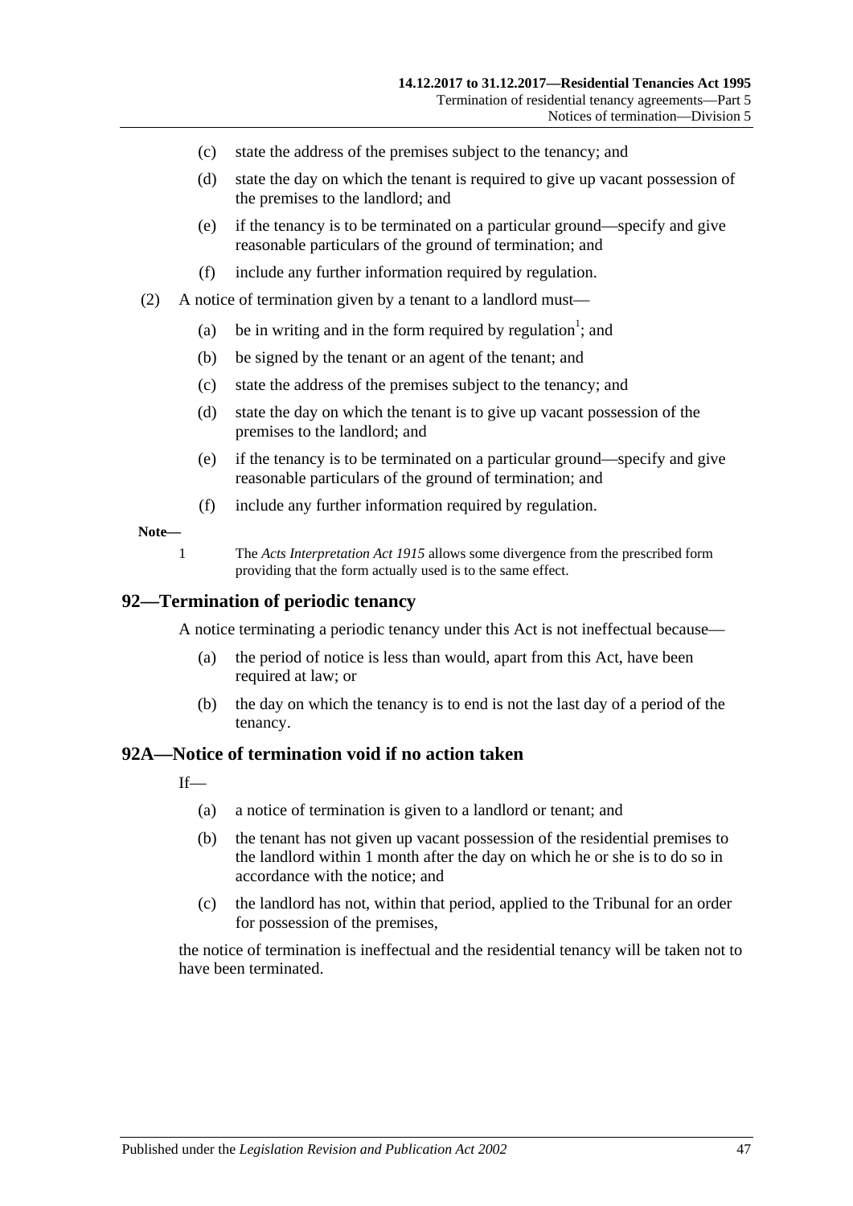(c) state the address of the premises subject to the tenancy; and

(d) state the day on which the tenant is required to give up vacant possession of the premises to the landlord; and

(e) if the tenancy is to be terminated on a particular ground—specify and give reasonable particulars of the ground of termination; and

(f) include any further information required by regulation.

(2) A notice of termination given by a tenant to a landlord must—

(a) be in writing and in the form required by regulation[1]; and

(b) be signed by the tenant or an agent of the tenant; and

(c) state the address of the premises subject to the tenancy; and

(d) state the day on which the tenant is to give up vacant possession of the premises to the landlord; and

(e) if the tenancy is to be terminated on a particular ground—specify and give reasonable particulars of the ground of termination; and

(f) include any further information required by regulation.

**Note—**

1 The *Acts Interpretation Act 1915* allows some divergence from the prescribed form providing that the form actually used is to the same effect.

## 92—Termination of periodic tenancy

A notice terminating a periodic tenancy under this Act is not ineffectual because—

(a) the period of notice is less than would, apart from this Act, have been required at law; or

(b) the day on which the tenancy is to end is not the last day of a period of the tenancy.

## 92A—Notice of termination void if no action taken

If—

(a) a notice of termination is given to a landlord or tenant; and

(b) the tenant has not given up vacant possession of the residential premises to the landlord within 1 month after the day on which he or she is to do so in accordance with the notice; and

(c) the landlord has not, within that period, applied to the Tribunal for an order for possession of the premises,

the notice of termination is ineffectual and the residential tenancy will be taken not to have been terminated.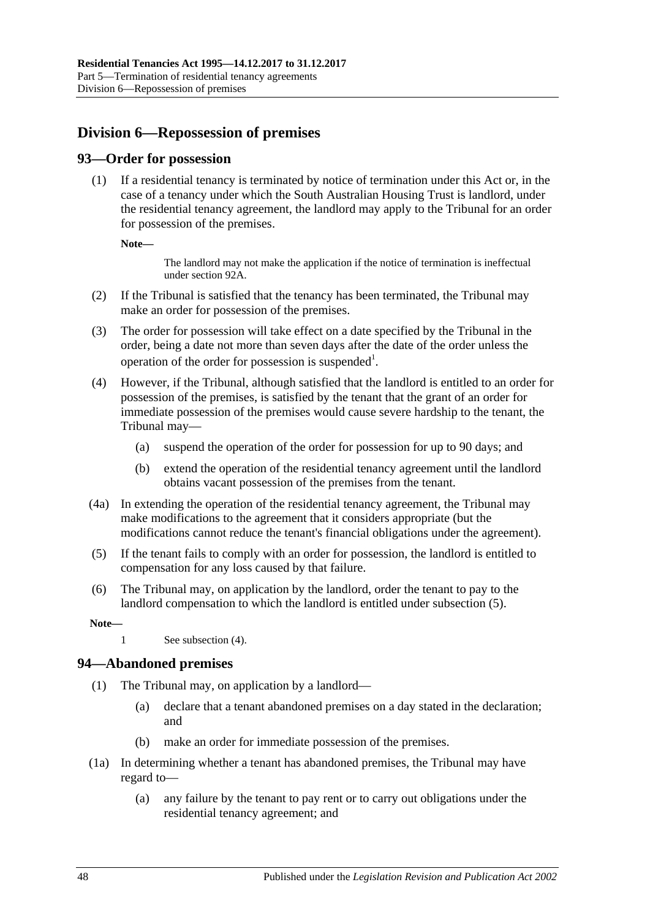## Division 6—Repossession of premises

### 93—Order for possession

(1) If a residential tenancy is terminated by notice of termination under this Act or, in the case of a tenancy under which the South Australian Housing Trust is landlord, under the residential tenancy agreement, the landlord may apply to the Tribunal for an order for possession of the premises.

**Note—**

The landlord may not make the application if the notice of termination is ineffectual under section 92A.

(2) If the Tribunal is satisfied that the tenancy has been terminated, the Tribunal may make an order for possession of the premises.

(3) The order for possession will take effect on a date specified by the Tribunal in the order, being a date not more than seven days after the date of the order unless the operation of the order for possession is suspended[1].

(4) However, if the Tribunal, although satisfied that the landlord is entitled to an order for possession of the premises, is satisfied by the tenant that the grant of an order for immediate possession of the premises would cause severe hardship to the tenant, the Tribunal may—

(a) suspend the operation of the order for possession for up to 90 days; and

(b) extend the operation of the residential tenancy agreement until the landlord obtains vacant possession of the premises from the tenant.

(4a) In extending the operation of the residential tenancy agreement, the Tribunal may make modifications to the agreement that it considers appropriate (but the modifications cannot reduce the tenant's financial obligations under the agreement).

(5) If the tenant fails to comply with an order for possession, the landlord is entitled to compensation for any loss caused by that failure.

(6) The Tribunal may, on application by the landlord, order the tenant to pay to the landlord compensation to which the landlord is entitled under subsection (5).

**Note—**

1 See subsection (4).

### 94—Abandoned premises

(1) The Tribunal may, on application by a landlord—

(a) declare that a tenant abandoned premises on a day stated in the declaration; and

(b) make an order for immediate possession of the premises.

(1a) In determining whether a tenant has abandoned premises, the Tribunal may have regard to—

(a) any failure by the tenant to pay rent or to carry out obligations under the residential tenancy agreement; and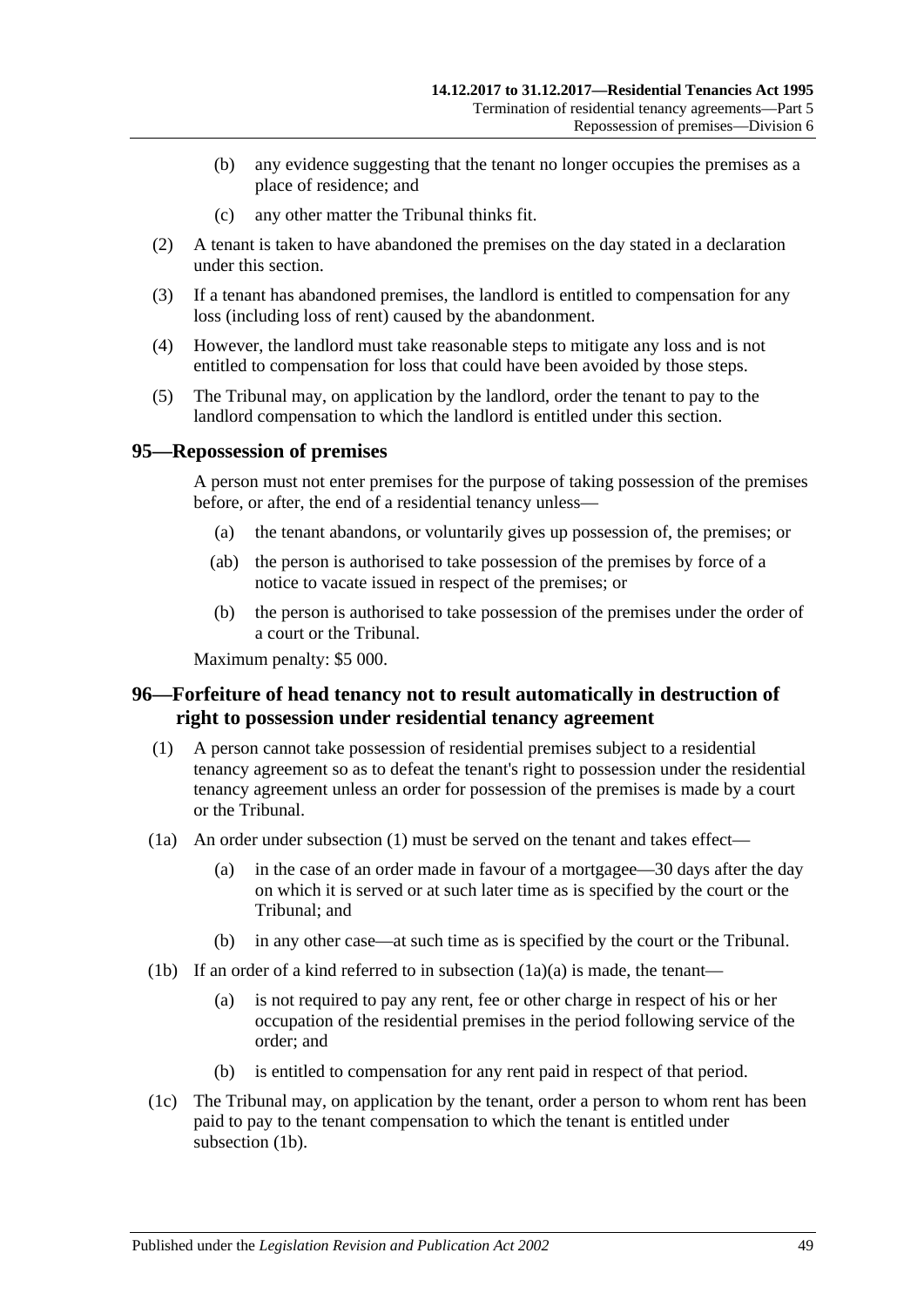(b) any evidence suggesting that the tenant no longer occupies the premises as a place of residence; and

(c) any other matter the Tribunal thinks fit.

(2) A tenant is taken to have abandoned the premises on the day stated in a declaration under this section.

(3) If a tenant has abandoned premises, the landlord is entitled to compensation for any loss (including loss of rent) caused by the abandonment.

(4) However, the landlord must take reasonable steps to mitigate any loss and is not entitled to compensation for loss that could have been avoided by those steps.

(5) The Tribunal may, on application by the landlord, order the tenant to pay to the landlord compensation to which the landlord is entitled under this section.

## 95—Repossession of premises

A person must not enter premises for the purpose of taking possession of the premises before, or after, the end of a residential tenancy unless—

(a) the tenant abandons, or voluntarily gives up possession of, the premises; or

(ab) the person is authorised to take possession of the premises by force of a notice to vacate issued in respect of the premises; or

(b) the person is authorised to take possession of the premises under the order of a court or the Tribunal.

Maximum penalty: $5 000.

## 96—Forfeiture of head tenancy not to result automatically in destruction of right to possession under residential tenancy agreement

(1) A person cannot take possession of residential premises subject to a residential tenancy agreement so as to defeat the tenant's right to possession under the residential tenancy agreement unless an order for possession of the premises is made by a court or the Tribunal.

(1a) An order under subsection (1) must be served on the tenant and takes effect—

(a) in the case of an order made in favour of a mortgagee—30 days after the day on which it is served or at such later time as is specified by the court or the Tribunal; and

(b) in any other case—at such time as is specified by the court or the Tribunal.

(1b) If an order of a kind referred to in subsection (1a)(a) is made, the tenant—

(a) is not required to pay any rent, fee or other charge in respect of his or her occupation of the residential premises in the period following service of the order; and

(b) is entitled to compensation for any rent paid in respect of that period.

(1c) The Tribunal may, on application by the tenant, order a person to whom rent has been paid to pay to the tenant compensation to which the tenant is entitled under subsection (1b).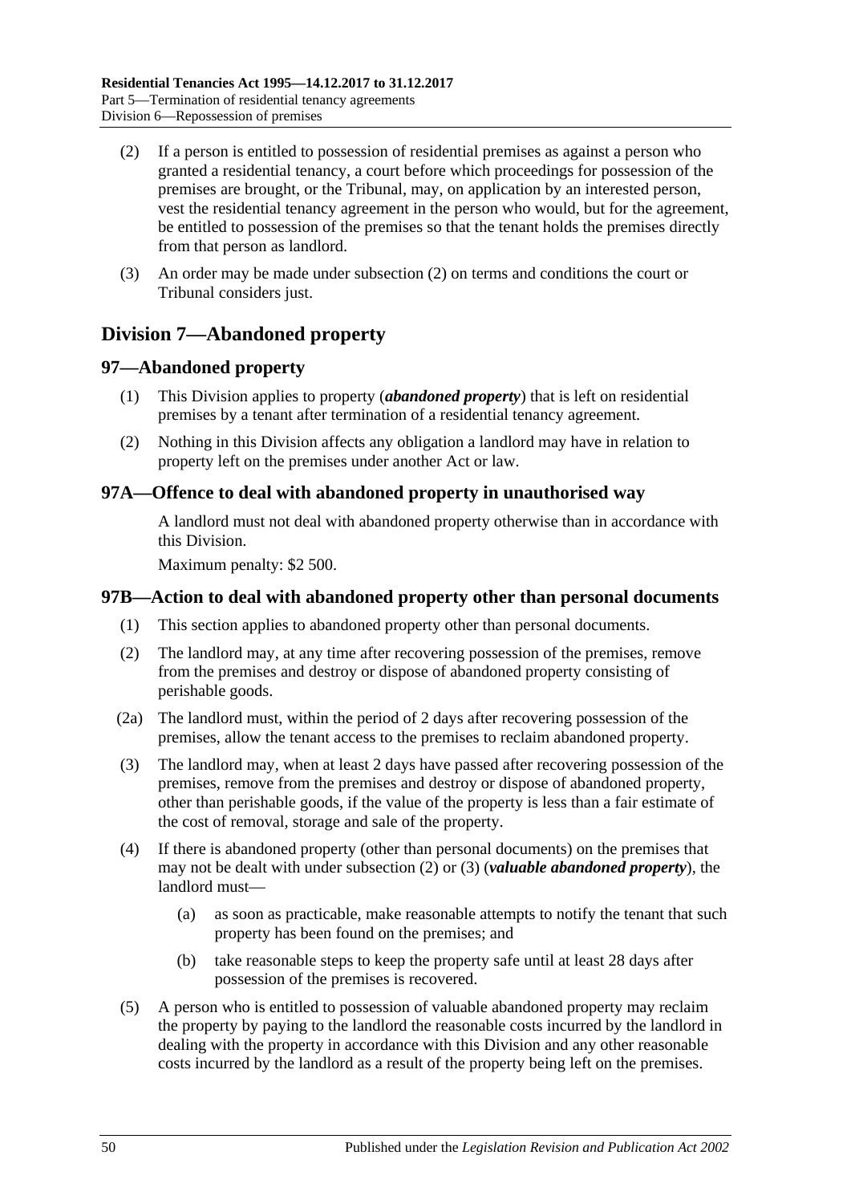(2) If a person is entitled to possession of residential premises as against a person who granted a residential tenancy, a court before which proceedings for possession of the premises are brought, or the Tribunal, may, on application by an interested person, vest the residential tenancy agreement in the person who would, but for the agreement, be entitled to possession of the premises so that the tenant holds the premises directly from that person as landlord.

(3) An order may be made under subsection (2) on terms and conditions the court or Tribunal considers just.

## Division 7—Abandoned property

### 97—Abandoned property

(1) This Division applies to property (***abandoned property***) that is left on residential premises by a tenant after termination of a residential tenancy agreement.

(2) Nothing in this Division affects any obligation a landlord may have in relation to property left on the premises under another Act or law.

### 97A—Offence to deal with abandoned property in unauthorised way

A landlord must not deal with abandoned property otherwise than in accordance with this Division.

Maximum penalty: $2 500.

### 97B—Action to deal with abandoned property other than personal documents

(1) This section applies to abandoned property other than personal documents.

(2) The landlord may, at any time after recovering possession of the premises, remove from the premises and destroy or dispose of abandoned property consisting of perishable goods.

(2a) The landlord must, within the period of 2 days after recovering possession of the premises, allow the tenant access to the premises to reclaim abandoned property.

(3) The landlord may, when at least 2 days have passed after recovering possession of the premises, remove from the premises and destroy or dispose of abandoned property, other than perishable goods, if the value of the property is less than a fair estimate of the cost of removal, storage and sale of the property.

(4) If there is abandoned property (other than personal documents) on the premises that may not be dealt with under subsection (2) or (3) (***valuable abandoned property***), the landlord must—

(a) as soon as practicable, make reasonable attempts to notify the tenant that such property has been found on the premises; and

(b) take reasonable steps to keep the property safe until at least 28 days after possession of the premises is recovered.

(5) A person who is entitled to possession of valuable abandoned property may reclaim the property by paying to the landlord the reasonable costs incurred by the landlord in dealing with the property in accordance with this Division and any other reasonable costs incurred by the landlord as a result of the property being left on the premises.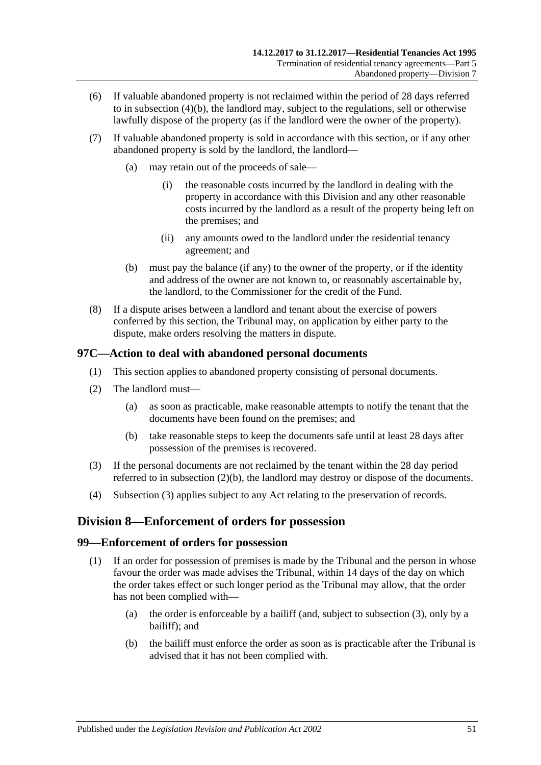(6) If valuable abandoned property is not reclaimed within the period of 28 days referred to in subsection (4)(b), the landlord may, subject to the regulations, sell or otherwise lawfully dispose of the property (as if the landlord were the owner of the property).

(7) If valuable abandoned property is sold in accordance with this section, or if any other abandoned property is sold by the landlord, the landlord—

(a) may retain out of the proceeds of sale—

(i) the reasonable costs incurred by the landlord in dealing with the property in accordance with this Division and any other reasonable costs incurred by the landlord as a result of the property being left on the premises; and

(ii) any amounts owed to the landlord under the residential tenancy agreement; and

(b) must pay the balance (if any) to the owner of the property, or if the identity and address of the owner are not known to, or reasonably ascertainable by, the landlord, to the Commissioner for the credit of the Fund.

(8) If a dispute arises between a landlord and tenant about the exercise of powers conferred by this section, the Tribunal may, on application by either party to the dispute, make orders resolving the matters in dispute.

### 97C—Action to deal with abandoned personal documents

(1) This section applies to abandoned property consisting of personal documents.

(2) The landlord must—

(a) as soon as practicable, make reasonable attempts to notify the tenant that the documents have been found on the premises; and

(b) take reasonable steps to keep the documents safe until at least 28 days after possession of the premises is recovered.

(3) If the personal documents are not reclaimed by the tenant within the 28 day period referred to in subsection (2)(b), the landlord may destroy or dispose of the documents.

(4) Subsection (3) applies subject to any Act relating to the preservation of records.

## Division 8—Enforcement of orders for possession

### 99—Enforcement of orders for possession

(1) If an order for possession of premises is made by the Tribunal and the person in whose favour the order was made advises the Tribunal, within 14 days of the day on which the order takes effect or such longer period as the Tribunal may allow, that the order has not been complied with—

(a) the order is enforceable by a bailiff (and, subject to subsection (3), only by a bailiff); and

(b) the bailiff must enforce the order as soon as is practicable after the Tribunal is advised that it has not been complied with.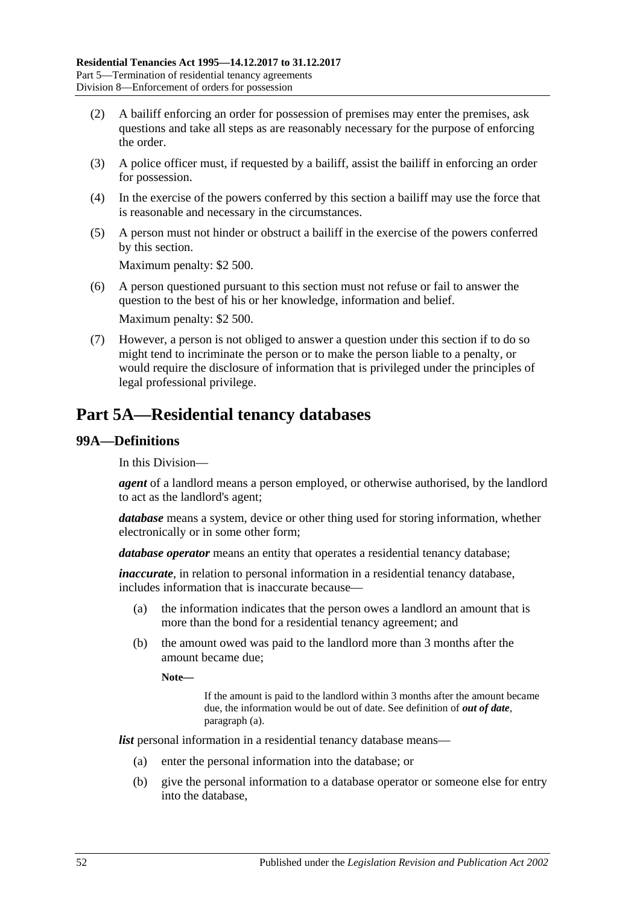(2) A bailiff enforcing an order for possession of premises may enter the premises, ask questions and take all steps as are reasonably necessary for the purpose of enforcing the order.

(3) A police officer must, if requested by a bailiff, assist the bailiff in enforcing an order for possession.

(4) In the exercise of the powers conferred by this section a bailiff may use the force that is reasonable and necessary in the circumstances.

(5) A person must not hinder or obstruct a bailiff in the exercise of the powers conferred by this section.

Maximum penalty: $2 500.

(6) A person questioned pursuant to this section must not refuse or fail to answer the question to the best of his or her knowledge, information and belief.

Maximum penalty: $2 500.

(7) However, a person is not obliged to answer a question under this section if to do so might tend to incriminate the person or to make the person liable to a penalty, or would require the disclosure of information that is privileged under the principles of legal professional privilege.

# Part 5A—Residential tenancy databases

## 99A—Definitions

In this Division—

***agent*** of a landlord means a person employed, or otherwise authorised, by the landlord to act as the landlord's agent;

***database*** means a system, device or other thing used for storing information, whether electronically or in some other form;

***database operator*** means an entity that operates a residential tenancy database;

***inaccurate***, in relation to personal information in a residential tenancy database, includes information that is inaccurate because—

(a) the information indicates that the person owes a landlord an amount that is more than the bond for a residential tenancy agreement; and

(b) the amount owed was paid to the landlord more than 3 months after the amount became due;

**Note—**

If the amount is paid to the landlord within 3 months after the amount became due, the information would be out of date. See definition of ***out of date***, paragraph (a).

***list*** personal information in a residential tenancy database means—

(a) enter the personal information into the database; or

(b) give the personal information to a database operator or someone else for entry into the database,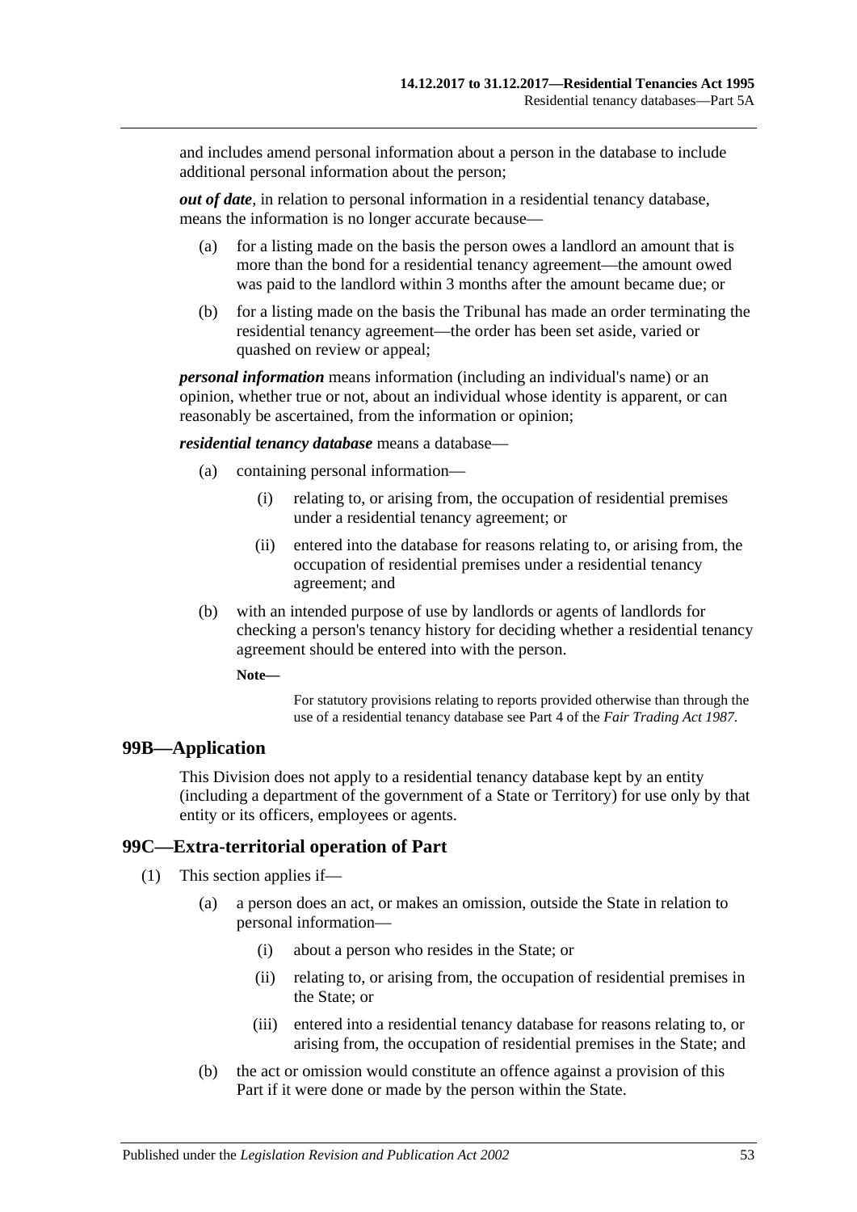and includes amend personal information about a person in the database to include additional personal information about the person;

***out of date***, in relation to personal information in a residential tenancy database, means the information is no longer accurate because—

(a) for a listing made on the basis the person owes a landlord an amount that is more than the bond for a residential tenancy agreement—the amount owed was paid to the landlord within 3 months after the amount became due; or

(b) for a listing made on the basis the Tribunal has made an order terminating the residential tenancy agreement—the order has been set aside, varied or quashed on review or appeal;

***personal information*** means information (including an individual's name) or an opinion, whether true or not, about an individual whose identity is apparent, or can reasonably be ascertained, from the information or opinion;

***residential tenancy database*** means a database—

(a) containing personal information—

(i) relating to, or arising from, the occupation of residential premises under a residential tenancy agreement; or

(ii) entered into the database for reasons relating to, or arising from, the occupation of residential premises under a residential tenancy agreement; and

(b) with an intended purpose of use by landlords or agents of landlords for checking a person's tenancy history for deciding whether a residential tenancy agreement should be entered into with the person.

**Note—**

For statutory provisions relating to reports provided otherwise than through the use of a residential tenancy database see Part 4 of the *Fair Trading Act 1987*.

## 99B—Application

This Division does not apply to a residential tenancy database kept by an entity (including a department of the government of a State or Territory) for use only by that entity or its officers, employees or agents.

## 99C—Extra-territorial operation of Part

(1) This section applies if—

(a) a person does an act, or makes an omission, outside the State in relation to personal information—

(i) about a person who resides in the State; or

(ii) relating to, or arising from, the occupation of residential premises in the State; or

(iii) entered into a residential tenancy database for reasons relating to, or arising from, the occupation of residential premises in the State; and

(b) the act or omission would constitute an offence against a provision of this Part if it were done or made by the person within the State.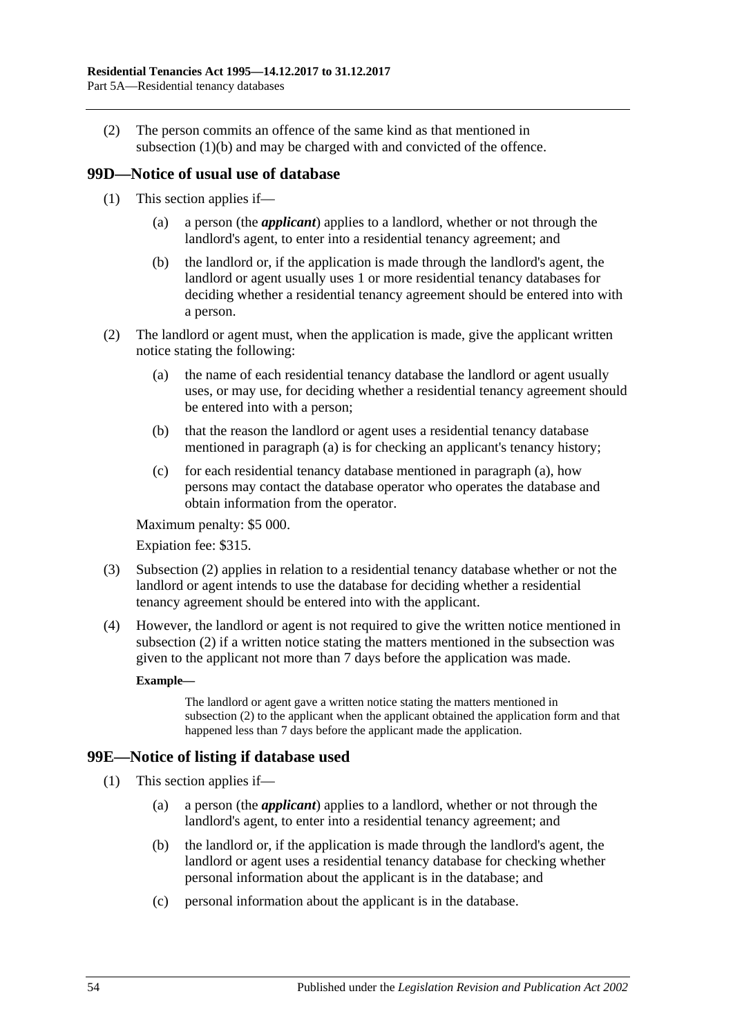(2) The person commits an offence of the same kind as that mentioned in subsection (1)(b) and may be charged with and convicted of the offence.

## 99D—Notice of usual use of database

(1) This section applies if—

(a) a person (the ***applicant***) applies to a landlord, whether or not through the landlord's agent, to enter into a residential tenancy agreement; and

(b) the landlord or, if the application is made through the landlord's agent, the landlord or agent usually uses 1 or more residential tenancy databases for deciding whether a residential tenancy agreement should be entered into with a person.

(2) The landlord or agent must, when the application is made, give the applicant written notice stating the following:

(a) the name of each residential tenancy database the landlord or agent usually uses, or may use, for deciding whether a residential tenancy agreement should be entered into with a person;

(b) that the reason the landlord or agent uses a residential tenancy database mentioned in paragraph (a) is for checking an applicant's tenancy history;

(c) for each residential tenancy database mentioned in paragraph (a), how persons may contact the database operator who operates the database and obtain information from the operator.

Maximum penalty: $5 000.

Expiation fee: $315.

(3) Subsection (2) applies in relation to a residential tenancy database whether or not the landlord or agent intends to use the database for deciding whether a residential tenancy agreement should be entered into with the applicant.

(4) However, the landlord or agent is not required to give the written notice mentioned in subsection (2) if a written notice stating the matters mentioned in the subsection was given to the applicant not more than 7 days before the application was made.

**Example—**

The landlord or agent gave a written notice stating the matters mentioned in subsection (2) to the applicant when the applicant obtained the application form and that happened less than 7 days before the applicant made the application.

## 99E—Notice of listing if database used

(1) This section applies if—

(a) a person (the ***applicant***) applies to a landlord, whether or not through the landlord's agent, to enter into a residential tenancy agreement; and

(b) the landlord or, if the application is made through the landlord's agent, the landlord or agent uses a residential tenancy database for checking whether personal information about the applicant is in the database; and

(c) personal information about the applicant is in the database.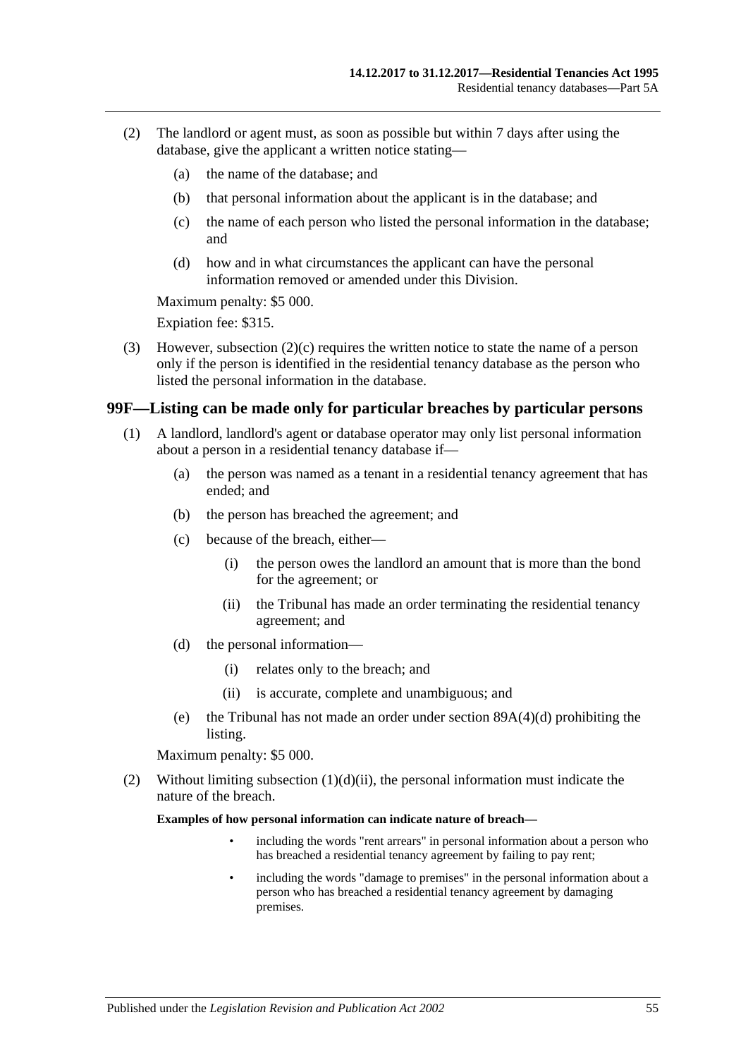(2) The landlord or agent must, as soon as possible but within 7 days after using the database, give the applicant a written notice stating—

- (a) the name of the database; and
- (b) that personal information about the applicant is in the database; and
- (c) the name of each person who listed the personal information in the database; and
- (d) how and in what circumstances the applicant can have the personal information removed or amended under this Division.

Maximum penalty: $5 000.

Expiation fee: $315.

(3) However, subsection (2)(c) requires the written notice to state the name of a person only if the person is identified in the residential tenancy database as the person who listed the personal information in the database.

## 99F—Listing can be made only for particular breaches by particular persons

(1) A landlord, landlord's agent or database operator may only list personal information about a person in a residential tenancy database if—

- (a) the person was named as a tenant in a residential tenancy agreement that has ended; and
- (b) the person has breached the agreement; and
- (c) because of the breach, either—
  - (i) the person owes the landlord an amount that is more than the bond for the agreement; or
  - (ii) the Tribunal has made an order terminating the residential tenancy agreement; and
- (d) the personal information—
  - (i) relates only to the breach; and
  - (ii) is accurate, complete and unambiguous; and
- (e) the Tribunal has not made an order under section 89A(4)(d) prohibiting the listing.

Maximum penalty: $5 000.

(2) Without limiting subsection (1)(d)(ii), the personal information must indicate the nature of the breach.

**Examples of how personal information can indicate nature of breach—**

- including the words "rent arrears" in personal information about a person who has breached a residential tenancy agreement by failing to pay rent;
- including the words "damage to premises" in the personal information about a person who has breached a residential tenancy agreement by damaging premises.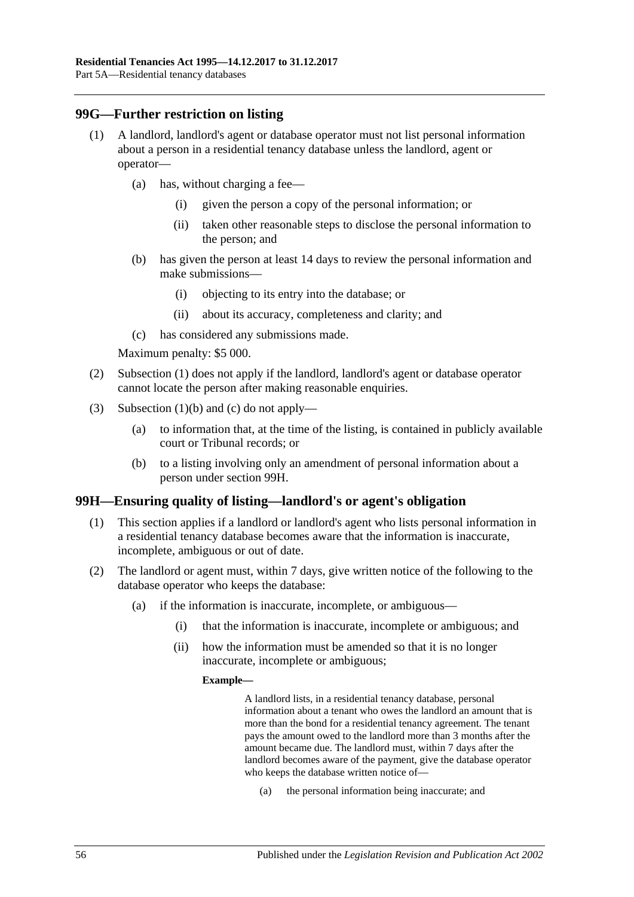## 99G—Further restriction on listing

(1) A landlord, landlord's agent or database operator must not list personal information about a person in a residential tenancy database unless the landlord, agent or operator—

(a) has, without charging a fee—

(i) given the person a copy of the personal information; or

(ii) taken other reasonable steps to disclose the personal information to the person; and

(b) has given the person at least 14 days to review the personal information and make submissions—

(i) objecting to its entry into the database; or

(ii) about its accuracy, completeness and clarity; and

(c) has considered any submissions made.

Maximum penalty: $5 000.

(2) Subsection (1) does not apply if the landlord, landlord's agent or database operator cannot locate the person after making reasonable enquiries.

(3) Subsection (1)(b) and (c) do not apply—

(a) to information that, at the time of the listing, is contained in publicly available court or Tribunal records; or

(b) to a listing involving only an amendment of personal information about a person under section 99H.

## 99H—Ensuring quality of listing—landlord's or agent's obligation

(1) This section applies if a landlord or landlord's agent who lists personal information in a residential tenancy database becomes aware that the information is inaccurate, incomplete, ambiguous or out of date.

(2) The landlord or agent must, within 7 days, give written notice of the following to the database operator who keeps the database:

(a) if the information is inaccurate, incomplete, or ambiguous—

(i) that the information is inaccurate, incomplete or ambiguous; and

(ii) how the information must be amended so that it is no longer inaccurate, incomplete or ambiguous;

**Example—**

A landlord lists, in a residential tenancy database, personal information about a tenant who owes the landlord an amount that is more than the bond for a residential tenancy agreement. The tenant pays the amount owed to the landlord more than 3 months after the amount became due. The landlord must, within 7 days after the landlord becomes aware of the payment, give the database operator who keeps the database written notice of—

(a) the personal information being inaccurate; and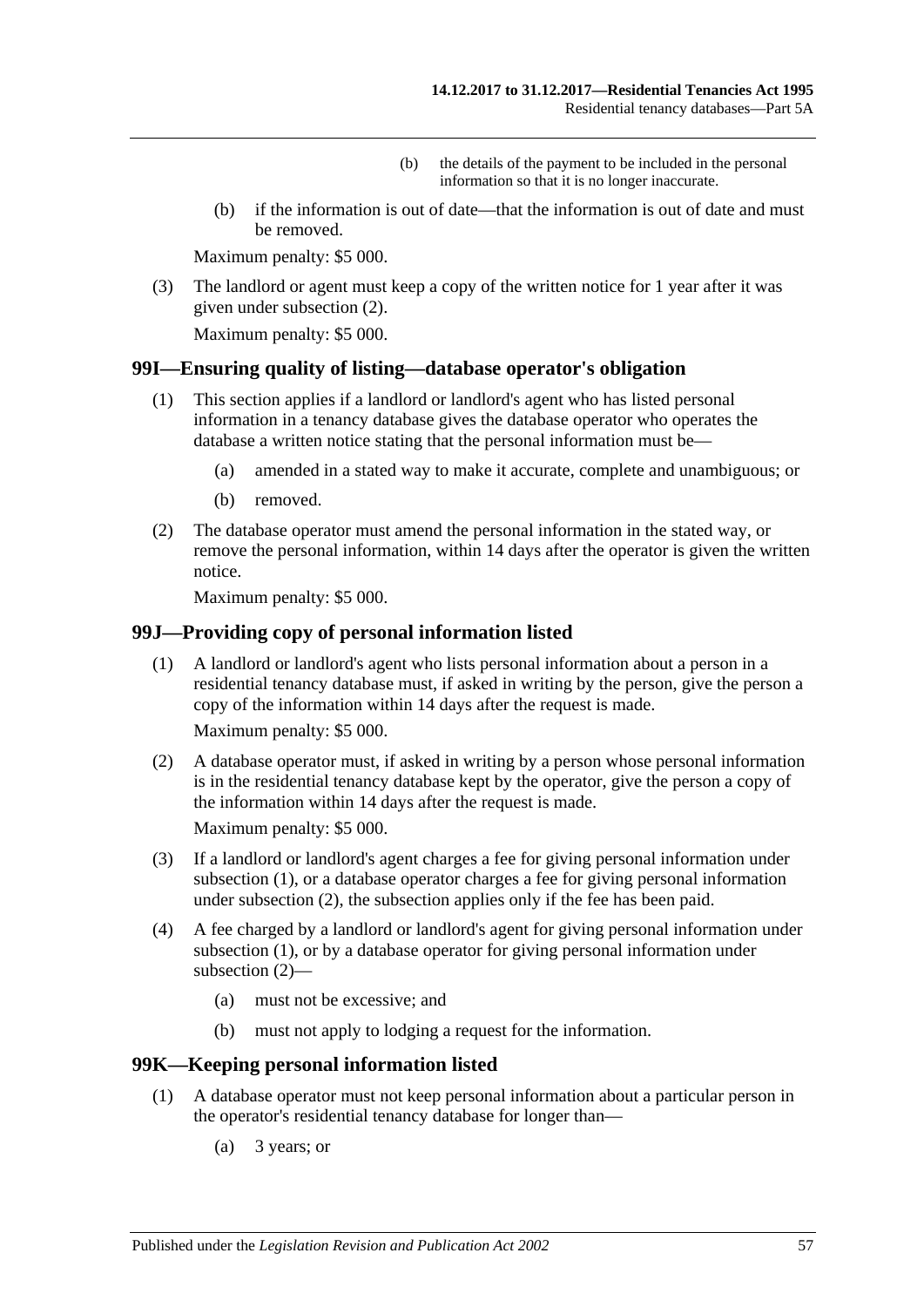(b) the details of the payment to be included in the personal information so that it is no longer inaccurate.

(b) if the information is out of date—that the information is out of date and must be removed.

Maximum penalty: $5 000.

(3) The landlord or agent must keep a copy of the written notice for 1 year after it was given under subsection (2).

Maximum penalty: $5 000.

## 99I—Ensuring quality of listing—database operator's obligation

(1) This section applies if a landlord or landlord's agent who has listed personal information in a tenancy database gives the database operator who operates the database a written notice stating that the personal information must be—

(a) amended in a stated way to make it accurate, complete and unambiguous; or

(b) removed.

(2) The database operator must amend the personal information in the stated way, or remove the personal information, within 14 days after the operator is given the written notice.

Maximum penalty: $5 000.

## 99J—Providing copy of personal information listed

(1) A landlord or landlord's agent who lists personal information about a person in a residential tenancy database must, if asked in writing by the person, give the person a copy of the information within 14 days after the request is made.

Maximum penalty: $5 000.

(2) A database operator must, if asked in writing by a person whose personal information is in the residential tenancy database kept by the operator, give the person a copy of the information within 14 days after the request is made.

Maximum penalty: $5 000.

(3) If a landlord or landlord's agent charges a fee for giving personal information under subsection (1), or a database operator charges a fee for giving personal information under subsection (2), the subsection applies only if the fee has been paid.

(4) A fee charged by a landlord or landlord's agent for giving personal information under subsection (1), or by a database operator for giving personal information under subsection (2)—

(a) must not be excessive; and

(b) must not apply to lodging a request for the information.

## 99K—Keeping personal information listed

(1) A database operator must not keep personal information about a particular person in the operator's residential tenancy database for longer than—

(a) 3 years; or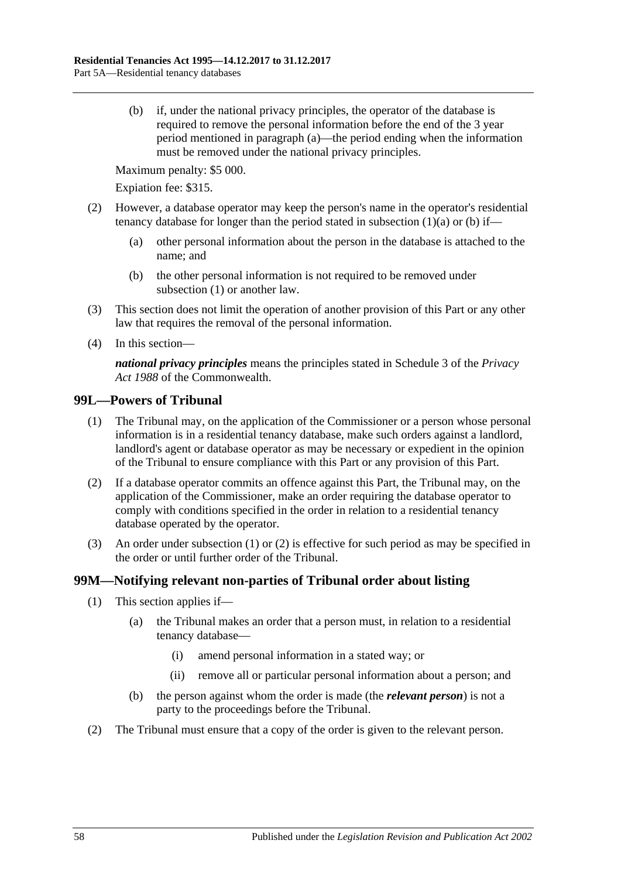(b) if, under the national privacy principles, the operator of the database is required to remove the personal information before the end of the 3 year period mentioned in paragraph (a)—the period ending when the information must be removed under the national privacy principles.

Maximum penalty: $5 000.

Expiation fee: $315.

(2) However, a database operator may keep the person's name in the operator's residential tenancy database for longer than the period stated in subsection (1)(a) or (b) if—

(a) other personal information about the person in the database is attached to the name; and

(b) the other personal information is not required to be removed under subsection (1) or another law.

(3) This section does not limit the operation of another provision of this Part or any other law that requires the removal of the personal information.

(4) In this section—

***national privacy principles*** means the principles stated in Schedule 3 of the *Privacy Act 1988* of the Commonwealth.

## 99L—Powers of Tribunal

(1) The Tribunal may, on the application of the Commissioner or a person whose personal information is in a residential tenancy database, make such orders against a landlord, landlord's agent or database operator as may be necessary or expedient in the opinion of the Tribunal to ensure compliance with this Part or any provision of this Part.

(2) If a database operator commits an offence against this Part, the Tribunal may, on the application of the Commissioner, make an order requiring the database operator to comply with conditions specified in the order in relation to a residential tenancy database operated by the operator.

(3) An order under subsection (1) or (2) is effective for such period as may be specified in the order or until further order of the Tribunal.

## 99M—Notifying relevant non-parties of Tribunal order about listing

(1) This section applies if—

(a) the Tribunal makes an order that a person must, in relation to a residential tenancy database—

(i) amend personal information in a stated way; or

(ii) remove all or particular personal information about a person; and

(b) the person against whom the order is made (the ***relevant person***) is not a party to the proceedings before the Tribunal.

(2) The Tribunal must ensure that a copy of the order is given to the relevant person.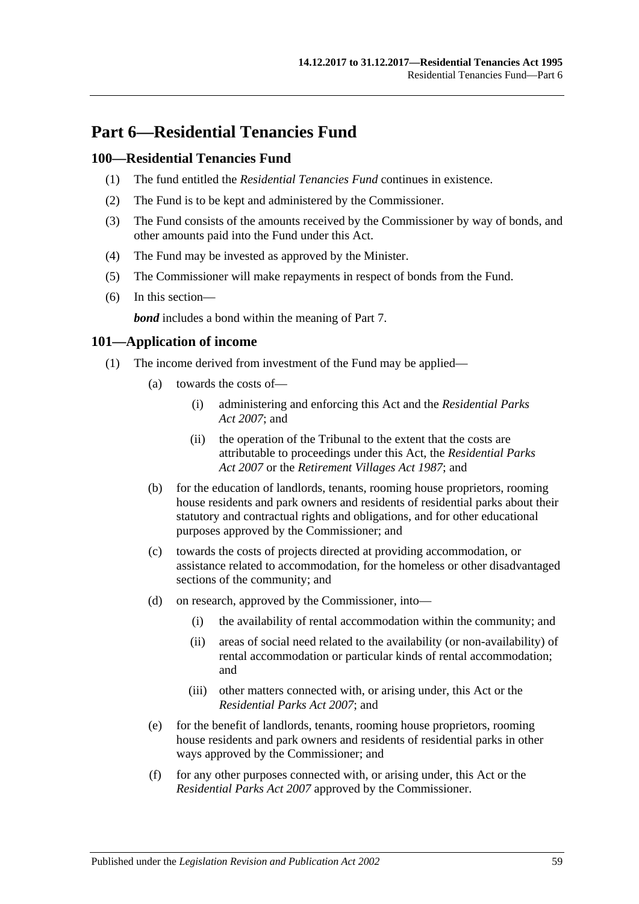# Part 6—Residential Tenancies Fund

## 100—Residential Tenancies Fund

(1) The fund entitled the *Residential Tenancies Fund* continues in existence.

(2) The Fund is to be kept and administered by the Commissioner.

(3) The Fund consists of the amounts received by the Commissioner by way of bonds, and other amounts paid into the Fund under this Act.

(4) The Fund may be invested as approved by the Minister.

(5) The Commissioner will make repayments in respect of bonds from the Fund.

(6) In this section—

***bond*** includes a bond within the meaning of Part 7.

## 101—Application of income

(1) The income derived from investment of the Fund may be applied—

- (a) towards the costs of—
  - (i) administering and enforcing this Act and the *Residential Parks Act 2007*; and
  - (ii) the operation of the Tribunal to the extent that the costs are attributable to proceedings under this Act, the *Residential Parks Act 2007* or the *Retirement Villages Act 1987*; and
- (b) for the education of landlords, tenants, rooming house proprietors, rooming house residents and park owners and residents of residential parks about their statutory and contractual rights and obligations, and for other educational purposes approved by the Commissioner; and
- (c) towards the costs of projects directed at providing accommodation, or assistance related to accommodation, for the homeless or other disadvantaged sections of the community; and
- (d) on research, approved by the Commissioner, into—
  - (i) the availability of rental accommodation within the community; and
  - (ii) areas of social need related to the availability (or non-availability) of rental accommodation or particular kinds of rental accommodation; and
  - (iii) other matters connected with, or arising under, this Act or the *Residential Parks Act 2007*; and
- (e) for the benefit of landlords, tenants, rooming house proprietors, rooming house residents and park owners and residents of residential parks in other ways approved by the Commissioner; and
- (f) for any other purposes connected with, or arising under, this Act or the *Residential Parks Act 2007* approved by the Commissioner.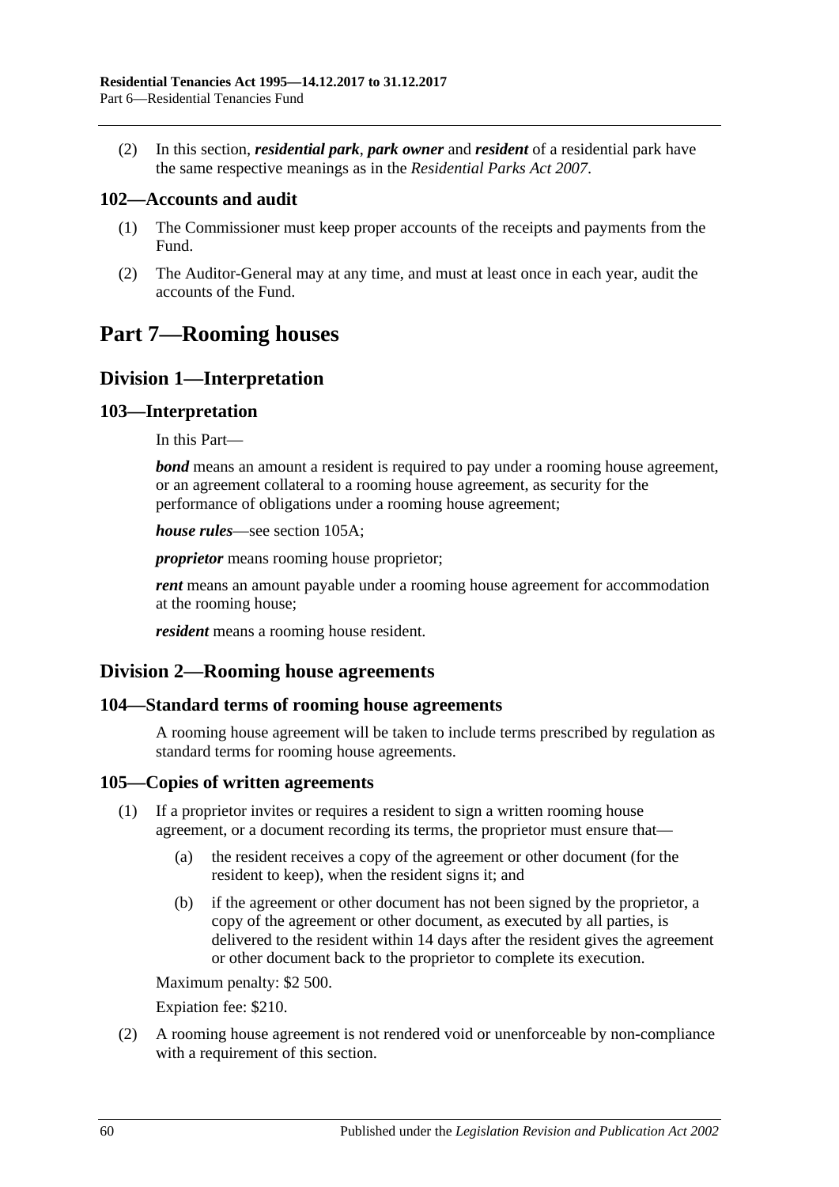(2) In this section, ***residential park***, ***park owner*** and ***resident*** of a residential park have the same respective meanings as in the *Residential Parks Act 2007*.

### 102—Accounts and audit

(1) The Commissioner must keep proper accounts of the receipts and payments from the Fund.

(2) The Auditor-General may at any time, and must at least once in each year, audit the accounts of the Fund.

# Part 7—Rooming houses

## Division 1—Interpretation

### 103—Interpretation

In this Part—

***bond*** means an amount a resident is required to pay under a rooming house agreement, or an agreement collateral to a rooming house agreement, as security for the performance of obligations under a rooming house agreement;

***house rules***—see section 105A;

***proprietor*** means rooming house proprietor;

***rent*** means an amount payable under a rooming house agreement for accommodation at the rooming house;

***resident*** means a rooming house resident.

## Division 2—Rooming house agreements

### 104—Standard terms of rooming house agreements

A rooming house agreement will be taken to include terms prescribed by regulation as standard terms for rooming house agreements.

### 105—Copies of written agreements

(1) If a proprietor invites or requires a resident to sign a written rooming house agreement, or a document recording its terms, the proprietor must ensure that—

(a) the resident receives a copy of the agreement or other document (for the resident to keep), when the resident signs it; and

(b) if the agreement or other document has not been signed by the proprietor, a copy of the agreement or other document, as executed by all parties, is delivered to the resident within 14 days after the resident gives the agreement or other document back to the proprietor to complete its execution.

Maximum penalty: $2 500.

Expiation fee: $210.

(2) A rooming house agreement is not rendered void or unenforceable by non-compliance with a requirement of this section.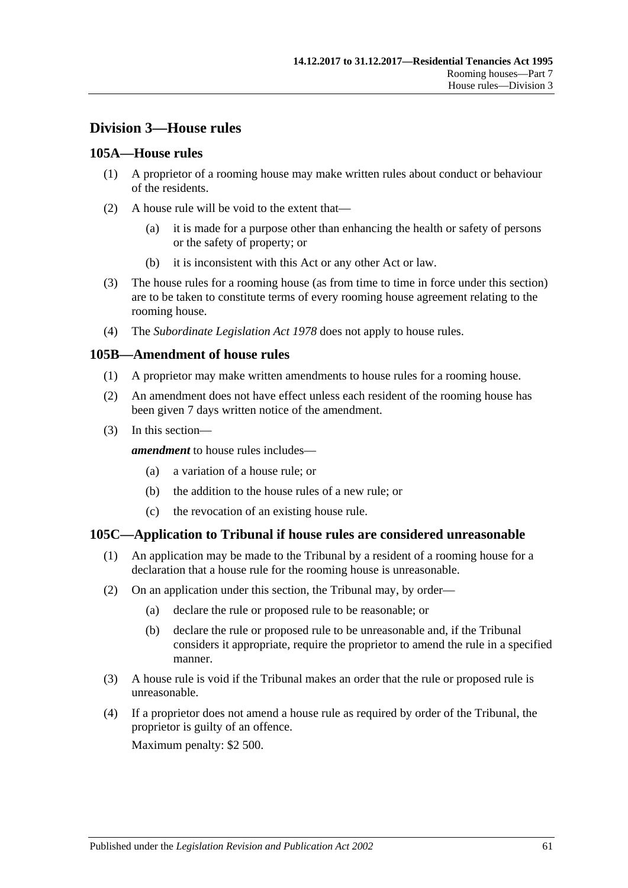## Division 3—House rules

### 105A—House rules

(1) A proprietor of a rooming house may make written rules about conduct or behaviour of the residents.

(2) A house rule will be void to the extent that—

(a) it is made for a purpose other than enhancing the health or safety of persons or the safety of property; or

(b) it is inconsistent with this Act or any other Act or law.

(3) The house rules for a rooming house (as from time to time in force under this section) are to be taken to constitute terms of every rooming house agreement relating to the rooming house.

(4) The *Subordinate Legislation Act 1978* does not apply to house rules.

### 105B—Amendment of house rules

(1) A proprietor may make written amendments to house rules for a rooming house.

(2) An amendment does not have effect unless each resident of the rooming house has been given 7 days written notice of the amendment.

(3) In this section—

***amendment*** to house rules includes—

(a) a variation of a house rule; or

(b) the addition to the house rules of a new rule; or

(c) the revocation of an existing house rule.

### 105C—Application to Tribunal if house rules are considered unreasonable

(1) An application may be made to the Tribunal by a resident of a rooming house for a declaration that a house rule for the rooming house is unreasonable.

(2) On an application under this section, the Tribunal may, by order—

(a) declare the rule or proposed rule to be reasonable; or

(b) declare the rule or proposed rule to be unreasonable and, if the Tribunal considers it appropriate, require the proprietor to amend the rule in a specified manner.

(3) A house rule is void if the Tribunal makes an order that the rule or proposed rule is unreasonable.

(4) If a proprietor does not amend a house rule as required by order of the Tribunal, the proprietor is guilty of an offence.

Maximum penalty: $2 500.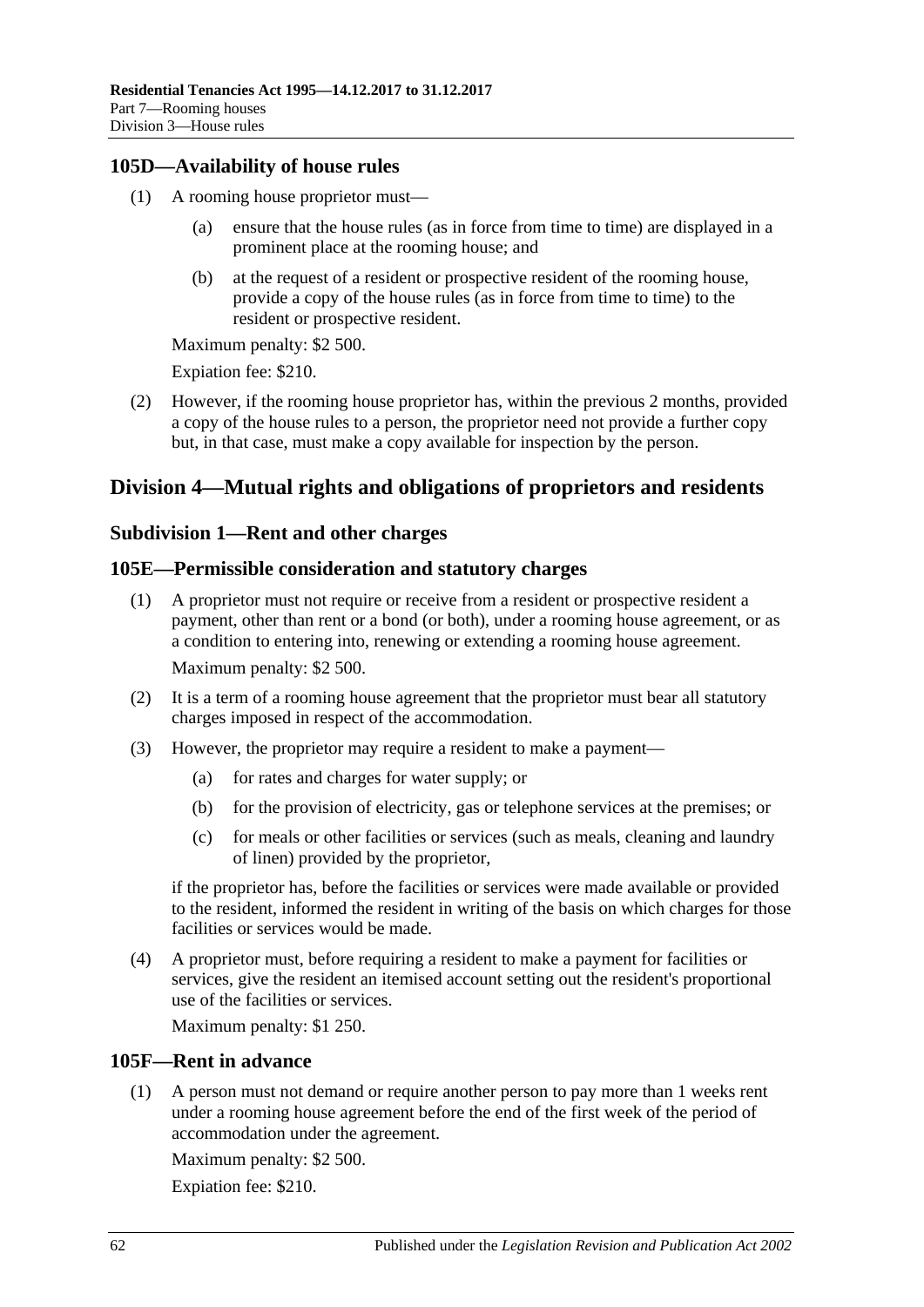### 105D—Availability of house rules

(1) A rooming house proprietor must—

(a) ensure that the house rules (as in force from time to time) are displayed in a prominent place at the rooming house; and

(b) at the request of a resident or prospective resident of the rooming house, provide a copy of the house rules (as in force from time to time) to the resident or prospective resident.

Maximum penalty: $2 500.

Expiation fee: $210.

(2) However, if the rooming house proprietor has, within the previous 2 months, provided a copy of the house rules to a person, the proprietor need not provide a further copy but, in that case, must make a copy available for inspection by the person.

## Division 4—Mutual rights and obligations of proprietors and residents

### Subdivision 1—Rent and other charges

### 105E—Permissible consideration and statutory charges

(1) A proprietor must not require or receive from a resident or prospective resident a payment, other than rent or a bond (or both), under a rooming house agreement, or as a condition to entering into, renewing or extending a rooming house agreement.

Maximum penalty: $2 500.

(2) It is a term of a rooming house agreement that the proprietor must bear all statutory charges imposed in respect of the accommodation.

(3) However, the proprietor may require a resident to make a payment—

(a) for rates and charges for water supply; or

(b) for the provision of electricity, gas or telephone services at the premises; or

(c) for meals or other facilities or services (such as meals, cleaning and laundry of linen) provided by the proprietor,

if the proprietor has, before the facilities or services were made available or provided to the resident, informed the resident in writing of the basis on which charges for those facilities or services would be made.

(4) A proprietor must, before requiring a resident to make a payment for facilities or services, give the resident an itemised account setting out the resident's proportional use of the facilities or services.

Maximum penalty: $1 250.

### 105F—Rent in advance

(1) A person must not demand or require another person to pay more than 1 weeks rent under a rooming house agreement before the end of the first week of the period of accommodation under the agreement.

Maximum penalty: $2 500.

Expiation fee: $210.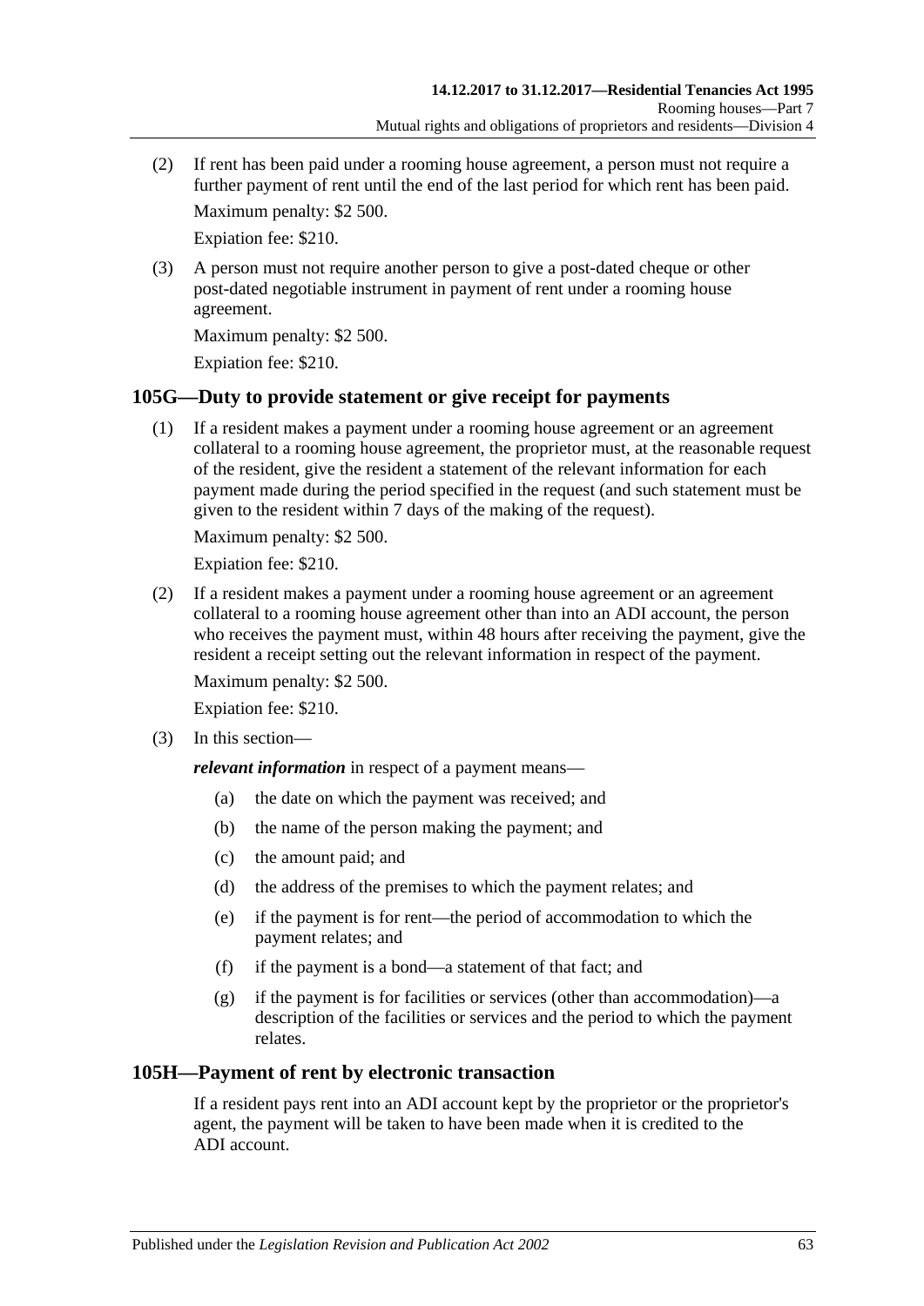(2) If rent has been paid under a rooming house agreement, a person must not require a further payment of rent until the end of the last period for which rent has been paid.

Maximum penalty: $2 500.

Expiation fee: $210.

(3) A person must not require another person to give a post-dated cheque or other post-dated negotiable instrument in payment of rent under a rooming house agreement.

Maximum penalty: $2 500.

Expiation fee: $210.

## 105G—Duty to provide statement or give receipt for payments

(1) If a resident makes a payment under a rooming house agreement or an agreement collateral to a rooming house agreement, the proprietor must, at the reasonable request of the resident, give the resident a statement of the relevant information for each payment made during the period specified in the request (and such statement must be given to the resident within 7 days of the making of the request).

Maximum penalty: $2 500.

Expiation fee: $210.

(2) If a resident makes a payment under a rooming house agreement or an agreement collateral to a rooming house agreement other than into an ADI account, the person who receives the payment must, within 48 hours after receiving the payment, give the resident a receipt setting out the relevant information in respect of the payment.

Maximum penalty: $2 500.

Expiation fee: $210.

(3) In this section—

***relevant information*** in respect of a payment means—

- (a) the date on which the payment was received; and
- (b) the name of the person making the payment; and
- (c) the amount paid; and
- (d) the address of the premises to which the payment relates; and
- (e) if the payment is for rent—the period of accommodation to which the payment relates; and
- (f) if the payment is a bond—a statement of that fact; and
- (g) if the payment is for facilities or services (other than accommodation)—a description of the facilities or services and the period to which the payment relates.

## 105H—Payment of rent by electronic transaction

If a resident pays rent into an ADI account kept by the proprietor or the proprietor's agent, the payment will be taken to have been made when it is credited to the ADI account.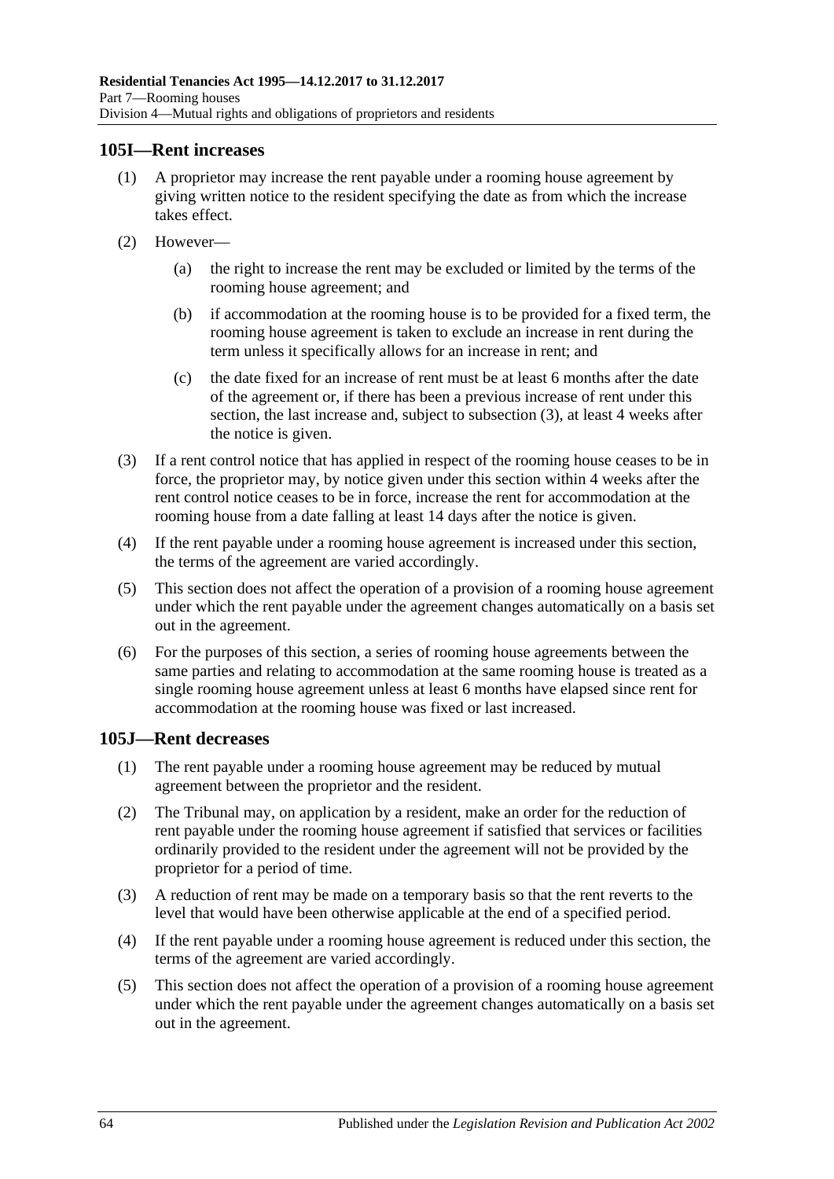## 105I—Rent increases

(1) A proprietor may increase the rent payable under a rooming house agreement by giving written notice to the resident specifying the date as from which the increase takes effect.

(2) However—

(a) the right to increase the rent may be excluded or limited by the terms of the rooming house agreement; and

(b) if accommodation at the rooming house is to be provided for a fixed term, the rooming house agreement is taken to exclude an increase in rent during the term unless it specifically allows for an increase in rent; and

(c) the date fixed for an increase of rent must be at least 6 months after the date of the agreement or, if there has been a previous increase of rent under this section, the last increase and, subject to subsection (3), at least 4 weeks after the notice is given.

(3) If a rent control notice that has applied in respect of the rooming house ceases to be in force, the proprietor may, by notice given under this section within 4 weeks after the rent control notice ceases to be in force, increase the rent for accommodation at the rooming house from a date falling at least 14 days after the notice is given.

(4) If the rent payable under a rooming house agreement is increased under this section, the terms of the agreement are varied accordingly.

(5) This section does not affect the operation of a provision of a rooming house agreement under which the rent payable under the agreement changes automatically on a basis set out in the agreement.

(6) For the purposes of this section, a series of rooming house agreements between the same parties and relating to accommodation at the same rooming house is treated as a single rooming house agreement unless at least 6 months have elapsed since rent for accommodation at the rooming house was fixed or last increased.

## 105J—Rent decreases

(1) The rent payable under a rooming house agreement may be reduced by mutual agreement between the proprietor and the resident.

(2) The Tribunal may, on application by a resident, make an order for the reduction of rent payable under the rooming house agreement if satisfied that services or facilities ordinarily provided to the resident under the agreement will not be provided by the proprietor for a period of time.

(3) A reduction of rent may be made on a temporary basis so that the rent reverts to the level that would have been otherwise applicable at the end of a specified period.

(4) If the rent payable under a rooming house agreement is reduced under this section, the terms of the agreement are varied accordingly.

(5) This section does not affect the operation of a provision of a rooming house agreement under which the rent payable under the agreement changes automatically on a basis set out in the agreement.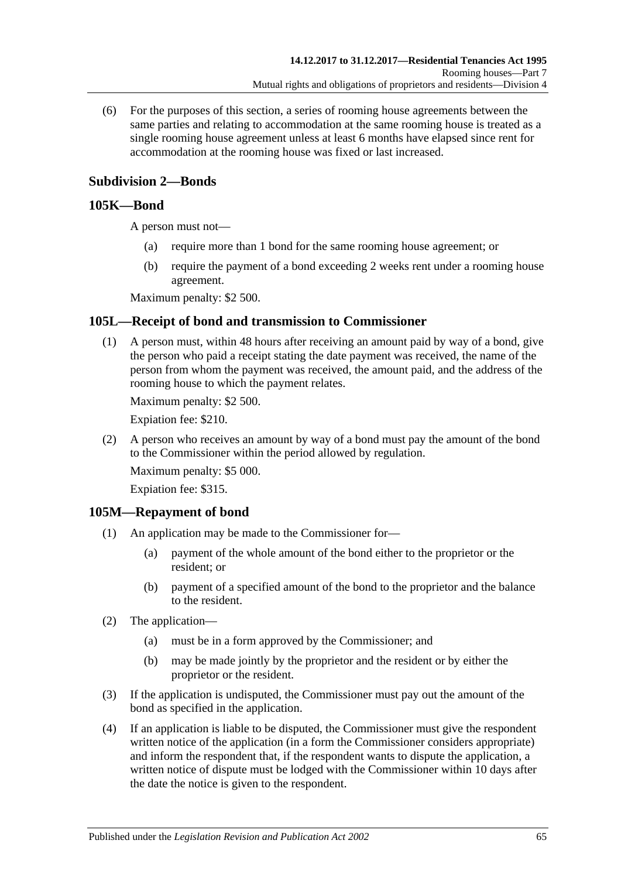(6) For the purposes of this section, a series of rooming house agreements between the same parties and relating to accommodation at the same rooming house is treated as a single rooming house agreement unless at least 6 months have elapsed since rent for accommodation at the rooming house was fixed or last increased.

## Subdivision 2—Bonds

### 105K—Bond

A person must not—

(a) require more than 1 bond for the same rooming house agreement; or

(b) require the payment of a bond exceeding 2 weeks rent under a rooming house agreement.

Maximum penalty: $2 500.

### 105L—Receipt of bond and transmission to Commissioner

(1) A person must, within 48 hours after receiving an amount paid by way of a bond, give the person who paid a receipt stating the date payment was received, the name of the person from whom the payment was received, the amount paid, and the address of the rooming house to which the payment relates.

Maximum penalty: $2 500.

Expiation fee: $210.

(2) A person who receives an amount by way of a bond must pay the amount of the bond to the Commissioner within the period allowed by regulation.

Maximum penalty: $5 000.

Expiation fee: $315.

### 105M—Repayment of bond

(1) An application may be made to the Commissioner for—

(a) payment of the whole amount of the bond either to the proprietor or the resident; or

(b) payment of a specified amount of the bond to the proprietor and the balance to the resident.

(2) The application—

(a) must be in a form approved by the Commissioner; and

(b) may be made jointly by the proprietor and the resident or by either the proprietor or the resident.

(3) If the application is undisputed, the Commissioner must pay out the amount of the bond as specified in the application.

(4) If an application is liable to be disputed, the Commissioner must give the respondent written notice of the application (in a form the Commissioner considers appropriate) and inform the respondent that, if the respondent wants to dispute the application, a written notice of dispute must be lodged with the Commissioner within 10 days after the date the notice is given to the respondent.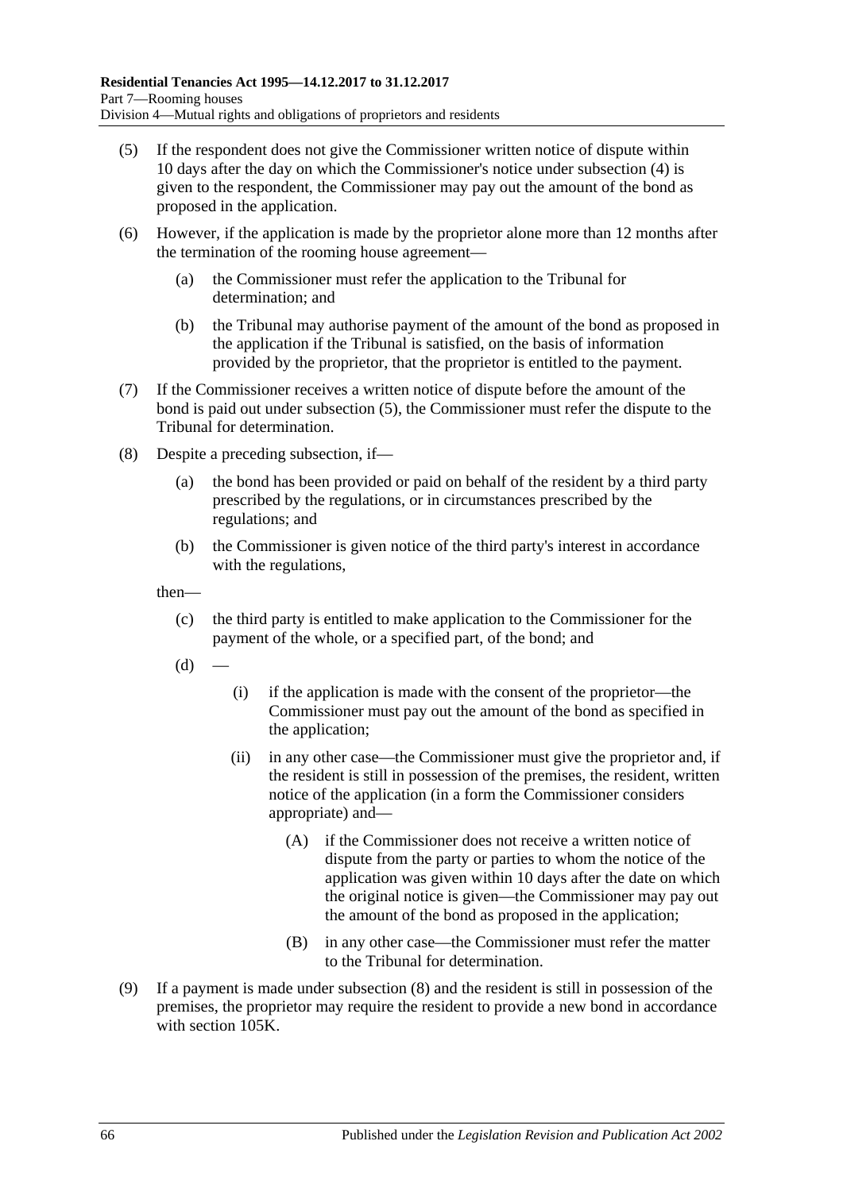(5) If the respondent does not give the Commissioner written notice of dispute within 10 days after the day on which the Commissioner's notice under subsection (4) is given to the respondent, the Commissioner may pay out the amount of the bond as proposed in the application.

(6) However, if the application is made by the proprietor alone more than 12 months after the termination of the rooming house agreement—

(a) the Commissioner must refer the application to the Tribunal for determination; and

(b) the Tribunal may authorise payment of the amount of the bond as proposed in the application if the Tribunal is satisfied, on the basis of information provided by the proprietor, that the proprietor is entitled to the payment.

(7) If the Commissioner receives a written notice of dispute before the amount of the bond is paid out under subsection (5), the Commissioner must refer the dispute to the Tribunal for determination.

(8) Despite a preceding subsection, if—

(a) the bond has been provided or paid on behalf of the resident by a third party prescribed by the regulations, or in circumstances prescribed by the regulations; and

(b) the Commissioner is given notice of the third party's interest in accordance with the regulations,

then—

(c) the third party is entitled to make application to the Commissioner for the payment of the whole, or a specified part, of the bond; and

(d) —

(i) if the application is made with the consent of the proprietor—the Commissioner must pay out the amount of the bond as specified in the application;

(ii) in any other case—the Commissioner must give the proprietor and, if the resident is still in possession of the premises, the resident, written notice of the application (in a form the Commissioner considers appropriate) and—

(A) if the Commissioner does not receive a written notice of dispute from the party or parties to whom the notice of the application was given within 10 days after the date on which the original notice is given—the Commissioner may pay out the amount of the bond as proposed in the application;

(B) in any other case—the Commissioner must refer the matter to the Tribunal for determination.

(9) If a payment is made under subsection (8) and the resident is still in possession of the premises, the proprietor may require the resident to provide a new bond in accordance with section 105K.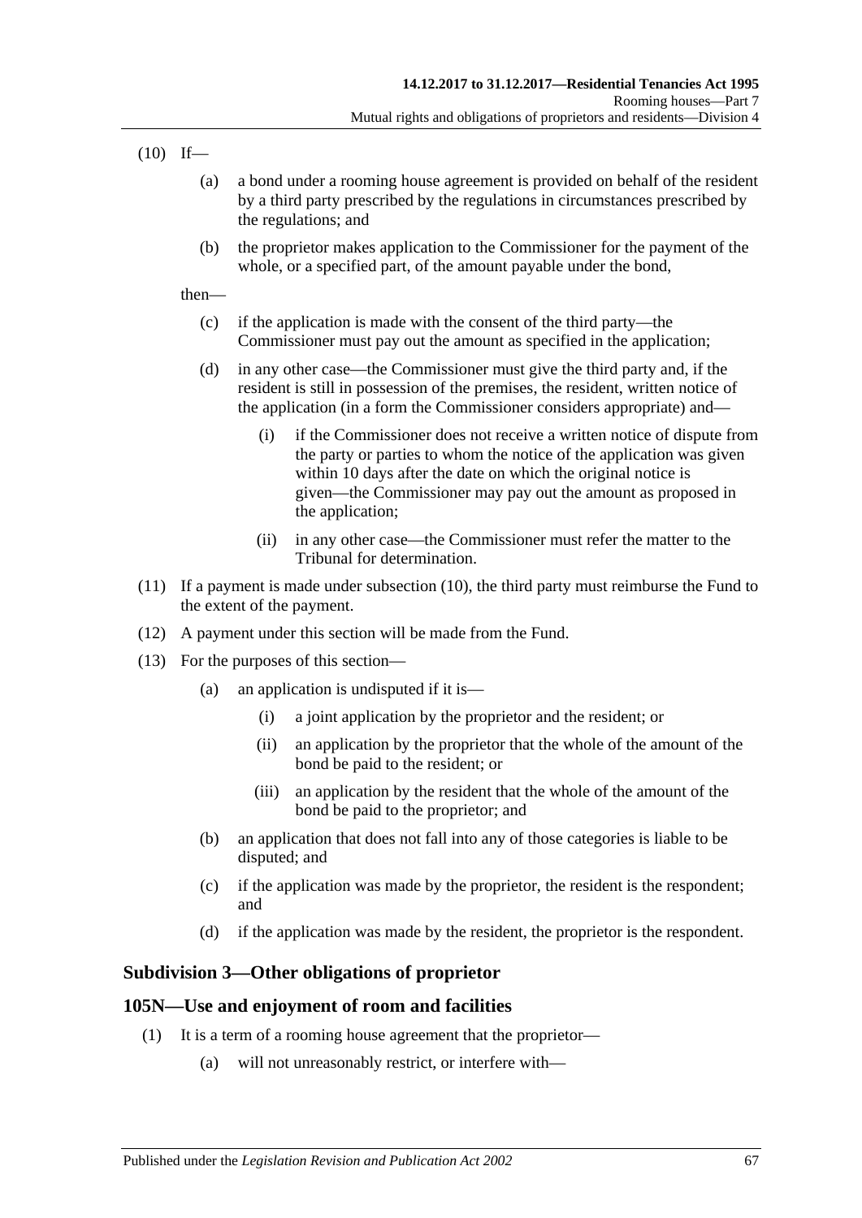(10) If—

(a) a bond under a rooming house agreement is provided on behalf of the resident by a third party prescribed by the regulations in circumstances prescribed by the regulations; and

(b) the proprietor makes application to the Commissioner for the payment of the whole, or a specified part, of the amount payable under the bond,

then—

(c) if the application is made with the consent of the third party—the Commissioner must pay out the amount as specified in the application;

(d) in any other case—the Commissioner must give the third party and, if the resident is still in possession of the premises, the resident, written notice of the application (in a form the Commissioner considers appropriate) and—

(i) if the Commissioner does not receive a written notice of dispute from the party or parties to whom the notice of the application was given within 10 days after the date on which the original notice is given—the Commissioner may pay out the amount as proposed in the application;

(ii) in any other case—the Commissioner must refer the matter to the Tribunal for determination.

(11) If a payment is made under subsection (10), the third party must reimburse the Fund to the extent of the payment.

(12) A payment under this section will be made from the Fund.

(13) For the purposes of this section—

(a) an application is undisputed if it is—

(i) a joint application by the proprietor and the resident; or

(ii) an application by the proprietor that the whole of the amount of the bond be paid to the resident; or

(iii) an application by the resident that the whole of the amount of the bond be paid to the proprietor; and

(b) an application that does not fall into any of those categories is liable to be disputed; and

(c) if the application was made by the proprietor, the resident is the respondent; and

(d) if the application was made by the resident, the proprietor is the respondent.

### Subdivision 3—Other obligations of proprietor

### 105N—Use and enjoyment of room and facilities

(1) It is a term of a rooming house agreement that the proprietor—

(a) will not unreasonably restrict, or interfere with—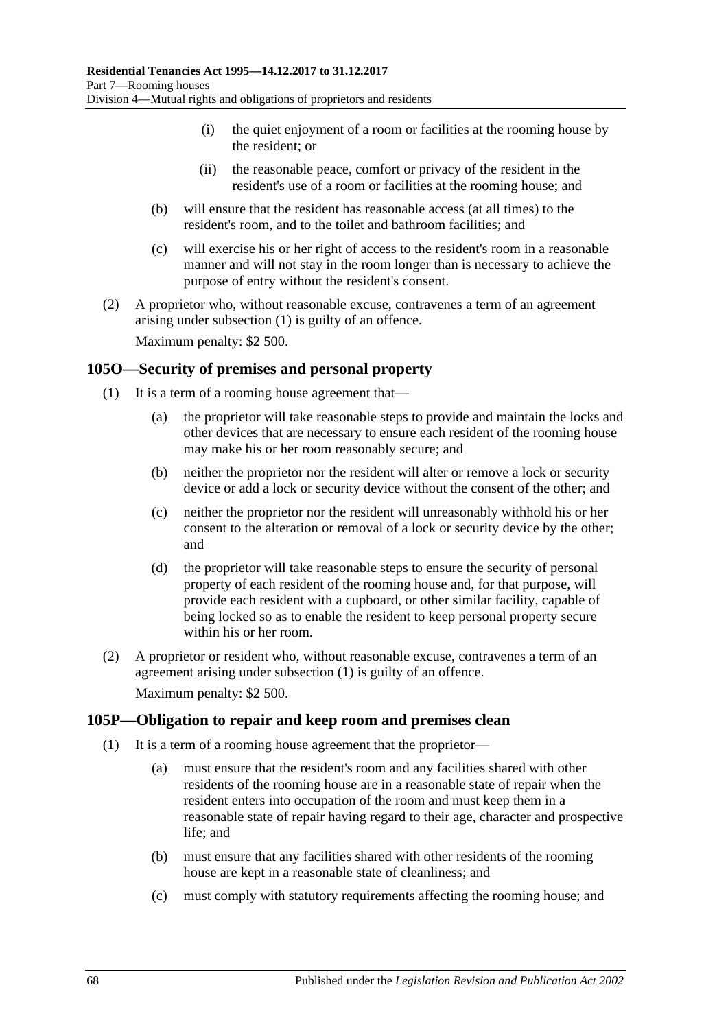(i) the quiet enjoyment of a room or facilities at the rooming house by the resident; or

(ii) the reasonable peace, comfort or privacy of the resident in the resident's use of a room or facilities at the rooming house; and

(b) will ensure that the resident has reasonable access (at all times) to the resident's room, and to the toilet and bathroom facilities; and

(c) will exercise his or her right of access to the resident's room in a reasonable manner and will not stay in the room longer than is necessary to achieve the purpose of entry without the resident's consent.

(2) A proprietor who, without reasonable excuse, contravenes a term of an agreement arising under subsection (1) is guilty of an offence.

Maximum penalty: $2 500.

## 105O—Security of premises and personal property

(1) It is a term of a rooming house agreement that—

(a) the proprietor will take reasonable steps to provide and maintain the locks and other devices that are necessary to ensure each resident of the rooming house may make his or her room reasonably secure; and

(b) neither the proprietor nor the resident will alter or remove a lock or security device or add a lock or security device without the consent of the other; and

(c) neither the proprietor nor the resident will unreasonably withhold his or her consent to the alteration or removal of a lock or security device by the other; and

(d) the proprietor will take reasonable steps to ensure the security of personal property of each resident of the rooming house and, for that purpose, will provide each resident with a cupboard, or other similar facility, capable of being locked so as to enable the resident to keep personal property secure within his or her room.

(2) A proprietor or resident who, without reasonable excuse, contravenes a term of an agreement arising under subsection (1) is guilty of an offence.

Maximum penalty: $2 500.

## 105P—Obligation to repair and keep room and premises clean

(1) It is a term of a rooming house agreement that the proprietor—

(a) must ensure that the resident's room and any facilities shared with other residents of the rooming house are in a reasonable state of repair when the resident enters into occupation of the room and must keep them in a reasonable state of repair having regard to their age, character and prospective life; and

(b) must ensure that any facilities shared with other residents of the rooming house are kept in a reasonable state of cleanliness; and

(c) must comply with statutory requirements affecting the rooming house; and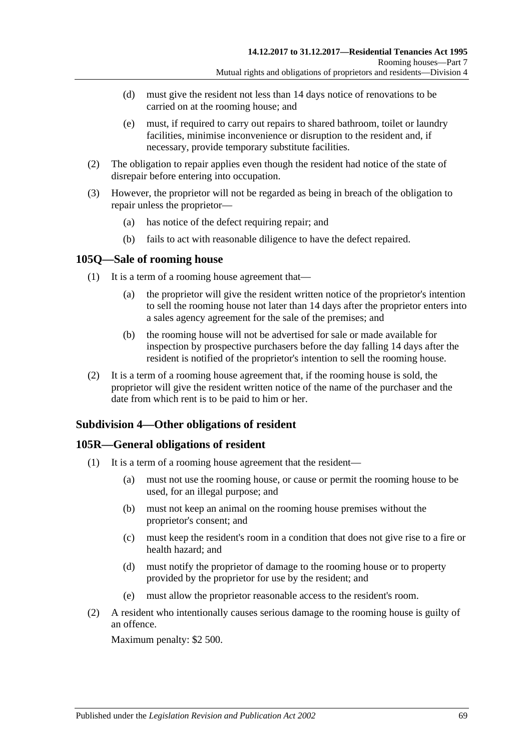(d) must give the resident not less than 14 days notice of renovations to be carried on at the rooming house; and

(e) must, if required to carry out repairs to shared bathroom, toilet or laundry facilities, minimise inconvenience or disruption to the resident and, if necessary, provide temporary substitute facilities.

(2) The obligation to repair applies even though the resident had notice of the state of disrepair before entering into occupation.

(3) However, the proprietor will not be regarded as being in breach of the obligation to repair unless the proprietor—

(a) has notice of the defect requiring repair; and

(b) fails to act with reasonable diligence to have the defect repaired.

### 105Q—Sale of rooming house

(1) It is a term of a rooming house agreement that—

(a) the proprietor will give the resident written notice of the proprietor's intention to sell the rooming house not later than 14 days after the proprietor enters into a sales agency agreement for the sale of the premises; and

(b) the rooming house will not be advertised for sale or made available for inspection by prospective purchasers before the day falling 14 days after the resident is notified of the proprietor's intention to sell the rooming house.

(2) It is a term of a rooming house agreement that, if the rooming house is sold, the proprietor will give the resident written notice of the name of the purchaser and the date from which rent is to be paid to him or her.

## Subdivision 4—Other obligations of resident

### 105R—General obligations of resident

(1) It is a term of a rooming house agreement that the resident—

(a) must not use the rooming house, or cause or permit the rooming house to be used, for an illegal purpose; and

(b) must not keep an animal on the rooming house premises without the proprietor's consent; and

(c) must keep the resident's room in a condition that does not give rise to a fire or health hazard; and

(d) must notify the proprietor of damage to the rooming house or to property provided by the proprietor for use by the resident; and

(e) must allow the proprietor reasonable access to the resident's room.

(2) A resident who intentionally causes serious damage to the rooming house is guilty of an offence.

Maximum penalty: $2 500.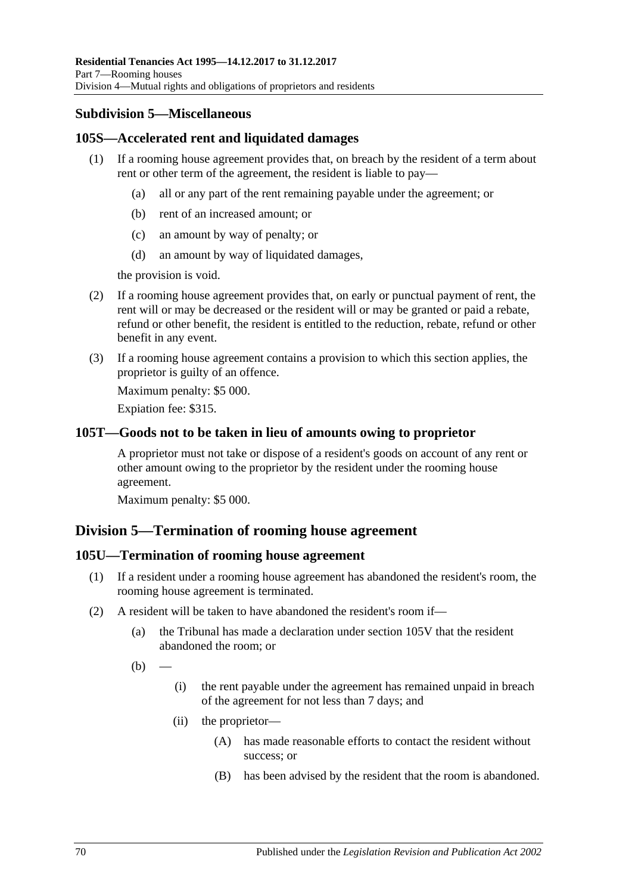### Subdivision 5—Miscellaneous

#### 105S—Accelerated rent and liquidated damages

(1) If a rooming house agreement provides that, on breach by the resident of a term about rent or other term of the agreement, the resident is liable to pay—

(a) all or any part of the rent remaining payable under the agreement; or

(b) rent of an increased amount; or

(c) an amount by way of penalty; or

(d) an amount by way of liquidated damages,

the provision is void.

(2) If a rooming house agreement provides that, on early or punctual payment of rent, the rent will or may be decreased or the resident will or may be granted or paid a rebate, refund or other benefit, the resident is entitled to the reduction, rebate, refund or other benefit in any event.

(3) If a rooming house agreement contains a provision to which this section applies, the proprietor is guilty of an offence.

Maximum penalty: $5 000.

Expiation fee: $315.

#### 105T—Goods not to be taken in lieu of amounts owing to proprietor

A proprietor must not take or dispose of a resident's goods on account of any rent or other amount owing to the proprietor by the resident under the rooming house agreement.

Maximum penalty: $5 000.

## Division 5—Termination of rooming house agreement

#### 105U—Termination of rooming house agreement

(1) If a resident under a rooming house agreement has abandoned the resident's room, the rooming house agreement is terminated.

(2) A resident will be taken to have abandoned the resident's room if—

(a) the Tribunal has made a declaration under section 105V that the resident abandoned the room; or

(b) —

(i) the rent payable under the agreement has remained unpaid in breach of the agreement for not less than 7 days; and

(ii) the proprietor—

(A) has made reasonable efforts to contact the resident without success; or

(B) has been advised by the resident that the room is abandoned.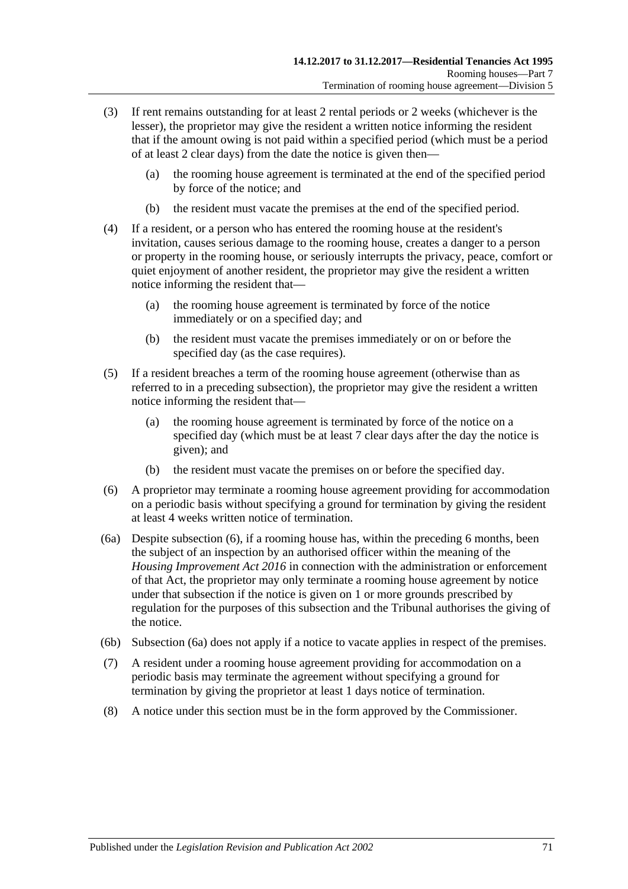(3) If rent remains outstanding for at least 2 rental periods or 2 weeks (whichever is the lesser), the proprietor may give the resident a written notice informing the resident that if the amount owing is not paid within a specified period (which must be a period of at least 2 clear days) from the date the notice is given then—

(a) the rooming house agreement is terminated at the end of the specified period by force of the notice; and

(b) the resident must vacate the premises at the end of the specified period.

(4) If a resident, or a person who has entered the rooming house at the resident's invitation, causes serious damage to the rooming house, creates a danger to a person or property in the rooming house, or seriously interrupts the privacy, peace, comfort or quiet enjoyment of another resident, the proprietor may give the resident a written notice informing the resident that—

(a) the rooming house agreement is terminated by force of the notice immediately or on a specified day; and

(b) the resident must vacate the premises immediately or on or before the specified day (as the case requires).

(5) If a resident breaches a term of the rooming house agreement (otherwise than as referred to in a preceding subsection), the proprietor may give the resident a written notice informing the resident that—

(a) the rooming house agreement is terminated by force of the notice on a specified day (which must be at least 7 clear days after the day the notice is given); and

(b) the resident must vacate the premises on or before the specified day.

(6) A proprietor may terminate a rooming house agreement providing for accommodation on a periodic basis without specifying a ground for termination by giving the resident at least 4 weeks written notice of termination.

(6a) Despite subsection (6), if a rooming house has, within the preceding 6 months, been the subject of an inspection by an authorised officer within the meaning of the *Housing Improvement Act 2016* in connection with the administration or enforcement of that Act, the proprietor may only terminate a rooming house agreement by notice under that subsection if the notice is given on 1 or more grounds prescribed by regulation for the purposes of this subsection and the Tribunal authorises the giving of the notice.

(6b) Subsection (6a) does not apply if a notice to vacate applies in respect of the premises.

(7) A resident under a rooming house agreement providing for accommodation on a periodic basis may terminate the agreement without specifying a ground for termination by giving the proprietor at least 1 days notice of termination.

(8) A notice under this section must be in the form approved by the Commissioner.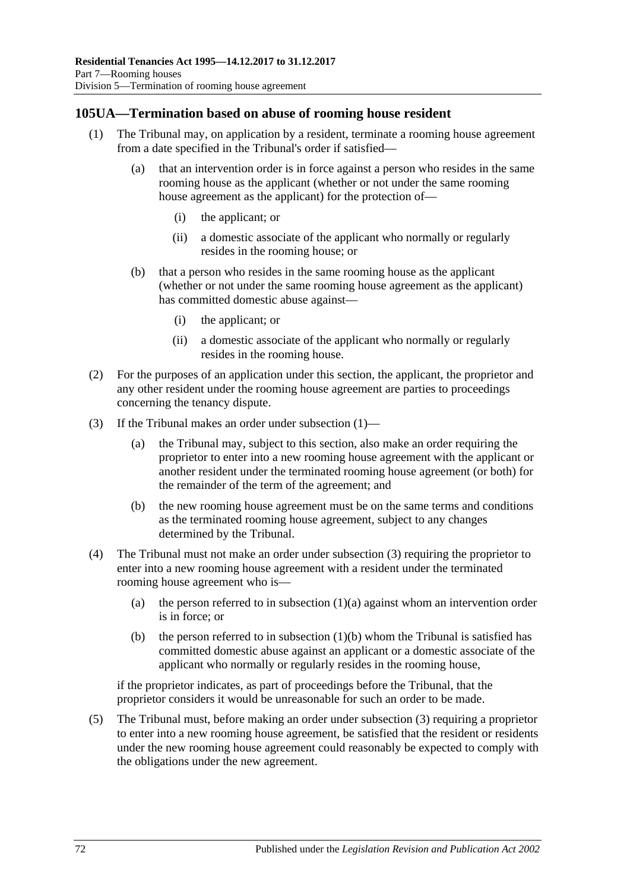## 105UA—Termination based on abuse of rooming house resident

(1) The Tribunal may, on application by a resident, terminate a rooming house agreement from a date specified in the Tribunal's order if satisfied—

(a) that an intervention order is in force against a person who resides in the same rooming house as the applicant (whether or not under the same rooming house agreement as the applicant) for the protection of—

(i) the applicant; or

(ii) a domestic associate of the applicant who normally or regularly resides in the rooming house; or

(b) that a person who resides in the same rooming house as the applicant (whether or not under the same rooming house agreement as the applicant) has committed domestic abuse against—

(i) the applicant; or

(ii) a domestic associate of the applicant who normally or regularly resides in the rooming house.

(2) For the purposes of an application under this section, the applicant, the proprietor and any other resident under the rooming house agreement are parties to proceedings concerning the tenancy dispute.

(3) If the Tribunal makes an order under subsection (1)—

(a) the Tribunal may, subject to this section, also make an order requiring the proprietor to enter into a new rooming house agreement with the applicant or another resident under the terminated rooming house agreement (or both) for the remainder of the term of the agreement; and

(b) the new rooming house agreement must be on the same terms and conditions as the terminated rooming house agreement, subject to any changes determined by the Tribunal.

(4) The Tribunal must not make an order under subsection (3) requiring the proprietor to enter into a new rooming house agreement with a resident under the terminated rooming house agreement who is—

(a) the person referred to in subsection (1)(a) against whom an intervention order is in force; or

(b) the person referred to in subsection (1)(b) whom the Tribunal is satisfied has committed domestic abuse against an applicant or a domestic associate of the applicant who normally or regularly resides in the rooming house,

if the proprietor indicates, as part of proceedings before the Tribunal, that the proprietor considers it would be unreasonable for such an order to be made.

(5) The Tribunal must, before making an order under subsection (3) requiring a proprietor to enter into a new rooming house agreement, be satisfied that the resident or residents under the new rooming house agreement could reasonably be expected to comply with the obligations under the new agreement.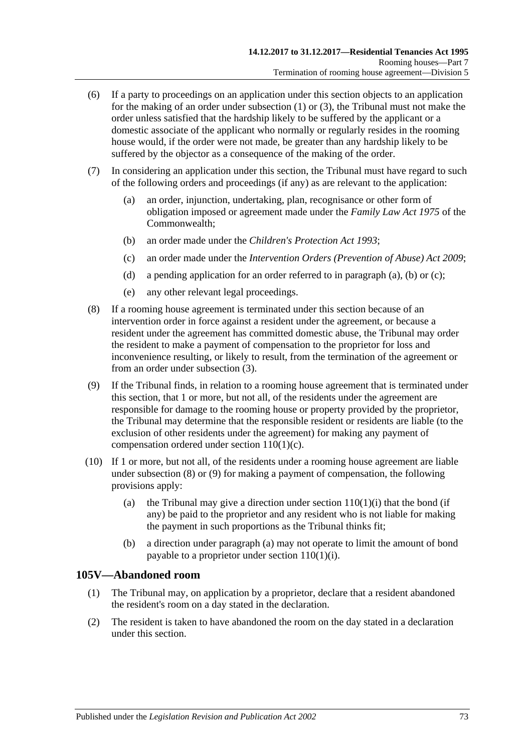(6) If a party to proceedings on an application under this section objects to an application for the making of an order under subsection (1) or (3), the Tribunal must not make the order unless satisfied that the hardship likely to be suffered by the applicant or a domestic associate of the applicant who normally or regularly resides in the rooming house would, if the order were not made, be greater than any hardship likely to be suffered by the objector as a consequence of the making of the order.

(7) In considering an application under this section, the Tribunal must have regard to such of the following orders and proceedings (if any) as are relevant to the application:

- (a) an order, injunction, undertaking, plan, recognisance or other form of obligation imposed or agreement made under the *Family Law Act 1975* of the Commonwealth;
- (b) an order made under the *Children's Protection Act 1993*;
- (c) an order made under the *Intervention Orders (Prevention of Abuse) Act 2009*;
- (d) a pending application for an order referred to in paragraph (a), (b) or (c);
- (e) any other relevant legal proceedings.

(8) If a rooming house agreement is terminated under this section because of an intervention order in force against a resident under the agreement, or because a resident under the agreement has committed domestic abuse, the Tribunal may order the resident to make a payment of compensation to the proprietor for loss and inconvenience resulting, or likely to result, from the termination of the agreement or from an order under subsection (3).

(9) If the Tribunal finds, in relation to a rooming house agreement that is terminated under this section, that 1 or more, but not all, of the residents under the agreement are responsible for damage to the rooming house or property provided by the proprietor, the Tribunal may determine that the responsible resident or residents are liable (to the exclusion of other residents under the agreement) for making any payment of compensation ordered under section 110(1)(c).

(10) If 1 or more, but not all, of the residents under a rooming house agreement are liable under subsection (8) or (9) for making a payment of compensation, the following provisions apply:

- (a) the Tribunal may give a direction under section 110(1)(i) that the bond (if any) be paid to the proprietor and any resident who is not liable for making the payment in such proportions as the Tribunal thinks fit;
- (b) a direction under paragraph (a) may not operate to limit the amount of bond payable to a proprietor under section 110(1)(i).

## 105V—Abandoned room

(1) The Tribunal may, on application by a proprietor, declare that a resident abandoned the resident's room on a day stated in the declaration.

(2) The resident is taken to have abandoned the room on the day stated in a declaration under this section.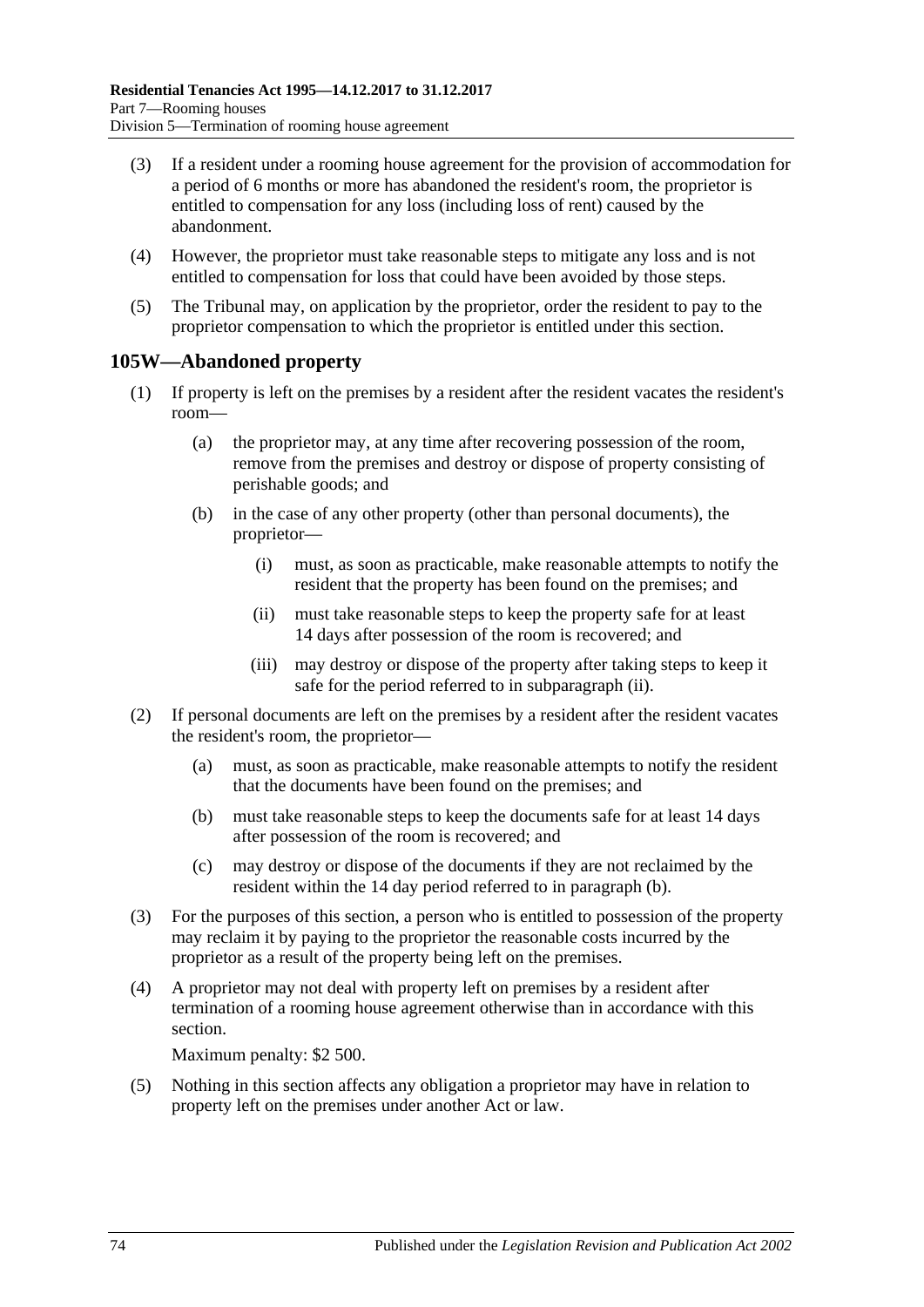(3) If a resident under a rooming house agreement for the provision of accommodation for a period of 6 months or more has abandoned the resident's room, the proprietor is entitled to compensation for any loss (including loss of rent) caused by the abandonment.

(4) However, the proprietor must take reasonable steps to mitigate any loss and is not entitled to compensation for loss that could have been avoided by those steps.

(5) The Tribunal may, on application by the proprietor, order the resident to pay to the proprietor compensation to which the proprietor is entitled under this section.

## 105W—Abandoned property

(1) If property is left on the premises by a resident after the resident vacates the resident's room—

   (a) the proprietor may, at any time after recovering possession of the room, remove from the premises and destroy or dispose of property consisting of perishable goods; and

   (b) in the case of any other property (other than personal documents), the proprietor—

      (i) must, as soon as practicable, make reasonable attempts to notify the resident that the property has been found on the premises; and

      (ii) must take reasonable steps to keep the property safe for at least 14 days after possession of the room is recovered; and

      (iii) may destroy or dispose of the property after taking steps to keep it safe for the period referred to in subparagraph (ii).

(2) If personal documents are left on the premises by a resident after the resident vacates the resident's room, the proprietor—

   (a) must, as soon as practicable, make reasonable attempts to notify the resident that the documents have been found on the premises; and

   (b) must take reasonable steps to keep the documents safe for at least 14 days after possession of the room is recovered; and

   (c) may destroy or dispose of the documents if they are not reclaimed by the resident within the 14 day period referred to in paragraph (b).

(3) For the purposes of this section, a person who is entitled to possession of the property may reclaim it by paying to the proprietor the reasonable costs incurred by the proprietor as a result of the property being left on the premises.

(4) A proprietor may not deal with property left on premises by a resident after termination of a rooming house agreement otherwise than in accordance with this section.

   Maximum penalty: $2 500.

(5) Nothing in this section affects any obligation a proprietor may have in relation to property left on the premises under another Act or law.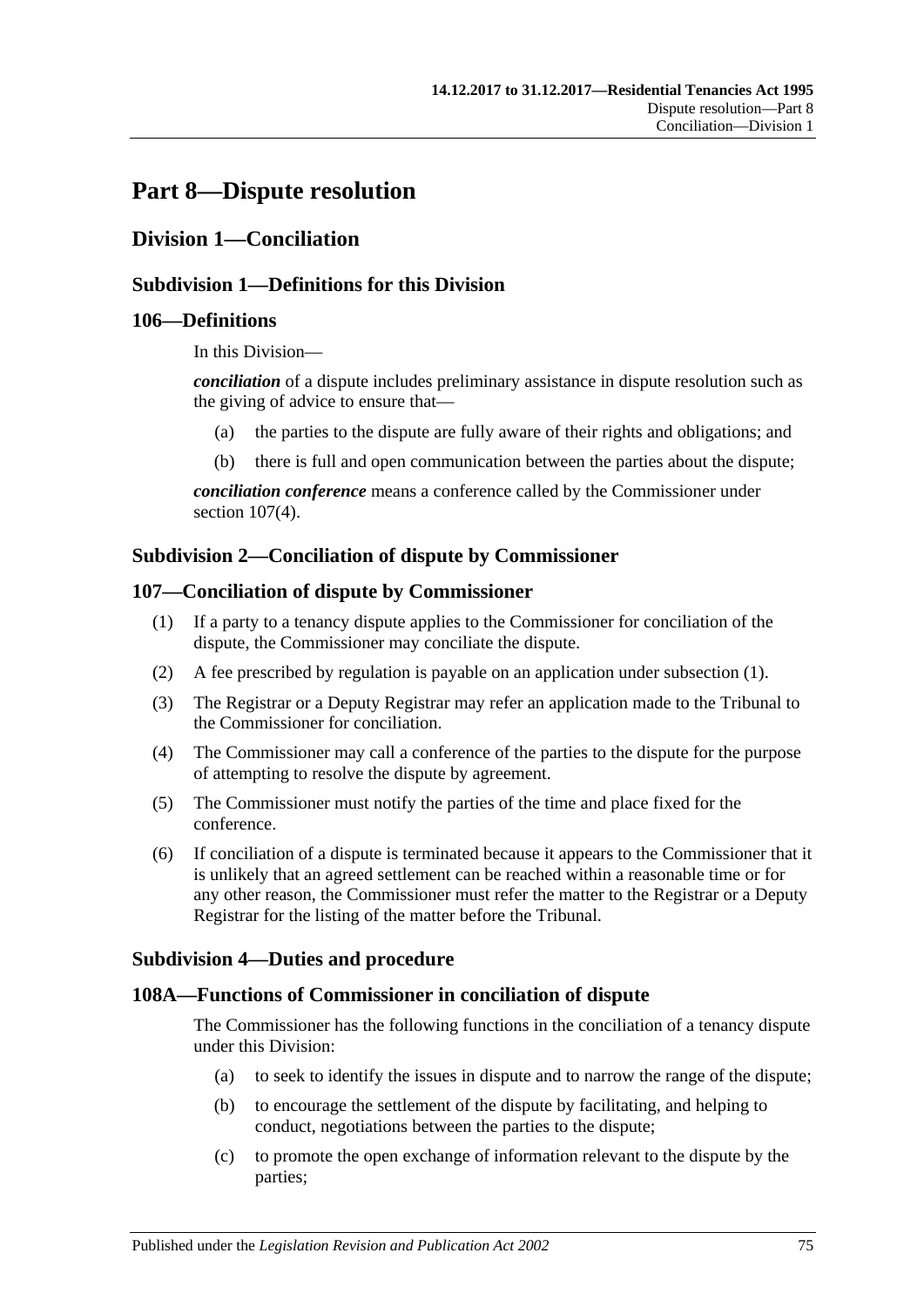# Part 8—Dispute resolution

## Division 1—Conciliation

### Subdivision 1—Definitions for this Division

#### 106—Definitions

In this Division—

***conciliation*** of a dispute includes preliminary assistance in dispute resolution such as the giving of advice to ensure that—

- (a) the parties to the dispute are fully aware of their rights and obligations; and
- (b) there is full and open communication between the parties about the dispute;

***conciliation conference*** means a conference called by the Commissioner under section 107(4).

### Subdivision 2—Conciliation of dispute by Commissioner

#### 107—Conciliation of dispute by Commissioner

(1) If a party to a tenancy dispute applies to the Commissioner for conciliation of the dispute, the Commissioner may conciliate the dispute.

(2) A fee prescribed by regulation is payable on an application under subsection (1).

(3) The Registrar or a Deputy Registrar may refer an application made to the Tribunal to the Commissioner for conciliation.

(4) The Commissioner may call a conference of the parties to the dispute for the purpose of attempting to resolve the dispute by agreement.

(5) The Commissioner must notify the parties of the time and place fixed for the conference.

(6) If conciliation of a dispute is terminated because it appears to the Commissioner that it is unlikely that an agreed settlement can be reached within a reasonable time or for any other reason, the Commissioner must refer the matter to the Registrar or a Deputy Registrar for the listing of the matter before the Tribunal.

### Subdivision 4—Duties and procedure

#### 108A—Functions of Commissioner in conciliation of dispute

The Commissioner has the following functions in the conciliation of a tenancy dispute under this Division:

- (a) to seek to identify the issues in dispute and to narrow the range of the dispute;
- (b) to encourage the settlement of the dispute by facilitating, and helping to conduct, negotiations between the parties to the dispute;
- (c) to promote the open exchange of information relevant to the dispute by the parties;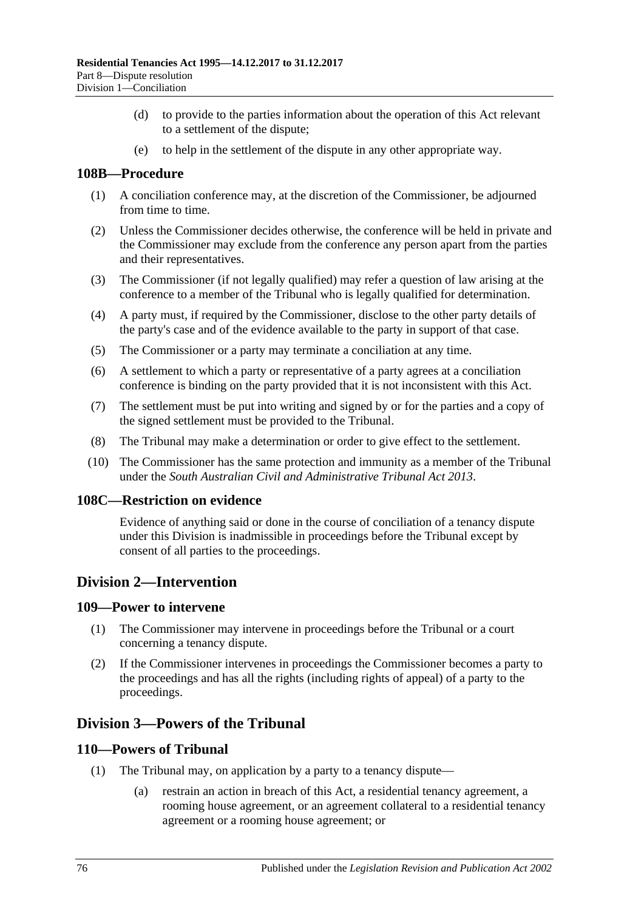(d) to provide to the parties information about the operation of this Act relevant to a settlement of the dispute;

(e) to help in the settlement of the dispute in any other appropriate way.

### 108B—Procedure

(1) A conciliation conference may, at the discretion of the Commissioner, be adjourned from time to time.

(2) Unless the Commissioner decides otherwise, the conference will be held in private and the Commissioner may exclude from the conference any person apart from the parties and their representatives.

(3) The Commissioner (if not legally qualified) may refer a question of law arising at the conference to a member of the Tribunal who is legally qualified for determination.

(4) A party must, if required by the Commissioner, disclose to the other party details of the party's case and of the evidence available to the party in support of that case.

(5) The Commissioner or a party may terminate a conciliation at any time.

(6) A settlement to which a party or representative of a party agrees at a conciliation conference is binding on the party provided that it is not inconsistent with this Act.

(7) The settlement must be put into writing and signed by or for the parties and a copy of the signed settlement must be provided to the Tribunal.

(8) The Tribunal may make a determination or order to give effect to the settlement.

(10) The Commissioner has the same protection and immunity as a member of the Tribunal under the *South Australian Civil and Administrative Tribunal Act 2013*.

### 108C—Restriction on evidence

Evidence of anything said or done in the course of conciliation of a tenancy dispute under this Division is inadmissible in proceedings before the Tribunal except by consent of all parties to the proceedings.

## Division 2—Intervention

### 109—Power to intervene

(1) The Commissioner may intervene in proceedings before the Tribunal or a court concerning a tenancy dispute.

(2) If the Commissioner intervenes in proceedings the Commissioner becomes a party to the proceedings and has all the rights (including rights of appeal) of a party to the proceedings.

## Division 3—Powers of the Tribunal

### 110—Powers of Tribunal

(1) The Tribunal may, on application by a party to a tenancy dispute—

(a) restrain an action in breach of this Act, a residential tenancy agreement, a rooming house agreement, or an agreement collateral to a residential tenancy agreement or a rooming house agreement; or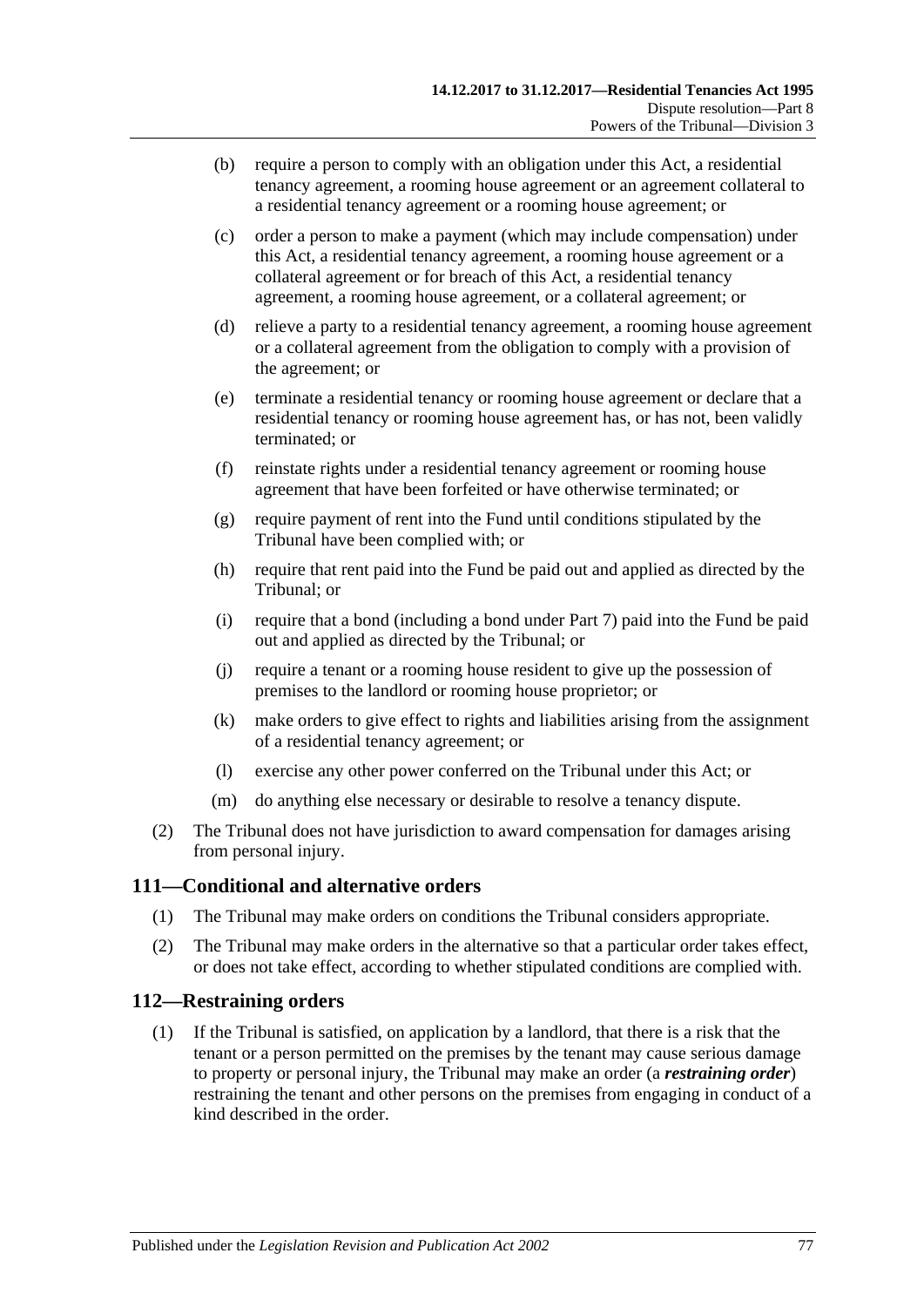(b) require a person to comply with an obligation under this Act, a residential tenancy agreement, a rooming house agreement or an agreement collateral to a residential tenancy agreement or a rooming house agreement; or

(c) order a person to make a payment (which may include compensation) under this Act, a residential tenancy agreement, a rooming house agreement or a collateral agreement or for breach of this Act, a residential tenancy agreement, a rooming house agreement, or a collateral agreement; or

(d) relieve a party to a residential tenancy agreement, a rooming house agreement or a collateral agreement from the obligation to comply with a provision of the agreement; or

(e) terminate a residential tenancy or rooming house agreement or declare that a residential tenancy or rooming house agreement has, or has not, been validly terminated; or

(f) reinstate rights under a residential tenancy agreement or rooming house agreement that have been forfeited or have otherwise terminated; or

(g) require payment of rent into the Fund until conditions stipulated by the Tribunal have been complied with; or

(h) require that rent paid into the Fund be paid out and applied as directed by the Tribunal; or

(i) require that a bond (including a bond under Part 7) paid into the Fund be paid out and applied as directed by the Tribunal; or

(j) require a tenant or a rooming house resident to give up the possession of premises to the landlord or rooming house proprietor; or

(k) make orders to give effect to rights and liabilities arising from the assignment of a residential tenancy agreement; or

(l) exercise any other power conferred on the Tribunal under this Act; or

(m) do anything else necessary or desirable to resolve a tenancy dispute.

(2) The Tribunal does not have jurisdiction to award compensation for damages arising from personal injury.

## 111—Conditional and alternative orders

(1) The Tribunal may make orders on conditions the Tribunal considers appropriate.

(2) The Tribunal may make orders in the alternative so that a particular order takes effect, or does not take effect, according to whether stipulated conditions are complied with.

## 112—Restraining orders

(1) If the Tribunal is satisfied, on application by a landlord, that there is a risk that the tenant or a person permitted on the premises by the tenant may cause serious damage to property or personal injury, the Tribunal may make an order (a ***restraining order***) restraining the tenant and other persons on the premises from engaging in conduct of a kind described in the order.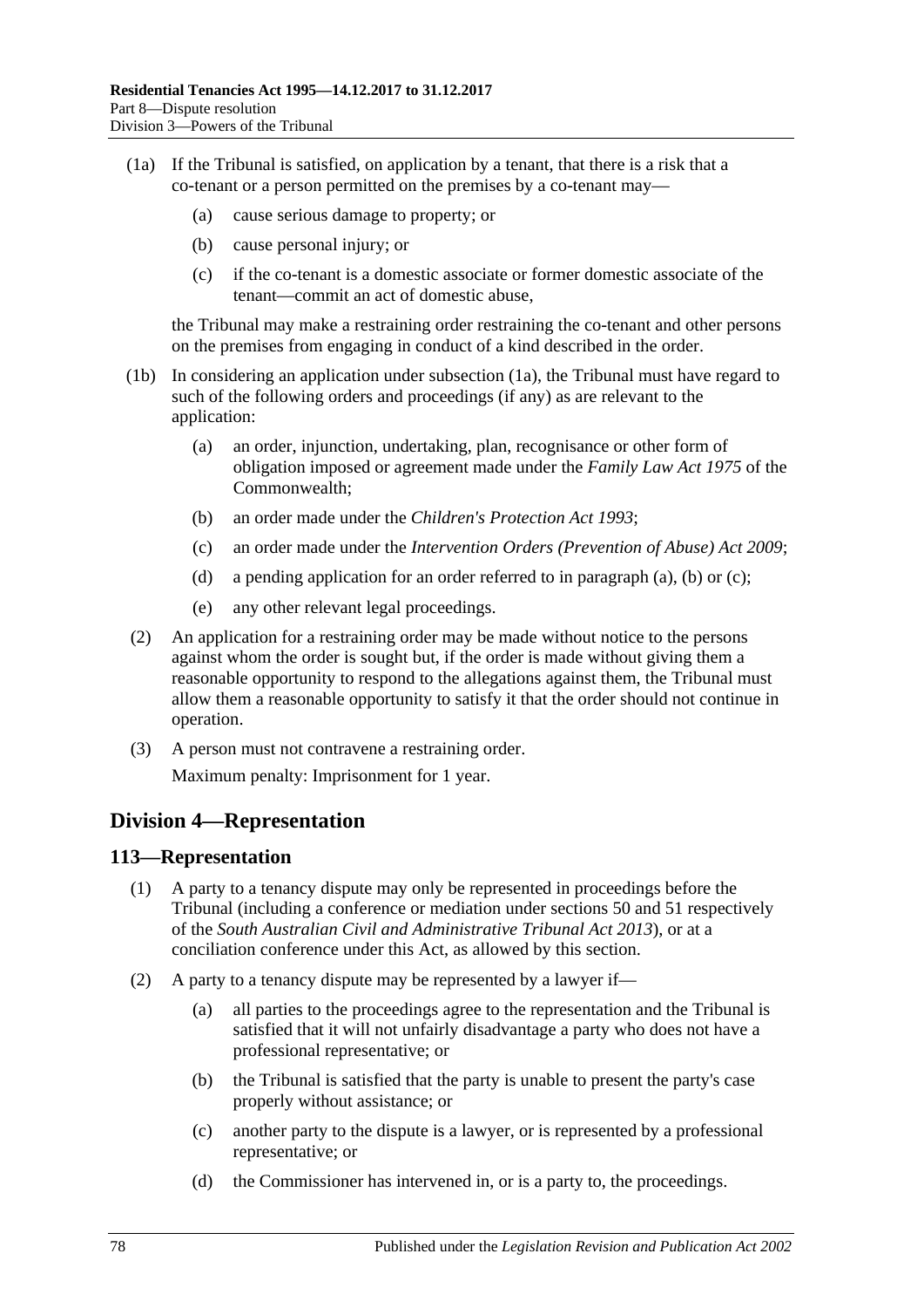(1a) If the Tribunal is satisfied, on application by a tenant, that there is a risk that a co-tenant or a person permitted on the premises by a co-tenant may—

(a) cause serious damage to property; or

(b) cause personal injury; or

(c) if the co-tenant is a domestic associate or former domestic associate of the tenant—commit an act of domestic abuse,

the Tribunal may make a restraining order restraining the co-tenant and other persons on the premises from engaging in conduct of a kind described in the order.

(1b) In considering an application under subsection (1a), the Tribunal must have regard to such of the following orders and proceedings (if any) as are relevant to the application:

(a) an order, injunction, undertaking, plan, recognisance or other form of obligation imposed or agreement made under the *Family Law Act 1975* of the Commonwealth;

(b) an order made under the *Children's Protection Act 1993*;

(c) an order made under the *Intervention Orders (Prevention of Abuse) Act 2009*;

(d) a pending application for an order referred to in paragraph (a), (b) or (c);

(e) any other relevant legal proceedings.

(2) An application for a restraining order may be made without notice to the persons against whom the order is sought but, if the order is made without giving them a reasonable opportunity to respond to the allegations against them, the Tribunal must allow them a reasonable opportunity to satisfy it that the order should not continue in operation.

(3) A person must not contravene a restraining order.

Maximum penalty: Imprisonment for 1 year.

## Division 4—Representation

### 113—Representation

(1) A party to a tenancy dispute may only be represented in proceedings before the Tribunal (including a conference or mediation under sections 50 and 51 respectively of the *South Australian Civil and Administrative Tribunal Act 2013*), or at a conciliation conference under this Act, as allowed by this section.

(2) A party to a tenancy dispute may be represented by a lawyer if—

(a) all parties to the proceedings agree to the representation and the Tribunal is satisfied that it will not unfairly disadvantage a party who does not have a professional representative; or

(b) the Tribunal is satisfied that the party is unable to present the party's case properly without assistance; or

(c) another party to the dispute is a lawyer, or is represented by a professional representative; or

(d) the Commissioner has intervened in, or is a party to, the proceedings.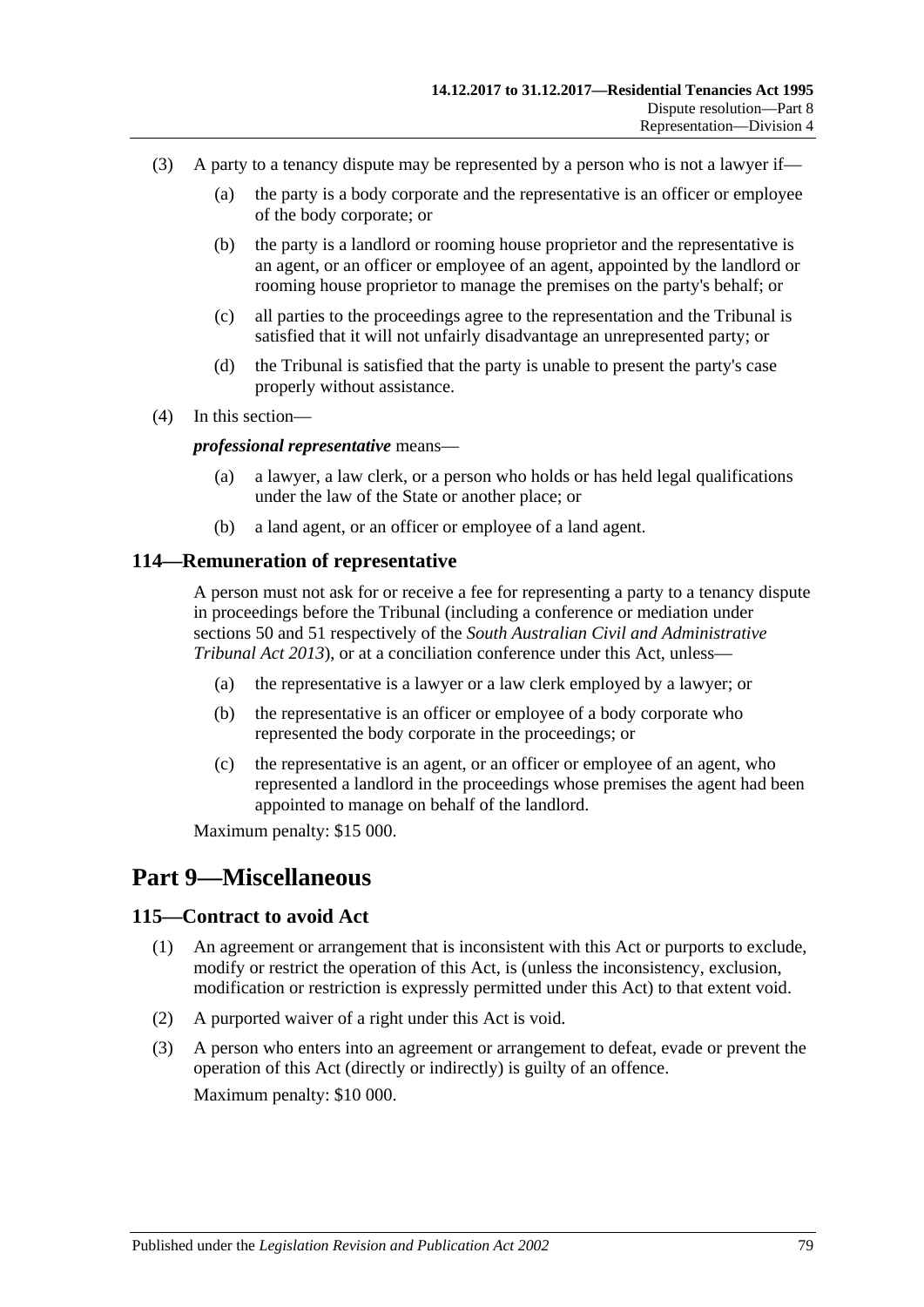(3) A party to a tenancy dispute may be represented by a person who is not a lawyer if—

(a) the party is a body corporate and the representative is an officer or employee of the body corporate; or

(b) the party is a landlord or rooming house proprietor and the representative is an agent, or an officer or employee of an agent, appointed by the landlord or rooming house proprietor to manage the premises on the party's behalf; or

(c) all parties to the proceedings agree to the representation and the Tribunal is satisfied that it will not unfairly disadvantage an unrepresented party; or

(d) the Tribunal is satisfied that the party is unable to present the party's case properly without assistance.

(4) In this section—

***professional representative*** means—

(a) a lawyer, a law clerk, or a person who holds or has held legal qualifications under the law of the State or another place; or

(b) a land agent, or an officer or employee of a land agent.

### 114—Remuneration of representative

A person must not ask for or receive a fee for representing a party to a tenancy dispute in proceedings before the Tribunal (including a conference or mediation under sections 50 and 51 respectively of the *South Australian Civil and Administrative Tribunal Act 2013*), or at a conciliation conference under this Act, unless—

(a) the representative is a lawyer or a law clerk employed by a lawyer; or

(b) the representative is an officer or employee of a body corporate who represented the body corporate in the proceedings; or

(c) the representative is an agent, or an officer or employee of an agent, who represented a landlord in the proceedings whose premises the agent had been appointed to manage on behalf of the landlord.

Maximum penalty: $15 000.

## Part 9—Miscellaneous

### 115—Contract to avoid Act

(1) An agreement or arrangement that is inconsistent with this Act or purports to exclude, modify or restrict the operation of this Act, is (unless the inconsistency, exclusion, modification or restriction is expressly permitted under this Act) to that extent void.

(2) A purported waiver of a right under this Act is void.

(3) A person who enters into an agreement or arrangement to defeat, evade or prevent the operation of this Act (directly or indirectly) is guilty of an offence.

Maximum penalty: $10 000.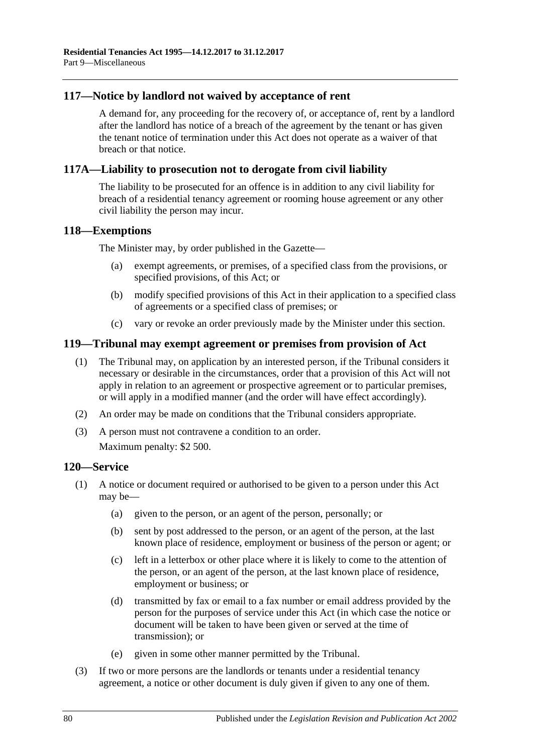## 117—Notice by landlord not waived by acceptance of rent

A demand for, any proceeding for the recovery of, or acceptance of, rent by a landlord after the landlord has notice of a breach of the agreement by the tenant or has given the tenant notice of termination under this Act does not operate as a waiver of that breach or that notice.

## 117A—Liability to prosecution not to derogate from civil liability

The liability to be prosecuted for an offence is in addition to any civil liability for breach of a residential tenancy agreement or rooming house agreement or any other civil liability the person may incur.

## 118—Exemptions

The Minister may, by order published in the Gazette—

(a) exempt agreements, or premises, of a specified class from the provisions, or specified provisions, of this Act; or

(b) modify specified provisions of this Act in their application to a specified class of agreements or a specified class of premises; or

(c) vary or revoke an order previously made by the Minister under this section.

## 119—Tribunal may exempt agreement or premises from provision of Act

(1) The Tribunal may, on application by an interested person, if the Tribunal considers it necessary or desirable in the circumstances, order that a provision of this Act will not apply in relation to an agreement or prospective agreement or to particular premises, or will apply in a modified manner (and the order will have effect accordingly).

(2) An order may be made on conditions that the Tribunal considers appropriate.

(3) A person must not contravene a condition to an order.

Maximum penalty: $2 500.

## 120—Service

(1) A notice or document required or authorised to be given to a person under this Act may be—

(a) given to the person, or an agent of the person, personally; or

(b) sent by post addressed to the person, or an agent of the person, at the last known place of residence, employment or business of the person or agent; or

(c) left in a letterbox or other place where it is likely to come to the attention of the person, or an agent of the person, at the last known place of residence, employment or business; or

(d) transmitted by fax or email to a fax number or email address provided by the person for the purposes of service under this Act (in which case the notice or document will be taken to have been given or served at the time of transmission); or

(e) given in some other manner permitted by the Tribunal.

(3) If two or more persons are the landlords or tenants under a residential tenancy agreement, a notice or other document is duly given if given to any one of them.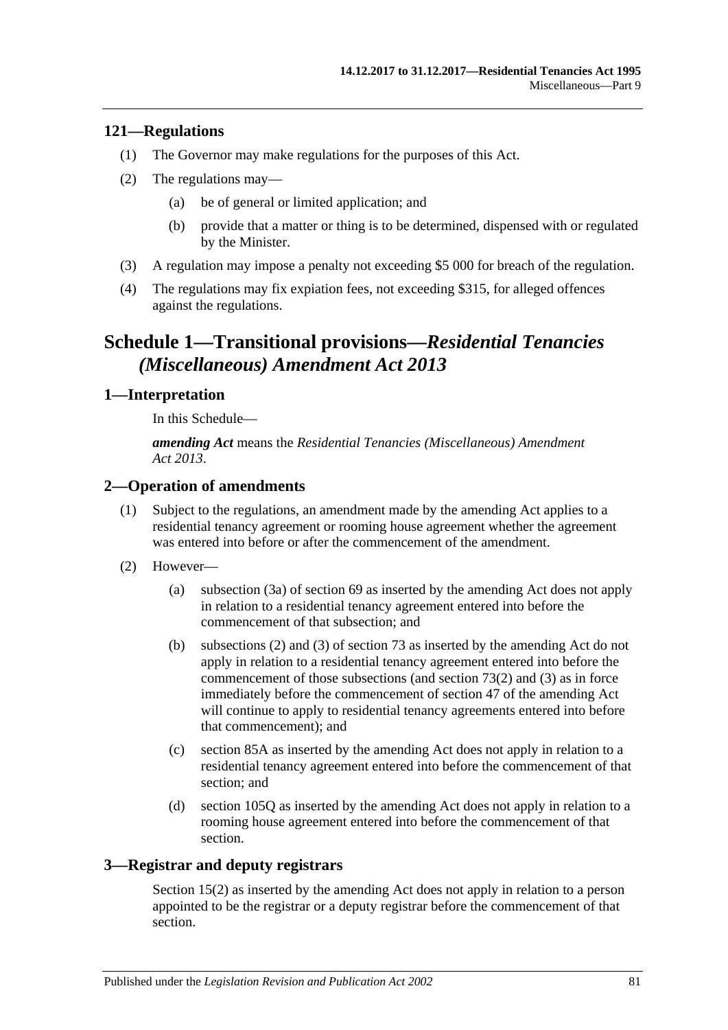### 121—Regulations

(1) The Governor may make regulations for the purposes of this Act.

(2) The regulations may—

(a) be of general or limited application; and

(b) provide that a matter or thing is to be determined, dispensed with or regulated by the Minister.

(3) A regulation may impose a penalty not exceeding $5 000 for breach of the regulation.

(4) The regulations may fix expiation fees, not exceeding $315, for alleged offences against the regulations.

## Schedule 1—Transitional provisions—*Residential Tenancies (Miscellaneous) Amendment Act 2013*

### 1—Interpretation

In this Schedule—

***amending Act*** means the *Residential Tenancies (Miscellaneous) Amendment Act 2013*.

### 2—Operation of amendments

(1) Subject to the regulations, an amendment made by the amending Act applies to a residential tenancy agreement or rooming house agreement whether the agreement was entered into before or after the commencement of the amendment.

(2) However—

(a) subsection (3a) of section 69 as inserted by the amending Act does not apply in relation to a residential tenancy agreement entered into before the commencement of that subsection; and

(b) subsections (2) and (3) of section 73 as inserted by the amending Act do not apply in relation to a residential tenancy agreement entered into before the commencement of those subsections (and section 73(2) and (3) as in force immediately before the commencement of section 47 of the amending Act will continue to apply to residential tenancy agreements entered into before that commencement); and

(c) section 85A as inserted by the amending Act does not apply in relation to a residential tenancy agreement entered into before the commencement of that section; and

(d) section 105Q as inserted by the amending Act does not apply in relation to a rooming house agreement entered into before the commencement of that section.

### 3—Registrar and deputy registrars

Section 15(2) as inserted by the amending Act does not apply in relation to a person appointed to be the registrar or a deputy registrar before the commencement of that section.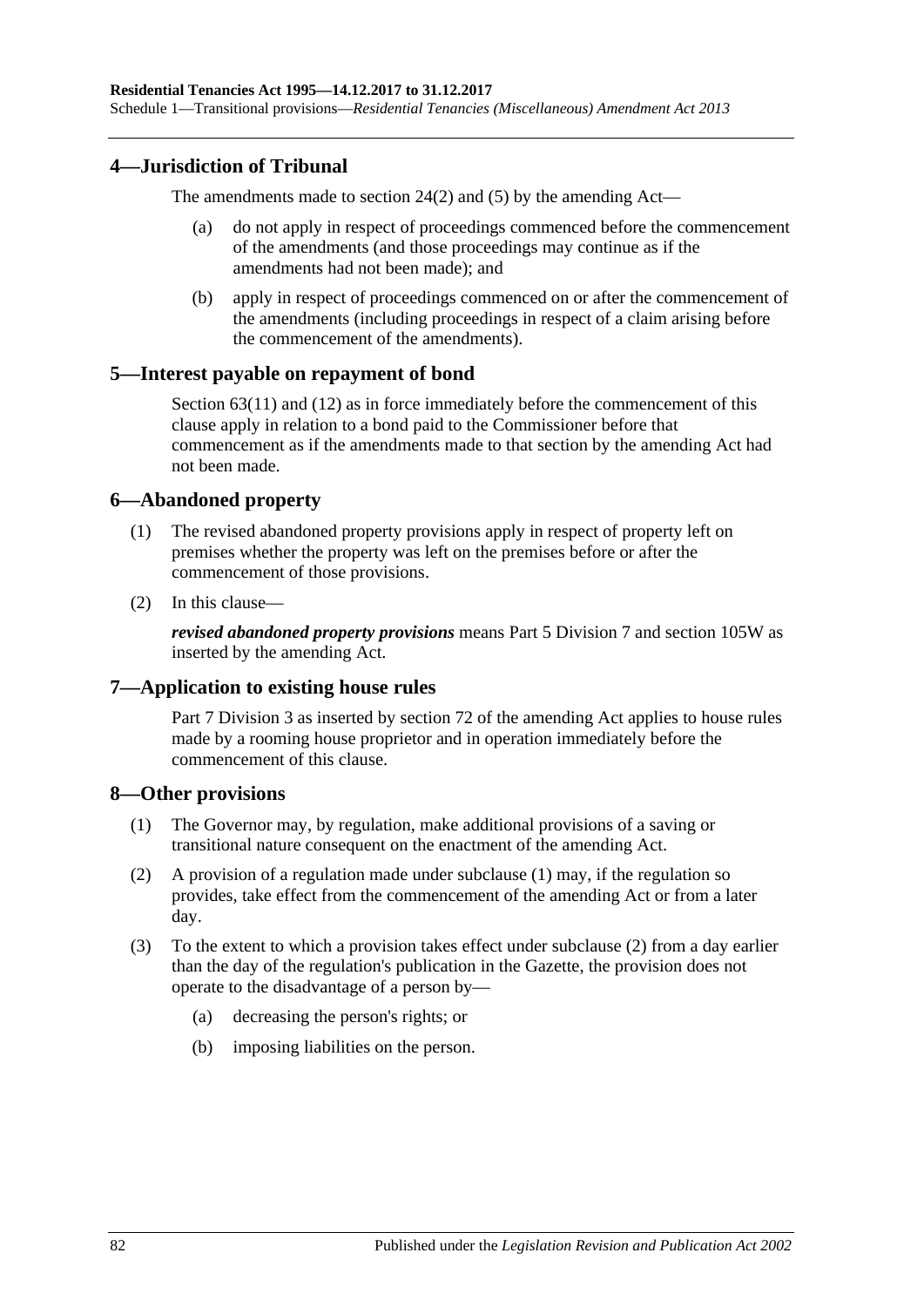## 4—Jurisdiction of Tribunal

The amendments made to section 24(2) and (5) by the amending Act—

(a) do not apply in respect of proceedings commenced before the commencement of the amendments (and those proceedings may continue as if the amendments had not been made); and

(b) apply in respect of proceedings commenced on or after the commencement of the amendments (including proceedings in respect of a claim arising before the commencement of the amendments).

## 5—Interest payable on repayment of bond

Section 63(11) and (12) as in force immediately before the commencement of this clause apply in relation to a bond paid to the Commissioner before that commencement as if the amendments made to that section by the amending Act had not been made.

## 6—Abandoned property

(1) The revised abandoned property provisions apply in respect of property left on premises whether the property was left on the premises before or after the commencement of those provisions.

(2) In this clause—

***revised abandoned property provisions*** means Part 5 Division 7 and section 105W as inserted by the amending Act.

## 7—Application to existing house rules

Part 7 Division 3 as inserted by section 72 of the amending Act applies to house rules made by a rooming house proprietor and in operation immediately before the commencement of this clause.

## 8—Other provisions

(1) The Governor may, by regulation, make additional provisions of a saving or transitional nature consequent on the enactment of the amending Act.

(2) A provision of a regulation made under subclause (1) may, if the regulation so provides, take effect from the commencement of the amending Act or from a later day.

(3) To the extent to which a provision takes effect under subclause (2) from a day earlier than the day of the regulation's publication in the Gazette, the provision does not operate to the disadvantage of a person by—

(a) decreasing the person's rights; or

(b) imposing liabilities on the person.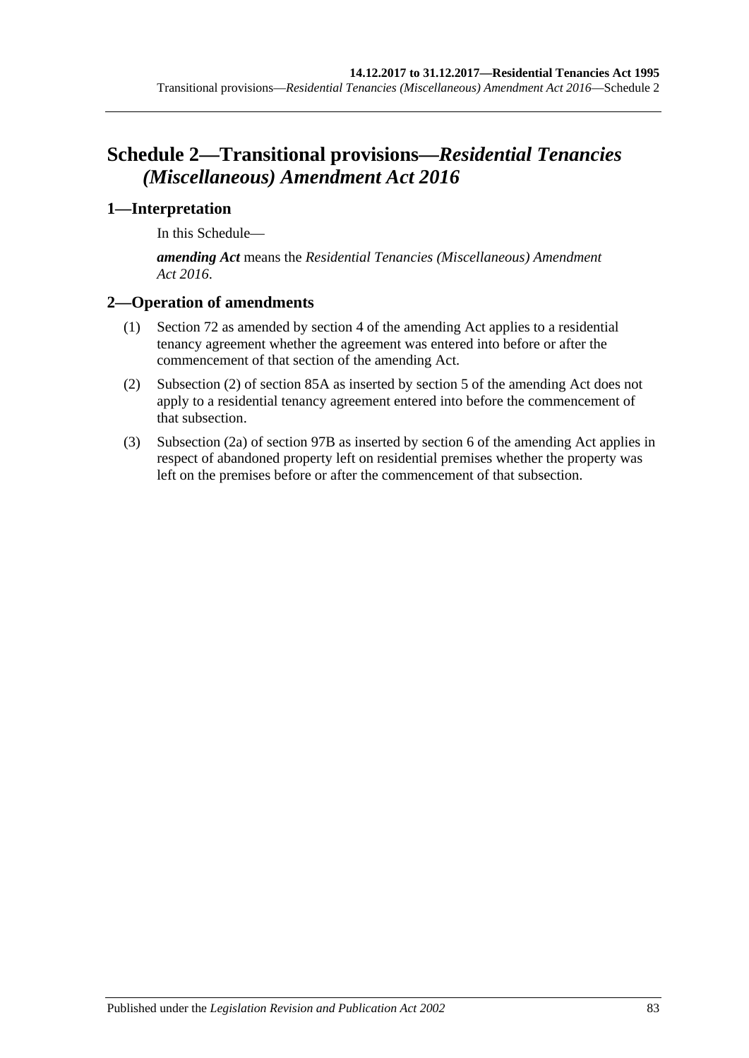# Schedule 2—Transitional provisions—*Residential Tenancies (Miscellaneous) Amendment Act 2016*

## 1—Interpretation

In this Schedule—

***amending Act*** means the *Residential Tenancies (Miscellaneous) Amendment Act 2016*.

## 2—Operation of amendments

(1) Section 72 as amended by section 4 of the amending Act applies to a residential tenancy agreement whether the agreement was entered into before or after the commencement of that section of the amending Act.

(2) Subsection (2) of section 85A as inserted by section 5 of the amending Act does not apply to a residential tenancy agreement entered into before the commencement of that subsection.

(3) Subsection (2a) of section 97B as inserted by section 6 of the amending Act applies in respect of abandoned property left on residential premises whether the property was left on the premises before or after the commencement of that subsection.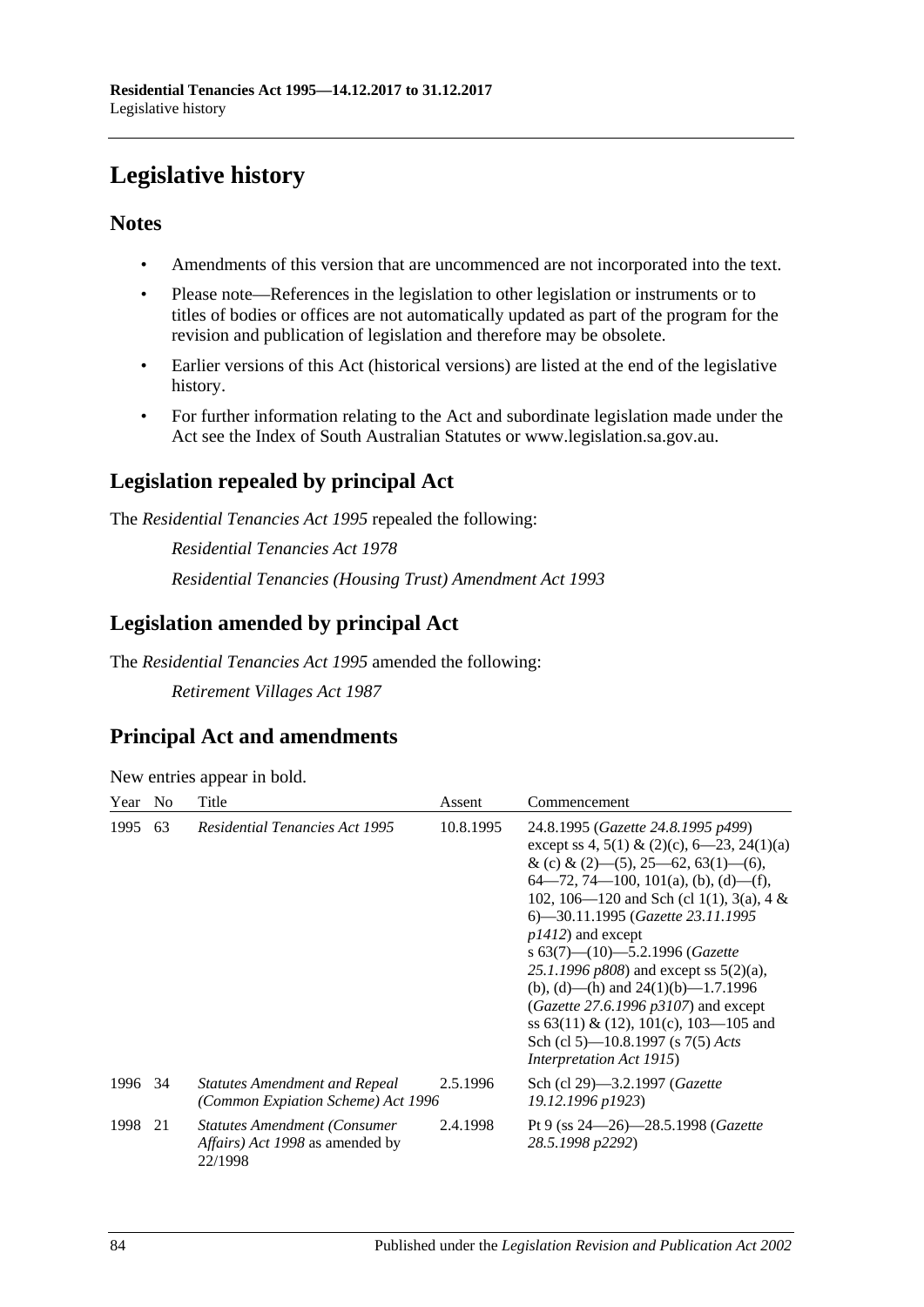# Legislative history

## Notes

- Amendments of this version that are uncommenced are not incorporated into the text.
- Please note—References in the legislation to other legislation or instruments or to titles of bodies or offices are not automatically updated as part of the program for the revision and publication of legislation and therefore may be obsolete.
- Earlier versions of this Act (historical versions) are listed at the end of the legislative history.
- For further information relating to the Act and subordinate legislation made under the Act see the Index of South Australian Statutes or www.legislation.sa.gov.au.

## Legislation repealed by principal Act

The *Residential Tenancies Act 1995* repealed the following:

*Residential Tenancies Act 1978*

*Residential Tenancies (Housing Trust) Amendment Act 1993*

## Legislation amended by principal Act

The *Residential Tenancies Act 1995* amended the following:

*Retirement Villages Act 1987*

## Principal Act and amendments

New entries appear in bold.

| Year | No | Title | Assent | Commencement |
|---|---|---|---|---|
| 1995 | 63 | *Residential Tenancies Act 1995* | 10.8.1995 | 24.8.1995 (*Gazette 24.8.1995 p499*) except ss 4, 5(1) & (2)(c), 6—23, 24(1)(a) & (c) & (2)—(5), 25—62, 63(1)—(6), 64—72, 74—100, 101(a), (b), (d)—(f), 102, 106—120 and Sch (cl 1(1), 3(a), 4 & 6)—30.11.1995 (*Gazette 23.11.1995 p1412*) and except s 63(7)—(10)—5.2.1996 (*Gazette 25.1.1996 p808*) and except ss 5(2)(a), (b), (d)—(h) and 24(1)(b)—1.7.1996 (*Gazette 27.6.1996 p3107*) and except ss 63(11) & (12), 101(c), 103—105 and Sch (cl 5)—10.8.1997 (s 7(5) *Acts Interpretation Act 1915*) |
| 1996 | 34 | *Statutes Amendment and Repeal (Common Expiation Scheme) Act 1996* | 2.5.1996 | Sch (cl 29)—3.2.1997 (*Gazette 19.12.1996 p1923*) |
| 1998 | 21 | *Statutes Amendment (Consumer Affairs) Act 1998* as amended by 22/1998 | 2.4.1998 | Pt 9 (ss 24—26)—28.5.1998 (*Gazette 28.5.1998 p2292*) |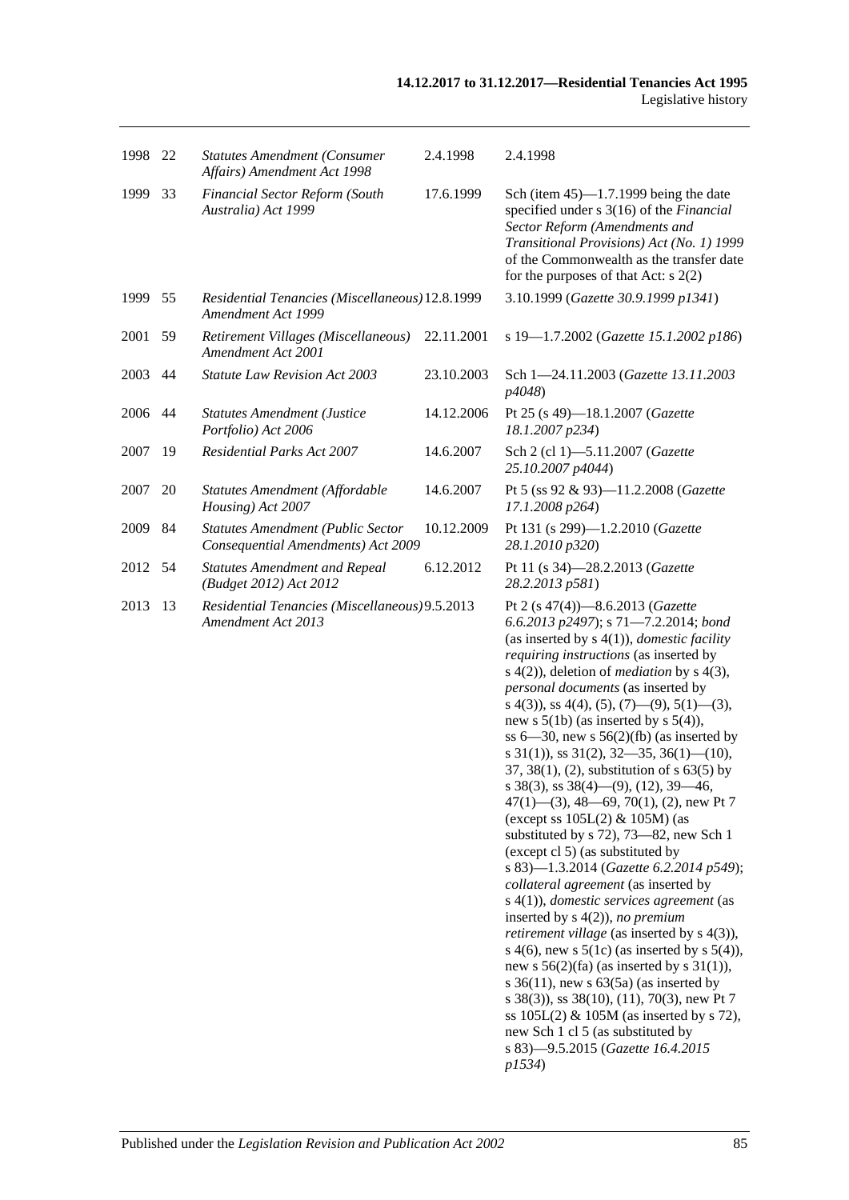| | | | | |
|---|---|---|---|---|
| 1998 | 22 | *Statutes Amendment (Consumer Affairs) Amendment Act 1998* | 2.4.1998 | 2.4.1998 |
| 1999 | 33 | *Financial Sector Reform (South Australia) Act 1999* | 17.6.1999 | Sch (item 45)—1.7.1999 being the date specified under s 3(16) of the *Financial Sector Reform (Amendments and Transitional Provisions) Act (No. 1) 1999* of the Commonwealth as the transfer date for the purposes of that Act: s 2(2) |
| 1999 | 55 | *Residential Tenancies (Miscellaneous) Amendment Act 1999* | 12.8.1999 | 3.10.1999 (*Gazette 30.9.1999 p1341*) |
| 2001 | 59 | *Retirement Villages (Miscellaneous) Amendment Act 2001* | 22.11.2001 | s 19—1.7.2002 (*Gazette 15.1.2002 p186*) |
| 2003 | 44 | *Statute Law Revision Act 2003* | 23.10.2003 | Sch 1—24.11.2003 (*Gazette 13.11.2003 p4048*) |
| 2006 | 44 | *Statutes Amendment (Justice Portfolio) Act 2006* | 14.12.2006 | Pt 25 (s 49)—18.1.2007 (*Gazette 18.1.2007 p234*) |
| 2007 | 19 | *Residential Parks Act 2007* | 14.6.2007 | Sch 2 (cl 1)—5.11.2007 (*Gazette 25.10.2007 p4044*) |
| 2007 | 20 | *Statutes Amendment (Affordable Housing) Act 2007* | 14.6.2007 | Pt 5 (ss 92 & 93)—11.2.2008 (*Gazette 17.1.2008 p264*) |
| 2009 | 84 | *Statutes Amendment (Public Sector Consequential Amendments) Act 2009* | 10.12.2009 | Pt 131 (s 299)—1.2.2010 (*Gazette 28.1.2010 p320*) |
| 2012 | 54 | *Statutes Amendment and Repeal (Budget 2012) Act 2012* | 6.12.2012 | Pt 11 (s 34)—28.2.2013 (*Gazette 28.2.2013 p581*) |
| 2013 | 13 | *Residential Tenancies (Miscellaneous) Amendment Act 2013* | 9.5.2013 | Pt 2 (s 47(4))—8.6.2013 (*Gazette 6.6.2013 p2497*); s 71—7.2.2014; *bond* (as inserted by s 4(1)), *domestic facility requiring instructions* (as inserted by s 4(2)), deletion of *mediation* by s 4(3), *personal documents* (as inserted by s 4(3)), ss 4(4), (5), (7)—(9), 5(1)—(3), new s 5(1b) (as inserted by s 5(4)), ss 6—30, new s 56(2)(fb) (as inserted by s 31(1)), ss 31(2), 32—35, 36(1)—(10), 37, 38(1), (2), substitution of s 63(5) by s 38(3), ss 38(4)—(9), (12), 39—46, 47(1)—(3), 48—69, 70(1), (2), new Pt 7 (except ss 105L(2) & 105M) (as substituted by s 72), 73—82, new Sch 1 (except cl 5) (as substituted by s 83)—1.3.2014 (*Gazette 6.2.2014 p549*); *collateral agreement* (as inserted by s 4(1)), *domestic services agreement* (as inserted by s 4(2)), *no premium retirement village* (as inserted by s 4(3)), s 4(6), new s 5(1c) (as inserted by s 5(4)), new s 56(2)(fa) (as inserted by s 31(1)), s 36(11), new s 63(5a) (as inserted by s 38(3)), ss 38(10), (11), 70(3), new Pt 7 ss 105L(2) & 105M (as inserted by s 72), new Sch 1 cl 5 (as substituted by s 83)—9.5.2015 (*Gazette 16.4.2015 p1534*) |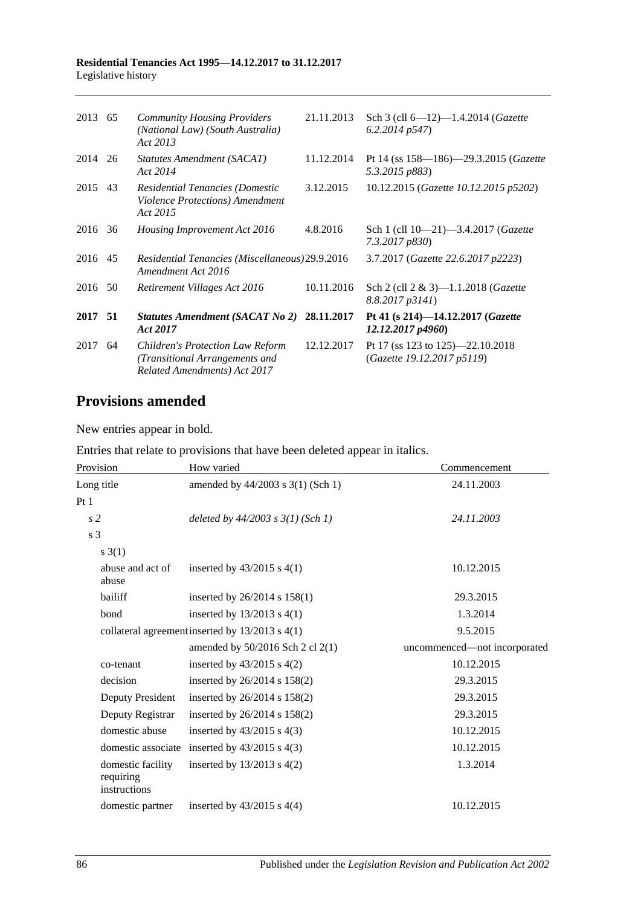| | | | | |
|---|---|---|---|---|
| 2013 | 65 | *Community Housing Providers (National Law) (South Australia) Act 2013* | 21.11.2013 | Sch 3 (cll 6—12)—1.4.2014 (*Gazette 6.2.2014 p547*) |
| 2014 | 26 | *Statutes Amendment (SACAT) Act 2014* | 11.12.2014 | Pt 14 (ss 158—186)—29.3.2015 (*Gazette 5.3.2015 p883*) |
| 2015 | 43 | *Residential Tenancies (Domestic Violence Protections) Amendment Act 2015* | 3.12.2015 | 10.12.2015 (*Gazette 10.12.2015 p5202*) |
| 2016 | 36 | *Housing Improvement Act 2016* | 4.8.2016 | Sch 1 (cll 10—21)—3.4.2017 (*Gazette 7.3.2017 p830*) |
| 2016 | 45 | *Residential Tenancies (Miscellaneous) Amendment Act 2016* | 29.9.2016 | 3.7.2017 (*Gazette 22.6.2017 p2223*) |
| 2016 | 50 | *Retirement Villages Act 2016* | 10.11.2016 | Sch 2 (cll 2 & 3)—1.1.2018 (*Gazette 8.8.2017 p3141*) |
| **2017** | **51** | ***Statutes Amendment (SACAT No 2) Act 2017*** | **28.11.2017** | **Pt 41 (s 214)—14.12.2017 (*Gazette 12.12.2017 p4960*)** |
| 2017 | 64 | *Children's Protection Law Reform (Transitional Arrangements and Related Amendments) Act 2017* | 12.12.2017 | Pt 17 (ss 123 to 125)—22.10.2018 (*Gazette 19.12.2017 p5119*) |

## Provisions amended

New entries appear in bold.

Entries that relate to provisions that have been deleted appear in italics.

| Provision | How varied | Commencement |
|---|---|---|
| Long title | amended by 44/2003 s 3(1) (Sch 1) | 24.11.2003 |
| Pt 1 | | |
| *s 2* | *deleted by 44/2003 s 3(1) (Sch 1)* | *24.11.2003* |
| s 3 | | |
| s 3(1) | | |
| abuse and act of abuse | inserted by 43/2015 s 4(1) | 10.12.2015 |
| bailiff | inserted by 26/2014 s 158(1) | 29.3.2015 |
| bond | inserted by 13/2013 s 4(1) | 1.3.2014 |
| collateral agreement | inserted by 13/2013 s 4(1) | 9.5.2015 |
| | amended by 50/2016 Sch 2 cl 2(1) | uncommenced—not incorporated |
| co-tenant | inserted by 43/2015 s 4(2) | 10.12.2015 |
| decision | inserted by 26/2014 s 158(2) | 29.3.2015 |
| Deputy President | inserted by 26/2014 s 158(2) | 29.3.2015 |
| Deputy Registrar | inserted by 26/2014 s 158(2) | 29.3.2015 |
| domestic abuse | inserted by 43/2015 s 4(3) | 10.12.2015 |
| domestic associate | inserted by 43/2015 s 4(3) | 10.12.2015 |
| domestic facility requiring instructions | inserted by 13/2013 s 4(2) | 1.3.2014 |
| domestic partner | inserted by 43/2015 s 4(4) | 10.12.2015 |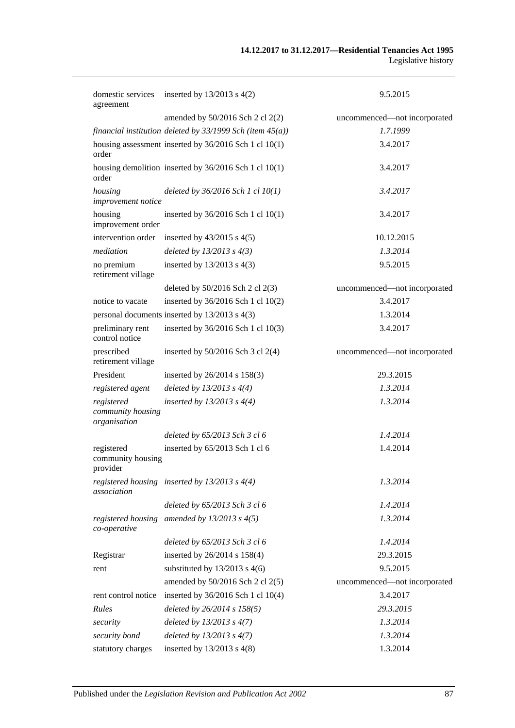| | | |
|---|---|---|
| domestic services agreement | inserted by 13/2013 s 4(2) | 9.5.2015 |
| | amended by 50/2016 Sch 2 cl 2(2) | uncommenced—not incorporated |
| *financial institution* | *deleted by 33/1999 Sch (item 45(a))* | *1.7.1999* |
| housing assessment order | inserted by 36/2016 Sch 1 cl 10(1) | 3.4.2017 |
| housing demolition order | inserted by 36/2016 Sch 1 cl 10(1) | 3.4.2017 |
| *housing improvement notice* | *deleted by 36/2016 Sch 1 cl 10(1)* | *3.4.2017* |
| housing improvement order | inserted by 36/2016 Sch 1 cl 10(1) | 3.4.2017 |
| intervention order | inserted by 43/2015 s 4(5) | 10.12.2015 |
| *mediation* | *deleted by 13/2013 s 4(3)* | *1.3.2014* |
| no premium retirement village | inserted by 13/2013 s 4(3) | 9.5.2015 |
| | deleted by 50/2016 Sch 2 cl 2(3) | uncommenced—not incorporated |
| notice to vacate | inserted by 36/2016 Sch 1 cl 10(2) | 3.4.2017 |
| personal documents | inserted by 13/2013 s 4(3) | 1.3.2014 |
| preliminary rent control notice | inserted by 36/2016 Sch 1 cl 10(3) | 3.4.2017 |
| prescribed retirement village | inserted by 50/2016 Sch 3 cl 2(4) | uncommenced—not incorporated |
| President | inserted by 26/2014 s 158(3) | 29.3.2015 |
| *registered agent* | *deleted by 13/2013 s 4(4)* | *1.3.2014* |
| *registered community housing organisation* | *inserted by 13/2013 s 4(4)* | *1.3.2014* |
| | *deleted by 65/2013 Sch 3 cl 6* | *1.4.2014* |
| registered community housing provider | inserted by 65/2013 Sch 1 cl 6 | 1.4.2014 |
| *registered housing association* | *inserted by 13/2013 s 4(4)* | *1.3.2014* |
| | *deleted by 65/2013 Sch 3 cl 6* | *1.4.2014* |
| *registered housing co-operative* | *amended by 13/2013 s 4(5)* | *1.3.2014* |
| | *deleted by 65/2013 Sch 3 cl 6* | *1.4.2014* |
| Registrar | inserted by 26/2014 s 158(4) | 29.3.2015 |
| rent | substituted by 13/2013 s 4(6) | 9.5.2015 |
| | amended by 50/2016 Sch 2 cl 2(5) | uncommenced—not incorporated |
| rent control notice | inserted by 36/2016 Sch 1 cl 10(4) | 3.4.2017 |
| *Rules* | *deleted by 26/2014 s 158(5)* | *29.3.2015* |
| *security* | *deleted by 13/2013 s 4(7)* | *1.3.2014* |
| *security bond* | *deleted by 13/2013 s 4(7)* | *1.3.2014* |
| statutory charges | inserted by 13/2013 s 4(8) | 1.3.2014 |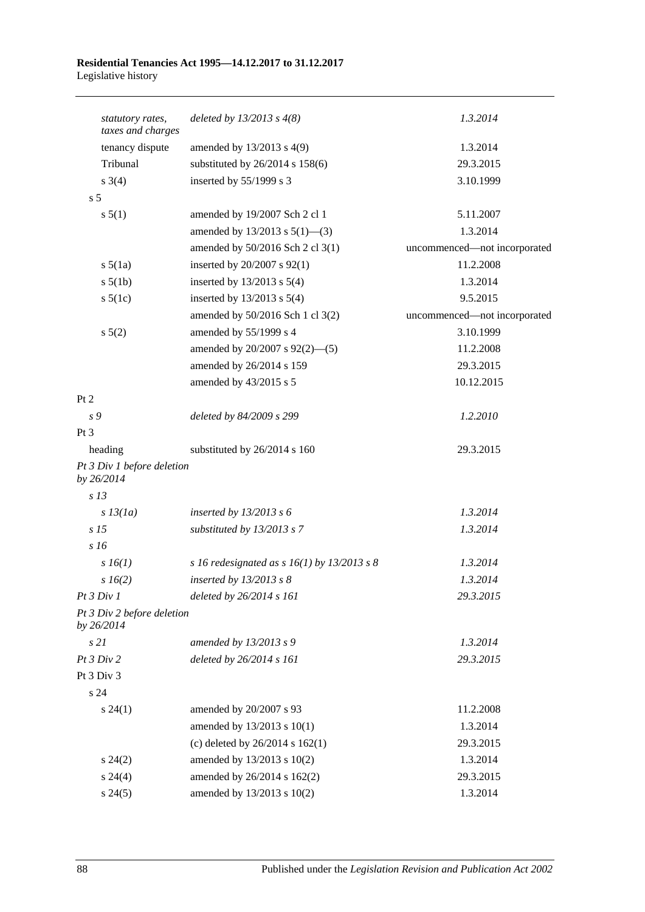| | | |
|---|---|---|
| *statutory rates, taxes and charges* | *deleted by 13/2013 s 4(8)* | *1.3.2014* |
| tenancy dispute | amended by 13/2013 s 4(9) | 1.3.2014 |
| Tribunal | substituted by 26/2014 s 158(6) | 29.3.2015 |
| s 3(4) | inserted by 55/1999 s 3 | 3.10.1999 |
| s 5 | | |
| s 5(1) | amended by 19/2007 Sch 2 cl 1 | 5.11.2007 |
| | amended by 13/2013 s 5(1)—(3) | 1.3.2014 |
| | amended by 50/2016 Sch 2 cl 3(1) | uncommenced—not incorporated |
| s 5(1a) | inserted by 20/2007 s 92(1) | 11.2.2008 |
| s 5(1b) | inserted by 13/2013 s 5(4) | 1.3.2014 |
| s 5(1c) | inserted by 13/2013 s 5(4) | 9.5.2015 |
| | amended by 50/2016 Sch 1 cl 3(2) | uncommenced—not incorporated |
| s 5(2) | amended by 55/1999 s 4 | 3.10.1999 |
| | amended by 20/2007 s 92(2)—(5) | 11.2.2008 |
| | amended by 26/2014 s 159 | 29.3.2015 |
| | amended by 43/2015 s 5 | 10.12.2015 |
| Pt 2 | | |
| *s 9* | *deleted by 84/2009 s 299* | *1.2.2010* |
| Pt 3 | | |
| heading | substituted by 26/2014 s 160 | 29.3.2015 |
| *Pt 3 Div 1 before deletion by 26/2014* | | |
| *s 13* | | |
| *s 13(1a)* | *inserted by 13/2013 s 6* | *1.3.2014* |
| *s 15* | *substituted by 13/2013 s 7* | *1.3.2014* |
| *s 16* | | |
| *s 16(1)* | *s 16 redesignated as s 16(1) by 13/2013 s 8* | *1.3.2014* |
| *s 16(2)* | *inserted by 13/2013 s 8* | *1.3.2014* |
| *Pt 3 Div 1* | *deleted by 26/2014 s 161* | *29.3.2015* |
| *Pt 3 Div 2 before deletion by 26/2014* | | |
| *s 21* | *amended by 13/2013 s 9* | *1.3.2014* |
| *Pt 3 Div 2* | *deleted by 26/2014 s 161* | *29.3.2015* |
| Pt 3 Div 3 | | |
| s 24 | | |
| s 24(1) | amended by 20/2007 s 93 | 11.2.2008 |
| | amended by 13/2013 s 10(1) | 1.3.2014 |
| | (c) deleted by 26/2014 s 162(1) | 29.3.2015 |
| s 24(2) | amended by 13/2013 s 10(2) | 1.3.2014 |
| s 24(4) | amended by 26/2014 s 162(2) | 29.3.2015 |
| s 24(5) | amended by 13/2013 s 10(2) | 1.3.2014 |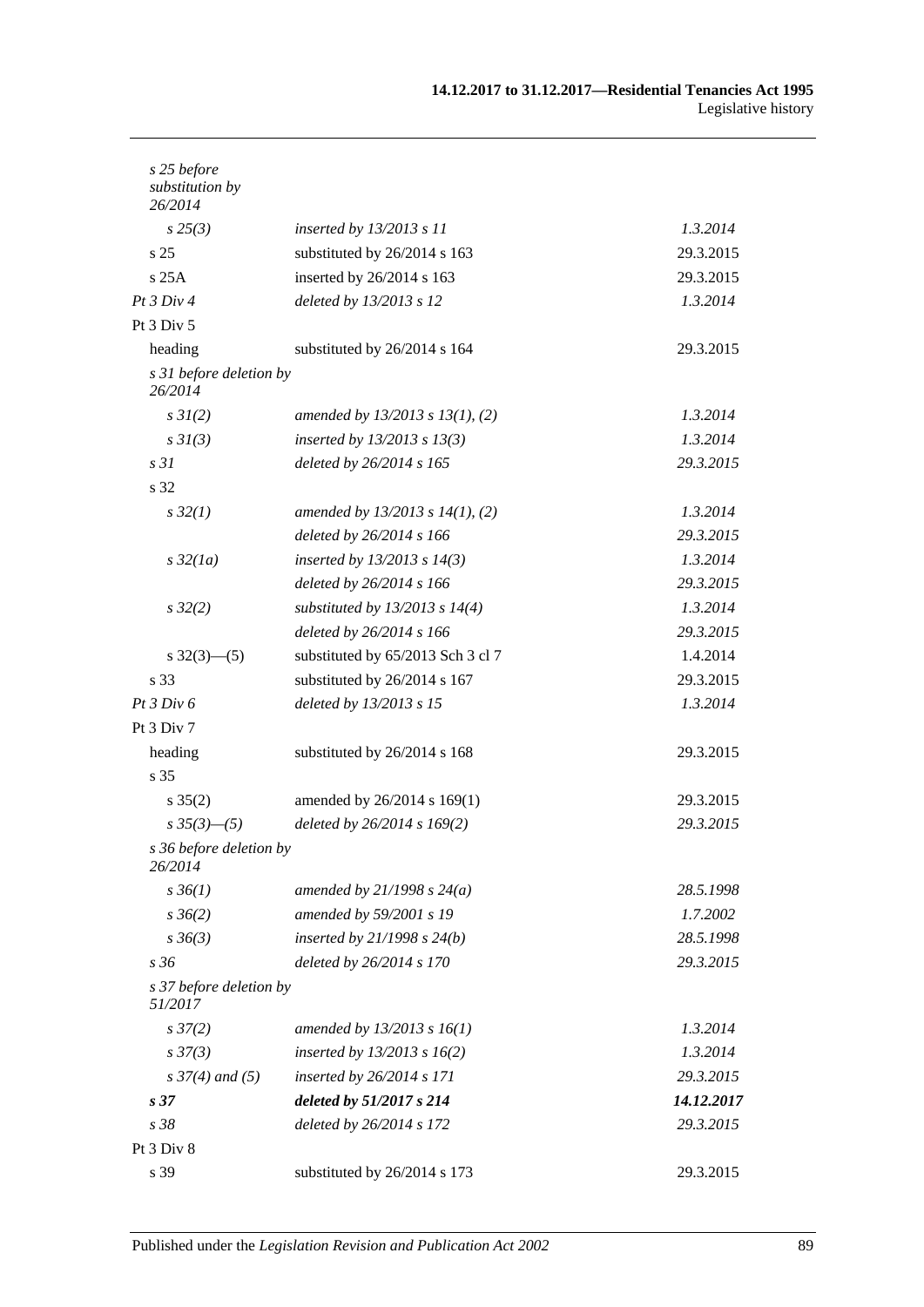| | | |
|---|---|---|
| *s 25 before substitution by 26/2014* | | |
| *s 25(3)* | *inserted by 13/2013 s 11* | *1.3.2014* |
| s 25 | substituted by 26/2014 s 163 | 29.3.2015 |
| s 25A | inserted by 26/2014 s 163 | 29.3.2015 |
| *Pt 3 Div 4* | *deleted by 13/2013 s 12* | *1.3.2014* |
| Pt 3 Div 5 | | |
| heading | substituted by 26/2014 s 164 | 29.3.2015 |
| *s 31 before deletion by 26/2014* | | |
| *s 31(2)* | *amended by 13/2013 s 13(1), (2)* | *1.3.2014* |
| *s 31(3)* | *inserted by 13/2013 s 13(3)* | *1.3.2014* |
| *s 31* | *deleted by 26/2014 s 165* | *29.3.2015* |
| s 32 | | |
| *s 32(1)* | *amended by 13/2013 s 14(1), (2)* | *1.3.2014* |
| | *deleted by 26/2014 s 166* | *29.3.2015* |
| *s 32(1a)* | *inserted by 13/2013 s 14(3)* | *1.3.2014* |
| | *deleted by 26/2014 s 166* | *29.3.2015* |
| *s 32(2)* | *substituted by 13/2013 s 14(4)* | *1.3.2014* |
| | *deleted by 26/2014 s 166* | *29.3.2015* |
| s 32(3)—(5) | substituted by 65/2013 Sch 3 cl 7 | 1.4.2014 |
| s 33 | substituted by 26/2014 s 167 | 29.3.2015 |
| *Pt 3 Div 6* | *deleted by 13/2013 s 15* | *1.3.2014* |
| Pt 3 Div 7 | | |
| heading | substituted by 26/2014 s 168 | 29.3.2015 |
| s 35 | | |
| s 35(2) | amended by 26/2014 s 169(1) | 29.3.2015 |
| *s 35(3)—(5)* | *deleted by 26/2014 s 169(2)* | *29.3.2015* |
| *s 36 before deletion by 26/2014* | | |
| *s 36(1)* | *amended by 21/1998 s 24(a)* | *28.5.1998* |
| *s 36(2)* | *amended by 59/2001 s 19* | *1.7.2002* |
| *s 36(3)* | *inserted by 21/1998 s 24(b)* | *28.5.1998* |
| *s 36* | *deleted by 26/2014 s 170* | *29.3.2015* |
| *s 37 before deletion by 51/2017* | | |
| *s 37(2)* | *amended by 13/2013 s 16(1)* | *1.3.2014* |
| *s 37(3)* | *inserted by 13/2013 s 16(2)* | *1.3.2014* |
| *s 37(4) and (5)* | *inserted by 26/2014 s 171* | *29.3.2015* |
| ***s 37*** | ***deleted by 51/2017 s 214*** | ***14.12.2017*** |
| *s 38* | *deleted by 26/2014 s 172* | *29.3.2015* |
| Pt 3 Div 8 | | |
| s 39 | substituted by 26/2014 s 173 | 29.3.2015 |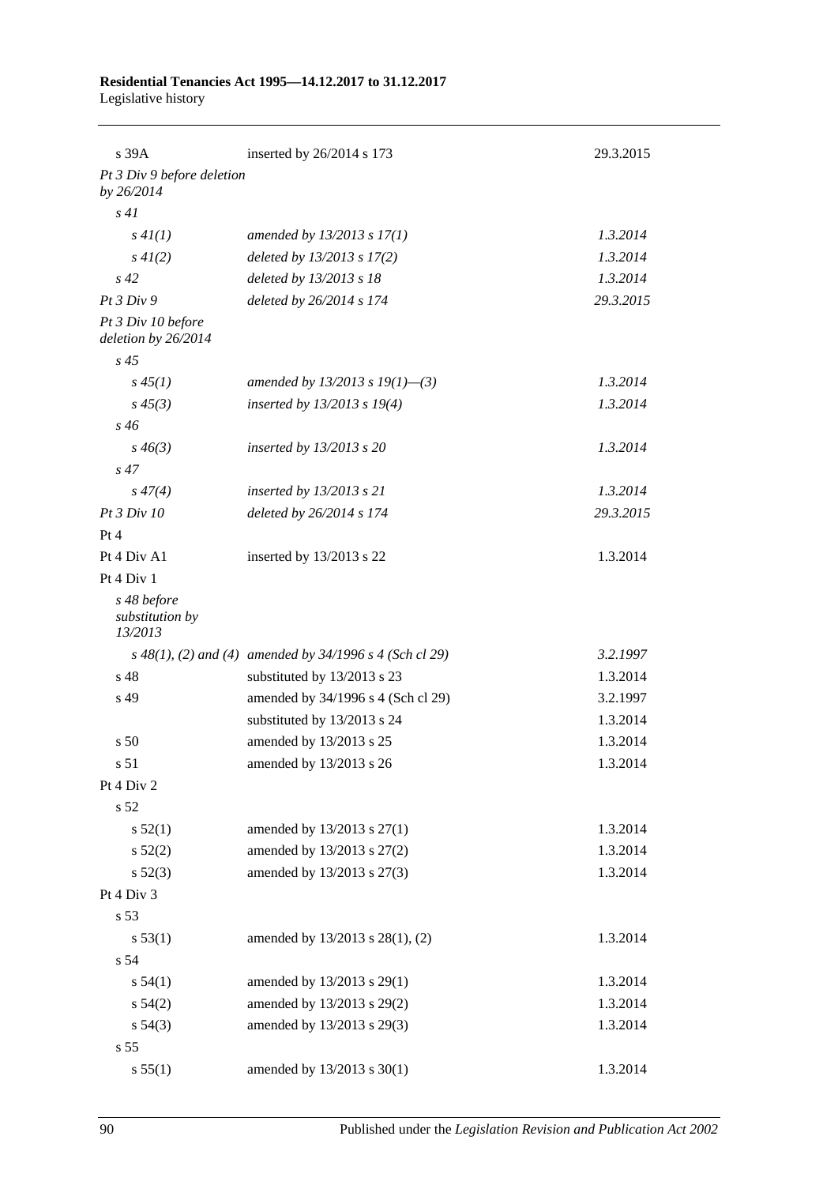| | | |
|---|---|---|
| s 39A | inserted by 26/2014 s 173 | 29.3.2015 |
| *Pt 3 Div 9 before deletion by 26/2014* | | |
| *s 41* | | |
| *s 41(1)* | *amended by 13/2013 s 17(1)* | *1.3.2014* |
| *s 41(2)* | *deleted by 13/2013 s 17(2)* | *1.3.2014* |
| *s 42* | *deleted by 13/2013 s 18* | *1.3.2014* |
| *Pt 3 Div 9* | *deleted by 26/2014 s 174* | *29.3.2015* |
| *Pt 3 Div 10 before deletion by 26/2014* | | |
| *s 45* | | |
| *s 45(1)* | *amended by 13/2013 s 19(1)—(3)* | *1.3.2014* |
| *s 45(3)* | *inserted by 13/2013 s 19(4)* | *1.3.2014* |
| *s 46* | | |
| *s 46(3)* | *inserted by 13/2013 s 20* | *1.3.2014* |
| *s 47* | | |
| *s 47(4)* | *inserted by 13/2013 s 21* | *1.3.2014* |
| *Pt 3 Div 10* | *deleted by 26/2014 s 174* | *29.3.2015* |
| Pt 4 | | |
| Pt 4 Div A1 | inserted by 13/2013 s 22 | 1.3.2014 |
| Pt 4 Div 1 | | |
| *s 48 before substitution by 13/2013* | | |
| *s 48(1), (2) and (4)* | *amended by 34/1996 s 4 (Sch cl 29)* | *3.2.1997* |
| s 48 | substituted by 13/2013 s 23 | 1.3.2014 |
| s 49 | amended by 34/1996 s 4 (Sch cl 29) | 3.2.1997 |
| | substituted by 13/2013 s 24 | 1.3.2014 |
| s 50 | amended by 13/2013 s 25 | 1.3.2014 |
| s 51 | amended by 13/2013 s 26 | 1.3.2014 |
| Pt 4 Div 2 | | |
| s 52 | | |
| s 52(1) | amended by 13/2013 s 27(1) | 1.3.2014 |
| s 52(2) | amended by 13/2013 s 27(2) | 1.3.2014 |
| s 52(3) | amended by 13/2013 s 27(3) | 1.3.2014 |
| Pt 4 Div 3 | | |
| s 53 | | |
| s 53(1) | amended by 13/2013 s 28(1), (2) | 1.3.2014 |
| s 54 | | |
| s 54(1) | amended by 13/2013 s 29(1) | 1.3.2014 |
| s 54(2) | amended by 13/2013 s 29(2) | 1.3.2014 |
| s 54(3) | amended by 13/2013 s 29(3) | 1.3.2014 |
| s 55 | | |
| s 55(1) | amended by 13/2013 s 30(1) | 1.3.2014 |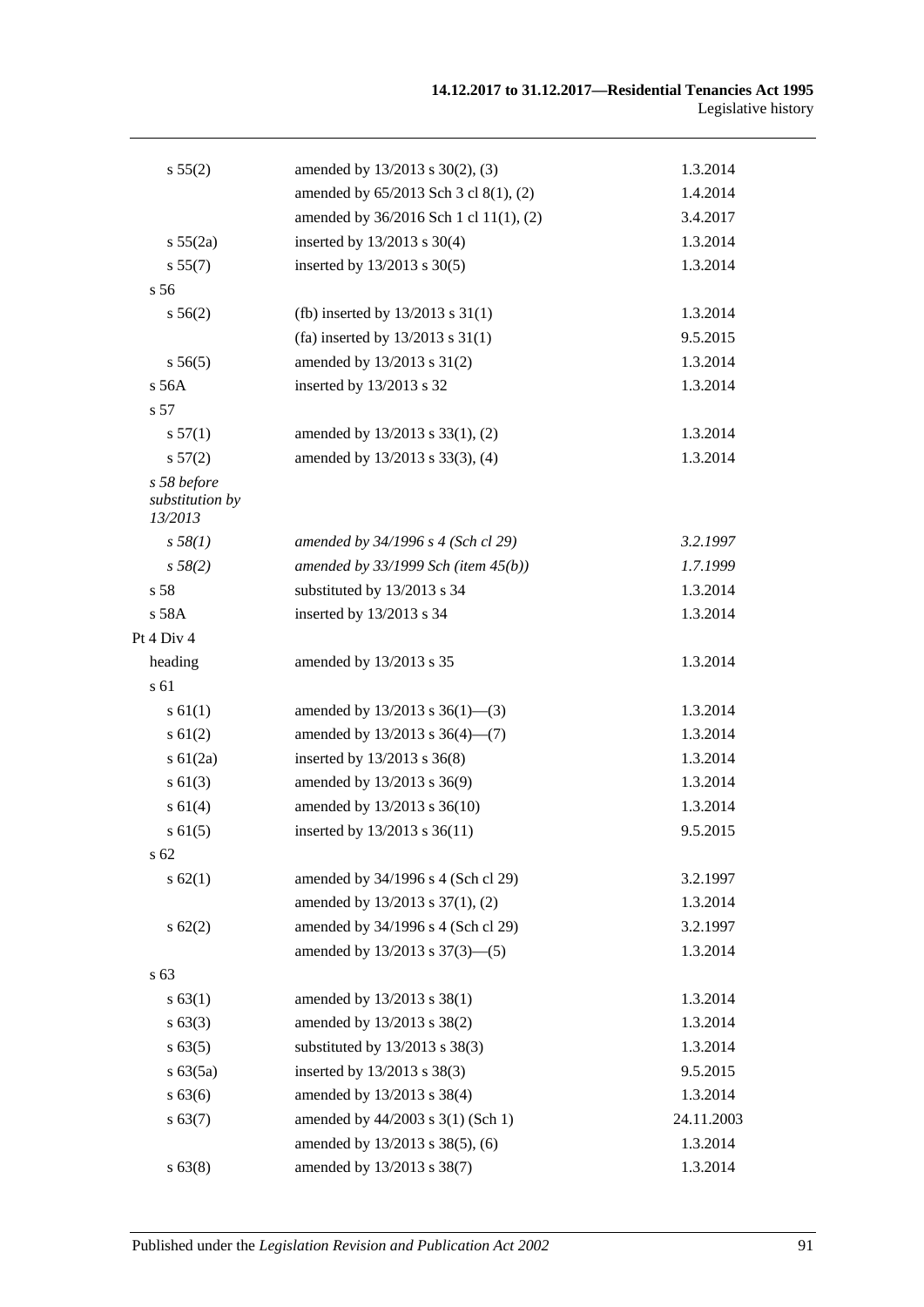| | | |
|---|---|---|
| s 55(2) | amended by 13/2013 s 30(2), (3) | 1.3.2014 |
| | amended by 65/2013 Sch 3 cl 8(1), (2) | 1.4.2014 |
| | amended by 36/2016 Sch 1 cl 11(1), (2) | 3.4.2017 |
| s 55(2a) | inserted by 13/2013 s 30(4) | 1.3.2014 |
| s 55(7) | inserted by 13/2013 s 30(5) | 1.3.2014 |
| s 56 | | |
| s 56(2) | (fb) inserted by 13/2013 s 31(1) | 1.3.2014 |
| | (fa) inserted by 13/2013 s 31(1) | 9.5.2015 |
| s 56(5) | amended by 13/2013 s 31(2) | 1.3.2014 |
| s 56A | inserted by 13/2013 s 32 | 1.3.2014 |
| s 57 | | |
| s 57(1) | amended by 13/2013 s 33(1), (2) | 1.3.2014 |
| s 57(2) | amended by 13/2013 s 33(3), (4) | 1.3.2014 |
| *s 58 before substitution by 13/2013* | | |
| *s 58(1)* | *amended by 34/1996 s 4 (Sch cl 29)* | *3.2.1997* |
| *s 58(2)* | *amended by 33/1999 Sch (item 45(b))* | *1.7.1999* |
| s 58 | substituted by 13/2013 s 34 | 1.3.2014 |
| s 58A | inserted by 13/2013 s 34 | 1.3.2014 |
| Pt 4 Div 4 | | |
| heading | amended by 13/2013 s 35 | 1.3.2014 |
| s 61 | | |
| s 61(1) | amended by 13/2013 s 36(1)—(3) | 1.3.2014 |
| s 61(2) | amended by 13/2013 s 36(4)—(7) | 1.3.2014 |
| s 61(2a) | inserted by 13/2013 s 36(8) | 1.3.2014 |
| s 61(3) | amended by 13/2013 s 36(9) | 1.3.2014 |
| s 61(4) | amended by 13/2013 s 36(10) | 1.3.2014 |
| s 61(5) | inserted by 13/2013 s 36(11) | 9.5.2015 |
| s 62 | | |
| s 62(1) | amended by 34/1996 s 4 (Sch cl 29) | 3.2.1997 |
| | amended by 13/2013 s 37(1), (2) | 1.3.2014 |
| s 62(2) | amended by 34/1996 s 4 (Sch cl 29) | 3.2.1997 |
| | amended by 13/2013 s 37(3)—(5) | 1.3.2014 |
| s 63 | | |
| s 63(1) | amended by 13/2013 s 38(1) | 1.3.2014 |
| s 63(3) | amended by 13/2013 s 38(2) | 1.3.2014 |
| s 63(5) | substituted by 13/2013 s 38(3) | 1.3.2014 |
| s 63(5a) | inserted by 13/2013 s 38(3) | 9.5.2015 |
| s 63(6) | amended by 13/2013 s 38(4) | 1.3.2014 |
| s 63(7) | amended by 44/2003 s 3(1) (Sch 1) | 24.11.2003 |
| | amended by 13/2013 s 38(5), (6) | 1.3.2014 |
| s 63(8) | amended by 13/2013 s 38(7) | 1.3.2014 |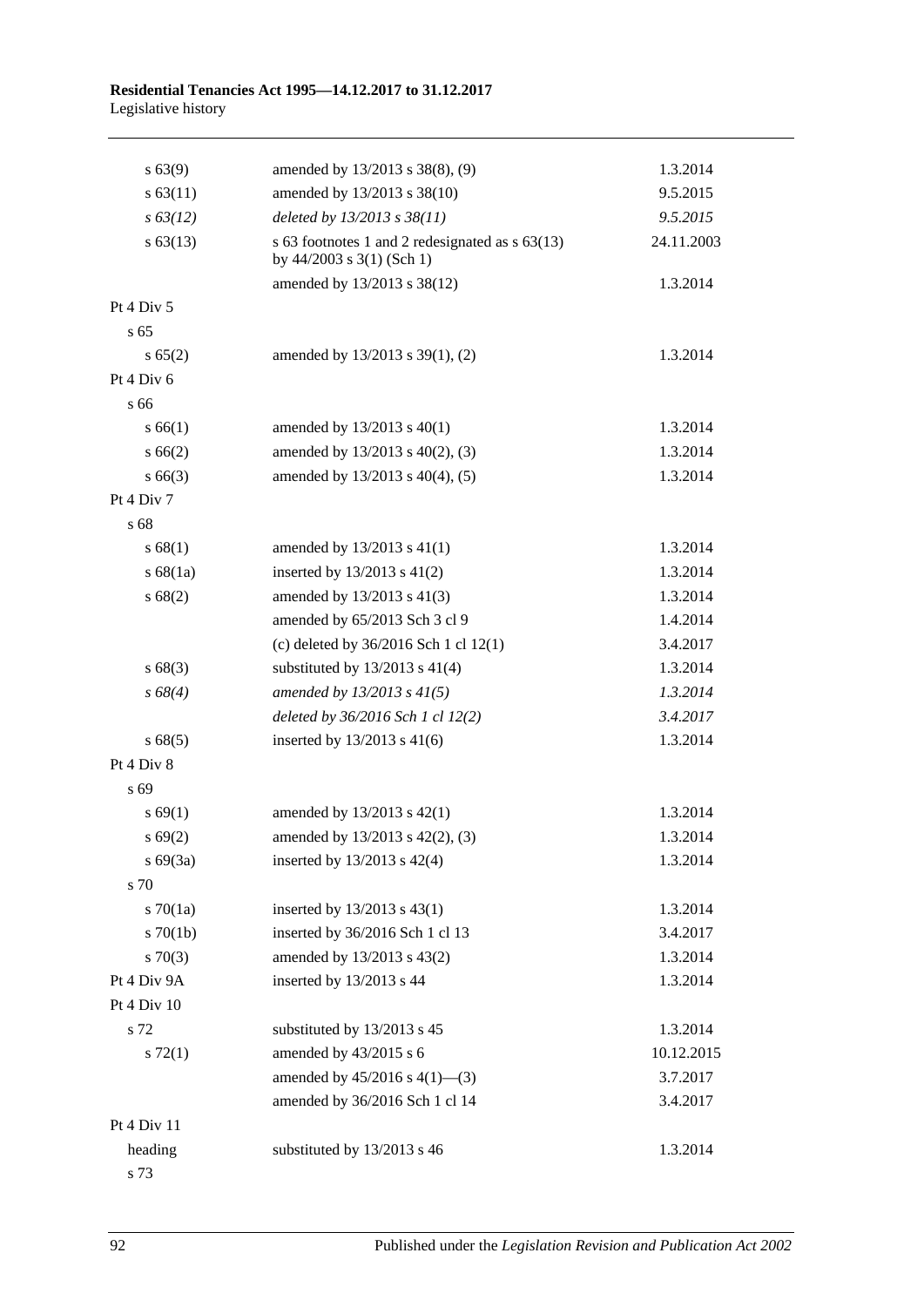| | | |
|---|---|---|
| s 63(9) | amended by 13/2013 s 38(8), (9) | 1.3.2014 |
| s 63(11) | amended by 13/2013 s 38(10) | 9.5.2015 |
| *s 63(12)* | *deleted by 13/2013 s 38(11)* | *9.5.2015* |
| s 63(13) | s 63 footnotes 1 and 2 redesignated as s 63(13) by 44/2003 s 3(1) (Sch 1) | 24.11.2003 |
| | amended by 13/2013 s 38(12) | 1.3.2014 |
| Pt 4 Div 5 | | |
| s 65 | | |
| s 65(2) | amended by 13/2013 s 39(1), (2) | 1.3.2014 |
| Pt 4 Div 6 | | |
| s 66 | | |
| s 66(1) | amended by 13/2013 s 40(1) | 1.3.2014 |
| s 66(2) | amended by 13/2013 s 40(2), (3) | 1.3.2014 |
| s 66(3) | amended by 13/2013 s 40(4), (5) | 1.3.2014 |
| Pt 4 Div 7 | | |
| s 68 | | |
| s 68(1) | amended by 13/2013 s 41(1) | 1.3.2014 |
| s 68(1a) | inserted by 13/2013 s 41(2) | 1.3.2014 |
| s 68(2) | amended by 13/2013 s 41(3) | 1.3.2014 |
| | amended by 65/2013 Sch 3 cl 9 | 1.4.2014 |
| | (c) deleted by 36/2016 Sch 1 cl 12(1) | 3.4.2017 |
| s 68(3) | substituted by 13/2013 s 41(4) | 1.3.2014 |
| *s 68(4)* | *amended by 13/2013 s 41(5)* | *1.3.2014* |
| | *deleted by 36/2016 Sch 1 cl 12(2)* | *3.4.2017* |
| s 68(5) | inserted by 13/2013 s 41(6) | 1.3.2014 |
| Pt 4 Div 8 | | |
| s 69 | | |
| s 69(1) | amended by 13/2013 s 42(1) | 1.3.2014 |
| s 69(2) | amended by 13/2013 s 42(2), (3) | 1.3.2014 |
| s 69(3a) | inserted by 13/2013 s 42(4) | 1.3.2014 |
| s 70 | | |
| s 70(1a) | inserted by 13/2013 s 43(1) | 1.3.2014 |
| s 70(1b) | inserted by 36/2016 Sch 1 cl 13 | 3.4.2017 |
| s 70(3) | amended by 13/2013 s 43(2) | 1.3.2014 |
| Pt 4 Div 9A | inserted by 13/2013 s 44 | 1.3.2014 |
| Pt 4 Div 10 | | |
| s 72 | substituted by 13/2013 s 45 | 1.3.2014 |
| s 72(1) | amended by 43/2015 s 6 | 10.12.2015 |
| | amended by 45/2016 s 4(1)—(3) | 3.7.2017 |
| | amended by 36/2016 Sch 1 cl 14 | 3.4.2017 |
| Pt 4 Div 11 | | |
| heading | substituted by 13/2013 s 46 | 1.3.2014 |
| s 73 | | |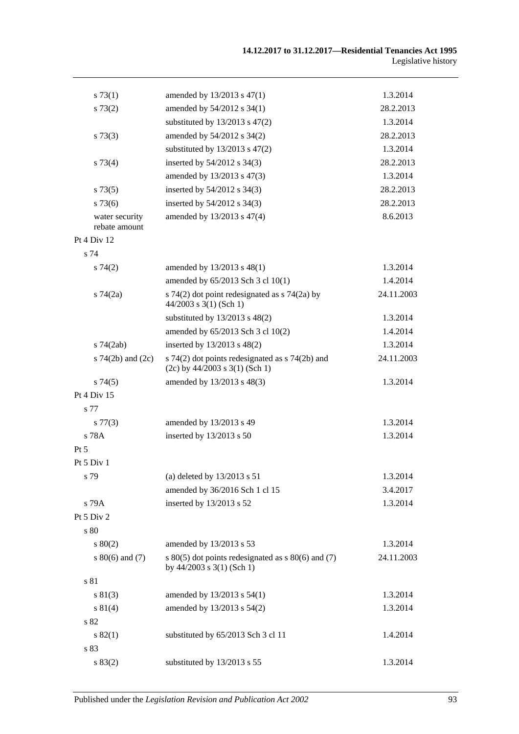| | | |
|---|---|---|
| s 73(1) | amended by 13/2013 s 47(1) | 1.3.2014 |
| s 73(2) | amended by 54/2012 s 34(1) | 28.2.2013 |
| | substituted by 13/2013 s 47(2) | 1.3.2014 |
| s 73(3) | amended by 54/2012 s 34(2) | 28.2.2013 |
| | substituted by 13/2013 s 47(2) | 1.3.2014 |
| s 73(4) | inserted by 54/2012 s 34(3) | 28.2.2013 |
| | amended by 13/2013 s 47(3) | 1.3.2014 |
| s 73(5) | inserted by 54/2012 s 34(3) | 28.2.2013 |
| s 73(6) | inserted by 54/2012 s 34(3) | 28.2.2013 |
| water security rebate amount | amended by 13/2013 s 47(4) | 8.6.2013 |
| Pt 4 Div 12 | | |
| s 74 | | |
| s 74(2) | amended by 13/2013 s 48(1) | 1.3.2014 |
| | amended by 65/2013 Sch 3 cl 10(1) | 1.4.2014 |
| s 74(2a) | s 74(2) dot point redesignated as s 74(2a) by 44/2003 s 3(1) (Sch 1) | 24.11.2003 |
| | substituted by 13/2013 s 48(2) | 1.3.2014 |
| | amended by 65/2013 Sch 3 cl 10(2) | 1.4.2014 |
| s 74(2ab) | inserted by 13/2013 s 48(2) | 1.3.2014 |
| s 74(2b) and (2c) | s 74(2) dot points redesignated as s 74(2b) and (2c) by 44/2003 s 3(1) (Sch 1) | 24.11.2003 |
| s 74(5) | amended by 13/2013 s 48(3) | 1.3.2014 |
| Pt 4 Div 15 | | |
| s 77 | | |
| s 77(3) | amended by 13/2013 s 49 | 1.3.2014 |
| s 78A | inserted by 13/2013 s 50 | 1.3.2014 |
| Pt 5 | | |
| Pt 5 Div 1 | | |
| s 79 | (a) deleted by 13/2013 s 51 | 1.3.2014 |
| | amended by 36/2016 Sch 1 cl 15 | 3.4.2017 |
| s 79A | inserted by 13/2013 s 52 | 1.3.2014 |
| Pt 5 Div 2 | | |
| s 80 | | |
| s 80(2) | amended by 13/2013 s 53 | 1.3.2014 |
| s 80(6) and (7) | s 80(5) dot points redesignated as s 80(6) and (7) by 44/2003 s 3(1) (Sch 1) | 24.11.2003 |
| s 81 | | |
| s 81(3) | amended by 13/2013 s 54(1) | 1.3.2014 |
| s 81(4) | amended by 13/2013 s 54(2) | 1.3.2014 |
| s 82 | | |
| s 82(1) | substituted by 65/2013 Sch 3 cl 11 | 1.4.2014 |
| s 83 | | |
| s 83(2) | substituted by 13/2013 s 55 | 1.3.2014 |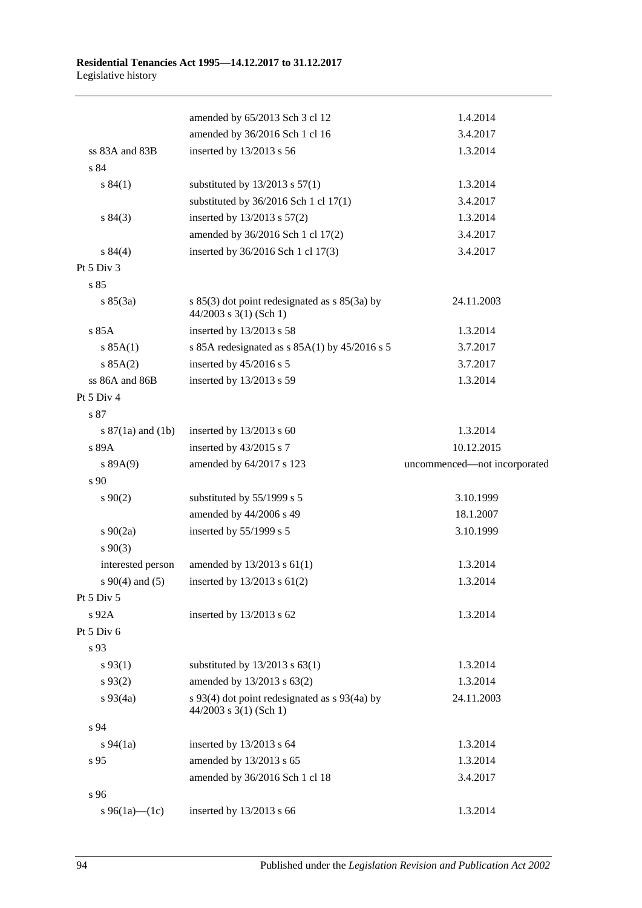| | | |
|---|---|---|
| | amended by 65/2013 Sch 3 cl 12 | 1.4.2014 |
| | amended by 36/2016 Sch 1 cl 16 | 3.4.2017 |
| ss 83A and 83B | inserted by 13/2013 s 56 | 1.3.2014 |
| s 84 | | |
| s 84(1) | substituted by 13/2013 s 57(1) | 1.3.2014 |
| | substituted by 36/2016 Sch 1 cl 17(1) | 3.4.2017 |
| s 84(3) | inserted by 13/2013 s 57(2) | 1.3.2014 |
| | amended by 36/2016 Sch 1 cl 17(2) | 3.4.2017 |
| s 84(4) | inserted by 36/2016 Sch 1 cl 17(3) | 3.4.2017 |
| Pt 5 Div 3 | | |
| s 85 | | |
| s 85(3a) | s 85(3) dot point redesignated as s 85(3a) by 44/2003 s 3(1) (Sch 1) | 24.11.2003 |
| s 85A | inserted by 13/2013 s 58 | 1.3.2014 |
| s 85A(1) | s 85A redesignated as s 85A(1) by 45/2016 s 5 | 3.7.2017 |
| s 85A(2) | inserted by 45/2016 s 5 | 3.7.2017 |
| ss 86A and 86B | inserted by 13/2013 s 59 | 1.3.2014 |
| Pt 5 Div 4 | | |
| s 87 | | |
| s 87(1a) and (1b) | inserted by 13/2013 s 60 | 1.3.2014 |
| s 89A | inserted by 43/2015 s 7 | 10.12.2015 |
| s 89A(9) | amended by 64/2017 s 123 | uncommenced—not incorporated |
| s 90 | | |
| s 90(2) | substituted by 55/1999 s 5 | 3.10.1999 |
| | amended by 44/2006 s 49 | 18.1.2007 |
| s 90(2a) | inserted by 55/1999 s 5 | 3.10.1999 |
| s 90(3) | | |
| interested person | amended by 13/2013 s 61(1) | 1.3.2014 |
| s 90(4) and (5) | inserted by 13/2013 s 61(2) | 1.3.2014 |
| Pt 5 Div 5 | | |
| s 92A | inserted by 13/2013 s 62 | 1.3.2014 |
| Pt 5 Div 6 | | |
| s 93 | | |
| s 93(1) | substituted by 13/2013 s 63(1) | 1.3.2014 |
| s 93(2) | amended by 13/2013 s 63(2) | 1.3.2014 |
| s 93(4a) | s 93(4) dot point redesignated as s 93(4a) by 44/2003 s 3(1) (Sch 1) | 24.11.2003 |
| s 94 | | |
| s 94(1a) | inserted by 13/2013 s 64 | 1.3.2014 |
| s 95 | amended by 13/2013 s 65 | 1.3.2014 |
| | amended by 36/2016 Sch 1 cl 18 | 3.4.2017 |
| s 96 | | |
| s 96(1a)—(1c) | inserted by 13/2013 s 66 | 1.3.2014 |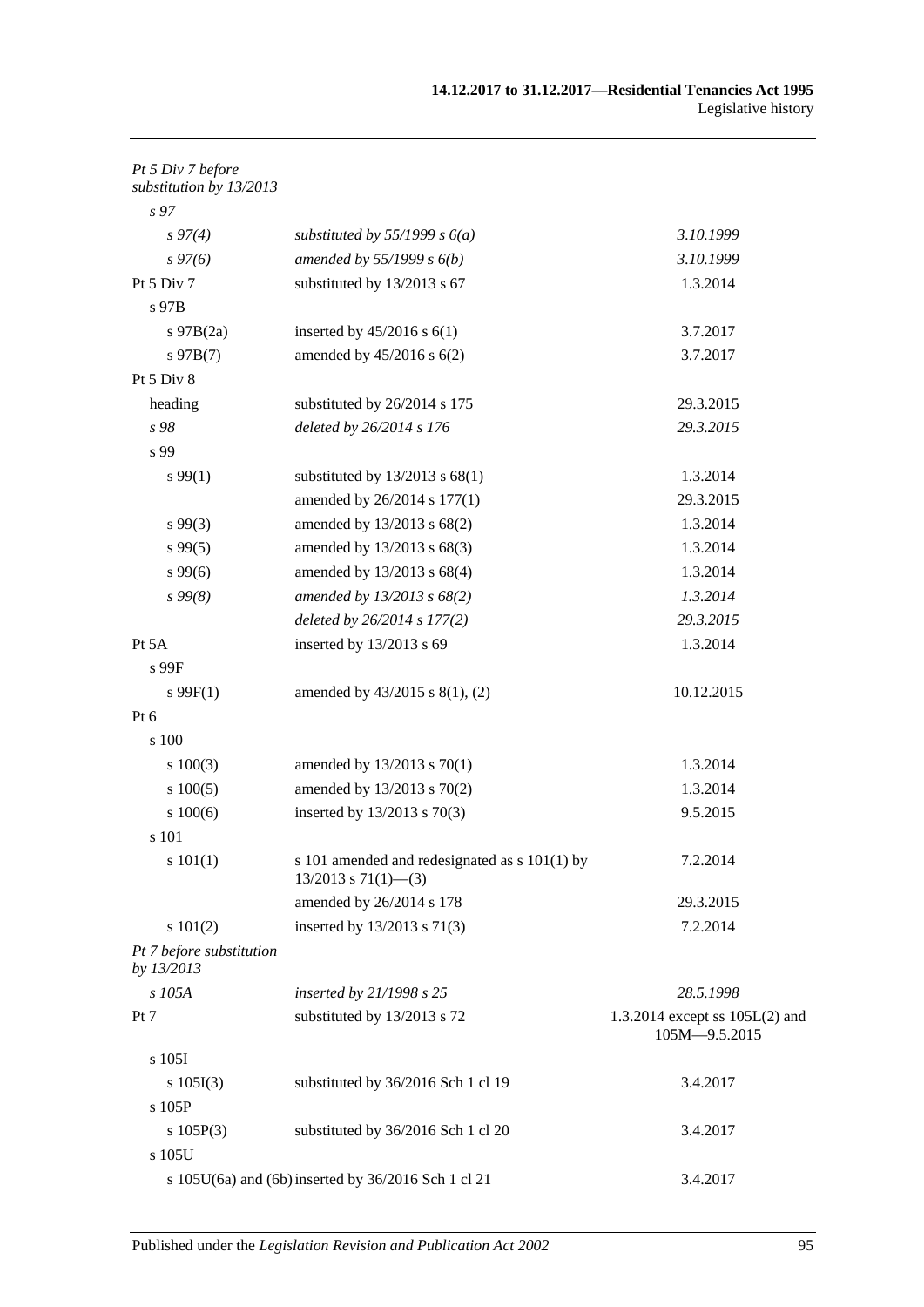| | | |
|---|---|---|
| *Pt 5 Div 7 before substitution by 13/2013* | | |
| *s 97* | | |
| *s 97(4)* | *substituted by 55/1999 s 6(a)* | *3.10.1999* |
| *s 97(6)* | *amended by 55/1999 s 6(b)* | *3.10.1999* |
| Pt 5 Div 7 | substituted by 13/2013 s 67 | 1.3.2014 |
| s 97B | | |
| s 97B(2a) | inserted by 45/2016 s 6(1) | 3.7.2017 |
| s 97B(7) | amended by 45/2016 s 6(2) | 3.7.2017 |
| Pt 5 Div 8 | | |
| heading | substituted by 26/2014 s 175 | 29.3.2015 |
| *s 98* | *deleted by 26/2014 s 176* | *29.3.2015* |
| s 99 | | |
| s 99(1) | substituted by 13/2013 s 68(1) | 1.3.2014 |
| | amended by 26/2014 s 177(1) | 29.3.2015 |
| s 99(3) | amended by 13/2013 s 68(2) | 1.3.2014 |
| s 99(5) | amended by 13/2013 s 68(3) | 1.3.2014 |
| s 99(6) | amended by 13/2013 s 68(4) | 1.3.2014 |
| *s 99(8)* | *amended by 13/2013 s 68(2)* | *1.3.2014* |
| | *deleted by 26/2014 s 177(2)* | *29.3.2015* |
| Pt 5A | inserted by 13/2013 s 69 | 1.3.2014 |
| s 99F | | |
| s 99F(1) | amended by 43/2015 s 8(1), (2) | 10.12.2015 |
| Pt 6 | | |
| s 100 | | |
| s 100(3) | amended by 13/2013 s 70(1) | 1.3.2014 |
| s 100(5) | amended by 13/2013 s 70(2) | 1.3.2014 |
| s 100(6) | inserted by 13/2013 s 70(3) | 9.5.2015 |
| s 101 | | |
| s 101(1) | s 101 amended and redesignated as s 101(1) by 13/2013 s 71(1)—(3) | 7.2.2014 |
| | amended by 26/2014 s 178 | 29.3.2015 |
| s 101(2) | inserted by 13/2013 s 71(3) | 7.2.2014 |
| *Pt 7 before substitution by 13/2013* | | |
| *s 105A* | *inserted by 21/1998 s 25* | *28.5.1998* |
| Pt 7 | substituted by 13/2013 s 72 | 1.3.2014 except ss 105L(2) and 105M—9.5.2015 |
| s 105I | | |
| s 105I(3) | substituted by 36/2016 Sch 1 cl 19 | 3.4.2017 |
| s 105P | | |
| s 105P(3) | substituted by 36/2016 Sch 1 cl 20 | 3.4.2017 |
| s 105U | | |
| s 105U(6a) and (6b) | inserted by 36/2016 Sch 1 cl 21 | 3.4.2017 |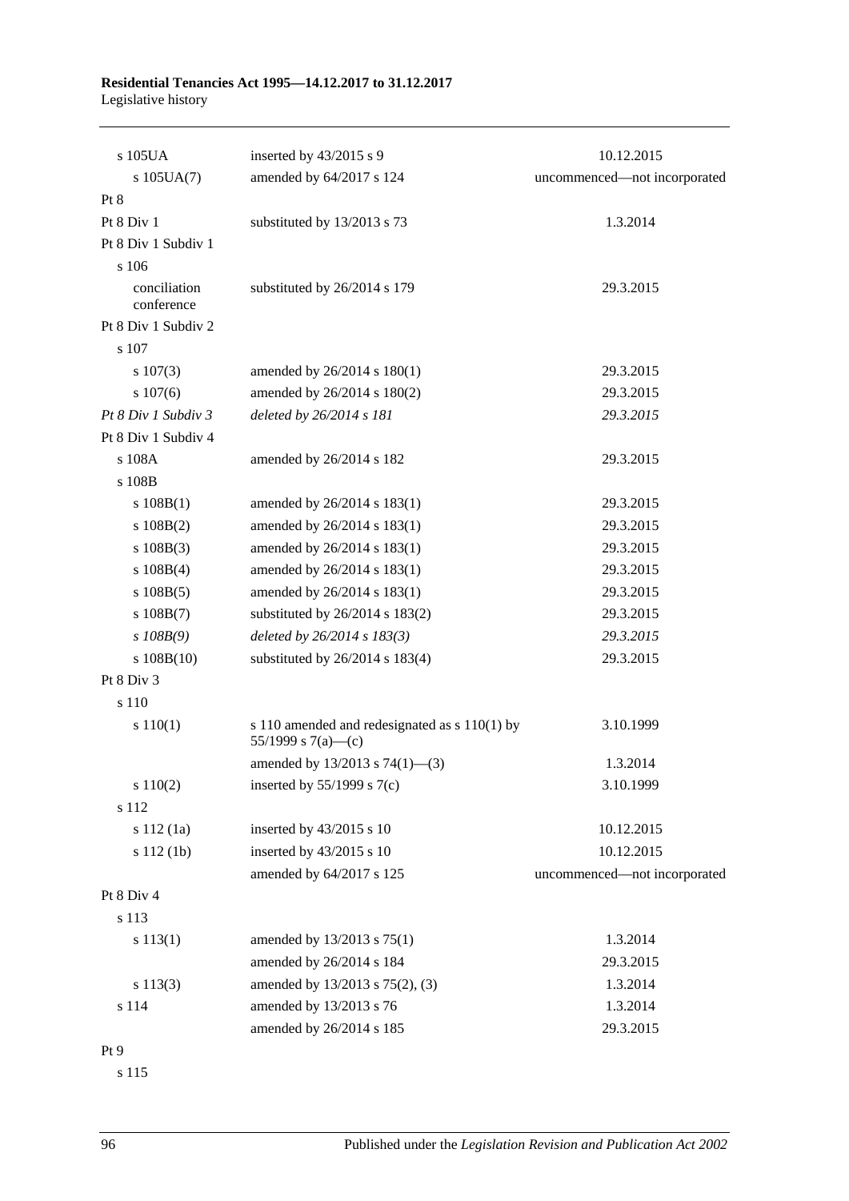| | | |
|---|---|---|
| s 105UA | inserted by 43/2015 s 9 | 10.12.2015 |
| s 105UA(7) | amended by 64/2017 s 124 | uncommenced—not incorporated |
| Pt 8 | | |
| Pt 8 Div 1 | substituted by 13/2013 s 73 | 1.3.2014 |
| Pt 8 Div 1 Subdiv 1 | | |
| s 106 | | |
| conciliation conference | substituted by 26/2014 s 179 | 29.3.2015 |
| Pt 8 Div 1 Subdiv 2 | | |
| s 107 | | |
| s 107(3) | amended by 26/2014 s 180(1) | 29.3.2015 |
| s 107(6) | amended by 26/2014 s 180(2) | 29.3.2015 |
| *Pt 8 Div 1 Subdiv 3* | *deleted by 26/2014 s 181* | *29.3.2015* |
| Pt 8 Div 1 Subdiv 4 | | |
| s 108A | amended by 26/2014 s 182 | 29.3.2015 |
| s 108B | | |
| s 108B(1) | amended by 26/2014 s 183(1) | 29.3.2015 |
| s 108B(2) | amended by 26/2014 s 183(1) | 29.3.2015 |
| s 108B(3) | amended by 26/2014 s 183(1) | 29.3.2015 |
| s 108B(4) | amended by 26/2014 s 183(1) | 29.3.2015 |
| s 108B(5) | amended by 26/2014 s 183(1) | 29.3.2015 |
| s 108B(7) | substituted by 26/2014 s 183(2) | 29.3.2015 |
| *s 108B(9)* | *deleted by 26/2014 s 183(3)* | *29.3.2015* |
| s 108B(10) | substituted by 26/2014 s 183(4) | 29.3.2015 |
| Pt 8 Div 3 | | |
| s 110 | | |
| s 110(1) | s 110 amended and redesignated as s 110(1) by 55/1999 s 7(a)—(c) | 3.10.1999 |
| | amended by 13/2013 s 74(1)—(3) | 1.3.2014 |
| s 110(2) | inserted by 55/1999 s 7(c) | 3.10.1999 |
| s 112 | | |
| s 112 (1a) | inserted by 43/2015 s 10 | 10.12.2015 |
| s 112 (1b) | inserted by 43/2015 s 10 | 10.12.2015 |
| | amended by 64/2017 s 125 | uncommenced—not incorporated |
| Pt 8 Div 4 | | |
| s 113 | | |
| s 113(1) | amended by 13/2013 s 75(1) | 1.3.2014 |
| | amended by 26/2014 s 184 | 29.3.2015 |
| s 113(3) | amended by 13/2013 s 75(2), (3) | 1.3.2014 |
| s 114 | amended by 13/2013 s 76 | 1.3.2014 |
| | amended by 26/2014 s 185 | 29.3.2015 |
| Pt 9 | | |
| s 115 | | |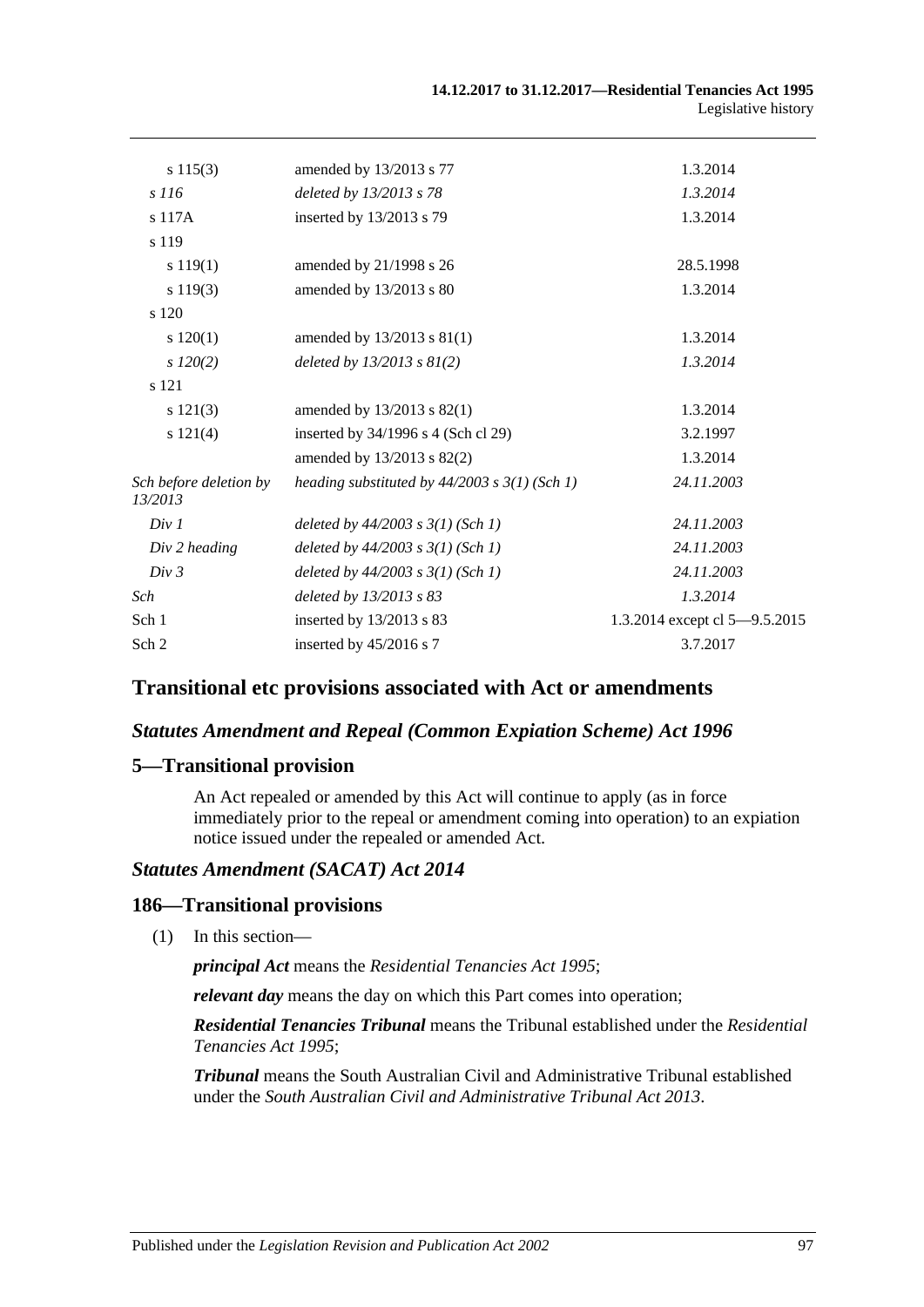| | | |
|---|---|---|
| s 115(3) | amended by 13/2013 s 77 | 1.3.2014 |
| *s 116* | *deleted by 13/2013 s 78* | *1.3.2014* |
| s 117A | inserted by 13/2013 s 79 | 1.3.2014 |
| s 119 | | |
| s 119(1) | amended by 21/1998 s 26 | 28.5.1998 |
| s 119(3) | amended by 13/2013 s 80 | 1.3.2014 |
| s 120 | | |
| s 120(1) | amended by 13/2013 s 81(1) | 1.3.2014 |
| *s 120(2)* | *deleted by 13/2013 s 81(2)* | *1.3.2014* |
| s 121 | | |
| s 121(3) | amended by 13/2013 s 82(1) | 1.3.2014 |
| s 121(4) | inserted by 34/1996 s 4 (Sch cl 29) | 3.2.1997 |
| | amended by 13/2013 s 82(2) | 1.3.2014 |
| *Sch before deletion by 13/2013* | *heading substituted by 44/2003 s 3(1) (Sch 1)* | *24.11.2003* |
| *Div 1* | *deleted by 44/2003 s 3(1) (Sch 1)* | *24.11.2003* |
| *Div 2 heading* | *deleted by 44/2003 s 3(1) (Sch 1)* | *24.11.2003* |
| *Div 3* | *deleted by 44/2003 s 3(1) (Sch 1)* | *24.11.2003* |
| *Sch* | *deleted by 13/2013 s 83* | *1.3.2014* |
| Sch 1 | inserted by 13/2013 s 83 | 1.3.2014 except cl 5—9.5.2015 |
| Sch 2 | inserted by 45/2016 s 7 | 3.7.2017 |

## Transitional etc provisions associated with Act or amendments

### *Statutes Amendment and Repeal (Common Expiation Scheme) Act 1996*

### 5—Transitional provision

An Act repealed or amended by this Act will continue to apply (as in force immediately prior to the repeal or amendment coming into operation) to an expiation notice issued under the repealed or amended Act.

### *Statutes Amendment (SACAT) Act 2014*

### 186—Transitional provisions

(1) In this section—

***principal Act*** means the *Residential Tenancies Act 1995*;

***relevant day*** means the day on which this Part comes into operation;

***Residential Tenancies Tribunal*** means the Tribunal established under the *Residential Tenancies Act 1995*;

***Tribunal*** means the South Australian Civil and Administrative Tribunal established under the *South Australian Civil and Administrative Tribunal Act 2013*.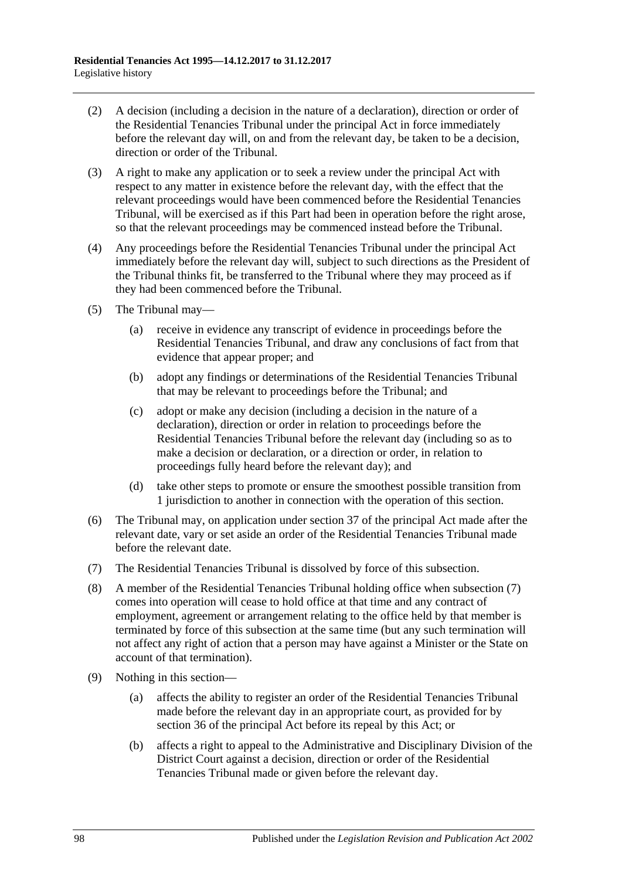(2) A decision (including a decision in the nature of a declaration), direction or order of the Residential Tenancies Tribunal under the principal Act in force immediately before the relevant day will, on and from the relevant day, be taken to be a decision, direction or order of the Tribunal.

(3) A right to make any application or to seek a review under the principal Act with respect to any matter in existence before the relevant day, with the effect that the relevant proceedings would have been commenced before the Residential Tenancies Tribunal, will be exercised as if this Part had been in operation before the right arose, so that the relevant proceedings may be commenced instead before the Tribunal.

(4) Any proceedings before the Residential Tenancies Tribunal under the principal Act immediately before the relevant day will, subject to such directions as the President of the Tribunal thinks fit, be transferred to the Tribunal where they may proceed as if they had been commenced before the Tribunal.

(5) The Tribunal may—

(a) receive in evidence any transcript of evidence in proceedings before the Residential Tenancies Tribunal, and draw any conclusions of fact from that evidence that appear proper; and

(b) adopt any findings or determinations of the Residential Tenancies Tribunal that may be relevant to proceedings before the Tribunal; and

(c) adopt or make any decision (including a decision in the nature of a declaration), direction or order in relation to proceedings before the Residential Tenancies Tribunal before the relevant day (including so as to make a decision or declaration, or a direction or order, in relation to proceedings fully heard before the relevant day); and

(d) take other steps to promote or ensure the smoothest possible transition from 1 jurisdiction to another in connection with the operation of this section.

(6) The Tribunal may, on application under section 37 of the principal Act made after the relevant date, vary or set aside an order of the Residential Tenancies Tribunal made before the relevant date.

(7) The Residential Tenancies Tribunal is dissolved by force of this subsection.

(8) A member of the Residential Tenancies Tribunal holding office when subsection (7) comes into operation will cease to hold office at that time and any contract of employment, agreement or arrangement relating to the office held by that member is terminated by force of this subsection at the same time (but any such termination will not affect any right of action that a person may have against a Minister or the State on account of that termination).

(9) Nothing in this section—

(a) affects the ability to register an order of the Residential Tenancies Tribunal made before the relevant day in an appropriate court, as provided for by section 36 of the principal Act before its repeal by this Act; or

(b) affects a right to appeal to the Administrative and Disciplinary Division of the District Court against a decision, direction or order of the Residential Tenancies Tribunal made or given before the relevant day.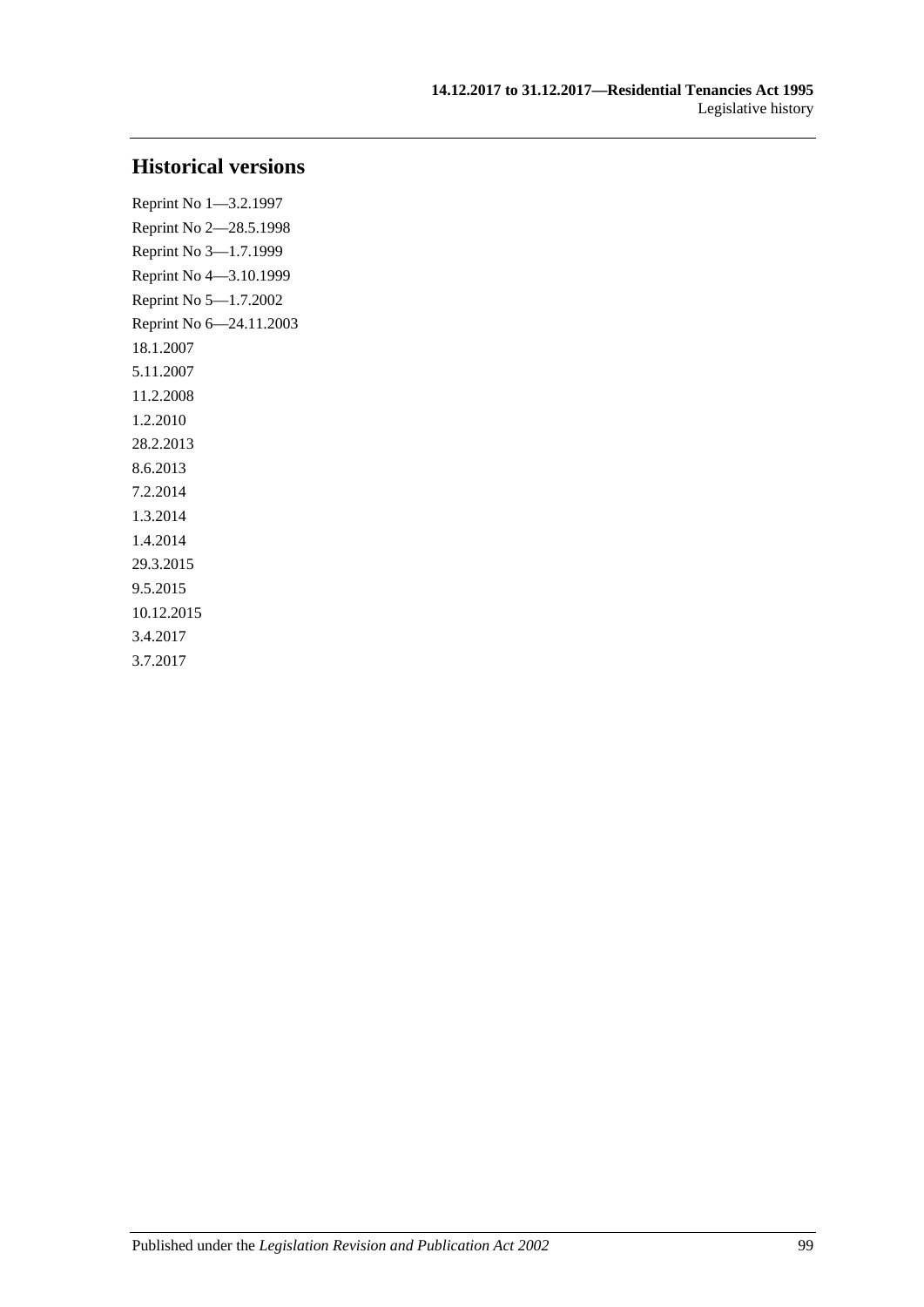## Historical versions

Reprint No 1—3.2.1997

Reprint No 2—28.5.1998

Reprint No 3—1.7.1999

Reprint No 4—3.10.1999

Reprint No 5—1.7.2002

Reprint No 6—24.11.2003

18.1.2007

5.11.2007

11.2.2008

1.2.2010

28.2.2013

8.6.2013

7.2.2014

1.3.2014

1.4.2014

29.3.2015

9.5.2015

10.12.2015

3.4.2017

3.7.2017